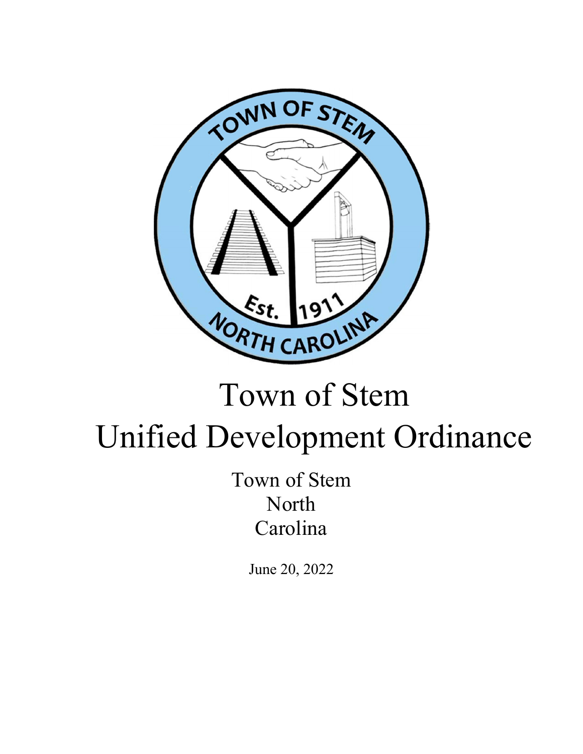# Town of Stem

# Unified Development Ordinance

Town of Stem
North
Carolina

June 20, 2022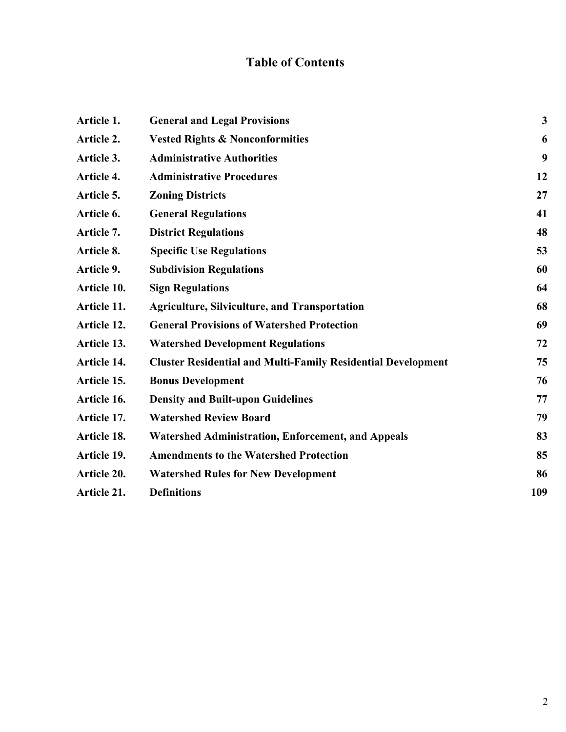# Table of Contents

| | | |
|---|---|---|
| **Article 1.** | **General and Legal Provisions** | **3** |
| **Article 2.** | **Vested Rights & Nonconformities** | **6** |
| **Article 3.** | **Administrative Authorities** | **9** |
| **Article 4.** | **Administrative Procedures** | **12** |
| **Article 5.** | **Zoning Districts** | **27** |
| **Article 6.** | **General Regulations** | **41** |
| **Article 7.** | **District Regulations** | **48** |
| **Article 8.** | **Specific Use Regulations** | **53** |
| **Article 9.** | **Subdivision Regulations** | **60** |
| **Article 10.** | **Sign Regulations** | **64** |
| **Article 11.** | **Agriculture, Silviculture, and Transportation** | **68** |
| **Article 12.** | **General Provisions of Watershed Protection** | **69** |
| **Article 13.** | **Watershed Development Regulations** | **72** |
| **Article 14.** | **Cluster Residential and Multi-Family Residential Development** | **75** |
| **Article 15.** | **Bonus Development** | **76** |
| **Article 16.** | **Density and Built-upon Guidelines** | **77** |
| **Article 17.** | **Watershed Review Board** | **79** |
| **Article 18.** | **Watershed Administration, Enforcement, and Appeals** | **83** |
| **Article 19.** | **Amendments to the Watershed Protection** | **85** |
| **Article 20.** | **Watershed Rules for New Development** | **86** |
| **Article 21.** | **Definitions** | **109** |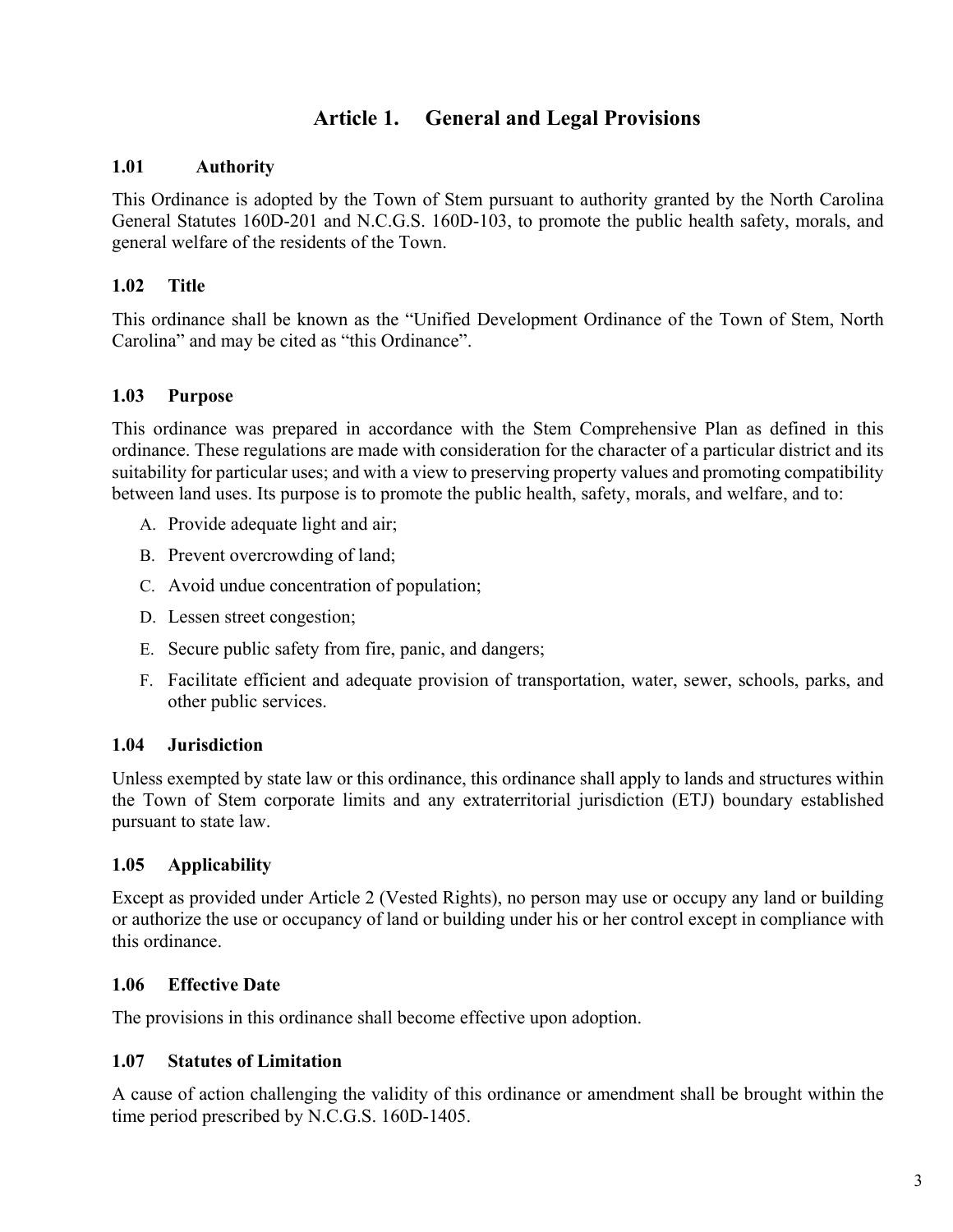# Article 1. General and Legal Provisions

## 1.01 Authority

This Ordinance is adopted by the Town of Stem pursuant to authority granted by the North Carolina General Statutes 160D-201 and N.C.G.S. 160D-103, to promote the public health safety, morals, and general welfare of the residents of the Town.

## 1.02 Title

This ordinance shall be known as the "Unified Development Ordinance of the Town of Stem, North Carolina" and may be cited as "this Ordinance".

## 1.03 Purpose

This ordinance was prepared in accordance with the Stem Comprehensive Plan as defined in this ordinance. These regulations are made with consideration for the character of a particular district and its suitability for particular uses; and with a view to preserving property values and promoting compatibility between land uses. Its purpose is to promote the public health, safety, morals, and welfare, and to:

A. Provide adequate light and air;

B. Prevent overcrowding of land;

C. Avoid undue concentration of population;

D. Lessen street congestion;

E. Secure public safety from fire, panic, and dangers;

F. Facilitate efficient and adequate provision of transportation, water, sewer, schools, parks, and other public services.

## 1.04 Jurisdiction

Unless exempted by state law or this ordinance, this ordinance shall apply to lands and structures within the Town of Stem corporate limits and any extraterritorial jurisdiction (ETJ) boundary established pursuant to state law.

## 1.05 Applicability

Except as provided under Article 2 (Vested Rights), no person may use or occupy any land or building or authorize the use or occupancy of land or building under his or her control except in compliance with this ordinance.

## 1.06 Effective Date

The provisions in this ordinance shall become effective upon adoption.

## 1.07 Statutes of Limitation

A cause of action challenging the validity of this ordinance or amendment shall be brought within the time period prescribed by N.C.G.S. 160D-1405.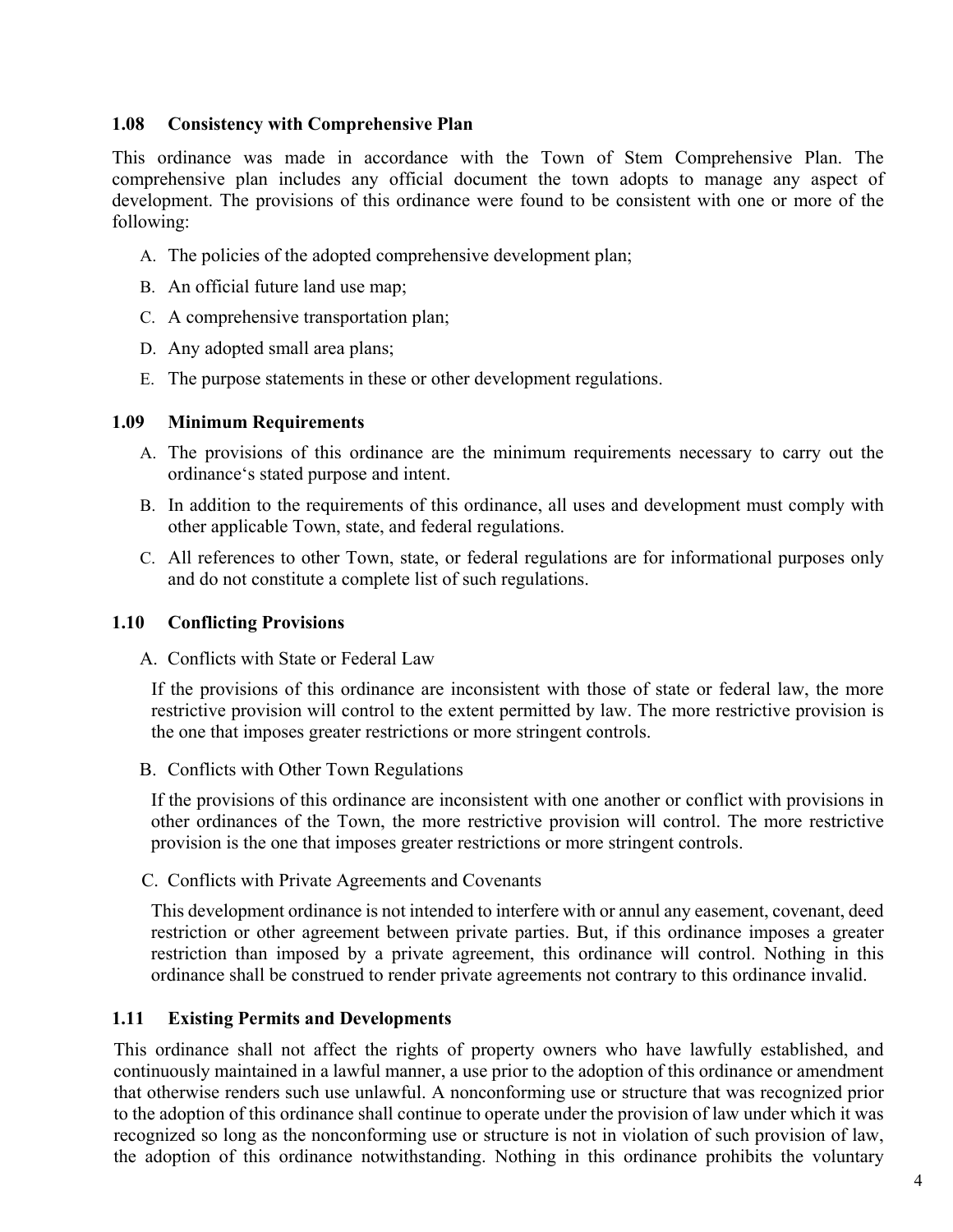### 1.08 Consistency with Comprehensive Plan

This ordinance was made in accordance with the Town of Stem Comprehensive Plan. The comprehensive plan includes any official document the town adopts to manage any aspect of development. The provisions of this ordinance were found to be consistent with one or more of the following:

A. The policies of the adopted comprehensive development plan;

B. An official future land use map;

C. A comprehensive transportation plan;

D. Any adopted small area plans;

E. The purpose statements in these or other development regulations.

### 1.09 Minimum Requirements

A. The provisions of this ordinance are the minimum requirements necessary to carry out the ordinance‘s stated purpose and intent.

B. In addition to the requirements of this ordinance, all uses and development must comply with other applicable Town, state, and federal regulations.

C. All references to other Town, state, or federal regulations are for informational purposes only and do not constitute a complete list of such regulations.

### 1.10 Conflicting Provisions

A. Conflicts with State or Federal Law

If the provisions of this ordinance are inconsistent with those of state or federal law, the more restrictive provision will control to the extent permitted by law. The more restrictive provision is the one that imposes greater restrictions or more stringent controls.

B. Conflicts with Other Town Regulations

If the provisions of this ordinance are inconsistent with one another or conflict with provisions in other ordinances of the Town, the more restrictive provision will control. The more restrictive provision is the one that imposes greater restrictions or more stringent controls.

C. Conflicts with Private Agreements and Covenants

This development ordinance is not intended to interfere with or annul any easement, covenant, deed restriction or other agreement between private parties. But, if this ordinance imposes a greater restriction than imposed by a private agreement, this ordinance will control. Nothing in this ordinance shall be construed to render private agreements not contrary to this ordinance invalid.

### 1.11 Existing Permits and Developments

This ordinance shall not affect the rights of property owners who have lawfully established, and continuously maintained in a lawful manner, a use prior to the adoption of this ordinance or amendment that otherwise renders such use unlawful. A nonconforming use or structure that was recognized prior to the adoption of this ordinance shall continue to operate under the provision of law under which it was recognized so long as the nonconforming use or structure is not in violation of such provision of law, the adoption of this ordinance notwithstanding. Nothing in this ordinance prohibits the voluntary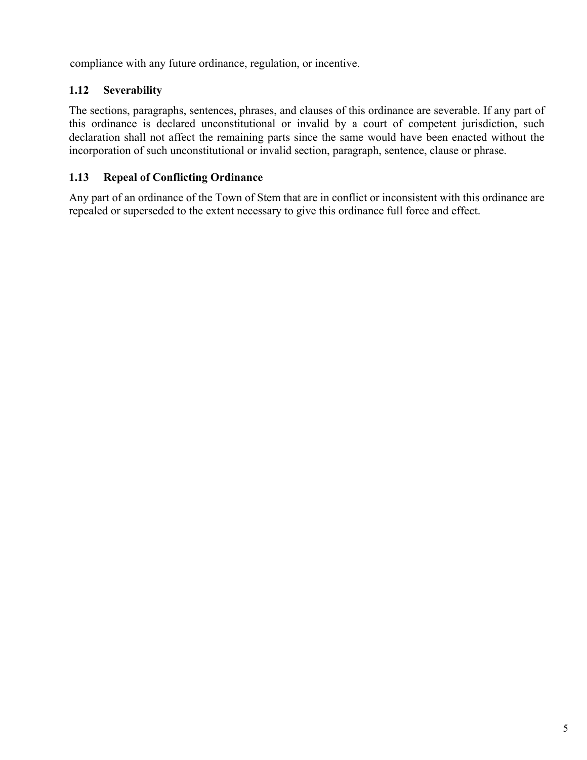compliance with any future ordinance, regulation, or incentive.

### 1.12 Severability

The sections, paragraphs, sentences, phrases, and clauses of this ordinance are severable. If any part of this ordinance is declared unconstitutional or invalid by a court of competent jurisdiction, such declaration shall not affect the remaining parts since the same would have been enacted without the incorporation of such unconstitutional or invalid section, paragraph, sentence, clause or phrase.

### 1.13 Repeal of Conflicting Ordinance

Any part of an ordinance of the Town of Stem that are in conflict or inconsistent with this ordinance are repealed or superseded to the extent necessary to give this ordinance full force and effect.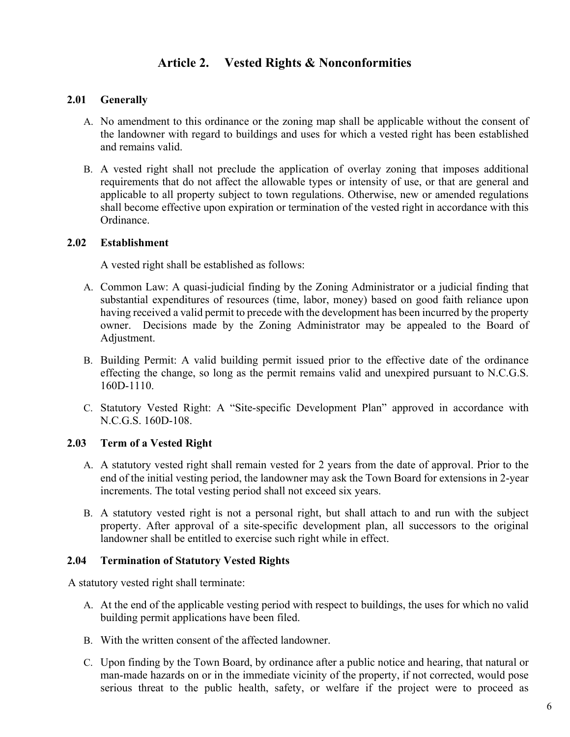# Article 2. Vested Rights & Nonconformities

## 2.01 Generally

A. No amendment to this ordinance or the zoning map shall be applicable without the consent of the landowner with regard to buildings and uses for which a vested right has been established and remains valid.

B. A vested right shall not preclude the application of overlay zoning that imposes additional requirements that do not affect the allowable types or intensity of use, or that are general and applicable to all property subject to town regulations. Otherwise, new or amended regulations shall become effective upon expiration or termination of the vested right in accordance with this Ordinance.

## 2.02 Establishment

A vested right shall be established as follows:

A. Common Law: A quasi-judicial finding by the Zoning Administrator or a judicial finding that substantial expenditures of resources (time, labor, money) based on good faith reliance upon having received a valid permit to precede with the development has been incurred by the property owner. Decisions made by the Zoning Administrator may be appealed to the Board of Adjustment.

B. Building Permit: A valid building permit issued prior to the effective date of the ordinance effecting the change, so long as the permit remains valid and unexpired pursuant to N.C.G.S. 160D-1110.

C. Statutory Vested Right: A "Site-specific Development Plan" approved in accordance with N.C.G.S. 160D-108.

## 2.03 Term of a Vested Right

A. A statutory vested right shall remain vested for 2 years from the date of approval. Prior to the end of the initial vesting period, the landowner may ask the Town Board for extensions in 2-year increments. The total vesting period shall not exceed six years.

B. A statutory vested right is not a personal right, but shall attach to and run with the subject property. After approval of a site-specific development plan, all successors to the original landowner shall be entitled to exercise such right while in effect.

## 2.04 Termination of Statutory Vested Rights

A statutory vested right shall terminate:

A. At the end of the applicable vesting period with respect to buildings, the uses for which no valid building permit applications have been filed.

B. With the written consent of the affected landowner.

C. Upon finding by the Town Board, by ordinance after a public notice and hearing, that natural or man-made hazards on or in the immediate vicinity of the property, if not corrected, would pose serious threat to the public health, safety, or welfare if the project were to proceed as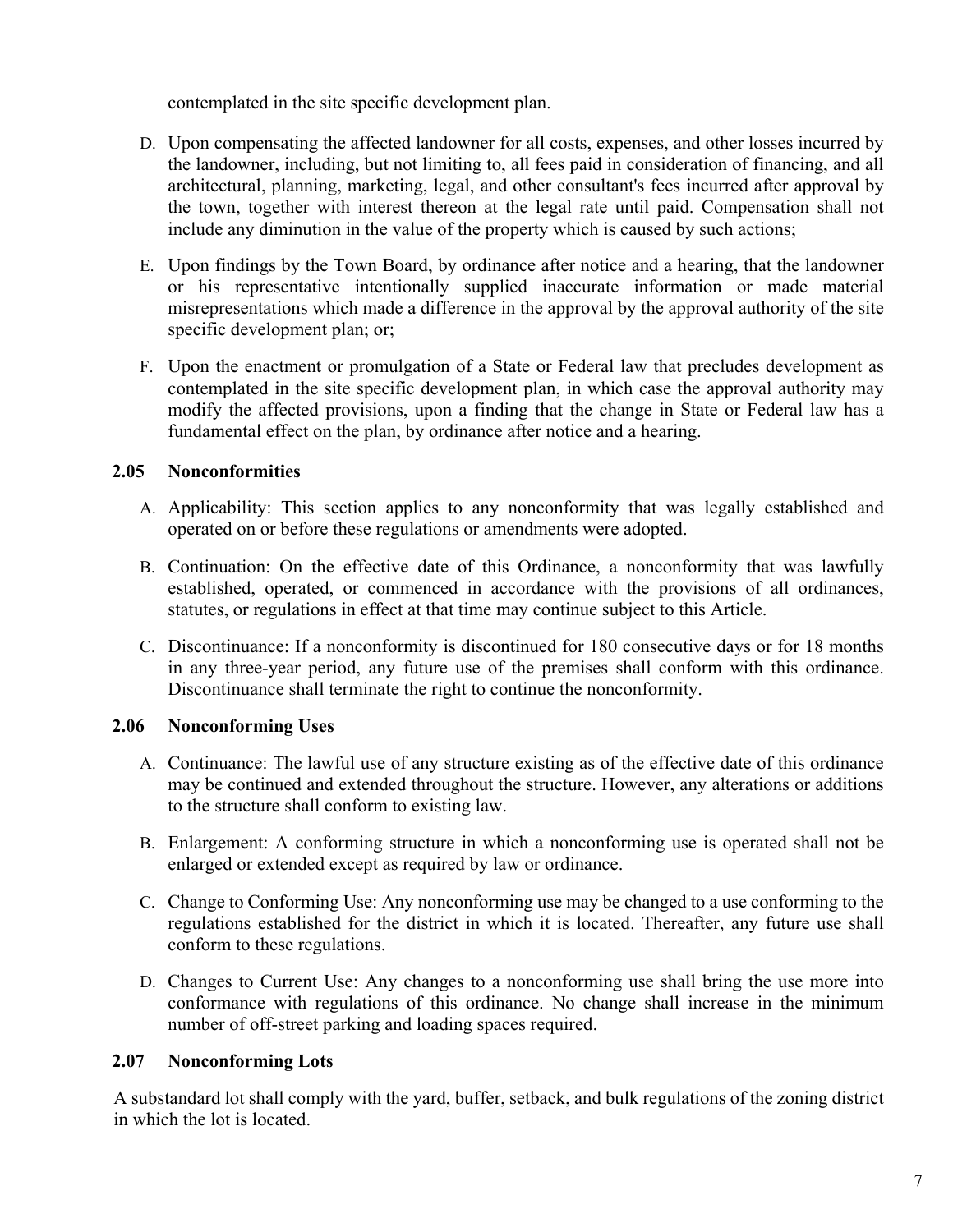contemplated in the site specific development plan.

D. Upon compensating the affected landowner for all costs, expenses, and other losses incurred by the landowner, including, but not limiting to, all fees paid in consideration of financing, and all architectural, planning, marketing, legal, and other consultant's fees incurred after approval by the town, together with interest thereon at the legal rate until paid. Compensation shall not include any diminution in the value of the property which is caused by such actions;

E. Upon findings by the Town Board, by ordinance after notice and a hearing, that the landowner or his representative intentionally supplied inaccurate information or made material misrepresentations which made a difference in the approval by the approval authority of the site specific development plan; or;

F. Upon the enactment or promulgation of a State or Federal law that precludes development as contemplated in the site specific development plan, in which case the approval authority may modify the affected provisions, upon a finding that the change in State or Federal law has a fundamental effect on the plan, by ordinance after notice and a hearing.

### 2.05 Nonconformities

A. Applicability: This section applies to any nonconformity that was legally established and operated on or before these regulations or amendments were adopted.

B. Continuation: On the effective date of this Ordinance, a nonconformity that was lawfully established, operated, or commenced in accordance with the provisions of all ordinances, statutes, or regulations in effect at that time may continue subject to this Article.

C. Discontinuance: If a nonconformity is discontinued for 180 consecutive days or for 18 months in any three-year period, any future use of the premises shall conform with this ordinance. Discontinuance shall terminate the right to continue the nonconformity.

### 2.06 Nonconforming Uses

A. Continuance: The lawful use of any structure existing as of the effective date of this ordinance may be continued and extended throughout the structure. However, any alterations or additions to the structure shall conform to existing law.

B. Enlargement: A conforming structure in which a nonconforming use is operated shall not be enlarged or extended except as required by law or ordinance.

C. Change to Conforming Use: Any nonconforming use may be changed to a use conforming to the regulations established for the district in which it is located. Thereafter, any future use shall conform to these regulations.

D. Changes to Current Use: Any changes to a nonconforming use shall bring the use more into conformance with regulations of this ordinance. No change shall increase in the minimum number of off-street parking and loading spaces required.

### 2.07 Nonconforming Lots

A substandard lot shall comply with the yard, buffer, setback, and bulk regulations of the zoning district in which the lot is located.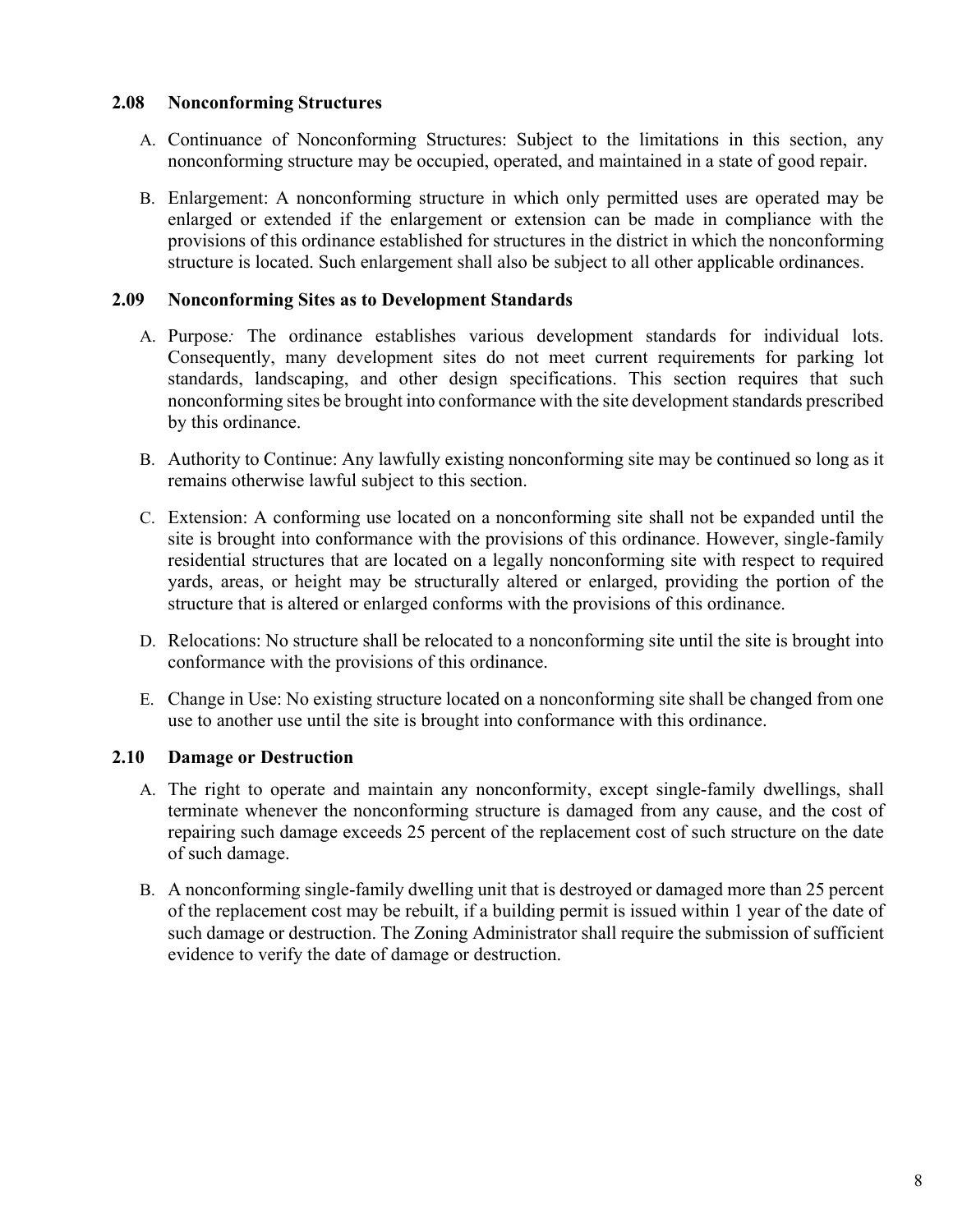### 2.08 Nonconforming Structures

A. Continuance of Nonconforming Structures: Subject to the limitations in this section, any nonconforming structure may be occupied, operated, and maintained in a state of good repair.

B. Enlargement: A nonconforming structure in which only permitted uses are operated may be enlarged or extended if the enlargement or extension can be made in compliance with the provisions of this ordinance established for structures in the district in which the nonconforming structure is located. Such enlargement shall also be subject to all other applicable ordinances.

### 2.09 Nonconforming Sites as to Development Standards

A. Purpose*:* The ordinance establishes various development standards for individual lots. Consequently, many development sites do not meet current requirements for parking lot standards, landscaping, and other design specifications. This section requires that such nonconforming sites be brought into conformance with the site development standards prescribed by this ordinance.

B. Authority to Continue: Any lawfully existing nonconforming site may be continued so long as it remains otherwise lawful subject to this section.

C. Extension: A conforming use located on a nonconforming site shall not be expanded until the site is brought into conformance with the provisions of this ordinance. However, single-family residential structures that are located on a legally nonconforming site with respect to required yards, areas, or height may be structurally altered or enlarged, providing the portion of the structure that is altered or enlarged conforms with the provisions of this ordinance.

D. Relocations: No structure shall be relocated to a nonconforming site until the site is brought into conformance with the provisions of this ordinance.

E. Change in Use: No existing structure located on a nonconforming site shall be changed from one use to another use until the site is brought into conformance with this ordinance.

### 2.10 Damage or Destruction

A. The right to operate and maintain any nonconformity, except single-family dwellings, shall terminate whenever the nonconforming structure is damaged from any cause, and the cost of repairing such damage exceeds 25 percent of the replacement cost of such structure on the date of such damage.

B. A nonconforming single-family dwelling unit that is destroyed or damaged more than 25 percent of the replacement cost may be rebuilt, if a building permit is issued within 1 year of the date of such damage or destruction. The Zoning Administrator shall require the submission of sufficient evidence to verify the date of damage or destruction.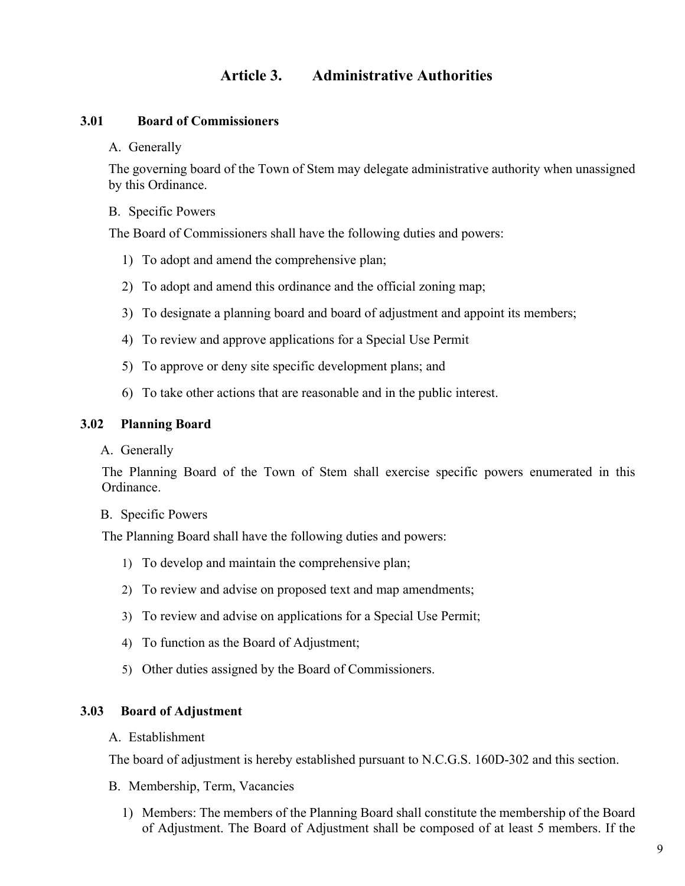# Article 3. Administrative Authorities

## 3.01 Board of Commissioners

A. Generally

The governing board of the Town of Stem may delegate administrative authority when unassigned by this Ordinance.

B. Specific Powers

The Board of Commissioners shall have the following duties and powers:

1) To adopt and amend the comprehensive plan;
2) To adopt and amend this ordinance and the official zoning map;
3) To designate a planning board and board of adjustment and appoint its members;
4) To review and approve applications for a Special Use Permit
5) To approve or deny site specific development plans; and
6) To take other actions that are reasonable and in the public interest.

## 3.02 Planning Board

A. Generally

The Planning Board of the Town of Stem shall exercise specific powers enumerated in this Ordinance.

B. Specific Powers

The Planning Board shall have the following duties and powers:

1) To develop and maintain the comprehensive plan;
2) To review and advise on proposed text and map amendments;
3) To review and advise on applications for a Special Use Permit;
4) To function as the Board of Adjustment;
5) Other duties assigned by the Board of Commissioners.

## 3.03 Board of Adjustment

A. Establishment

The board of adjustment is hereby established pursuant to N.C.G.S. 160D-302 and this section.

B. Membership, Term, Vacancies

1) Members: The members of the Planning Board shall constitute the membership of the Board of Adjustment. The Board of Adjustment shall be composed of at least 5 members. If the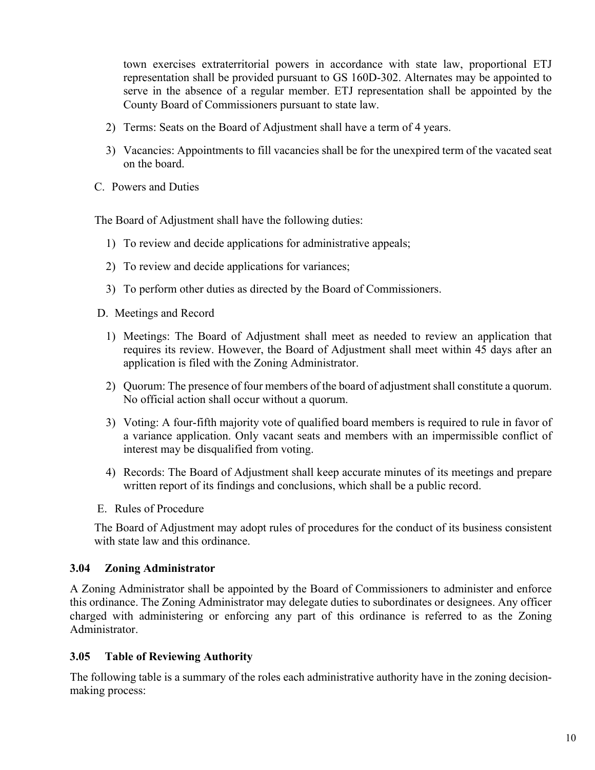town exercises extraterritorial powers in accordance with state law, proportional ETJ representation shall be provided pursuant to GS 160D-302. Alternates may be appointed to serve in the absence of a regular member. ETJ representation shall be appointed by the County Board of Commissioners pursuant to state law.

2) Terms: Seats on the Board of Adjustment shall have a term of 4 years.

3) Vacancies: Appointments to fill vacancies shall be for the unexpired term of the vacated seat on the board.

C. Powers and Duties

The Board of Adjustment shall have the following duties:

1) To review and decide applications for administrative appeals;

2) To review and decide applications for variances;

3) To perform other duties as directed by the Board of Commissioners.

D. Meetings and Record

1) Meetings: The Board of Adjustment shall meet as needed to review an application that requires its review. However, the Board of Adjustment shall meet within 45 days after an application is filed with the Zoning Administrator.

2) Quorum: The presence of four members of the board of adjustment shall constitute a quorum. No official action shall occur without a quorum.

3) Voting: A four-fifth majority vote of qualified board members is required to rule in favor of a variance application. Only vacant seats and members with an impermissible conflict of interest may be disqualified from voting.

4) Records: The Board of Adjustment shall keep accurate minutes of its meetings and prepare written report of its findings and conclusions, which shall be a public record.

E. Rules of Procedure

The Board of Adjustment may adopt rules of procedures for the conduct of its business consistent with state law and this ordinance.

### 3.04 Zoning Administrator

A Zoning Administrator shall be appointed by the Board of Commissioners to administer and enforce this ordinance. The Zoning Administrator may delegate duties to subordinates or designees. Any officer charged with administering or enforcing any part of this ordinance is referred to as the Zoning Administrator.

### 3.05 Table of Reviewing Authority

The following table is a summary of the roles each administrative authority have in the zoning decision-making process: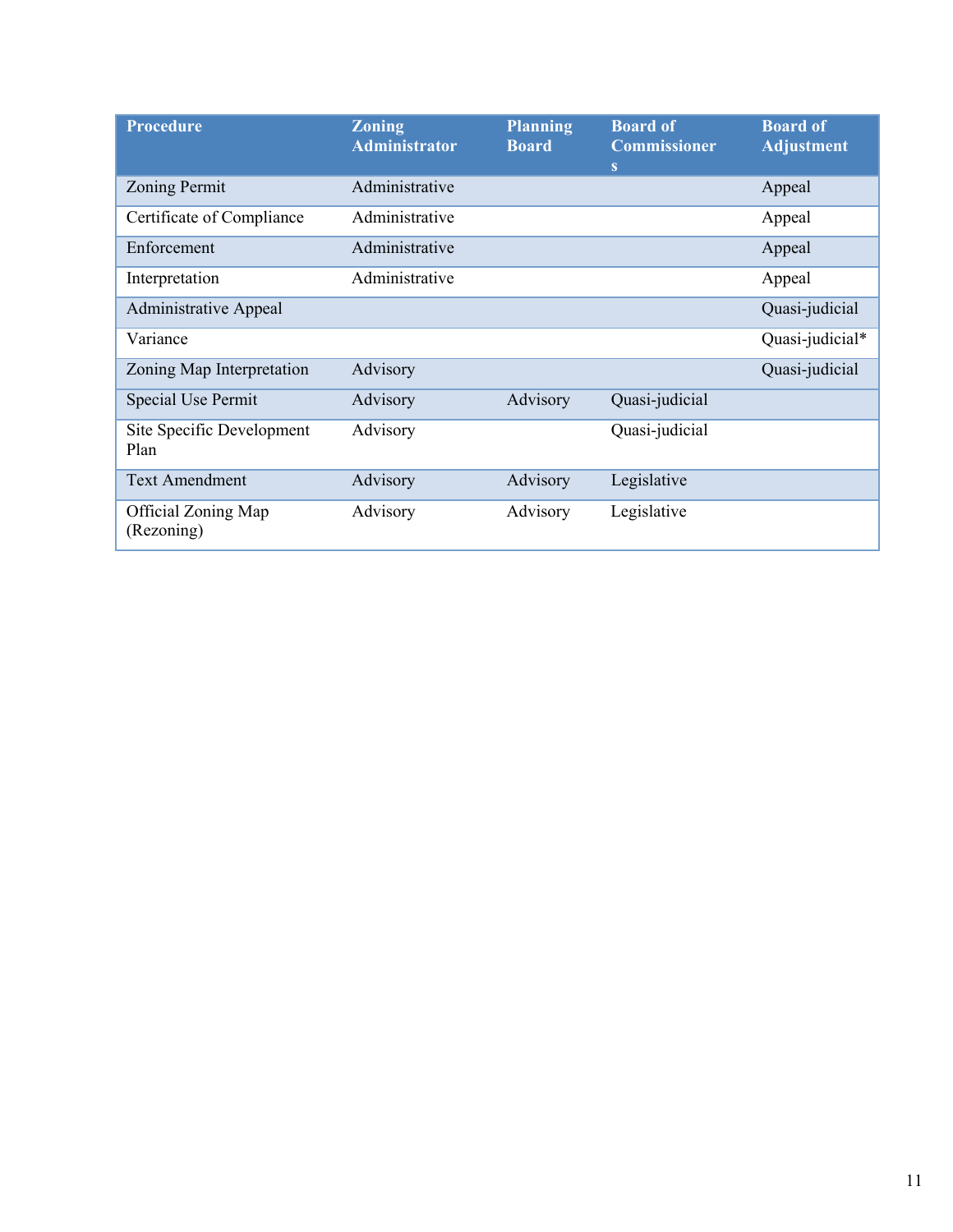| Procedure | Zoning Administrator | Planning Board | Board of Commissioners | Board of Adjustment |
|---|---|---|---|---|
| Zoning Permit | Administrative | | | Appeal |
| Certificate of Compliance | Administrative | | | Appeal |
| Enforcement | Administrative | | | Appeal |
| Interpretation | Administrative | | | Appeal |
| Administrative Appeal | | | | Quasi-judicial |
| Variance | | | | Quasi-judicial* |
| Zoning Map Interpretation | Advisory | | | Quasi-judicial |
| Special Use Permit | Advisory | Advisory | Quasi-judicial | |
| Site Specific Development Plan | Advisory | | Quasi-judicial | |
| Text Amendment | Advisory | Advisory | Legislative | |
| Official Zoning Map (Rezoning) | Advisory | Advisory | Legislative | |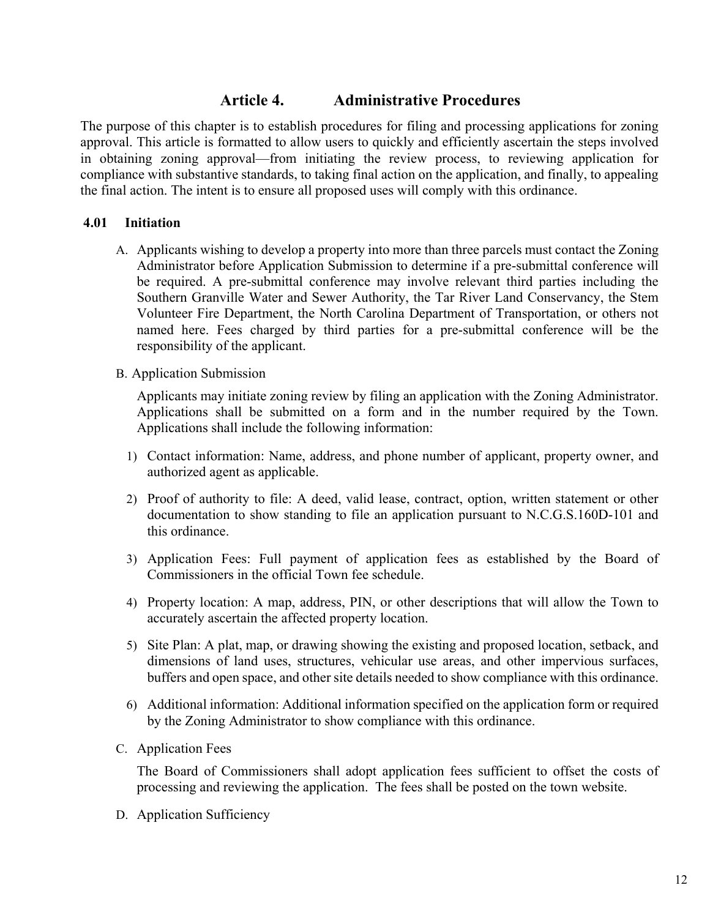# Article 4. Administrative Procedures

The purpose of this chapter is to establish procedures for filing and processing applications for zoning approval. This article is formatted to allow users to quickly and efficiently ascertain the steps involved in obtaining zoning approval—from initiating the review process, to reviewing application for compliance with substantive standards, to taking final action on the application, and finally, to appealing the final action. The intent is to ensure all proposed uses will comply with this ordinance.

## 4.01 Initiation

A. Applicants wishing to develop a property into more than three parcels must contact the Zoning Administrator before Application Submission to determine if a pre-submittal conference will be required. A pre-submittal conference may involve relevant third parties including the Southern Granville Water and Sewer Authority, the Tar River Land Conservancy, the Stem Volunteer Fire Department, the North Carolina Department of Transportation, or others not named here. Fees charged by third parties for a pre-submittal conference will be the responsibility of the applicant.

B. Application Submission

Applicants may initiate zoning review by filing an application with the Zoning Administrator. Applications shall be submitted on a form and in the number required by the Town. Applications shall include the following information:

1) Contact information: Name, address, and phone number of applicant, property owner, and authorized agent as applicable.

2) Proof of authority to file: A deed, valid lease, contract, option, written statement or other documentation to show standing to file an application pursuant to N.C.G.S.160D-101 and this ordinance.

3) Application Fees: Full payment of application fees as established by the Board of Commissioners in the official Town fee schedule.

4) Property location: A map, address, PIN, or other descriptions that will allow the Town to accurately ascertain the affected property location.

5) Site Plan: A plat, map, or drawing showing the existing and proposed location, setback, and dimensions of land uses, structures, vehicular use areas, and other impervious surfaces, buffers and open space, and other site details needed to show compliance with this ordinance.

6) Additional information: Additional information specified on the application form or required by the Zoning Administrator to show compliance with this ordinance.

C. Application Fees

The Board of Commissioners shall adopt application fees sufficient to offset the costs of processing and reviewing the application. The fees shall be posted on the town website.

D. Application Sufficiency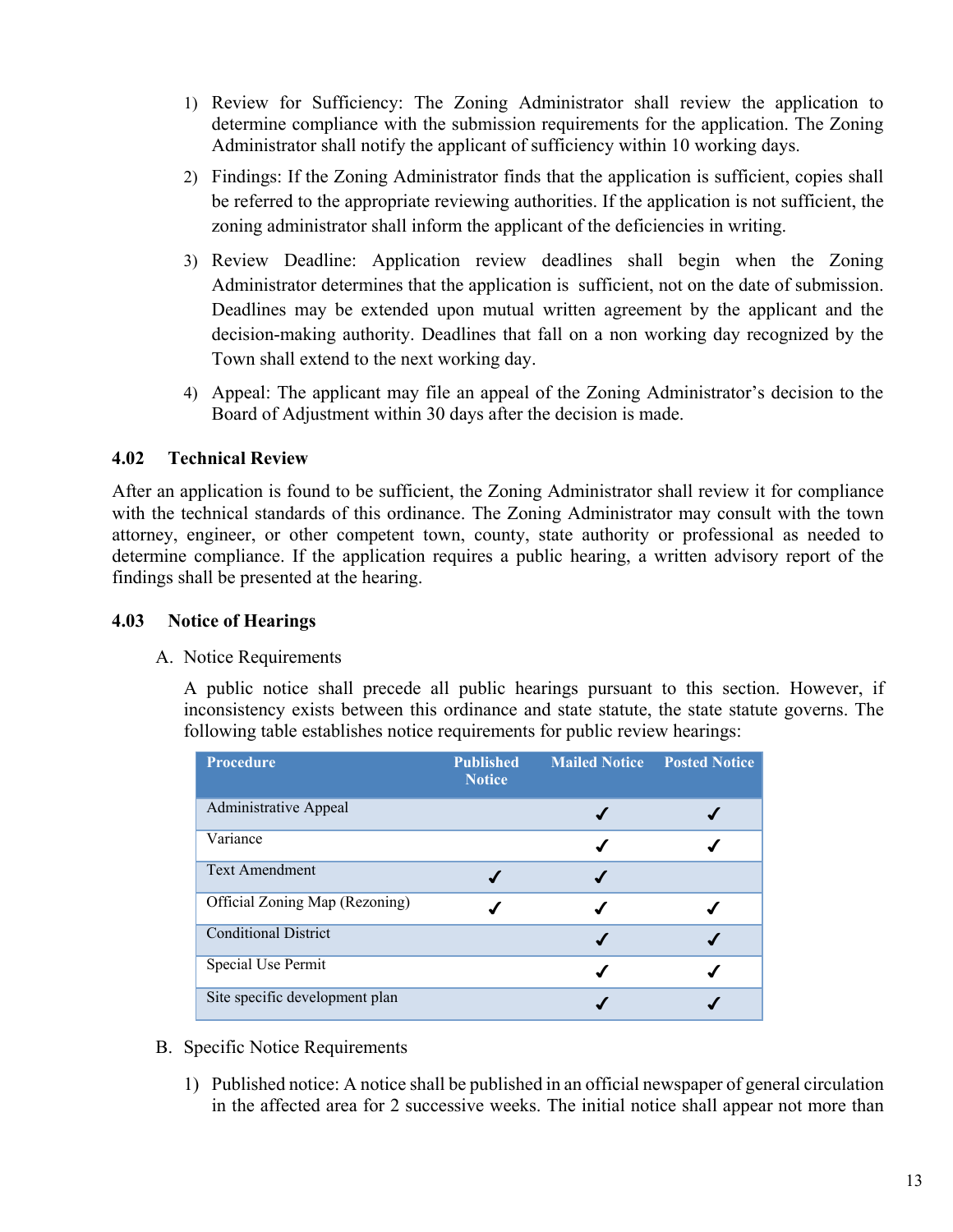1) Review for Sufficiency: The Zoning Administrator shall review the application to determine compliance with the submission requirements for the application. The Zoning Administrator shall notify the applicant of sufficiency within 10 working days.

2) Findings: If the Zoning Administrator finds that the application is sufficient, copies shall be referred to the appropriate reviewing authorities. If the application is not sufficient, the zoning administrator shall inform the applicant of the deficiencies in writing.

3) Review Deadline: Application review deadlines shall begin when the Zoning Administrator determines that the application is sufficient, not on the date of submission. Deadlines may be extended upon mutual written agreement by the applicant and the decision-making authority. Deadlines that fall on a non working day recognized by the Town shall extend to the next working day.

4) Appeal: The applicant may file an appeal of the Zoning Administrator's decision to the Board of Adjustment within 30 days after the decision is made.

### 4.02 Technical Review

After an application is found to be sufficient, the Zoning Administrator shall review it for compliance with the technical standards of this ordinance. The Zoning Administrator may consult with the town attorney, engineer, or other competent town, county, state authority or professional as needed to determine compliance. If the application requires a public hearing, a written advisory report of the findings shall be presented at the hearing.

### 4.03 Notice of Hearings

A. Notice Requirements

A public notice shall precede all public hearings pursuant to this section. However, if inconsistency exists between this ordinance and state statute, the state statute governs. The following table establishes notice requirements for public review hearings:

| Procedure | Published Notice | Mailed Notice | Posted Notice |
|---|---|---|---|
| Administrative Appeal | | ✓ | ✓ |
| Variance | | ✓ | ✓ |
| Text Amendment | ✓ | ✓ | |
| Official Zoning Map (Rezoning) | ✓ | ✓ | ✓ |
| Conditional District | | ✓ | ✓ |
| Special Use Permit | | ✓ | ✓ |
| Site specific development plan | | ✓ | ✓ |

B. Specific Notice Requirements

1) Published notice: A notice shall be published in an official newspaper of general circulation in the affected area for 2 successive weeks. The initial notice shall appear not more than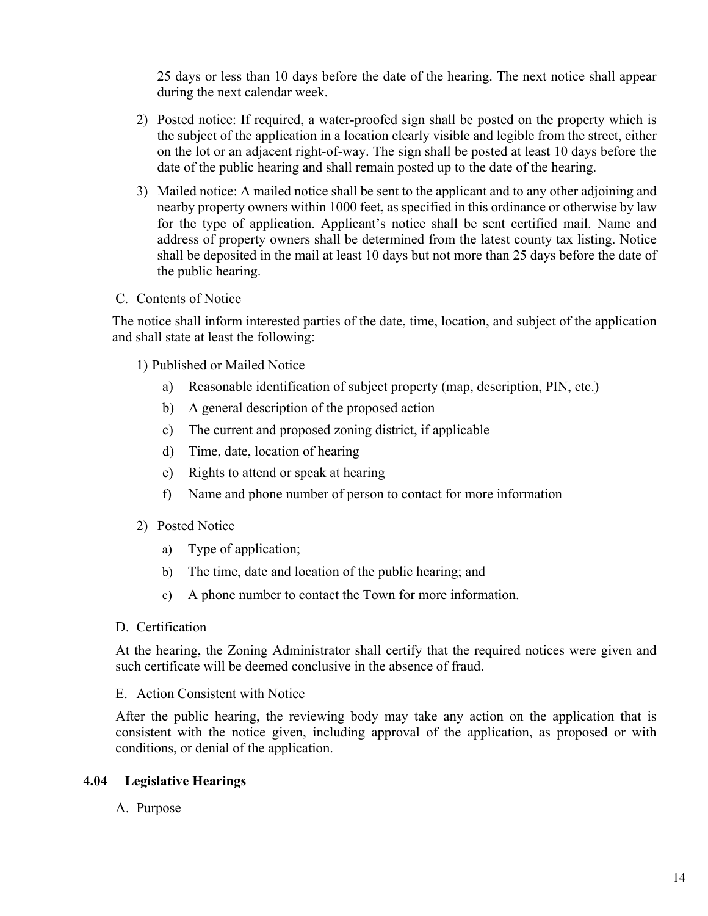25 days or less than 10 days before the date of the hearing. The next notice shall appear during the next calendar week.

2) Posted notice: If required, a water-proofed sign shall be posted on the property which is the subject of the application in a location clearly visible and legible from the street, either on the lot or an adjacent right-of-way. The sign shall be posted at least 10 days before the date of the public hearing and shall remain posted up to the date of the hearing.

3) Mailed notice: A mailed notice shall be sent to the applicant and to any other adjoining and nearby property owners within 1000 feet, as specified in this ordinance or otherwise by law for the type of application. Applicant's notice shall be sent certified mail. Name and address of property owners shall be determined from the latest county tax listing. Notice shall be deposited in the mail at least 10 days but not more than 25 days before the date of the public hearing.

C. Contents of Notice

The notice shall inform interested parties of the date, time, location, and subject of the application and shall state at least the following:

1) Published or Mailed Notice

a) Reasonable identification of subject property (map, description, PIN, etc.)

b) A general description of the proposed action

c) The current and proposed zoning district, if applicable

d) Time, date, location of hearing

e) Rights to attend or speak at hearing

f) Name and phone number of person to contact for more information

2) Posted Notice

a) Type of application;

b) The time, date and location of the public hearing; and

c) A phone number to contact the Town for more information.

D. Certification

At the hearing, the Zoning Administrator shall certify that the required notices were given and such certificate will be deemed conclusive in the absence of fraud.

E. Action Consistent with Notice

After the public hearing, the reviewing body may take any action on the application that is consistent with the notice given, including approval of the application, as proposed or with conditions, or denial of the application.

## 4.04 Legislative Hearings

A. Purpose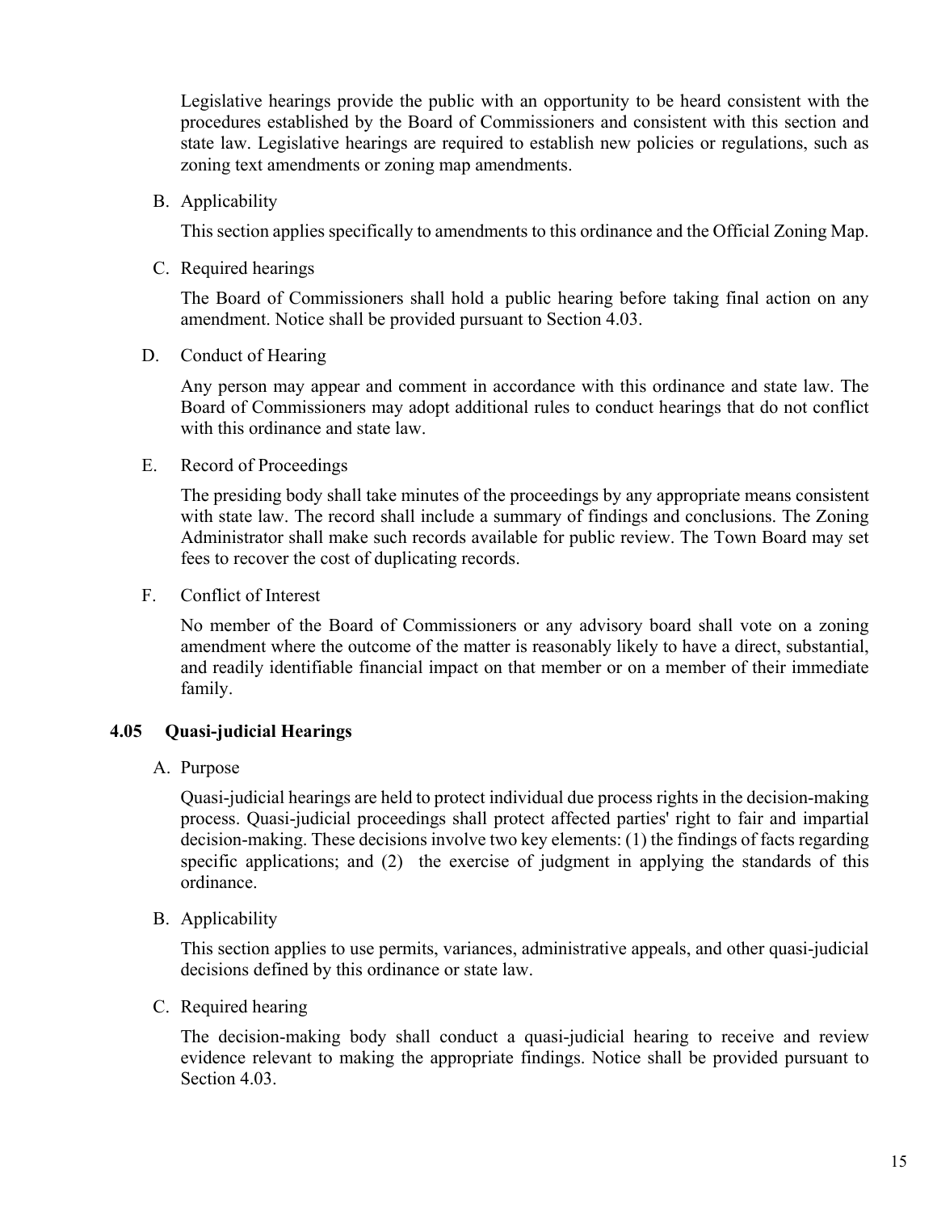Legislative hearings provide the public with an opportunity to be heard consistent with the procedures established by the Board of Commissioners and consistent with this section and state law. Legislative hearings are required to establish new policies or regulations, such as zoning text amendments or zoning map amendments.

B. Applicability

This section applies specifically to amendments to this ordinance and the Official Zoning Map.

C. Required hearings

The Board of Commissioners shall hold a public hearing before taking final action on any amendment. Notice shall be provided pursuant to Section 4.03.

D. Conduct of Hearing

Any person may appear and comment in accordance with this ordinance and state law. The Board of Commissioners may adopt additional rules to conduct hearings that do not conflict with this ordinance and state law.

E. Record of Proceedings

The presiding body shall take minutes of the proceedings by any appropriate means consistent with state law. The record shall include a summary of findings and conclusions. The Zoning Administrator shall make such records available for public review. The Town Board may set fees to recover the cost of duplicating records.

F. Conflict of Interest

No member of the Board of Commissioners or any advisory board shall vote on a zoning amendment where the outcome of the matter is reasonably likely to have a direct, substantial, and readily identifiable financial impact on that member or on a member of their immediate family.

### 4.05 Quasi-judicial Hearings

A. Purpose

Quasi-judicial hearings are held to protect individual due process rights in the decision-making process. Quasi-judicial proceedings shall protect affected parties' right to fair and impartial decision-making. These decisions involve two key elements: (1) the findings of facts regarding specific applications; and (2) the exercise of judgment in applying the standards of this ordinance.

B. Applicability

This section applies to use permits, variances, administrative appeals, and other quasi-judicial decisions defined by this ordinance or state law.

C. Required hearing

The decision-making body shall conduct a quasi-judicial hearing to receive and review evidence relevant to making the appropriate findings. Notice shall be provided pursuant to Section 4.03.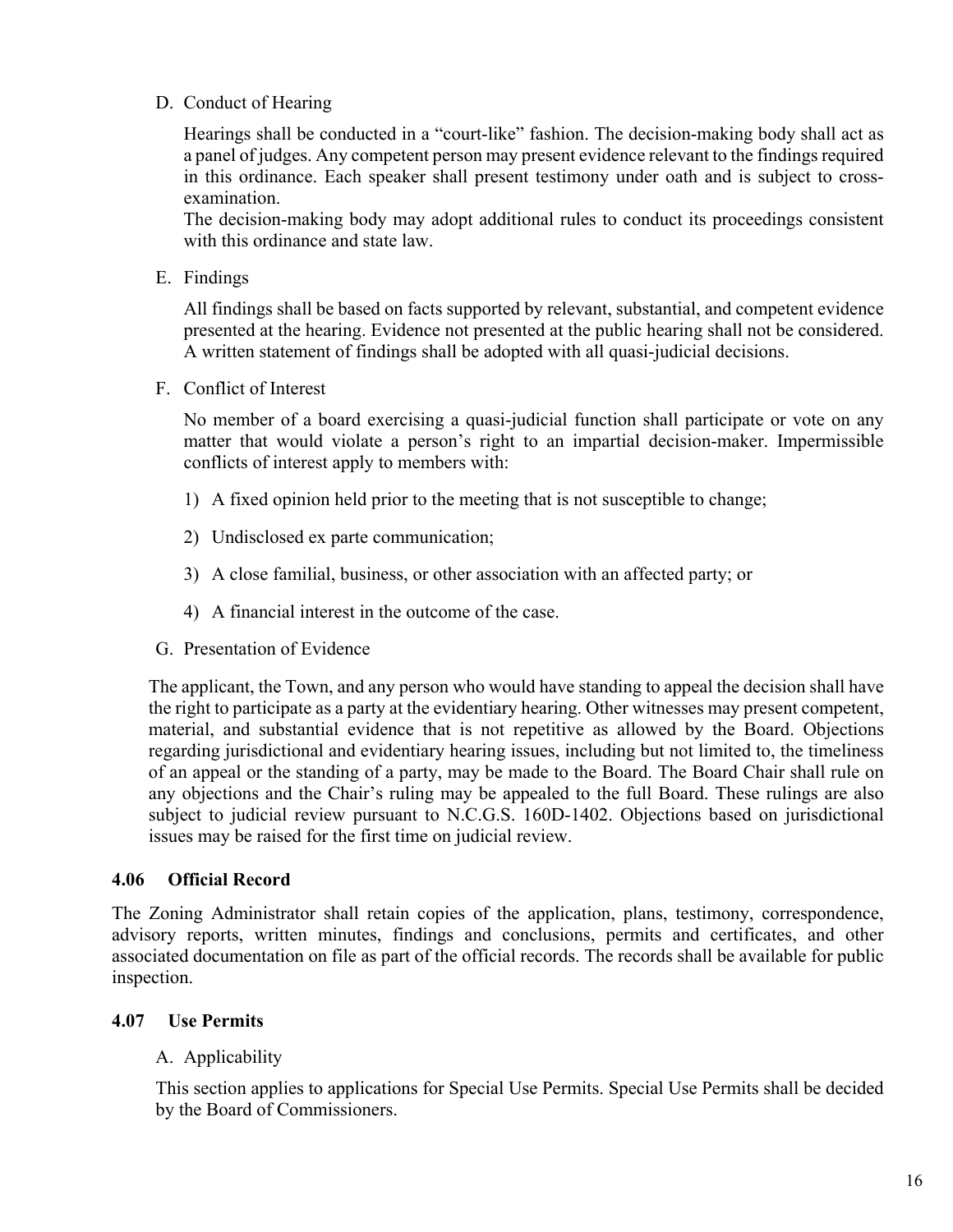D. Conduct of Hearing

Hearings shall be conducted in a "court-like" fashion. The decision-making body shall act as a panel of judges. Any competent person may present evidence relevant to the findings required in this ordinance. Each speaker shall present testimony under oath and is subject to cross-examination.

The decision-making body may adopt additional rules to conduct its proceedings consistent with this ordinance and state law.

E. Findings

All findings shall be based on facts supported by relevant, substantial, and competent evidence presented at the hearing. Evidence not presented at the public hearing shall not be considered. A written statement of findings shall be adopted with all quasi-judicial decisions.

F. Conflict of Interest

No member of a board exercising a quasi-judicial function shall participate or vote on any matter that would violate a person's right to an impartial decision-maker. Impermissible conflicts of interest apply to members with:

1) A fixed opinion held prior to the meeting that is not susceptible to change;

2) Undisclosed ex parte communication;

3) A close familial, business, or other association with an affected party; or

4) A financial interest in the outcome of the case.

G. Presentation of Evidence

The applicant, the Town, and any person who would have standing to appeal the decision shall have the right to participate as a party at the evidentiary hearing. Other witnesses may present competent, material, and substantial evidence that is not repetitive as allowed by the Board. Objections regarding jurisdictional and evidentiary hearing issues, including but not limited to, the timeliness of an appeal or the standing of a party, may be made to the Board. The Board Chair shall rule on any objections and the Chair's ruling may be appealed to the full Board. These rulings are also subject to judicial review pursuant to N.C.G.S. 160D-1402. Objections based on jurisdictional issues may be raised for the first time on judicial review.

### 4.06 Official Record

The Zoning Administrator shall retain copies of the application, plans, testimony, correspondence, advisory reports, written minutes, findings and conclusions, permits and certificates, and other associated documentation on file as part of the official records. The records shall be available for public inspection.

### 4.07 Use Permits

A. Applicability

This section applies to applications for Special Use Permits. Special Use Permits shall be decided by the Board of Commissioners.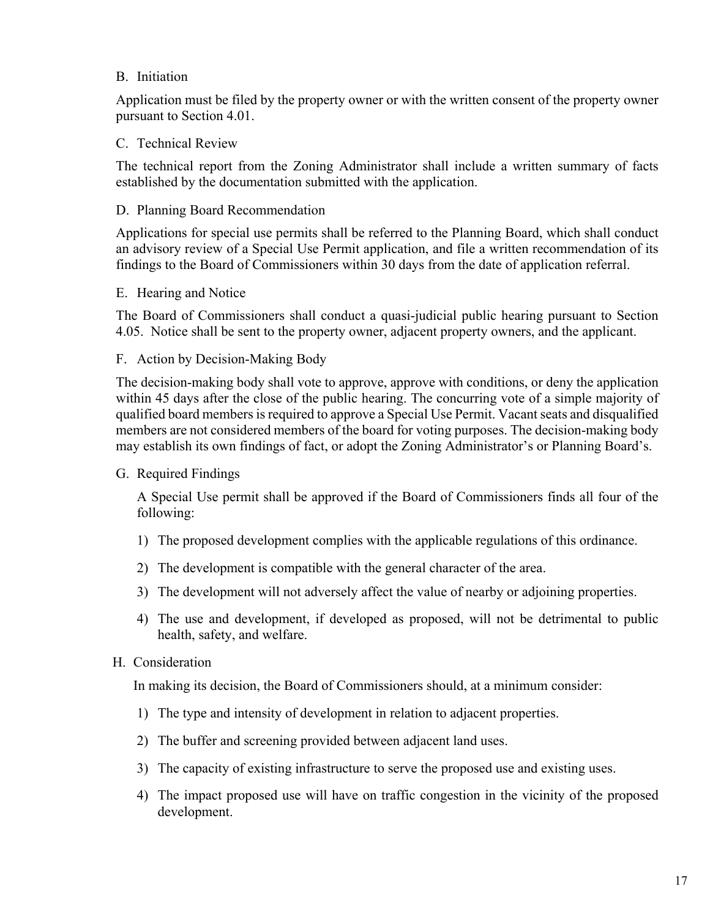B. Initiation

Application must be filed by the property owner or with the written consent of the property owner pursuant to Section 4.01.

C. Technical Review

The technical report from the Zoning Administrator shall include a written summary of facts established by the documentation submitted with the application.

D. Planning Board Recommendation

Applications for special use permits shall be referred to the Planning Board, which shall conduct an advisory review of a Special Use Permit application, and file a written recommendation of its findings to the Board of Commissioners within 30 days from the date of application referral.

E. Hearing and Notice

The Board of Commissioners shall conduct a quasi-judicial public hearing pursuant to Section 4.05. Notice shall be sent to the property owner, adjacent property owners, and the applicant.

F. Action by Decision-Making Body

The decision-making body shall vote to approve, approve with conditions, or deny the application within 45 days after the close of the public hearing. The concurring vote of a simple majority of qualified board members is required to approve a Special Use Permit. Vacant seats and disqualified members are not considered members of the board for voting purposes. The decision-making body may establish its own findings of fact, or adopt the Zoning Administrator's or Planning Board's.

G. Required Findings

A Special Use permit shall be approved if the Board of Commissioners finds all four of the following:

1) The proposed development complies with the applicable regulations of this ordinance.
2) The development is compatible with the general character of the area.
3) The development will not adversely affect the value of nearby or adjoining properties.
4) The use and development, if developed as proposed, will not be detrimental to public health, safety, and welfare.

H. Consideration

In making its decision, the Board of Commissioners should, at a minimum consider:

1) The type and intensity of development in relation to adjacent properties.
2) The buffer and screening provided between adjacent land uses.
3) The capacity of existing infrastructure to serve the proposed use and existing uses.
4) The impact proposed use will have on traffic congestion in the vicinity of the proposed development.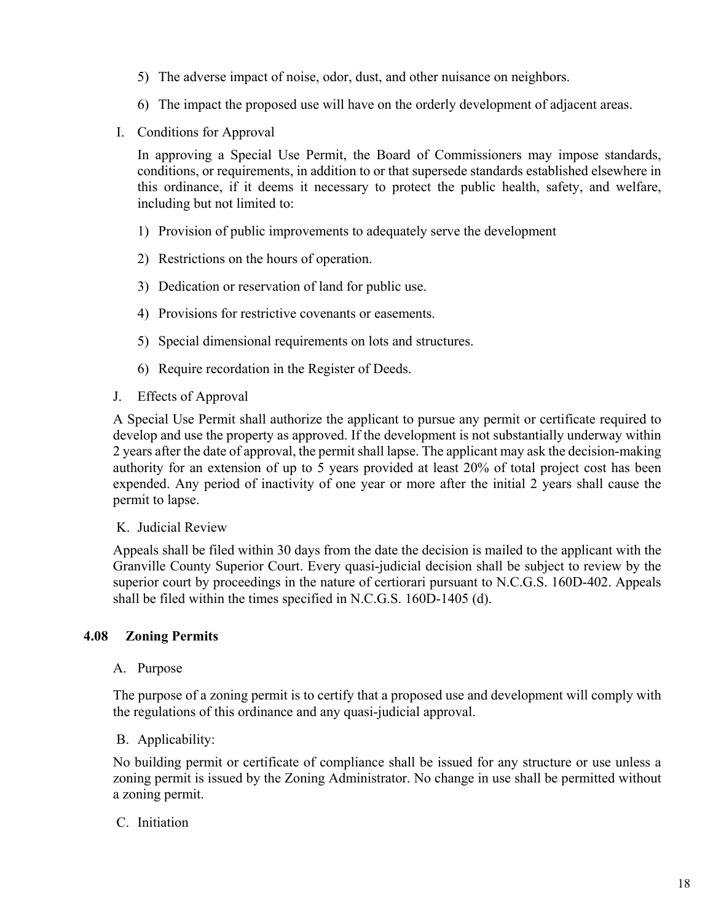5) The adverse impact of noise, odor, dust, and other nuisance on neighbors.

6) The impact the proposed use will have on the orderly development of adjacent areas.

I. Conditions for Approval

In approving a Special Use Permit, the Board of Commissioners may impose standards, conditions, or requirements, in addition to or that supersede standards established elsewhere in this ordinance, if it deems it necessary to protect the public health, safety, and welfare, including but not limited to:

1) Provision of public improvements to adequately serve the development

2) Restrictions on the hours of operation.

3) Dedication or reservation of land for public use.

4) Provisions for restrictive covenants or easements.

5) Special dimensional requirements on lots and structures.

6) Require recordation in the Register of Deeds.

J. Effects of Approval

A Special Use Permit shall authorize the applicant to pursue any permit or certificate required to develop and use the property as approved. If the development is not substantially underway within 2 years after the date of approval, the permit shall lapse. The applicant may ask the decision-making authority for an extension of up to 5 years provided at least 20% of total project cost has been expended. Any period of inactivity of one year or more after the initial 2 years shall cause the permit to lapse.

K. Judicial Review

Appeals shall be filed within 30 days from the date the decision is mailed to the applicant with the Granville County Superior Court. Every quasi-judicial decision shall be subject to review by the superior court by proceedings in the nature of certiorari pursuant to N.C.G.S. 160D-402. Appeals shall be filed within the times specified in N.C.G.S. 160D-1405 (d).

## 4.08 Zoning Permits

A. Purpose

The purpose of a zoning permit is to certify that a proposed use and development will comply with the regulations of this ordinance and any quasi-judicial approval.

B. Applicability:

No building permit or certificate of compliance shall be issued for any structure or use unless a zoning permit is issued by the Zoning Administrator. No change in use shall be permitted without a zoning permit.

C. Initiation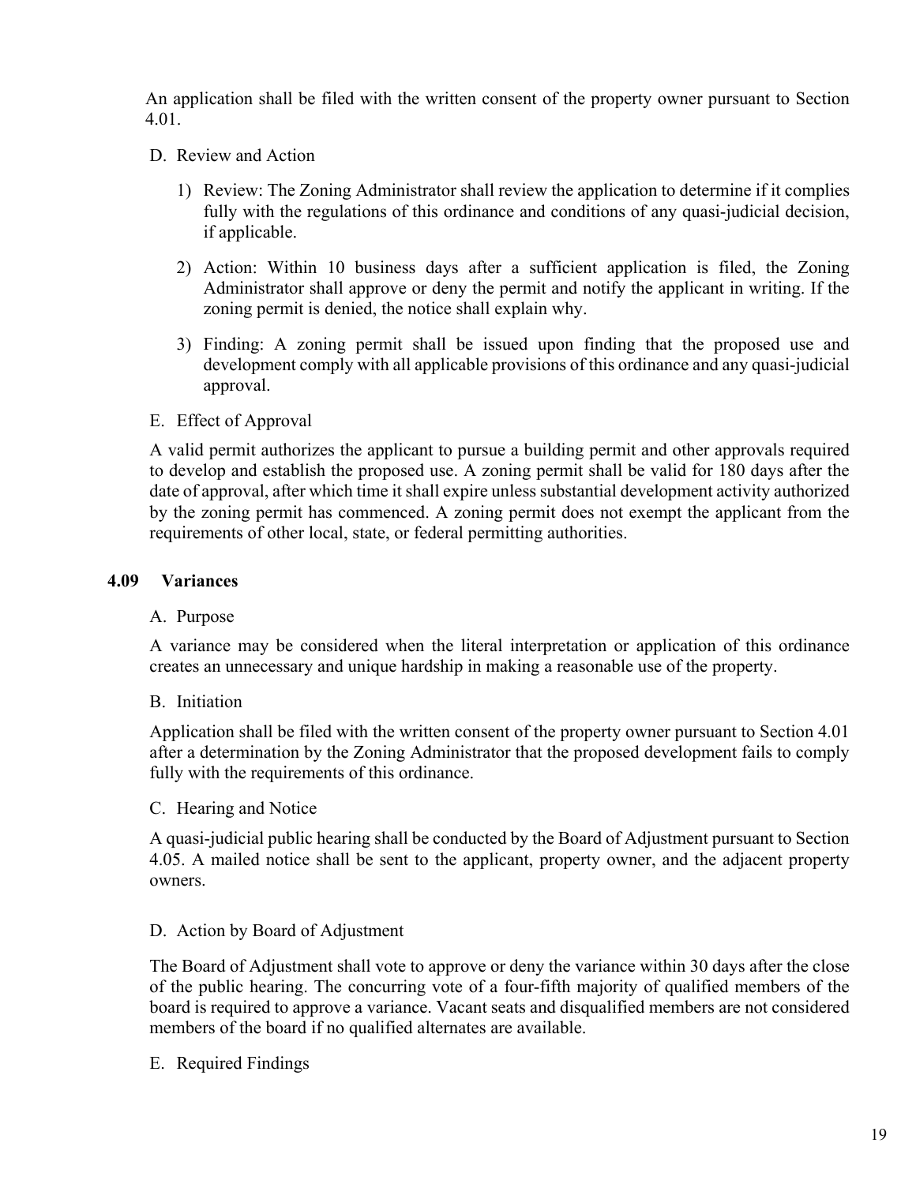An application shall be filed with the written consent of the property owner pursuant to Section 4.01.

D. Review and Action

1) Review: The Zoning Administrator shall review the application to determine if it complies fully with the regulations of this ordinance and conditions of any quasi-judicial decision, if applicable.

2) Action: Within 10 business days after a sufficient application is filed, the Zoning Administrator shall approve or deny the permit and notify the applicant in writing. If the zoning permit is denied, the notice shall explain why.

3) Finding: A zoning permit shall be issued upon finding that the proposed use and development comply with all applicable provisions of this ordinance and any quasi-judicial approval.

E. Effect of Approval

A valid permit authorizes the applicant to pursue a building permit and other approvals required to develop and establish the proposed use. A zoning permit shall be valid for 180 days after the date of approval, after which time it shall expire unless substantial development activity authorized by the zoning permit has commenced. A zoning permit does not exempt the applicant from the requirements of other local, state, or federal permitting authorities.

## 4.09 Variances

A. Purpose

A variance may be considered when the literal interpretation or application of this ordinance creates an unnecessary and unique hardship in making a reasonable use of the property.

B. Initiation

Application shall be filed with the written consent of the property owner pursuant to Section 4.01 after a determination by the Zoning Administrator that the proposed development fails to comply fully with the requirements of this ordinance.

C. Hearing and Notice

A quasi-judicial public hearing shall be conducted by the Board of Adjustment pursuant to Section 4.05. A mailed notice shall be sent to the applicant, property owner, and the adjacent property owners.

D. Action by Board of Adjustment

The Board of Adjustment shall vote to approve or deny the variance within 30 days after the close of the public hearing. The concurring vote of a four-fifth majority of qualified members of the board is required to approve a variance. Vacant seats and disqualified members are not considered members of the board if no qualified alternates are available.

E. Required Findings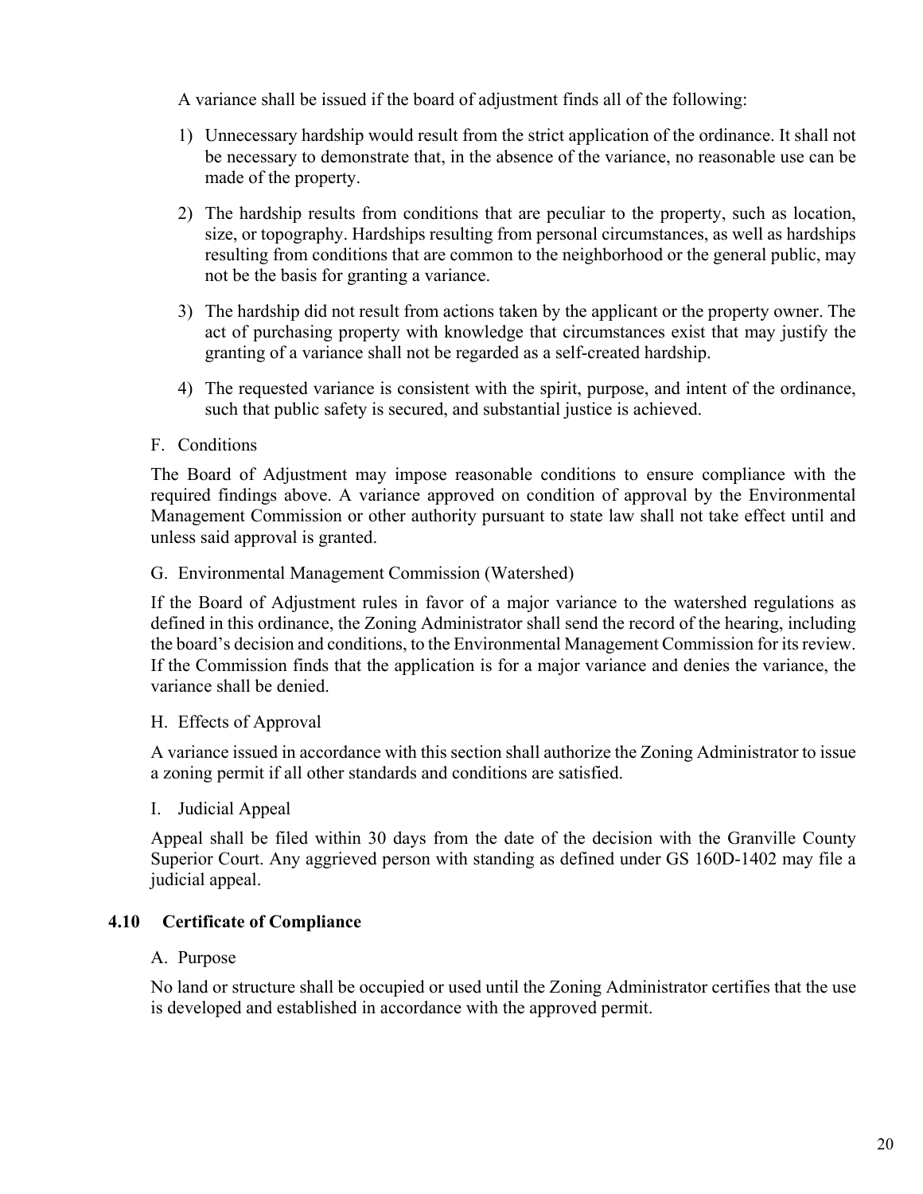A variance shall be issued if the board of adjustment finds all of the following:

1) Unnecessary hardship would result from the strict application of the ordinance. It shall not be necessary to demonstrate that, in the absence of the variance, no reasonable use can be made of the property.

2) The hardship results from conditions that are peculiar to the property, such as location, size, or topography. Hardships resulting from personal circumstances, as well as hardships resulting from conditions that are common to the neighborhood or the general public, may not be the basis for granting a variance.

3) The hardship did not result from actions taken by the applicant or the property owner. The act of purchasing property with knowledge that circumstances exist that may justify the granting of a variance shall not be regarded as a self-created hardship.

4) The requested variance is consistent with the spirit, purpose, and intent of the ordinance, such that public safety is secured, and substantial justice is achieved.

F. Conditions

The Board of Adjustment may impose reasonable conditions to ensure compliance with the required findings above. A variance approved on condition of approval by the Environmental Management Commission or other authority pursuant to state law shall not take effect until and unless said approval is granted.

G. Environmental Management Commission (Watershed)

If the Board of Adjustment rules in favor of a major variance to the watershed regulations as defined in this ordinance, the Zoning Administrator shall send the record of the hearing, including the board's decision and conditions, to the Environmental Management Commission for its review. If the Commission finds that the application is for a major variance and denies the variance, the variance shall be denied.

H. Effects of Approval

A variance issued in accordance with this section shall authorize the Zoning Administrator to issue a zoning permit if all other standards and conditions are satisfied.

I. Judicial Appeal

Appeal shall be filed within 30 days from the date of the decision with the Granville County Superior Court. Any aggrieved person with standing as defined under GS 160D-1402 may file a judicial appeal.

## 4.10 Certificate of Compliance

A. Purpose

No land or structure shall be occupied or used until the Zoning Administrator certifies that the use is developed and established in accordance with the approved permit.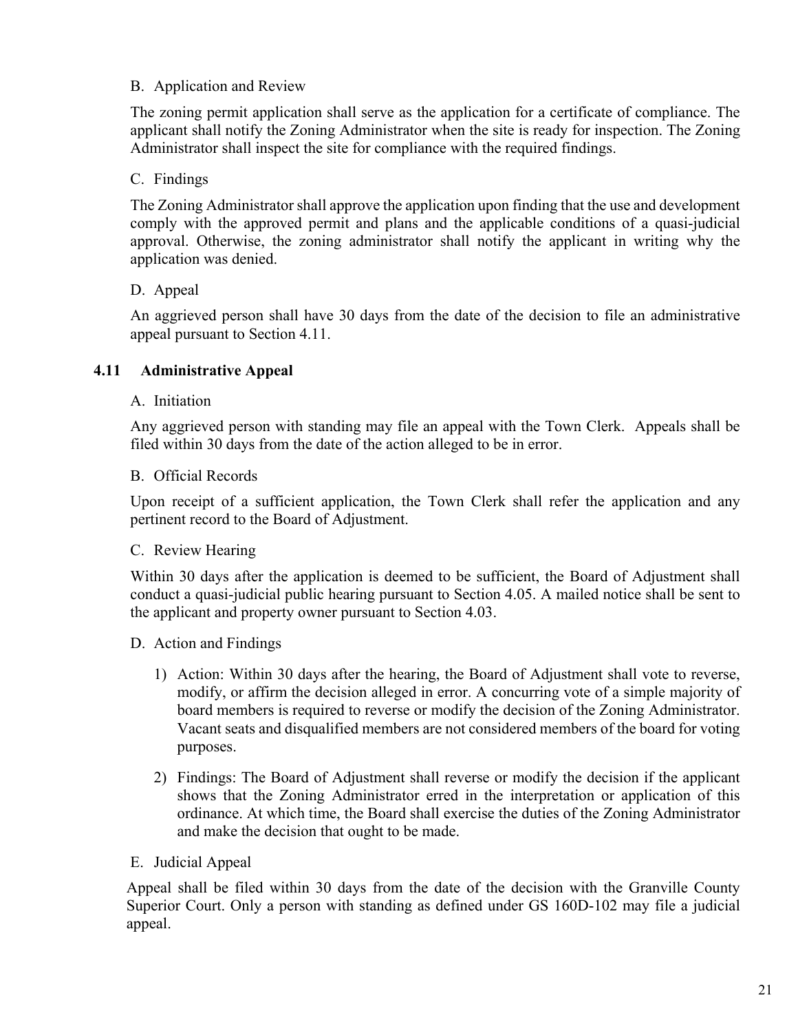B. Application and Review

The zoning permit application shall serve as the application for a certificate of compliance. The applicant shall notify the Zoning Administrator when the site is ready for inspection. The Zoning Administrator shall inspect the site for compliance with the required findings.

C. Findings

The Zoning Administrator shall approve the application upon finding that the use and development comply with the approved permit and plans and the applicable conditions of a quasi-judicial approval. Otherwise, the zoning administrator shall notify the applicant in writing why the application was denied.

D. Appeal

An aggrieved person shall have 30 days from the date of the decision to file an administrative appeal pursuant to Section 4.11.

### 4.11 Administrative Appeal

A. Initiation

Any aggrieved person with standing may file an appeal with the Town Clerk. Appeals shall be filed within 30 days from the date of the action alleged to be in error.

B. Official Records

Upon receipt of a sufficient application, the Town Clerk shall refer the application and any pertinent record to the Board of Adjustment.

C. Review Hearing

Within 30 days after the application is deemed to be sufficient, the Board of Adjustment shall conduct a quasi-judicial public hearing pursuant to Section 4.05. A mailed notice shall be sent to the applicant and property owner pursuant to Section 4.03.

D. Action and Findings

1) Action: Within 30 days after the hearing, the Board of Adjustment shall vote to reverse, modify, or affirm the decision alleged in error. A concurring vote of a simple majority of board members is required to reverse or modify the decision of the Zoning Administrator. Vacant seats and disqualified members are not considered members of the board for voting purposes.

2) Findings: The Board of Adjustment shall reverse or modify the decision if the applicant shows that the Zoning Administrator erred in the interpretation or application of this ordinance. At which time, the Board shall exercise the duties of the Zoning Administrator and make the decision that ought to be made.

E. Judicial Appeal

Appeal shall be filed within 30 days from the date of the decision with the Granville County Superior Court. Only a person with standing as defined under GS 160D-102 may file a judicial appeal.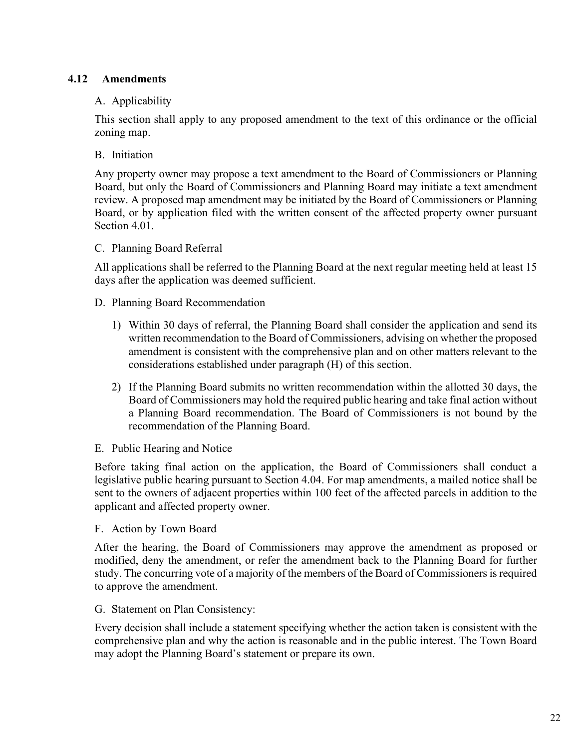## 4.12 Amendments

A. Applicability

This section shall apply to any proposed amendment to the text of this ordinance or the official zoning map.

B. Initiation

Any property owner may propose a text amendment to the Board of Commissioners or Planning Board, but only the Board of Commissioners and Planning Board may initiate a text amendment review. A proposed map amendment may be initiated by the Board of Commissioners or Planning Board, or by application filed with the written consent of the affected property owner pursuant Section 4.01.

C. Planning Board Referral

All applications shall be referred to the Planning Board at the next regular meeting held at least 15 days after the application was deemed sufficient.

D. Planning Board Recommendation

1) Within 30 days of referral, the Planning Board shall consider the application and send its written recommendation to the Board of Commissioners, advising on whether the proposed amendment is consistent with the comprehensive plan and on other matters relevant to the considerations established under paragraph (H) of this section.

2) If the Planning Board submits no written recommendation within the allotted 30 days, the Board of Commissioners may hold the required public hearing and take final action without a Planning Board recommendation. The Board of Commissioners is not bound by the recommendation of the Planning Board.

E. Public Hearing and Notice

Before taking final action on the application, the Board of Commissioners shall conduct a legislative public hearing pursuant to Section 4.04. For map amendments, a mailed notice shall be sent to the owners of adjacent properties within 100 feet of the affected parcels in addition to the applicant and affected property owner.

F. Action by Town Board

After the hearing, the Board of Commissioners may approve the amendment as proposed or modified, deny the amendment, or refer the amendment back to the Planning Board for further study. The concurring vote of a majority of the members of the Board of Commissioners is required to approve the amendment.

G. Statement on Plan Consistency:

Every decision shall include a statement specifying whether the action taken is consistent with the comprehensive plan and why the action is reasonable and in the public interest. The Town Board may adopt the Planning Board's statement or prepare its own.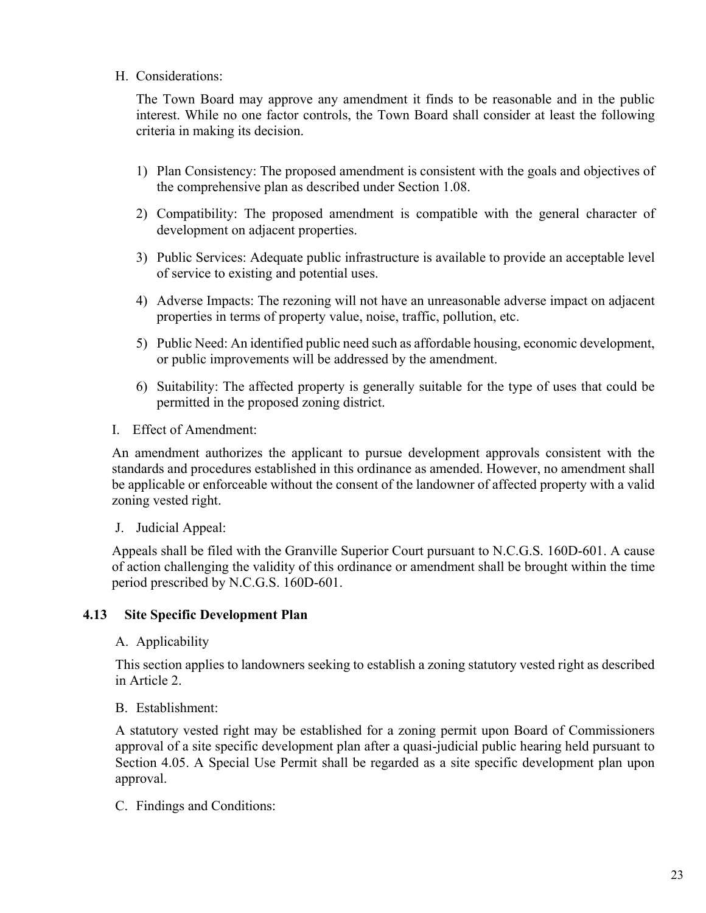H. Considerations:

The Town Board may approve any amendment it finds to be reasonable and in the public interest. While no one factor controls, the Town Board shall consider at least the following criteria in making its decision.

1) Plan Consistency: The proposed amendment is consistent with the goals and objectives of the comprehensive plan as described under Section 1.08.
2) Compatibility: The proposed amendment is compatible with the general character of development on adjacent properties.
3) Public Services: Adequate public infrastructure is available to provide an acceptable level of service to existing and potential uses.
4) Adverse Impacts: The rezoning will not have an unreasonable adverse impact on adjacent properties in terms of property value, noise, traffic, pollution, etc.
5) Public Need: An identified public need such as affordable housing, economic development, or public improvements will be addressed by the amendment.
6) Suitability: The affected property is generally suitable for the type of uses that could be permitted in the proposed zoning district.

I. Effect of Amendment:

An amendment authorizes the applicant to pursue development approvals consistent with the standards and procedures established in this ordinance as amended. However, no amendment shall be applicable or enforceable without the consent of the landowner of affected property with a valid zoning vested right.

J. Judicial Appeal:

Appeals shall be filed with the Granville Superior Court pursuant to N.C.G.S. 160D-601. A cause of action challenging the validity of this ordinance or amendment shall be brought within the time period prescribed by N.C.G.S. 160D-601.

### 4.13 Site Specific Development Plan

A. Applicability

This section applies to landowners seeking to establish a zoning statutory vested right as described in Article 2.

B. Establishment:

A statutory vested right may be established for a zoning permit upon Board of Commissioners approval of a site specific development plan after a quasi-judicial public hearing held pursuant to Section 4.05. A Special Use Permit shall be regarded as a site specific development plan upon approval.

C. Findings and Conditions: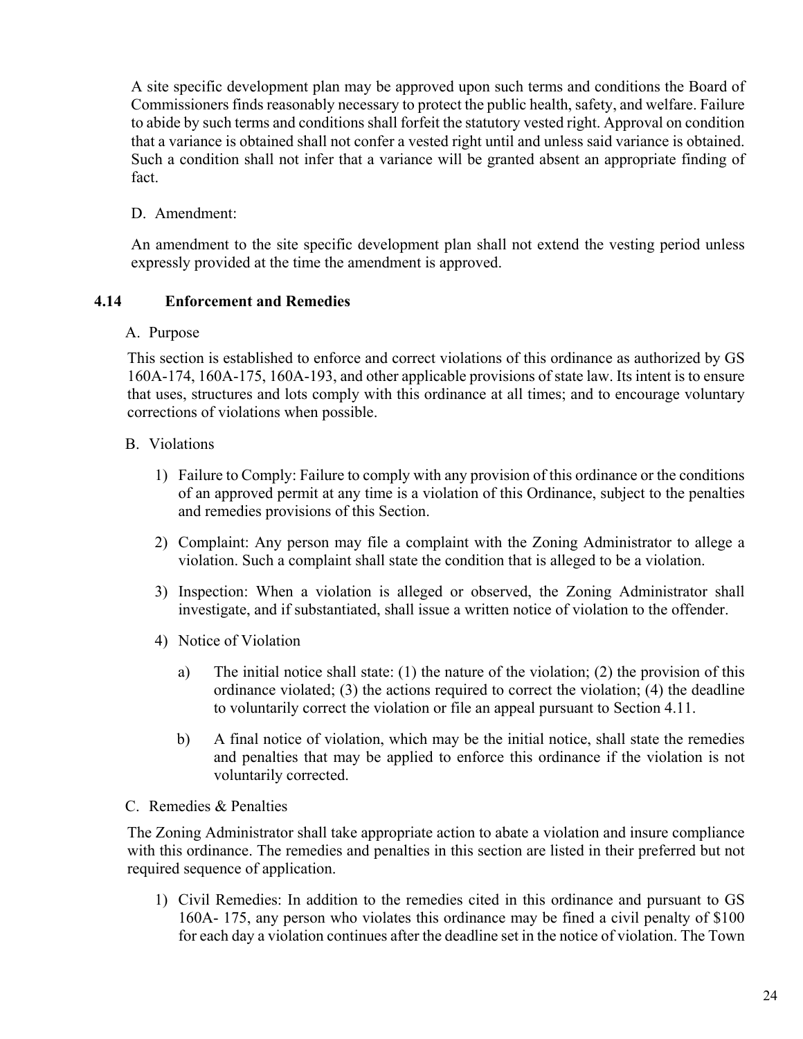A site specific development plan may be approved upon such terms and conditions the Board of Commissioners finds reasonably necessary to protect the public health, safety, and welfare. Failure to abide by such terms and conditions shall forfeit the statutory vested right. Approval on condition that a variance is obtained shall not confer a vested right until and unless said variance is obtained. Such a condition shall not infer that a variance will be granted absent an appropriate finding of fact.

D. Amendment:

An amendment to the site specific development plan shall not extend the vesting period unless expressly provided at the time the amendment is approved.

### 4.14 Enforcement and Remedies

A. Purpose

This section is established to enforce and correct violations of this ordinance as authorized by GS 160A-174, 160A-175, 160A-193, and other applicable provisions of state law. Its intent is to ensure that uses, structures and lots comply with this ordinance at all times; and to encourage voluntary corrections of violations when possible.

B. Violations

1) Failure to Comply: Failure to comply with any provision of this ordinance or the conditions of an approved permit at any time is a violation of this Ordinance, subject to the penalties and remedies provisions of this Section.

2) Complaint: Any person may file a complaint with the Zoning Administrator to allege a violation. Such a complaint shall state the condition that is alleged to be a violation.

3) Inspection: When a violation is alleged or observed, the Zoning Administrator shall investigate, and if substantiated, shall issue a written notice of violation to the offender.

4) Notice of Violation

   a) The initial notice shall state: (1) the nature of the violation; (2) the provision of this ordinance violated; (3) the actions required to correct the violation; (4) the deadline to voluntarily correct the violation or file an appeal pursuant to Section 4.11.

   b) A final notice of violation, which may be the initial notice, shall state the remedies and penalties that may be applied to enforce this ordinance if the violation is not voluntarily corrected.

C. Remedies & Penalties

The Zoning Administrator shall take appropriate action to abate a violation and insure compliance with this ordinance. The remedies and penalties in this section are listed in their preferred but not required sequence of application.

1) Civil Remedies: In addition to the remedies cited in this ordinance and pursuant to GS 160A- 175, any person who violates this ordinance may be fined a civil penalty of $100 for each day a violation continues after the deadline set in the notice of violation. The Town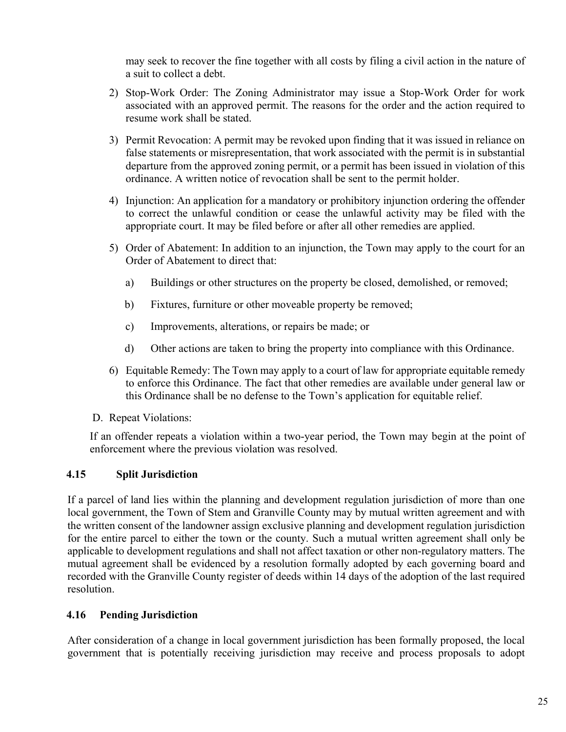may seek to recover the fine together with all costs by filing a civil action in the nature of a suit to collect a debt.

2) Stop-Work Order: The Zoning Administrator may issue a Stop-Work Order for work associated with an approved permit. The reasons for the order and the action required to resume work shall be stated.

3) Permit Revocation: A permit may be revoked upon finding that it was issued in reliance on false statements or misrepresentation, that work associated with the permit is in substantial departure from the approved zoning permit, or a permit has been issued in violation of this ordinance. A written notice of revocation shall be sent to the permit holder.

4) Injunction: An application for a mandatory or prohibitory injunction ordering the offender to correct the unlawful condition or cease the unlawful activity may be filed with the appropriate court. It may be filed before or after all other remedies are applied.

5) Order of Abatement: In addition to an injunction, the Town may apply to the court for an Order of Abatement to direct that:

   a) Buildings or other structures on the property be closed, demolished, or removed;

   b) Fixtures, furniture or other moveable property be removed;

   c) Improvements, alterations, or repairs be made; or

   d) Other actions are taken to bring the property into compliance with this Ordinance.

6) Equitable Remedy: The Town may apply to a court of law for appropriate equitable remedy to enforce this Ordinance. The fact that other remedies are available under general law or this Ordinance shall be no defense to the Town's application for equitable relief.

D. Repeat Violations:

If an offender repeats a violation within a two-year period, the Town may begin at the point of enforcement where the previous violation was resolved.

## 4.15 Split Jurisdiction

If a parcel of land lies within the planning and development regulation jurisdiction of more than one local government, the Town of Stem and Granville County may by mutual written agreement and with the written consent of the landowner assign exclusive planning and development regulation jurisdiction for the entire parcel to either the town or the county. Such a mutual written agreement shall only be applicable to development regulations and shall not affect taxation or other non-regulatory matters. The mutual agreement shall be evidenced by a resolution formally adopted by each governing board and recorded with the Granville County register of deeds within 14 days of the adoption of the last required resolution.

## 4.16 Pending Jurisdiction

After consideration of a change in local government jurisdiction has been formally proposed, the local government that is potentially receiving jurisdiction may receive and process proposals to adopt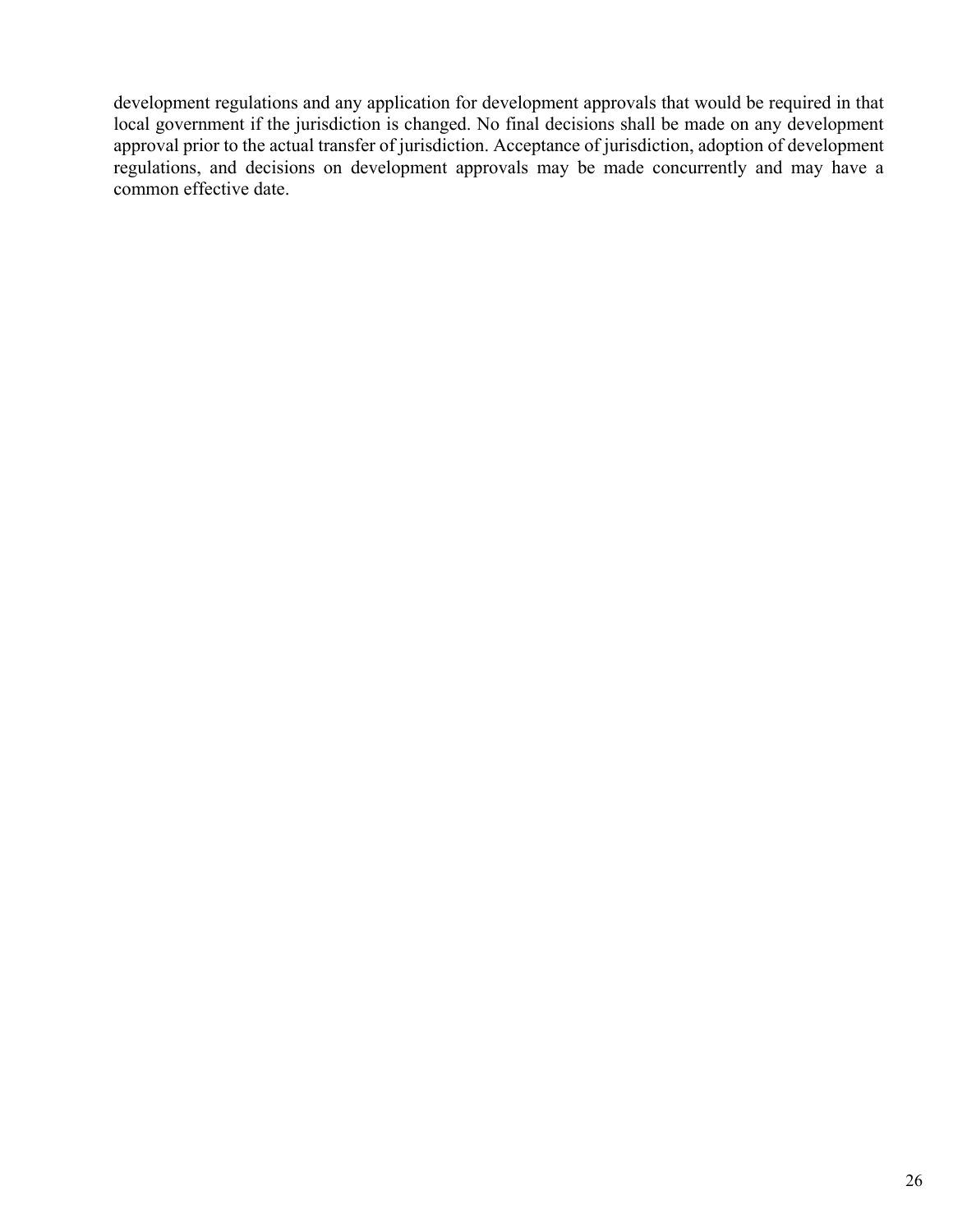development regulations and any application for development approvals that would be required in that local government if the jurisdiction is changed. No final decisions shall be made on any development approval prior to the actual transfer of jurisdiction. Acceptance of jurisdiction, adoption of development regulations, and decisions on development approvals may be made concurrently and may have a common effective date.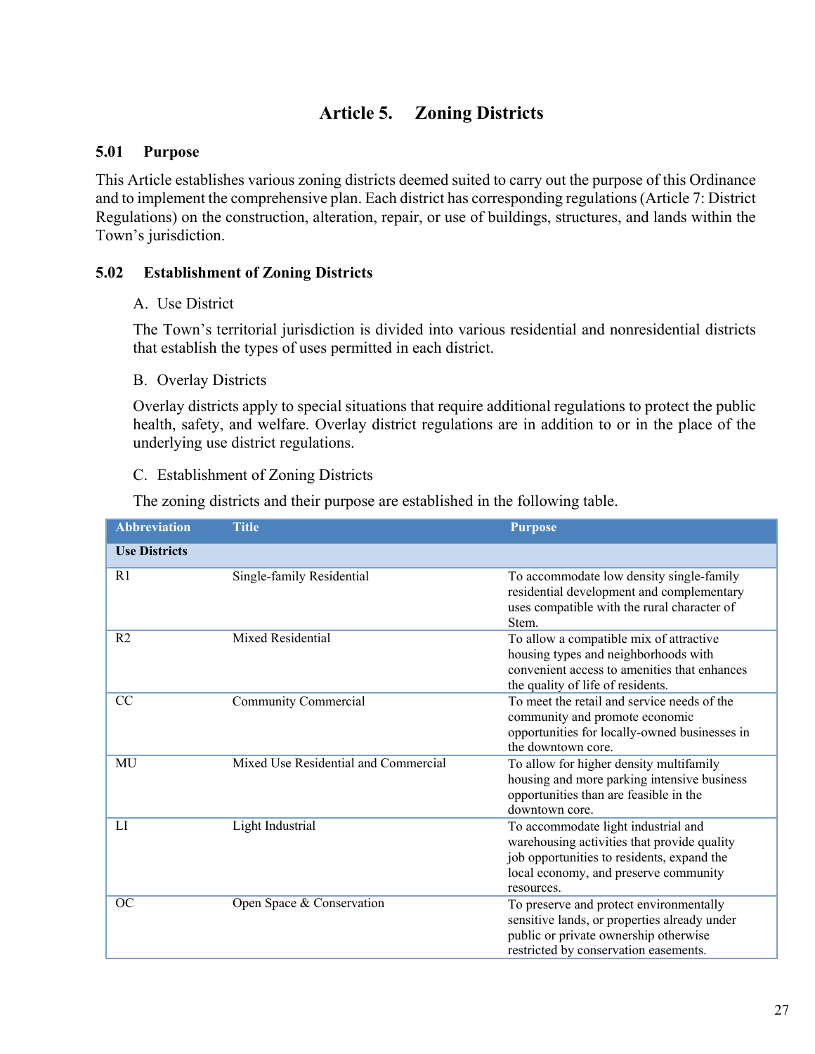# Article 5. Zoning Districts

## 5.01 Purpose

This Article establishes various zoning districts deemed suited to carry out the purpose of this Ordinance and to implement the comprehensive plan. Each district has corresponding regulations (Article 7: District Regulations) on the construction, alteration, repair, or use of buildings, structures, and lands within the Town's jurisdiction.

## 5.02 Establishment of Zoning Districts

A. Use District

The Town's territorial jurisdiction is divided into various residential and nonresidential districts that establish the types of uses permitted in each district.

B. Overlay Districts

Overlay districts apply to special situations that require additional regulations to protect the public health, safety, and welfare. Overlay district regulations are in addition to or in the place of the underlying use district regulations.

C. Establishment of Zoning Districts

The zoning districts and their purpose are established in the following table.

| Abbreviation | Title | Purpose |
|---|---|---|
| **Use Districts** | | |
| R1 | Single-family Residential | To accommodate low density single-family residential development and complementary uses compatible with the rural character of Stem. |
| R2 | Mixed Residential | To allow a compatible mix of attractive housing types and neighborhoods with convenient access to amenities that enhances the quality of life of residents. |
| CC | Community Commercial | To meet the retail and service needs of the community and promote economic opportunities for locally-owned businesses in the downtown core. |
| MU | Mixed Use Residential and Commercial | To allow for higher density multifamily housing and more parking intensive business opportunities than are feasible in the downtown core. |
| LI | Light Industrial | To accommodate light industrial and warehousing activities that provide quality job opportunities to residents, expand the local economy, and preserve community resources. |
| OC | Open Space & Conservation | To preserve and protect environmentally sensitive lands, or properties already under public or private ownership otherwise restricted by conservation easements. |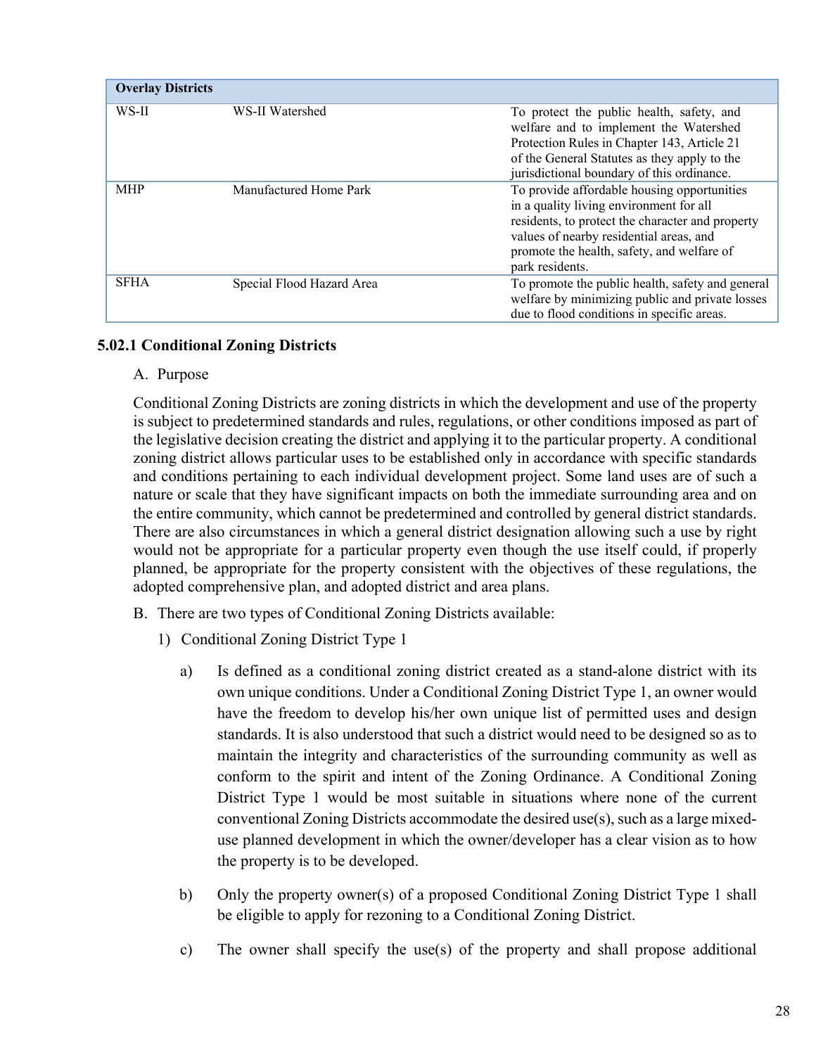| Overlay Districts | | |
|---|---|---|
| WS-II | WS-II Watershed | To protect the public health, safety, and welfare and to implement the Watershed Protection Rules in Chapter 143, Article 21 of the General Statutes as they apply to the jurisdictional boundary of this ordinance. |
| MHP | Manufactured Home Park | To provide affordable housing opportunities in a quality living environment for all residents, to protect the character and property values of nearby residential areas, and promote the health, safety, and welfare of park residents. |
| SFHA | Special Flood Hazard Area | To promote the public health, safety and general welfare by minimizing public and private losses due to flood conditions in specific areas. |

### 5.02.1 Conditional Zoning Districts

A. Purpose

Conditional Zoning Districts are zoning districts in which the development and use of the property is subject to predetermined standards and rules, regulations, or other conditions imposed as part of the legislative decision creating the district and applying it to the particular property. A conditional zoning district allows particular uses to be established only in accordance with specific standards and conditions pertaining to each individual development project. Some land uses are of such a nature or scale that they have significant impacts on both the immediate surrounding area and on the entire community, which cannot be predetermined and controlled by general district standards. There are also circumstances in which a general district designation allowing such a use by right would not be appropriate for a particular property even though the use itself could, if properly planned, be appropriate for the property consistent with the objectives of these regulations, the adopted comprehensive plan, and adopted district and area plans.

B. There are two types of Conditional Zoning Districts available:

1) Conditional Zoning District Type 1

a) Is defined as a conditional zoning district created as a stand-alone district with its own unique conditions. Under a Conditional Zoning District Type 1, an owner would have the freedom to develop his/her own unique list of permitted uses and design standards. It is also understood that such a district would need to be designed so as to maintain the integrity and characteristics of the surrounding community as well as conform to the spirit and intent of the Zoning Ordinance. A Conditional Zoning District Type 1 would be most suitable in situations where none of the current conventional Zoning Districts accommodate the desired use(s), such as a large mixed-use planned development in which the owner/developer has a clear vision as to how the property is to be developed.

b) Only the property owner(s) of a proposed Conditional Zoning District Type 1 shall be eligible to apply for rezoning to a Conditional Zoning District.

c) The owner shall specify the use(s) of the property and shall propose additional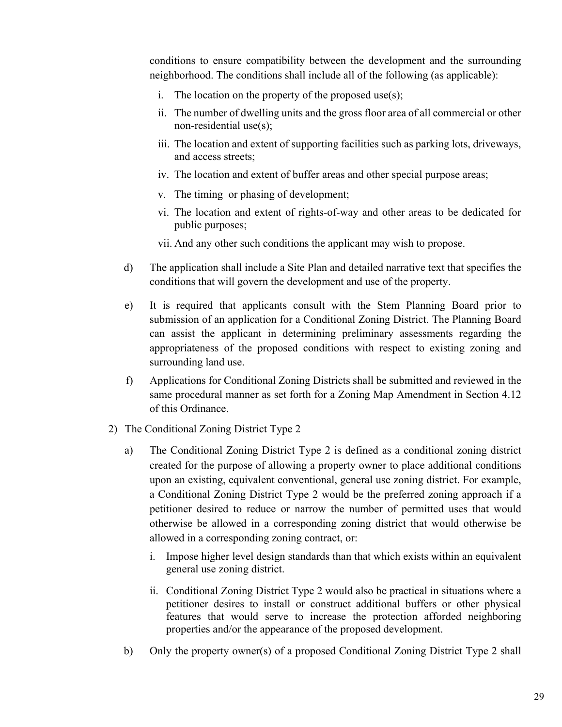conditions to ensure compatibility between the development and the surrounding neighborhood. The conditions shall include all of the following (as applicable):

i. The location on the property of the proposed use(s);

ii. The number of dwelling units and the gross floor area of all commercial or other non-residential use(s);

iii. The location and extent of supporting facilities such as parking lots, driveways, and access streets;

iv. The location and extent of buffer areas and other special purpose areas;

v. The timing or phasing of development;

vi. The location and extent of rights-of-way and other areas to be dedicated for public purposes;

vii. And any other such conditions the applicant may wish to propose.

d) The application shall include a Site Plan and detailed narrative text that specifies the conditions that will govern the development and use of the property.

e) It is required that applicants consult with the Stem Planning Board prior to submission of an application for a Conditional Zoning District. The Planning Board can assist the applicant in determining preliminary assessments regarding the appropriateness of the proposed conditions with respect to existing zoning and surrounding land use.

f) Applications for Conditional Zoning Districts shall be submitted and reviewed in the same procedural manner as set forth for a Zoning Map Amendment in Section 4.12 of this Ordinance.

2) The Conditional Zoning District Type 2

a) The Conditional Zoning District Type 2 is defined as a conditional zoning district created for the purpose of allowing a property owner to place additional conditions upon an existing, equivalent conventional, general use zoning district. For example, a Conditional Zoning District Type 2 would be the preferred zoning approach if a petitioner desired to reduce or narrow the number of permitted uses that would otherwise be allowed in a corresponding zoning district that would otherwise be allowed in a corresponding zoning contract, or:

i. Impose higher level design standards than that which exists within an equivalent general use zoning district.

ii. Conditional Zoning District Type 2 would also be practical in situations where a petitioner desires to install or construct additional buffers or other physical features that would serve to increase the protection afforded neighboring properties and/or the appearance of the proposed development.

b) Only the property owner(s) of a proposed Conditional Zoning District Type 2 shall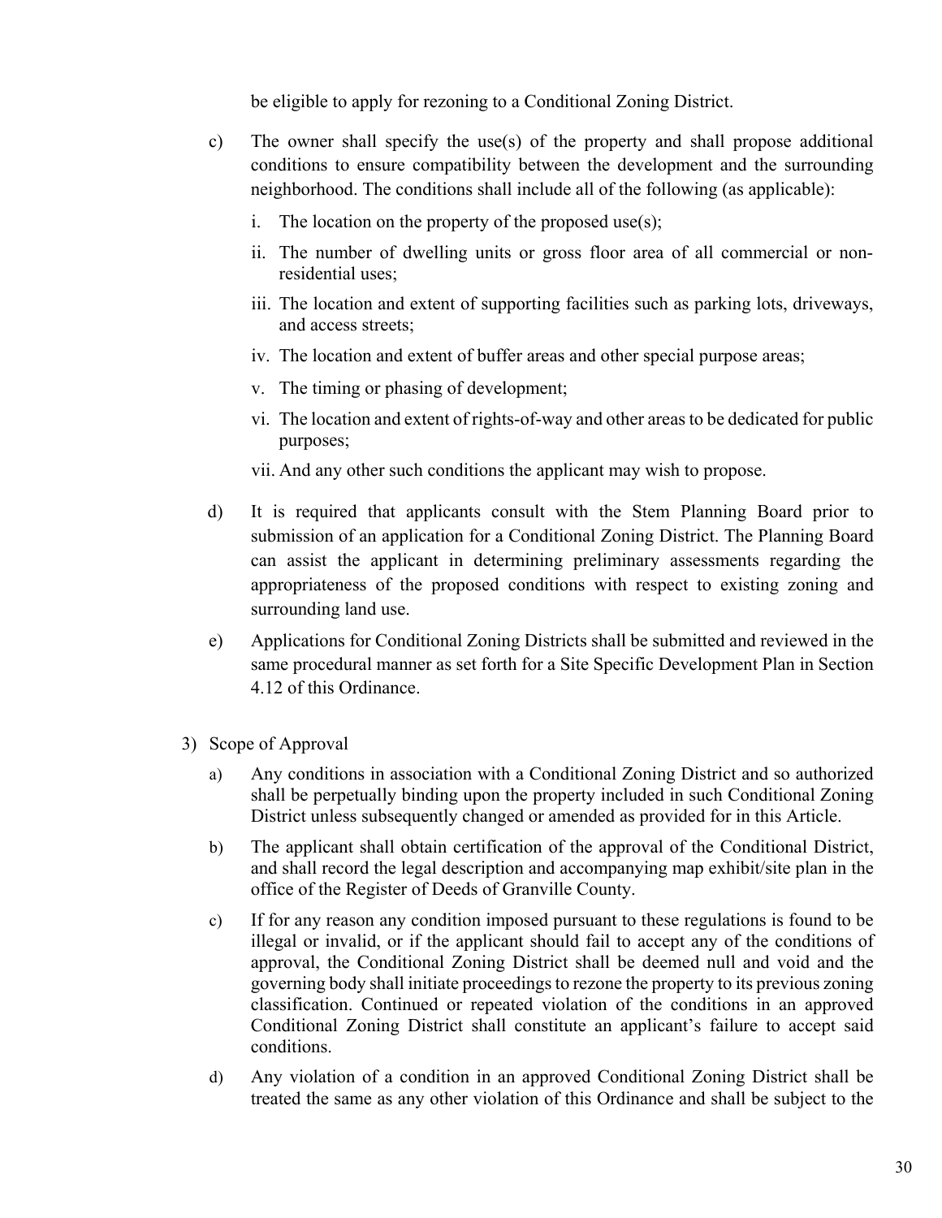be eligible to apply for rezoning to a Conditional Zoning District.

c) The owner shall specify the use(s) of the property and shall propose additional conditions to ensure compatibility between the development and the surrounding neighborhood. The conditions shall include all of the following (as applicable):

   i. The location on the property of the proposed use(s);

   ii. The number of dwelling units or gross floor area of all commercial or non-residential uses;

   iii. The location and extent of supporting facilities such as parking lots, driveways, and access streets;

   iv. The location and extent of buffer areas and other special purpose areas;

   v. The timing or phasing of development;

   vi. The location and extent of rights-of-way and other areas to be dedicated for public purposes;

   vii. And any other such conditions the applicant may wish to propose.

d) It is required that applicants consult with the Stem Planning Board prior to submission of an application for a Conditional Zoning District. The Planning Board can assist the applicant in determining preliminary assessments regarding the appropriateness of the proposed conditions with respect to existing zoning and surrounding land use.

e) Applications for Conditional Zoning Districts shall be submitted and reviewed in the same procedural manner as set forth for a Site Specific Development Plan in Section 4.12 of this Ordinance.

3) Scope of Approval

   a) Any conditions in association with a Conditional Zoning District and so authorized shall be perpetually binding upon the property included in such Conditional Zoning District unless subsequently changed or amended as provided for in this Article.

   b) The applicant shall obtain certification of the approval of the Conditional District, and shall record the legal description and accompanying map exhibit/site plan in the office of the Register of Deeds of Granville County.

   c) If for any reason any condition imposed pursuant to these regulations is found to be illegal or invalid, or if the applicant should fail to accept any of the conditions of approval, the Conditional Zoning District shall be deemed null and void and the governing body shall initiate proceedings to rezone the property to its previous zoning classification. Continued or repeated violation of the conditions in an approved Conditional Zoning District shall constitute an applicant's failure to accept said conditions.

   d) Any violation of a condition in an approved Conditional Zoning District shall be treated the same as any other violation of this Ordinance and shall be subject to the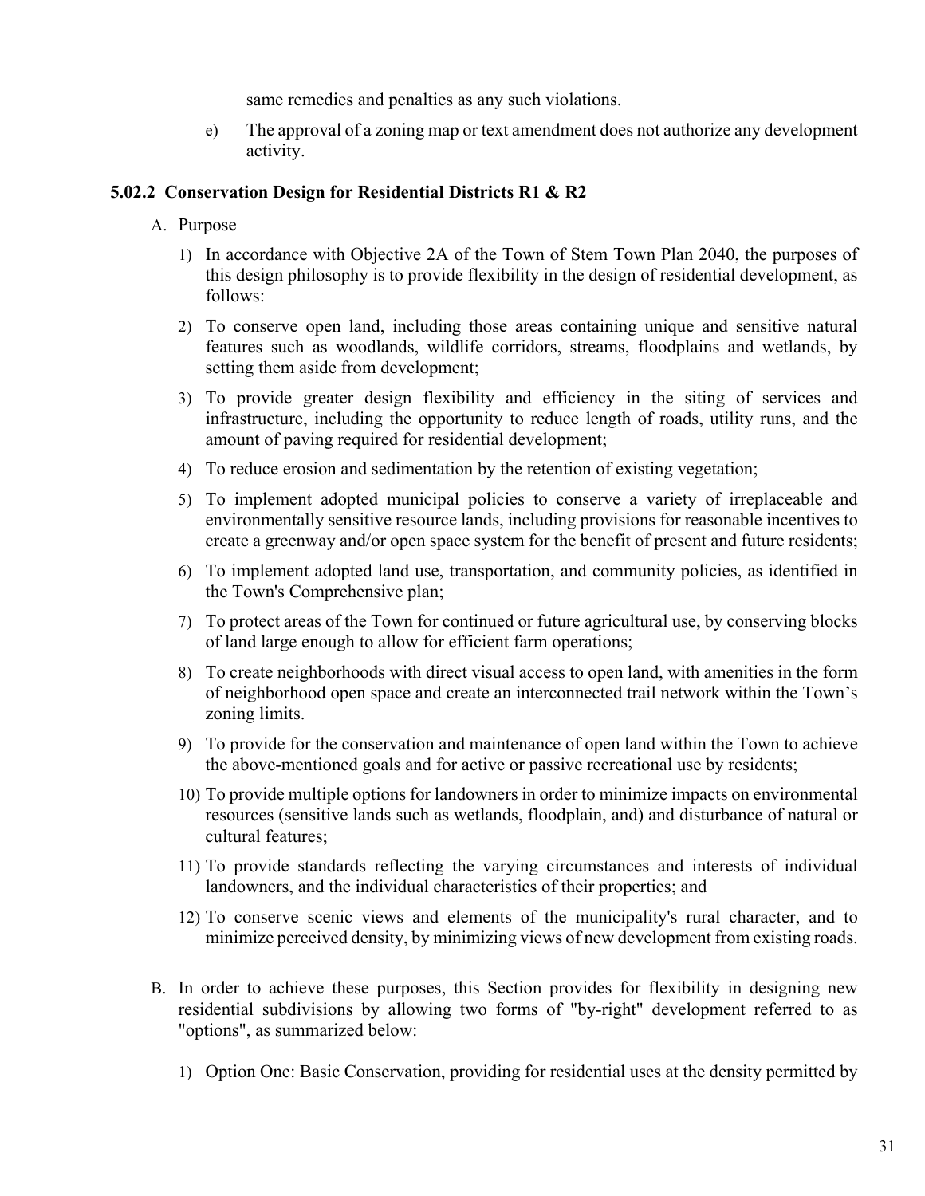same remedies and penalties as any such violations.

e) The approval of a zoning map or text amendment does not authorize any development activity.

### 5.02.2 Conservation Design for Residential Districts R1 & R2

A. Purpose

1) In accordance with Objective 2A of the Town of Stem Town Plan 2040, the purposes of this design philosophy is to provide flexibility in the design of residential development, as follows:

2) To conserve open land, including those areas containing unique and sensitive natural features such as woodlands, wildlife corridors, streams, floodplains and wetlands, by setting them aside from development;

3) To provide greater design flexibility and efficiency in the siting of services and infrastructure, including the opportunity to reduce length of roads, utility runs, and the amount of paving required for residential development;

4) To reduce erosion and sedimentation by the retention of existing vegetation;

5) To implement adopted municipal policies to conserve a variety of irreplaceable and environmentally sensitive resource lands, including provisions for reasonable incentives to create a greenway and/or open space system for the benefit of present and future residents;

6) To implement adopted land use, transportation, and community policies, as identified in the Town's Comprehensive plan;

7) To protect areas of the Town for continued or future agricultural use, by conserving blocks of land large enough to allow for efficient farm operations;

8) To create neighborhoods with direct visual access to open land, with amenities in the form of neighborhood open space and create an interconnected trail network within the Town's zoning limits.

9) To provide for the conservation and maintenance of open land within the Town to achieve the above-mentioned goals and for active or passive recreational use by residents;

10) To provide multiple options for landowners in order to minimize impacts on environmental resources (sensitive lands such as wetlands, floodplain, and) and disturbance of natural or cultural features;

11) To provide standards reflecting the varying circumstances and interests of individual landowners, and the individual characteristics of their properties; and

12) To conserve scenic views and elements of the municipality's rural character, and to minimize perceived density, by minimizing views of new development from existing roads.

B. In order to achieve these purposes, this Section provides for flexibility in designing new residential subdivisions by allowing two forms of "by-right" development referred to as "options", as summarized below:

1) Option One: Basic Conservation, providing for residential uses at the density permitted by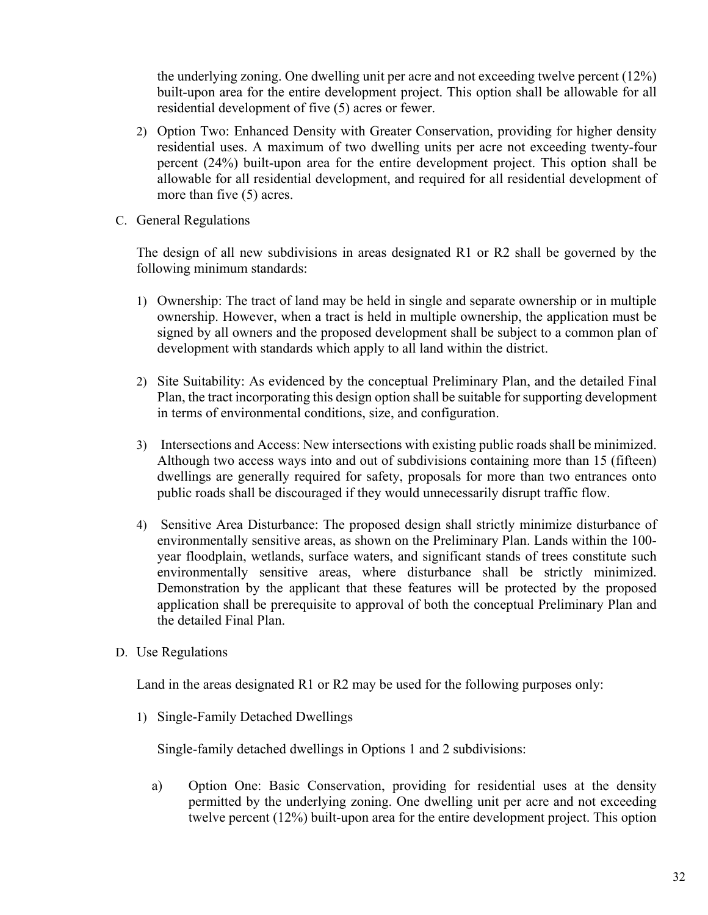the underlying zoning. One dwelling unit per acre and not exceeding twelve percent (12%) built-upon area for the entire development project. This option shall be allowable for all residential development of five (5) acres or fewer.

2) Option Two: Enhanced Density with Greater Conservation, providing for higher density residential uses. A maximum of two dwelling units per acre not exceeding twenty-four percent (24%) built-upon area for the entire development project. This option shall be allowable for all residential development, and required for all residential development of more than five (5) acres.

C. General Regulations

The design of all new subdivisions in areas designated R1 or R2 shall be governed by the following minimum standards:

1) Ownership: The tract of land may be held in single and separate ownership or in multiple ownership. However, when a tract is held in multiple ownership, the application must be signed by all owners and the proposed development shall be subject to a common plan of development with standards which apply to all land within the district.

2) Site Suitability: As evidenced by the conceptual Preliminary Plan, and the detailed Final Plan, the tract incorporating this design option shall be suitable for supporting development in terms of environmental conditions, size, and configuration.

3) Intersections and Access: New intersections with existing public roads shall be minimized. Although two access ways into and out of subdivisions containing more than 15 (fifteen) dwellings are generally required for safety, proposals for more than two entrances onto public roads shall be discouraged if they would unnecessarily disrupt traffic flow.

4) Sensitive Area Disturbance: The proposed design shall strictly minimize disturbance of environmentally sensitive areas, as shown on the Preliminary Plan. Lands within the 100-year floodplain, wetlands, surface waters, and significant stands of trees constitute such environmentally sensitive areas, where disturbance shall be strictly minimized. Demonstration by the applicant that these features will be protected by the proposed application shall be prerequisite to approval of both the conceptual Preliminary Plan and the detailed Final Plan.

D. Use Regulations

Land in the areas designated R1 or R2 may be used for the following purposes only:

1) Single-Family Detached Dwellings

Single-family detached dwellings in Options 1 and 2 subdivisions:

a) Option One: Basic Conservation, providing for residential uses at the density permitted by the underlying zoning. One dwelling unit per acre and not exceeding twelve percent (12%) built-upon area for the entire development project. This option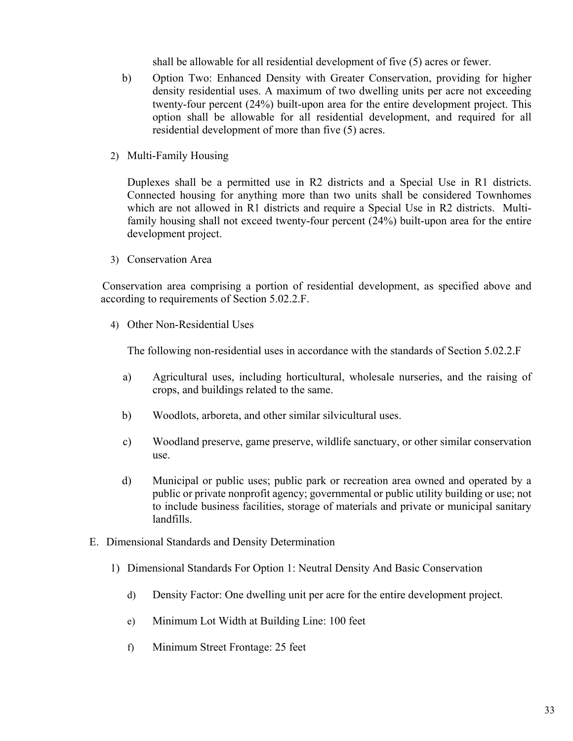shall be allowable for all residential development of five (5) acres or fewer.

b) Option Two: Enhanced Density with Greater Conservation, providing for higher density residential uses. A maximum of two dwelling units per acre not exceeding twenty-four percent (24%) built-upon area for the entire development project. This option shall be allowable for all residential development, and required for all residential development of more than five (5) acres.

2) Multi-Family Housing

Duplexes shall be a permitted use in R2 districts and a Special Use in R1 districts. Connected housing for anything more than two units shall be considered Townhomes which are not allowed in R1 districts and require a Special Use in R2 districts. Multi-family housing shall not exceed twenty-four percent (24%) built-upon area for the entire development project.

3) Conservation Area

Conservation area comprising a portion of residential development, as specified above and according to requirements of Section 5.02.2.F.

4) Other Non-Residential Uses

The following non-residential uses in accordance with the standards of Section 5.02.2.F

a) Agricultural uses, including horticultural, wholesale nurseries, and the raising of crops, and buildings related to the same.

b) Woodlots, arboreta, and other similar silvicultural uses.

c) Woodland preserve, game preserve, wildlife sanctuary, or other similar conservation use.

d) Municipal or public uses; public park or recreation area owned and operated by a public or private nonprofit agency; governmental or public utility building or use; not to include business facilities, storage of materials and private or municipal sanitary landfills.

E. Dimensional Standards and Density Determination

1) Dimensional Standards For Option 1: Neutral Density And Basic Conservation

d) Density Factor: One dwelling unit per acre for the entire development project.

e) Minimum Lot Width at Building Line: 100 feet

f) Minimum Street Frontage: 25 feet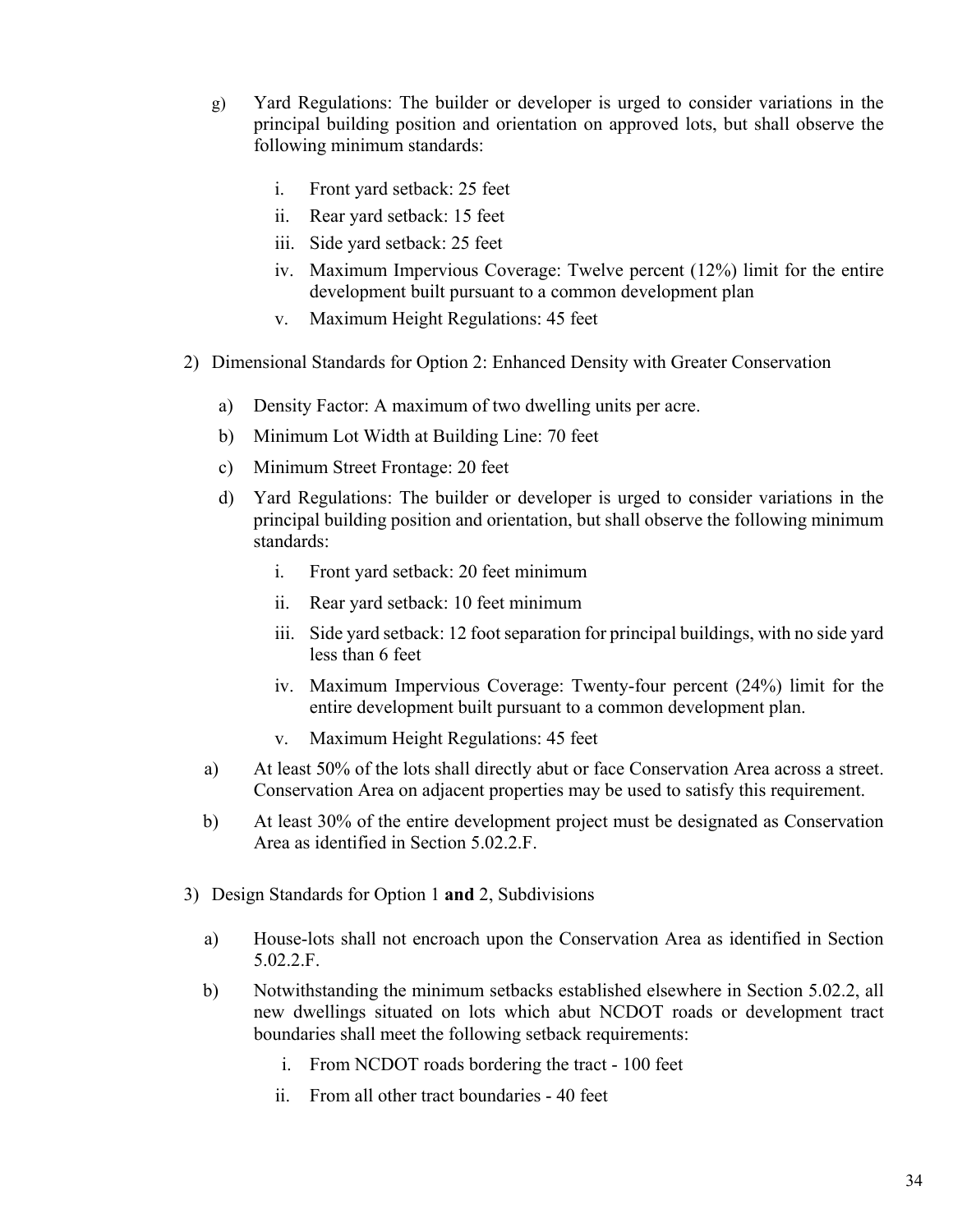g) Yard Regulations: The builder or developer is urged to consider variations in the principal building position and orientation on approved lots, but shall observe the following minimum standards:

    i. Front yard setback: 25 feet
    ii. Rear yard setback: 15 feet
    iii. Side yard setback: 25 feet
    iv. Maximum Impervious Coverage: Twelve percent (12%) limit for the entire development built pursuant to a common development plan
    v. Maximum Height Regulations: 45 feet

2) Dimensional Standards for Option 2: Enhanced Density with Greater Conservation

    a) Density Factor: A maximum of two dwelling units per acre.
    b) Minimum Lot Width at Building Line: 70 feet
    c) Minimum Street Frontage: 20 feet
    d) Yard Regulations: The builder or developer is urged to consider variations in the principal building position and orientation, but shall observe the following minimum standards:
        i. Front yard setback: 20 feet minimum
        ii. Rear yard setback: 10 feet minimum
        iii. Side yard setback: 12 foot separation for principal buildings, with no side yard less than 6 feet
        iv. Maximum Impervious Coverage: Twenty-four percent (24%) limit for the entire development built pursuant to a common development plan.
        v. Maximum Height Regulations: 45 feet

    a) At least 50% of the lots shall directly abut or face Conservation Area across a street. Conservation Area on adjacent properties may be used to satisfy this requirement.
    b) At least 30% of the entire development project must be designated as Conservation Area as identified in Section 5.02.2.F.

3) Design Standards for Option 1 **and** 2, Subdivisions

    a) House-lots shall not encroach upon the Conservation Area as identified in Section 5.02.2.F.
    b) Notwithstanding the minimum setbacks established elsewhere in Section 5.02.2, all new dwellings situated on lots which abut NCDOT roads or development tract boundaries shall meet the following setback requirements:
        i. From NCDOT roads bordering the tract - 100 feet
        ii. From all other tract boundaries - 40 feet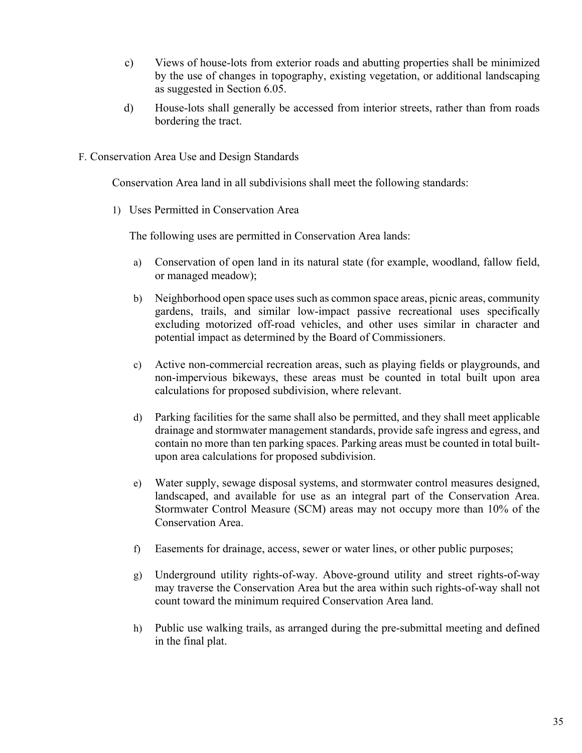c) Views of house-lots from exterior roads and abutting properties shall be minimized by the use of changes in topography, existing vegetation, or additional landscaping as suggested in Section 6.05.

d) House-lots shall generally be accessed from interior streets, rather than from roads bordering the tract.

F. Conservation Area Use and Design Standards

Conservation Area land in all subdivisions shall meet the following standards:

1) Uses Permitted in Conservation Area

The following uses are permitted in Conservation Area lands:

a) Conservation of open land in its natural state (for example, woodland, fallow field, or managed meadow);

b) Neighborhood open space uses such as common space areas, picnic areas, community gardens, trails, and similar low-impact passive recreational uses specifically excluding motorized off-road vehicles, and other uses similar in character and potential impact as determined by the Board of Commissioners.

c) Active non-commercial recreation areas, such as playing fields or playgrounds, and non-impervious bikeways, these areas must be counted in total built upon area calculations for proposed subdivision, where relevant.

d) Parking facilities for the same shall also be permitted, and they shall meet applicable drainage and stormwater management standards, provide safe ingress and egress, and contain no more than ten parking spaces. Parking areas must be counted in total built-upon area calculations for proposed subdivision.

e) Water supply, sewage disposal systems, and stormwater control measures designed, landscaped, and available for use as an integral part of the Conservation Area. Stormwater Control Measure (SCM) areas may not occupy more than 10% of the Conservation Area.

f) Easements for drainage, access, sewer or water lines, or other public purposes;

g) Underground utility rights-of-way. Above-ground utility and street rights-of-way may traverse the Conservation Area but the area within such rights-of-way shall not count toward the minimum required Conservation Area land.

h) Public use walking trails, as arranged during the pre-submittal meeting and defined in the final plat.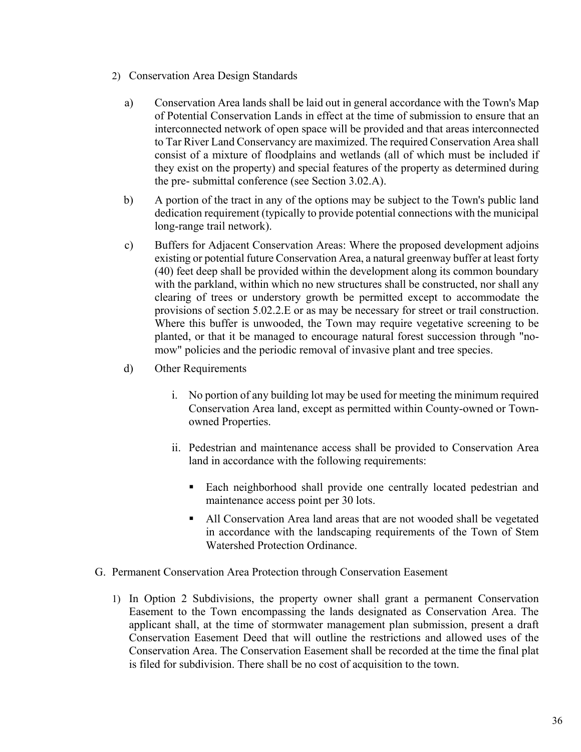2) Conservation Area Design Standards

a) Conservation Area lands shall be laid out in general accordance with the Town's Map of Potential Conservation Lands in effect at the time of submission to ensure that an interconnected network of open space will be provided and that areas interconnected to Tar River Land Conservancy are maximized. The required Conservation Area shall consist of a mixture of floodplains and wetlands (all of which must be included if they exist on the property) and special features of the property as determined during the pre- submittal conference (see Section 3.02.A).

b) A portion of the tract in any of the options may be subject to the Town's public land dedication requirement (typically to provide potential connections with the municipal long-range trail network).

c) Buffers for Adjacent Conservation Areas: Where the proposed development adjoins existing or potential future Conservation Area, a natural greenway buffer at least forty (40) feet deep shall be provided within the development along its common boundary with the parkland, within which no new structures shall be constructed, nor shall any clearing of trees or understory growth be permitted except to accommodate the provisions of section 5.02.2.E or as may be necessary for street or trail construction. Where this buffer is unwooded, the Town may require vegetative screening to be planted, or that it be managed to encourage natural forest succession through "no-mow" policies and the periodic removal of invasive plant and tree species.

d) Other Requirements

i. No portion of any building lot may be used for meeting the minimum required Conservation Area land, except as permitted within County-owned or Town-owned Properties.

ii. Pedestrian and maintenance access shall be provided to Conservation Area land in accordance with the following requirements:

- Each neighborhood shall provide one centrally located pedestrian and maintenance access point per 30 lots.
- All Conservation Area land areas that are not wooded shall be vegetated in accordance with the landscaping requirements of the Town of Stem Watershed Protection Ordinance.

G. Permanent Conservation Area Protection through Conservation Easement

1) In Option 2 Subdivisions, the property owner shall grant a permanent Conservation Easement to the Town encompassing the lands designated as Conservation Area. The applicant shall, at the time of stormwater management plan submission, present a draft Conservation Easement Deed that will outline the restrictions and allowed uses of the Conservation Area. The Conservation Easement shall be recorded at the time the final plat is filed for subdivision. There shall be no cost of acquisition to the town.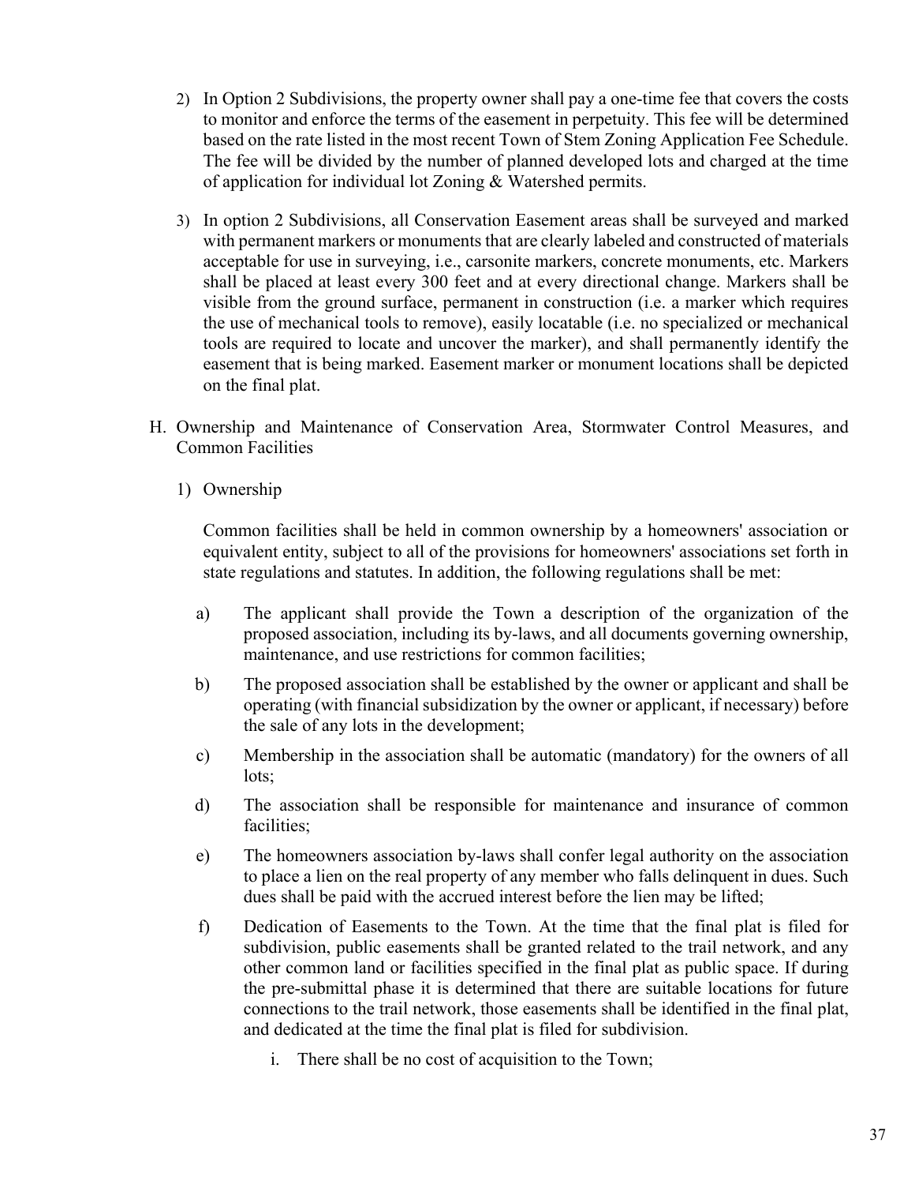2) In Option 2 Subdivisions, the property owner shall pay a one-time fee that covers the costs to monitor and enforce the terms of the easement in perpetuity. This fee will be determined based on the rate listed in the most recent Town of Stem Zoning Application Fee Schedule. The fee will be divided by the number of planned developed lots and charged at the time of application for individual lot Zoning & Watershed permits.

3) In option 2 Subdivisions, all Conservation Easement areas shall be surveyed and marked with permanent markers or monuments that are clearly labeled and constructed of materials acceptable for use in surveying, i.e., carsonite markers, concrete monuments, etc. Markers shall be placed at least every 300 feet and at every directional change. Markers shall be visible from the ground surface, permanent in construction (i.e. a marker which requires the use of mechanical tools to remove), easily locatable (i.e. no specialized or mechanical tools are required to locate and uncover the marker), and shall permanently identify the easement that is being marked. Easement marker or monument locations shall be depicted on the final plat.

H. Ownership and Maintenance of Conservation Area, Stormwater Control Measures, and Common Facilities

1) Ownership

Common facilities shall be held in common ownership by a homeowners' association or equivalent entity, subject to all of the provisions for homeowners' associations set forth in state regulations and statutes. In addition, the following regulations shall be met:

a) The applicant shall provide the Town a description of the organization of the proposed association, including its by-laws, and all documents governing ownership, maintenance, and use restrictions for common facilities;

b) The proposed association shall be established by the owner or applicant and shall be operating (with financial subsidization by the owner or applicant, if necessary) before the sale of any lots in the development;

c) Membership in the association shall be automatic (mandatory) for the owners of all lots;

d) The association shall be responsible for maintenance and insurance of common facilities;

e) The homeowners association by-laws shall confer legal authority on the association to place a lien on the real property of any member who falls delinquent in dues. Such dues shall be paid with the accrued interest before the lien may be lifted;

f) Dedication of Easements to the Town. At the time that the final plat is filed for subdivision, public easements shall be granted related to the trail network, and any other common land or facilities specified in the final plat as public space. If during the pre-submittal phase it is determined that there are suitable locations for future connections to the trail network, those easements shall be identified in the final plat, and dedicated at the time the final plat is filed for subdivision.

   i. There shall be no cost of acquisition to the Town;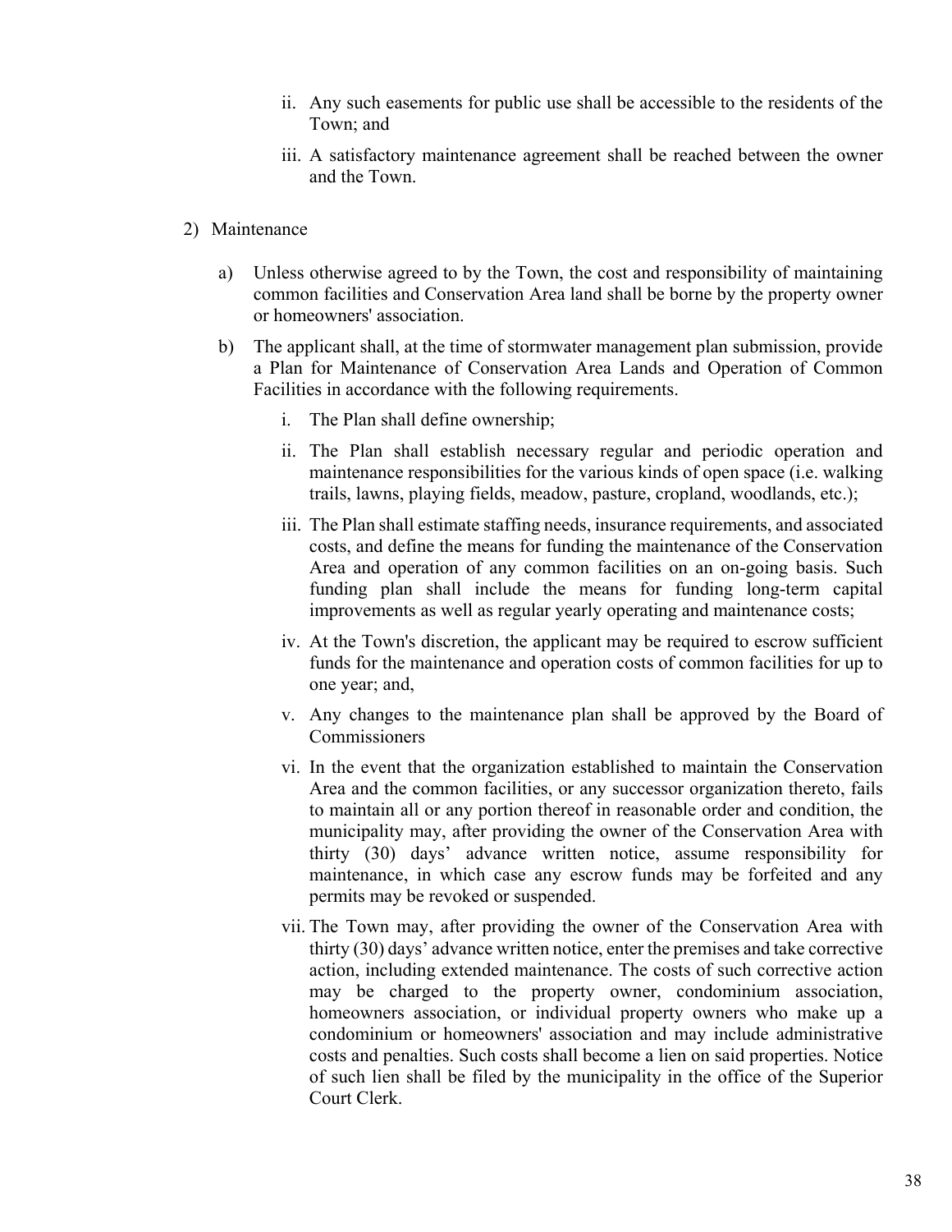ii. Any such easements for public use shall be accessible to the residents of the Town; and

   iii. A satisfactory maintenance agreement shall be reached between the owner and the Town.

2) Maintenance

   a) Unless otherwise agreed to by the Town, the cost and responsibility of maintaining common facilities and Conservation Area land shall be borne by the property owner or homeowners' association.

   b) The applicant shall, at the time of stormwater management plan submission, provide a Plan for Maintenance of Conservation Area Lands and Operation of Common Facilities in accordance with the following requirements.

      i. The Plan shall define ownership;

      ii. The Plan shall establish necessary regular and periodic operation and maintenance responsibilities for the various kinds of open space (i.e. walking trails, lawns, playing fields, meadow, pasture, cropland, woodlands, etc.);

      iii. The Plan shall estimate staffing needs, insurance requirements, and associated costs, and define the means for funding the maintenance of the Conservation Area and operation of any common facilities on an on-going basis. Such funding plan shall include the means for funding long-term capital improvements as well as regular yearly operating and maintenance costs;

      iv. At the Town's discretion, the applicant may be required to escrow sufficient funds for the maintenance and operation costs of common facilities for up to one year; and,

      v. Any changes to the maintenance plan shall be approved by the Board of Commissioners

      vi. In the event that the organization established to maintain the Conservation Area and the common facilities, or any successor organization thereto, fails to maintain all or any portion thereof in reasonable order and condition, the municipality may, after providing the owner of the Conservation Area with thirty (30) days' advance written notice, assume responsibility for maintenance, in which case any escrow funds may be forfeited and any permits may be revoked or suspended.

      vii. The Town may, after providing the owner of the Conservation Area with thirty (30) days' advance written notice, enter the premises and take corrective action, including extended maintenance. The costs of such corrective action may be charged to the property owner, condominium association, homeowners association, or individual property owners who make up a condominium or homeowners' association and may include administrative costs and penalties. Such costs shall become a lien on said properties. Notice of such lien shall be filed by the municipality in the office of the Superior Court Clerk.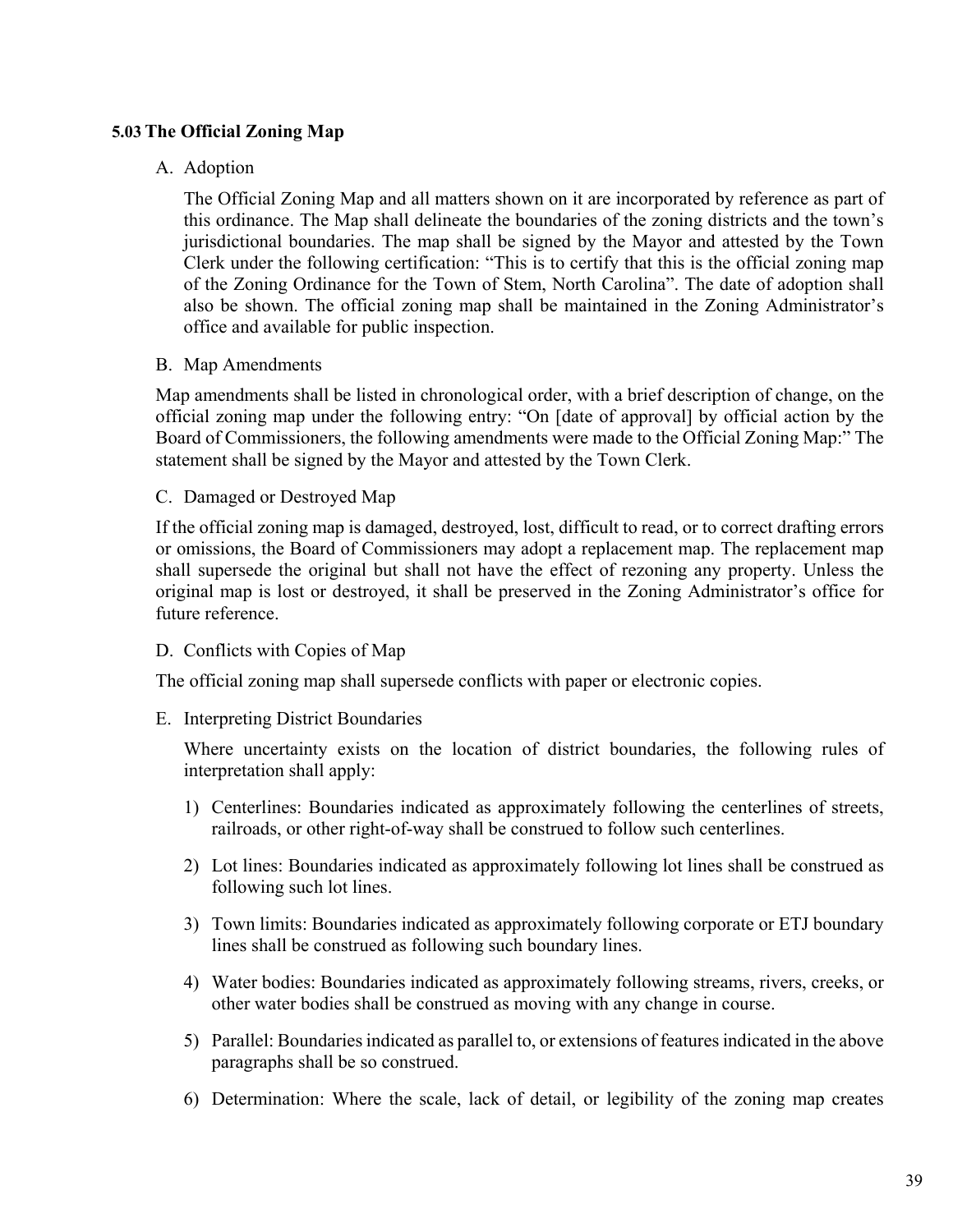### 5.03 The Official Zoning Map

A. Adoption

The Official Zoning Map and all matters shown on it are incorporated by reference as part of this ordinance. The Map shall delineate the boundaries of the zoning districts and the town's jurisdictional boundaries. The map shall be signed by the Mayor and attested by the Town Clerk under the following certification: "This is to certify that this is the official zoning map of the Zoning Ordinance for the Town of Stem, North Carolina". The date of adoption shall also be shown. The official zoning map shall be maintained in the Zoning Administrator's office and available for public inspection.

B. Map Amendments

Map amendments shall be listed in chronological order, with a brief description of change, on the official zoning map under the following entry: "On [date of approval] by official action by the Board of Commissioners, the following amendments were made to the Official Zoning Map:" The statement shall be signed by the Mayor and attested by the Town Clerk.

C. Damaged or Destroyed Map

If the official zoning map is damaged, destroyed, lost, difficult to read, or to correct drafting errors or omissions, the Board of Commissioners may adopt a replacement map. The replacement map shall supersede the original but shall not have the effect of rezoning any property. Unless the original map is lost or destroyed, it shall be preserved in the Zoning Administrator's office for future reference.

D. Conflicts with Copies of Map

The official zoning map shall supersede conflicts with paper or electronic copies.

E. Interpreting District Boundaries

Where uncertainty exists on the location of district boundaries, the following rules of interpretation shall apply:

1) Centerlines: Boundaries indicated as approximately following the centerlines of streets, railroads, or other right-of-way shall be construed to follow such centerlines.

2) Lot lines: Boundaries indicated as approximately following lot lines shall be construed as following such lot lines.

3) Town limits: Boundaries indicated as approximately following corporate or ETJ boundary lines shall be construed as following such boundary lines.

4) Water bodies: Boundaries indicated as approximately following streams, rivers, creeks, or other water bodies shall be construed as moving with any change in course.

5) Parallel: Boundaries indicated as parallel to, or extensions of features indicated in the above paragraphs shall be so construed.

6) Determination: Where the scale, lack of detail, or legibility of the zoning map creates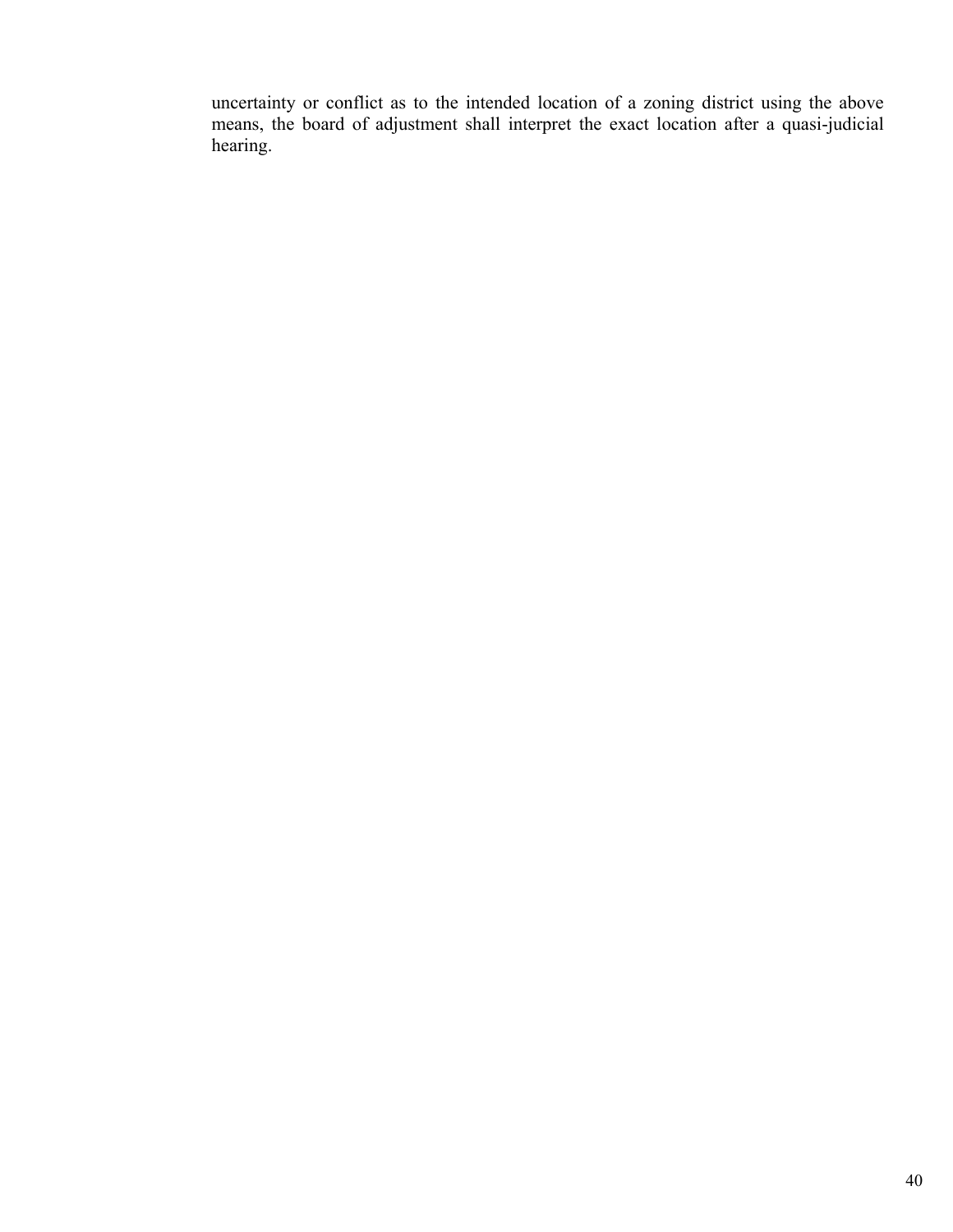uncertainty or conflict as to the intended location of a zoning district using the above means, the board of adjustment shall interpret the exact location after a quasi-judicial hearing.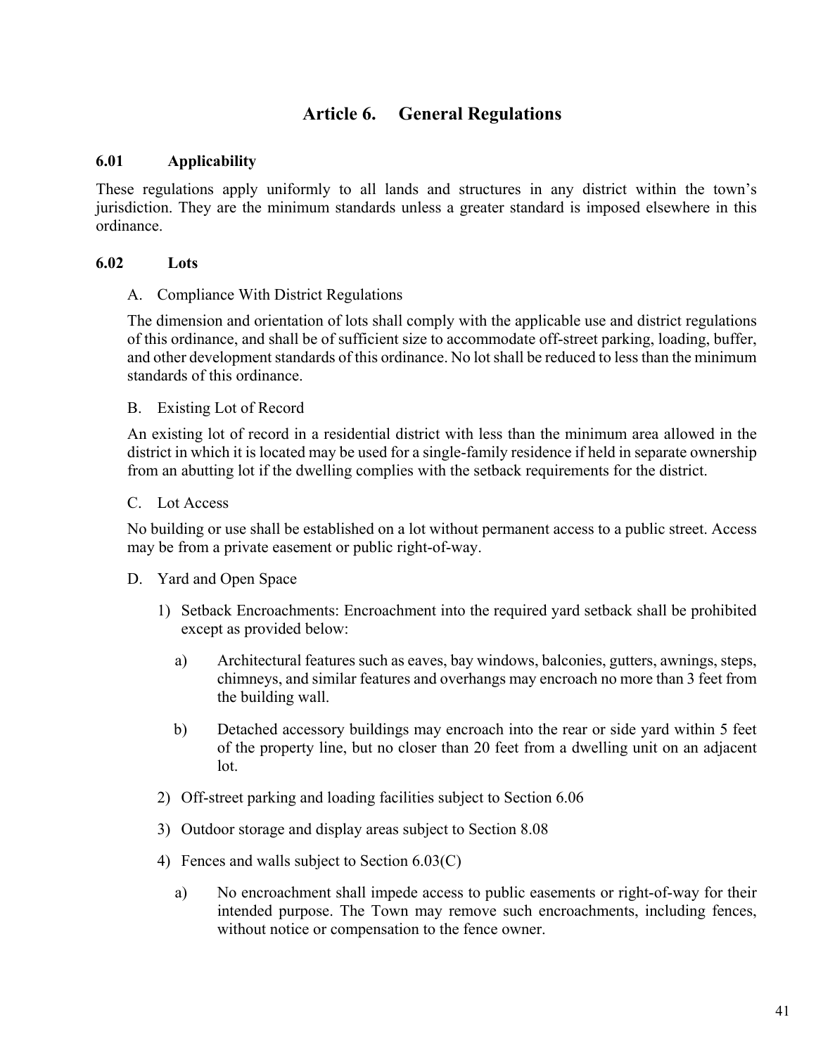# Article 6. General Regulations

## 6.01 Applicability

These regulations apply uniformly to all lands and structures in any district within the town's jurisdiction. They are the minimum standards unless a greater standard is imposed elsewhere in this ordinance.

## 6.02 Lots

A. Compliance With District Regulations

The dimension and orientation of lots shall comply with the applicable use and district regulations of this ordinance, and shall be of sufficient size to accommodate off-street parking, loading, buffer, and other development standards of this ordinance. No lot shall be reduced to less than the minimum standards of this ordinance.

B. Existing Lot of Record

An existing lot of record in a residential district with less than the minimum area allowed in the district in which it is located may be used for a single-family residence if held in separate ownership from an abutting lot if the dwelling complies with the setback requirements for the district.

C. Lot Access

No building or use shall be established on a lot without permanent access to a public street. Access may be from a private easement or public right-of-way.

D. Yard and Open Space

1) Setback Encroachments: Encroachment into the required yard setback shall be prohibited except as provided below:

   a) Architectural features such as eaves, bay windows, balconies, gutters, awnings, steps, chimneys, and similar features and overhangs may encroach no more than 3 feet from the building wall.

   b) Detached accessory buildings may encroach into the rear or side yard within 5 feet of the property line, but no closer than 20 feet from a dwelling unit on an adjacent lot.

2) Off-street parking and loading facilities subject to Section 6.06

3) Outdoor storage and display areas subject to Section 8.08

4) Fences and walls subject to Section 6.03(C)

   a) No encroachment shall impede access to public easements or right-of-way for their intended purpose. The Town may remove such encroachments, including fences, without notice or compensation to the fence owner.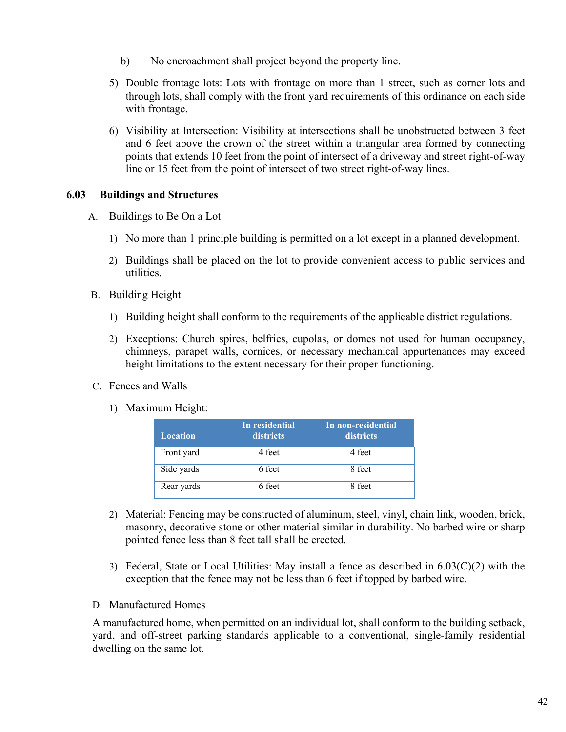b) No encroachment shall project beyond the property line.

5) Double frontage lots: Lots with frontage on more than 1 street, such as corner lots and through lots, shall comply with the front yard requirements of this ordinance on each side with frontage.

6) Visibility at Intersection: Visibility at intersections shall be unobstructed between 3 feet and 6 feet above the crown of the street within a triangular area formed by connecting points that extends 10 feet from the point of intersect of a driveway and street right-of-way line or 15 feet from the point of intersect of two street right-of-way lines.

### 6.03 Buildings and Structures

A. Buildings to Be On a Lot

1) No more than 1 principle building is permitted on a lot except in a planned development.

2) Buildings shall be placed on the lot to provide convenient access to public services and utilities.

B. Building Height

1) Building height shall conform to the requirements of the applicable district regulations.

2) Exceptions: Church spires, belfries, cupolas, or domes not used for human occupancy, chimneys, parapet walls, cornices, or necessary mechanical appurtenances may exceed height limitations to the extent necessary for their proper functioning.

C. Fences and Walls

1) Maximum Height:

| Location | In residential districts | In non-residential districts |
|---|---|---|
| Front yard | 4 feet | 4 feet |
| Side yards | 6 feet | 8 feet |
| Rear yards | 6 feet | 8 feet |

2) Material: Fencing may be constructed of aluminum, steel, vinyl, chain link, wooden, brick, masonry, decorative stone or other material similar in durability. No barbed wire or sharp pointed fence less than 8 feet tall shall be erected.

3) Federal, State or Local Utilities: May install a fence as described in 6.03(C)(2) with the exception that the fence may not be less than 6 feet if topped by barbed wire.

D. Manufactured Homes

A manufactured home, when permitted on an individual lot, shall conform to the building setback, yard, and off-street parking standards applicable to a conventional, single-family residential dwelling on the same lot.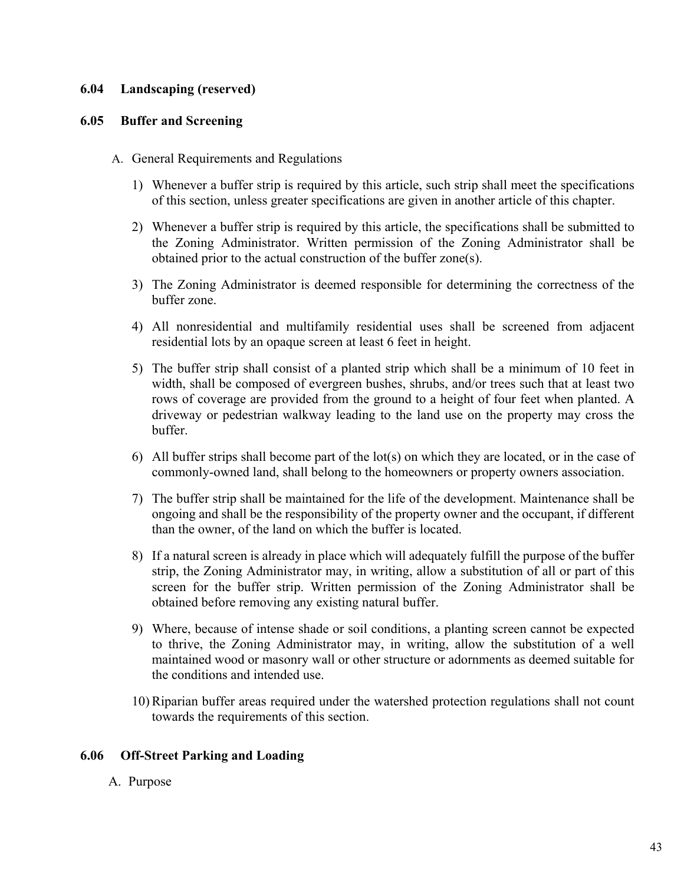### 6.04 Landscaping (reserved)

### 6.05 Buffer and Screening

A. General Requirements and Regulations

1) Whenever a buffer strip is required by this article, such strip shall meet the specifications of this section, unless greater specifications are given in another article of this chapter.

2) Whenever a buffer strip is required by this article, the specifications shall be submitted to the Zoning Administrator. Written permission of the Zoning Administrator shall be obtained prior to the actual construction of the buffer zone(s).

3) The Zoning Administrator is deemed responsible for determining the correctness of the buffer zone.

4) All nonresidential and multifamily residential uses shall be screened from adjacent residential lots by an opaque screen at least 6 feet in height.

5) The buffer strip shall consist of a planted strip which shall be a minimum of 10 feet in width, shall be composed of evergreen bushes, shrubs, and/or trees such that at least two rows of coverage are provided from the ground to a height of four feet when planted. A driveway or pedestrian walkway leading to the land use on the property may cross the buffer.

6) All buffer strips shall become part of the lot(s) on which they are located, or in the case of commonly-owned land, shall belong to the homeowners or property owners association.

7) The buffer strip shall be maintained for the life of the development. Maintenance shall be ongoing and shall be the responsibility of the property owner and the occupant, if different than the owner, of the land on which the buffer is located.

8) If a natural screen is already in place which will adequately fulfill the purpose of the buffer strip, the Zoning Administrator may, in writing, allow a substitution of all or part of this screen for the buffer strip. Written permission of the Zoning Administrator shall be obtained before removing any existing natural buffer.

9) Where, because of intense shade or soil conditions, a planting screen cannot be expected to thrive, the Zoning Administrator may, in writing, allow the substitution of a well maintained wood or masonry wall or other structure or adornments as deemed suitable for the conditions and intended use.

10) Riparian buffer areas required under the watershed protection regulations shall not count towards the requirements of this section.

### 6.06 Off-Street Parking and Loading

A. Purpose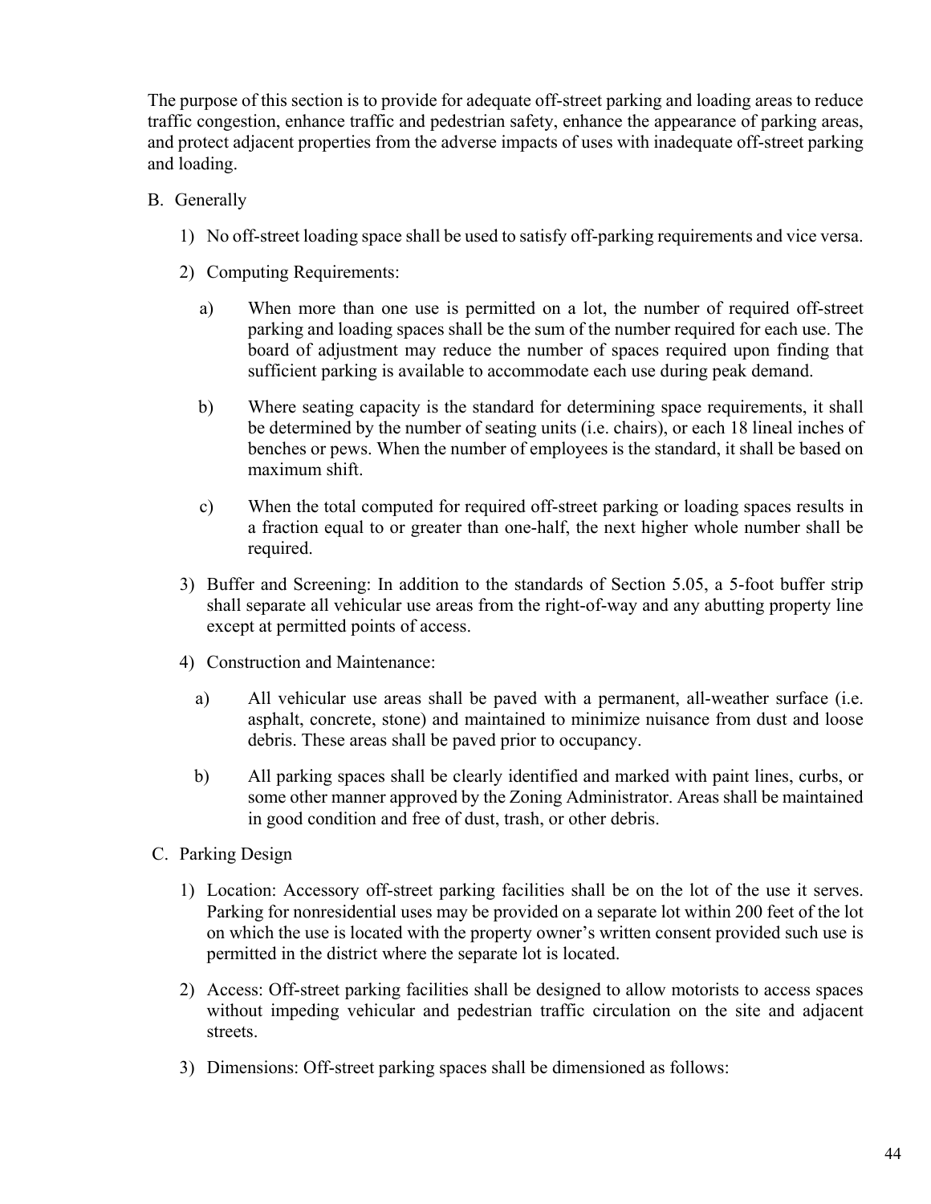The purpose of this section is to provide for adequate off-street parking and loading areas to reduce traffic congestion, enhance traffic and pedestrian safety, enhance the appearance of parking areas, and protect adjacent properties from the adverse impacts of uses with inadequate off-street parking and loading.

B. Generally

1) No off-street loading space shall be used to satisfy off-parking requirements and vice versa.

2) Computing Requirements:

   a) When more than one use is permitted on a lot, the number of required off-street parking and loading spaces shall be the sum of the number required for each use. The board of adjustment may reduce the number of spaces required upon finding that sufficient parking is available to accommodate each use during peak demand.

   b) Where seating capacity is the standard for determining space requirements, it shall be determined by the number of seating units (i.e. chairs), or each 18 lineal inches of benches or pews. When the number of employees is the standard, it shall be based on maximum shift.

   c) When the total computed for required off-street parking or loading spaces results in a fraction equal to or greater than one-half, the next higher whole number shall be required.

3) Buffer and Screening: In addition to the standards of Section 5.05, a 5-foot buffer strip shall separate all vehicular use areas from the right-of-way and any abutting property line except at permitted points of access.

4) Construction and Maintenance:

   a) All vehicular use areas shall be paved with a permanent, all-weather surface (i.e. asphalt, concrete, stone) and maintained to minimize nuisance from dust and loose debris. These areas shall be paved prior to occupancy.

   b) All parking spaces shall be clearly identified and marked with paint lines, curbs, or some other manner approved by the Zoning Administrator. Areas shall be maintained in good condition and free of dust, trash, or other debris.

C. Parking Design

1) Location: Accessory off-street parking facilities shall be on the lot of the use it serves. Parking for nonresidential uses may be provided on a separate lot within 200 feet of the lot on which the use is located with the property owner's written consent provided such use is permitted in the district where the separate lot is located.

2) Access: Off-street parking facilities shall be designed to allow motorists to access spaces without impeding vehicular and pedestrian traffic circulation on the site and adjacent streets.

3) Dimensions: Off-street parking spaces shall be dimensioned as follows: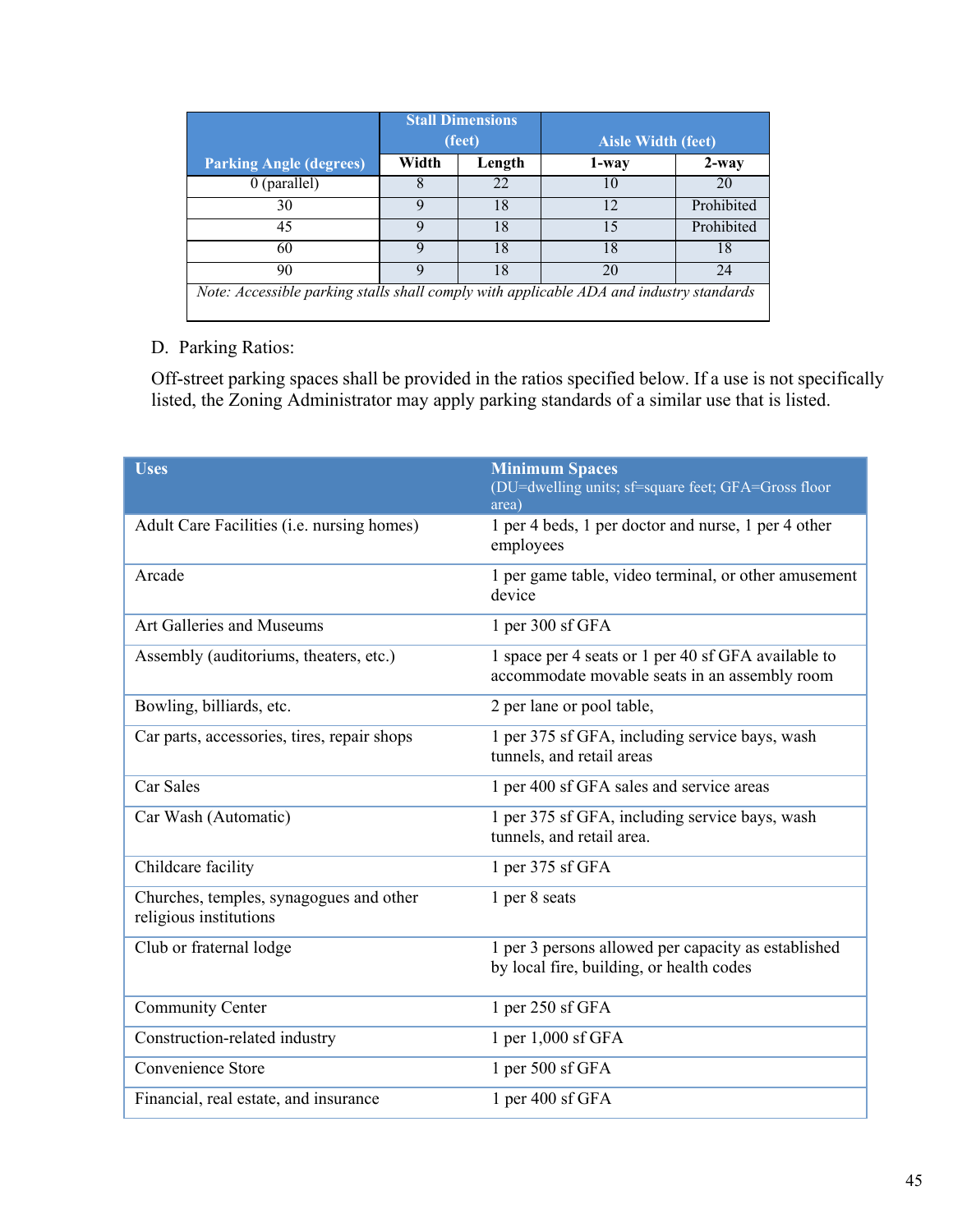| Parking Angle (degrees) | Stall Dimensions (feet) | | Aisle Width (feet) | |
|---|---|---|---|---|
| | Width | Length | 1-way | 2-way |
| 0 (parallel) | 8 | 22 | 10 | 20 |
| 30 | 9 | 18 | 12 | Prohibited |
| 45 | 9 | 18 | 15 | Prohibited |
| 60 | 9 | 18 | 18 | 18 |
| 90 | 9 | 18 | 20 | 24 |
| *Note: Accessible parking stalls shall comply with applicable ADA and industry standards* | | | | |

D. Parking Ratios:

Off-street parking spaces shall be provided in the ratios specified below. If a use is not specifically listed, the Zoning Administrator may apply parking standards of a similar use that is listed.

| Uses | Minimum Spaces (DU=dwelling units; sf=square feet; GFA=Gross floor area) |
|---|---|
| Adult Care Facilities (i.e. nursing homes) | 1 per 4 beds, 1 per doctor and nurse, 1 per 4 other employees |
| Arcade | 1 per game table, video terminal, or other amusement device |
| Art Galleries and Museums | 1 per 300 sf GFA |
| Assembly (auditoriums, theaters, etc.) | 1 space per 4 seats or 1 per 40 sf GFA available to accommodate movable seats in an assembly room |
| Bowling, billiards, etc. | 2 per lane or pool table, |
| Car parts, accessories, tires, repair shops | 1 per 375 sf GFA, including service bays, wash tunnels, and retail areas |
| Car Sales | 1 per 400 sf GFA sales and service areas |
| Car Wash (Automatic) | 1 per 375 sf GFA, including service bays, wash tunnels, and retail area. |
| Childcare facility | 1 per 375 sf GFA |
| Churches, temples, synagogues and other religious institutions | 1 per 8 seats |
| Club or fraternal lodge | 1 per 3 persons allowed per capacity as established by local fire, building, or health codes |
| Community Center | 1 per 250 sf GFA |
| Construction-related industry | 1 per 1,000 sf GFA |
| Convenience Store | 1 per 500 sf GFA |
| Financial, real estate, and insurance | 1 per 400 sf GFA |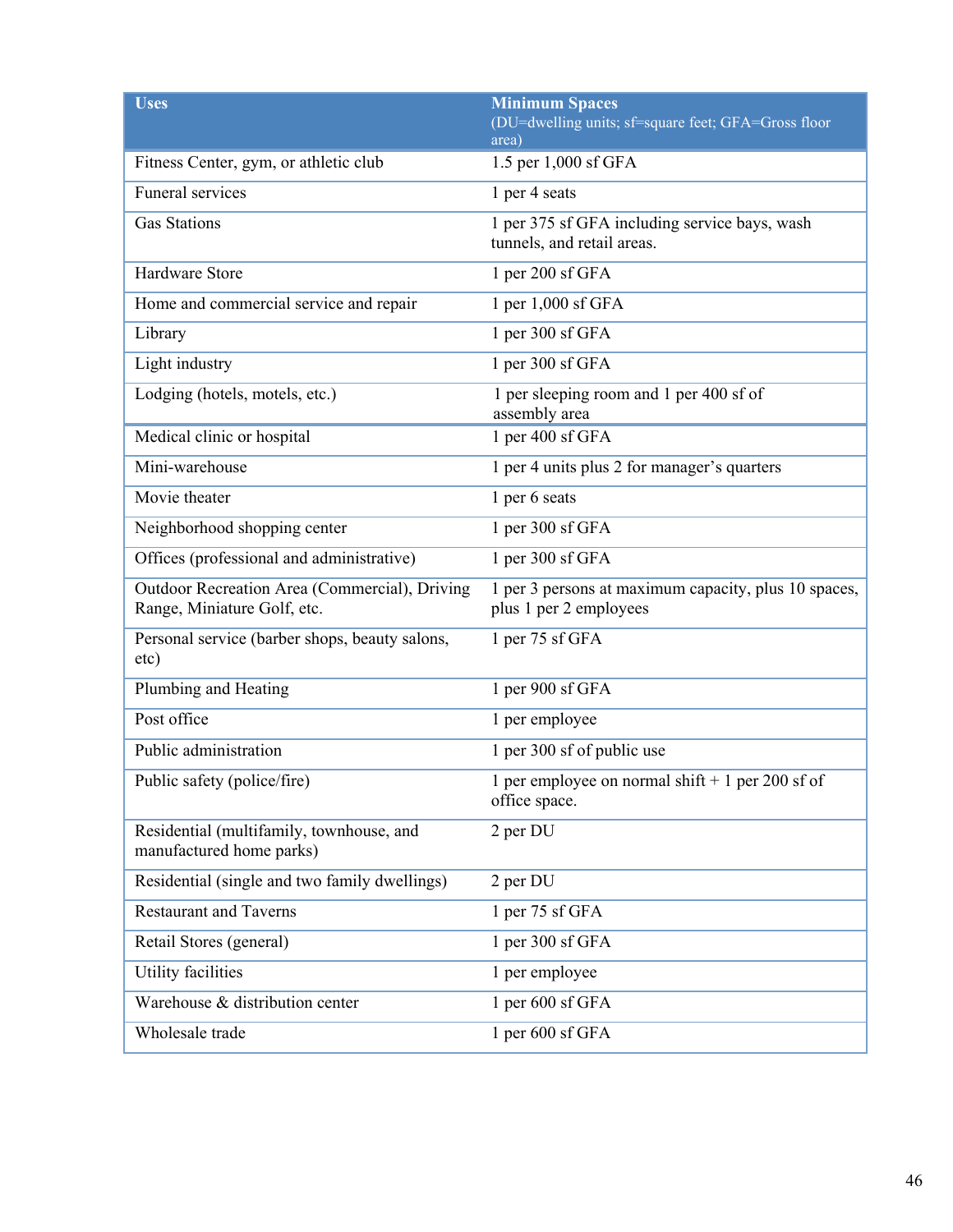| Uses | Minimum Spaces (DU=dwelling units; sf=square feet; GFA=Gross floor area) |
|---|---|
| Fitness Center, gym, or athletic club | 1.5 per 1,000 sf GFA |
| Funeral services | 1 per 4 seats |
| Gas Stations | 1 per 375 sf GFA including service bays, wash tunnels, and retail areas. |
| Hardware Store | 1 per 200 sf GFA |
| Home and commercial service and repair | 1 per 1,000 sf GFA |
| Library | 1 per 300 sf GFA |
| Light industry | 1 per 300 sf GFA |
| Lodging (hotels, motels, etc.) | 1 per sleeping room and 1 per 400 sf of assembly area |
| Medical clinic or hospital | 1 per 400 sf GFA |
| Mini-warehouse | 1 per 4 units plus 2 for manager's quarters |
| Movie theater | 1 per 6 seats |
| Neighborhood shopping center | 1 per 300 sf GFA |
| Offices (professional and administrative) | 1 per 300 sf GFA |
| Outdoor Recreation Area (Commercial), Driving Range, Miniature Golf, etc. | 1 per 3 persons at maximum capacity, plus 10 spaces, plus 1 per 2 employees |
| Personal service (barber shops, beauty salons, etc) | 1 per 75 sf GFA |
| Plumbing and Heating | 1 per 900 sf GFA |
| Post office | 1 per employee |
| Public administration | 1 per 300 sf of public use |
| Public safety (police/fire) | 1 per employee on normal shift + 1 per 200 sf of office space. |
| Residential (multifamily, townhouse, and manufactured home parks) | 2 per DU |
| Residential (single and two family dwellings) | 2 per DU |
| Restaurant and Taverns | 1 per 75 sf GFA |
| Retail Stores (general) | 1 per 300 sf GFA |
| Utility facilities | 1 per employee |
| Warehouse & distribution center | 1 per 600 sf GFA |
| Wholesale trade | 1 per 600 sf GFA |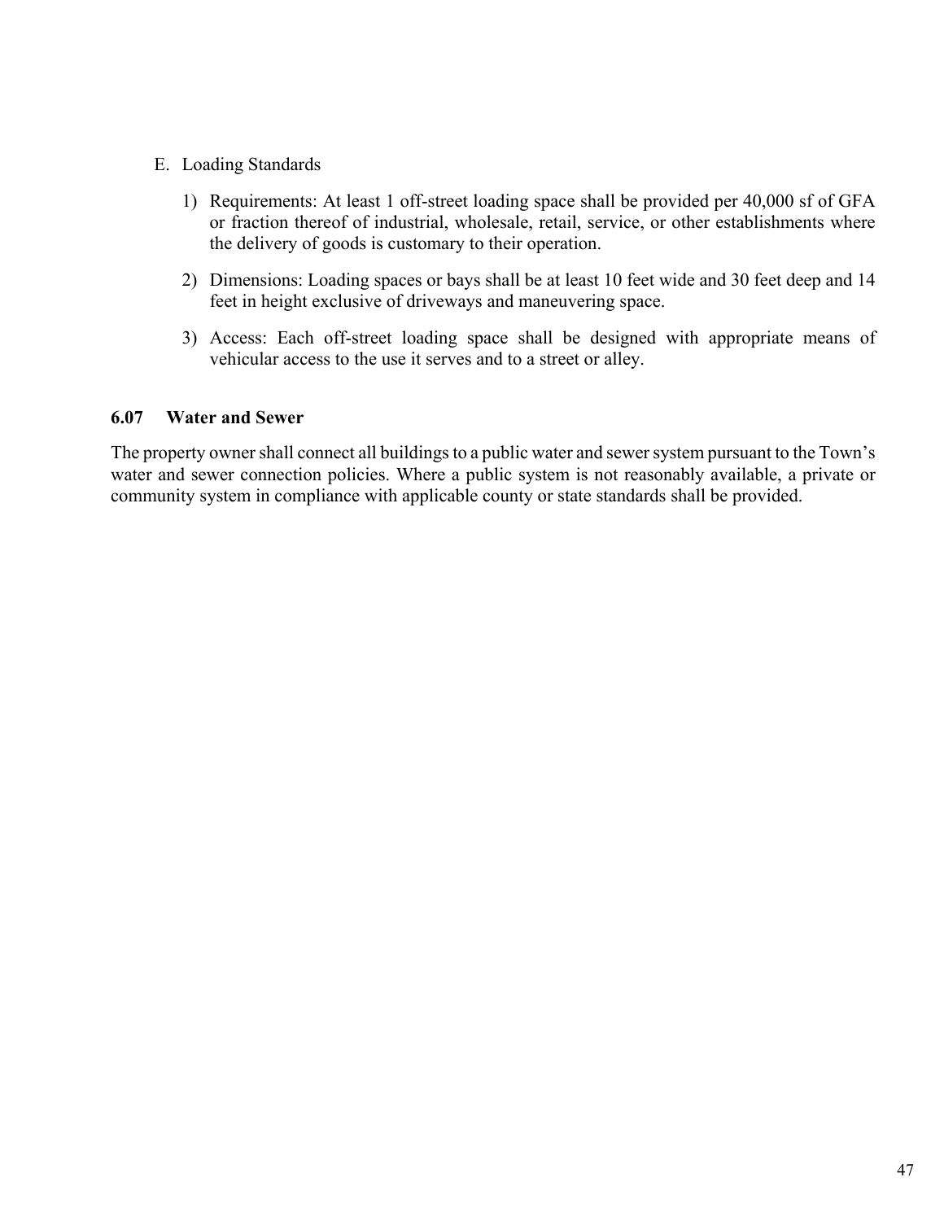E. Loading Standards

1) Requirements: At least 1 off-street loading space shall be provided per 40,000 sf of GFA or fraction thereof of industrial, wholesale, retail, service, or other establishments where the delivery of goods is customary to their operation.

2) Dimensions: Loading spaces or bays shall be at least 10 feet wide and 30 feet deep and 14 feet in height exclusive of driveways and maneuvering space.

3) Access: Each off-street loading space shall be designed with appropriate means of vehicular access to the use it serves and to a street or alley.

### 6.07 Water and Sewer

The property owner shall connect all buildings to a public water and sewer system pursuant to the Town's water and sewer connection policies. Where a public system is not reasonably available, a private or community system in compliance with applicable county or state standards shall be provided.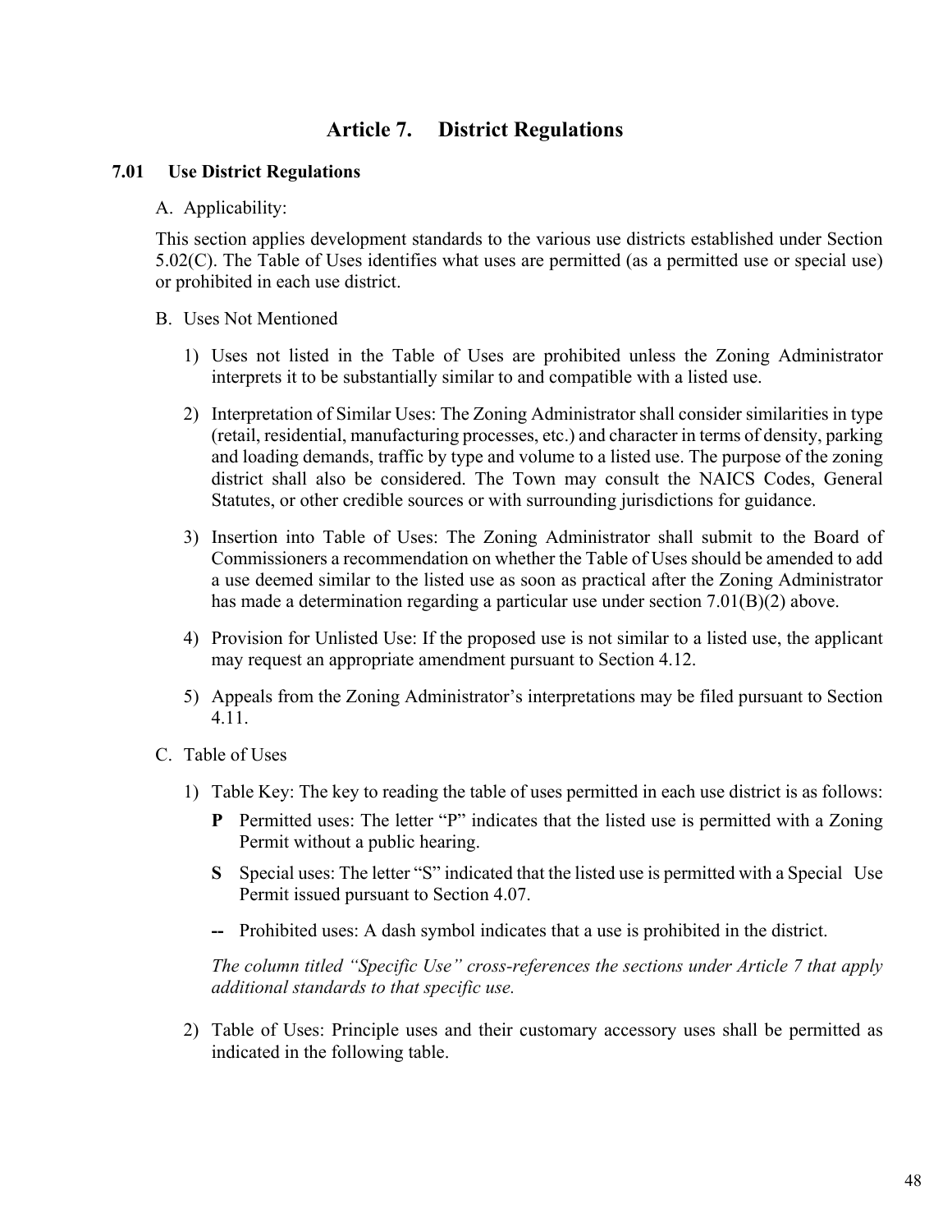# Article 7. District Regulations

## 7.01 Use District Regulations

A. Applicability:

This section applies development standards to the various use districts established under Section 5.02(C). The Table of Uses identifies what uses are permitted (as a permitted use or special use) or prohibited in each use district.

B. Uses Not Mentioned

1) Uses not listed in the Table of Uses are prohibited unless the Zoning Administrator interprets it to be substantially similar to and compatible with a listed use.

2) Interpretation of Similar Uses: The Zoning Administrator shall consider similarities in type (retail, residential, manufacturing processes, etc.) and character in terms of density, parking and loading demands, traffic by type and volume to a listed use. The purpose of the zoning district shall also be considered. The Town may consult the NAICS Codes, General Statutes, or other credible sources or with surrounding jurisdictions for guidance.

3) Insertion into Table of Uses: The Zoning Administrator shall submit to the Board of Commissioners a recommendation on whether the Table of Uses should be amended to add a use deemed similar to the listed use as soon as practical after the Zoning Administrator has made a determination regarding a particular use under section 7.01(B)(2) above.

4) Provision for Unlisted Use: If the proposed use is not similar to a listed use, the applicant may request an appropriate amendment pursuant to Section 4.12.

5) Appeals from the Zoning Administrator's interpretations may be filed pursuant to Section 4.11.

C. Table of Uses

1) Table Key: The key to reading the table of uses permitted in each use district is as follows:

   **P** Permitted uses: The letter "P" indicates that the listed use is permitted with a Zoning Permit without a public hearing.

   **S** Special uses: The letter "S" indicated that the listed use is permitted with a Special Use Permit issued pursuant to Section 4.07.

   **--** Prohibited uses: A dash symbol indicates that a use is prohibited in the district.

   *The column titled "Specific Use" cross-references the sections under Article 7 that apply additional standards to that specific use.*

2) Table of Uses: Principle uses and their customary accessory uses shall be permitted as indicated in the following table.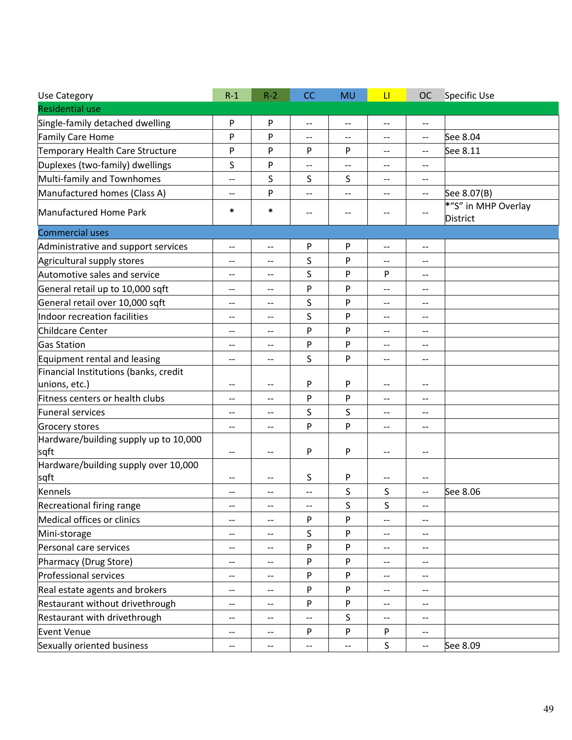| Use Category | R-1 | R-2 | CC | MU | LI | OC | Specific Use |
|---|---|---|---|---|---|---|---|
| Residential use | | | | | | | |
| Single-family detached dwelling | P | P | -- | -- | -- | -- | |
| Family Care Home | P | P | -- | -- | -- | -- | See 8.04 |
| Temporary Health Care Structure | P | P | P | P | -- | -- | See 8.11 |
| Duplexes (two-family) dwellings | S | P | -- | -- | -- | -- | |
| Multi-family and Townhomes | -- | S | S | S | -- | -- | |
| Manufactured homes (Class A) | -- | P | -- | -- | -- | -- | See 8.07(B) |
| Manufactured Home Park | * | * | -- | -- | -- | -- | *"S" in MHP Overlay District |
| Commercial uses | | | | | | | |
| Administrative and support services | -- | -- | P | P | -- | -- | |
| Agricultural supply stores | -- | -- | S | P | -- | -- | |
| Automotive sales and service | -- | -- | S | P | P | -- | |
| General retail up to 10,000 sqft | -- | -- | P | P | -- | -- | |
| General retail over 10,000 sqft | -- | -- | S | P | -- | -- | |
| Indoor recreation facilities | -- | -- | S | P | -- | -- | |
| Childcare Center | -- | -- | P | P | -- | -- | |
| Gas Station | -- | -- | P | P | -- | -- | |
| Equipment rental and leasing | -- | -- | S | P | -- | -- | |
| Financial Institutions (banks, credit unions, etc.) | -- | -- | P | P | -- | -- | |
| Fitness centers or health clubs | -- | -- | P | P | -- | -- | |
| Funeral services | -- | -- | S | S | -- | -- | |
| Grocery stores | -- | -- | P | P | -- | -- | |
| Hardware/building supply up to 10,000 sqft | -- | -- | P | P | -- | -- | |
| Hardware/building supply over 10,000 sqft | -- | -- | S | P | -- | -- | |
| Kennels | -- | -- | -- | S | S | -- | See 8.06 |
| Recreational firing range | -- | -- | -- | S | S | -- | |
| Medical offices or clinics | -- | -- | P | P | -- | -- | |
| Mini-storage | -- | -- | S | P | -- | -- | |
| Personal care services | -- | -- | P | P | -- | -- | |
| Pharmacy (Drug Store) | -- | -- | P | P | -- | -- | |
| Professional services | -- | -- | P | P | -- | -- | |
| Real estate agents and brokers | -- | -- | P | P | -- | -- | |
| Restaurant without drivethrough | -- | -- | P | P | -- | -- | |
| Restaurant with drivethrough | -- | -- | -- | S | -- | -- | |
| Event Venue | -- | -- | P | P | P | -- | |
| Sexually oriented business | -- | -- | -- | -- | S | -- | See 8.09 |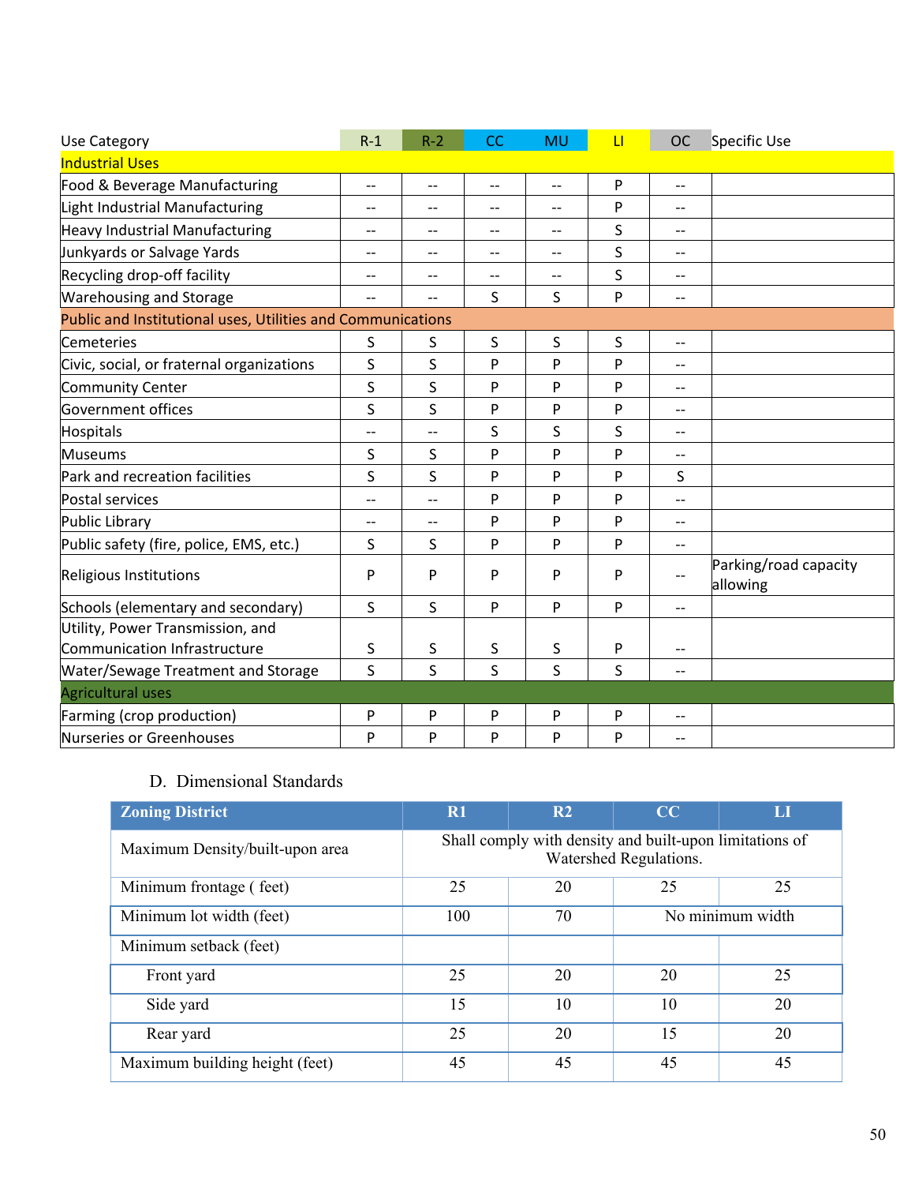| Use Category | R-1 | R-2 | CC | MU | LI | OC | Specific Use |
|---|---|---|---|---|---|---|---|
| **Industrial Uses** | | | | | | | |
| Food & Beverage Manufacturing | -- | -- | -- | -- | P | -- | |
| Light Industrial Manufacturing | -- | -- | -- | -- | P | -- | |
| Heavy Industrial Manufacturing | -- | -- | -- | -- | S | -- | |
| Junkyards or Salvage Yards | -- | -- | -- | -- | S | -- | |
| Recycling drop-off facility | -- | -- | -- | -- | S | -- | |
| Warehousing and Storage | -- | -- | S | S | P | -- | |
| **Public and Institutional uses, Utilities and Communications** | | | | | | | |
| Cemeteries | S | S | S | S | S | -- | |
| Civic, social, or fraternal organizations | S | S | P | P | P | -- | |
| Community Center | S | S | P | P | P | -- | |
| Government offices | S | S | P | P | P | -- | |
| Hospitals | -- | -- | S | S | S | -- | |
| Museums | S | S | P | P | P | -- | |
| Park and recreation facilities | S | S | P | P | P | S | |
| Postal services | -- | -- | P | P | P | -- | |
| Public Library | -- | -- | P | P | P | -- | |
| Public safety (fire, police, EMS, etc.) | S | S | P | P | P | -- | |
| Religious Institutions | P | P | P | P | P | -- | Parking/road capacity allowing |
| Schools (elementary and secondary) | S | S | P | P | P | -- | |
| Utility, Power Transmission, and Communication Infrastructure | S | S | S | S | P | -- | |
| Water/Sewage Treatment and Storage | S | S | S | S | S | -- | |
| **Agricultural uses** | | | | | | | |
| Farming (crop production) | P | P | P | P | P | -- | |
| Nurseries or Greenhouses | P | P | P | P | P | -- | |

D. Dimensional Standards

| Zoning District | R1 | R2 | CC | LI |
|---|---|---|---|---|
| Maximum Density/built-upon area | Shall comply with density and built-upon limitations of Watershed Regulations. | | | |
| Minimum frontage ( feet) | 25 | 20 | 25 | 25 |
| Minimum lot width (feet) | 100 | 70 | No minimum width | |
| Minimum setback (feet) | | | | |
| Front yard | 25 | 20 | 20 | 25 |
| Side yard | 15 | 10 | 10 | 20 |
| Rear yard | 25 | 20 | 15 | 20 |
| Maximum building height (feet) | 45 | 45 | 45 | 45 |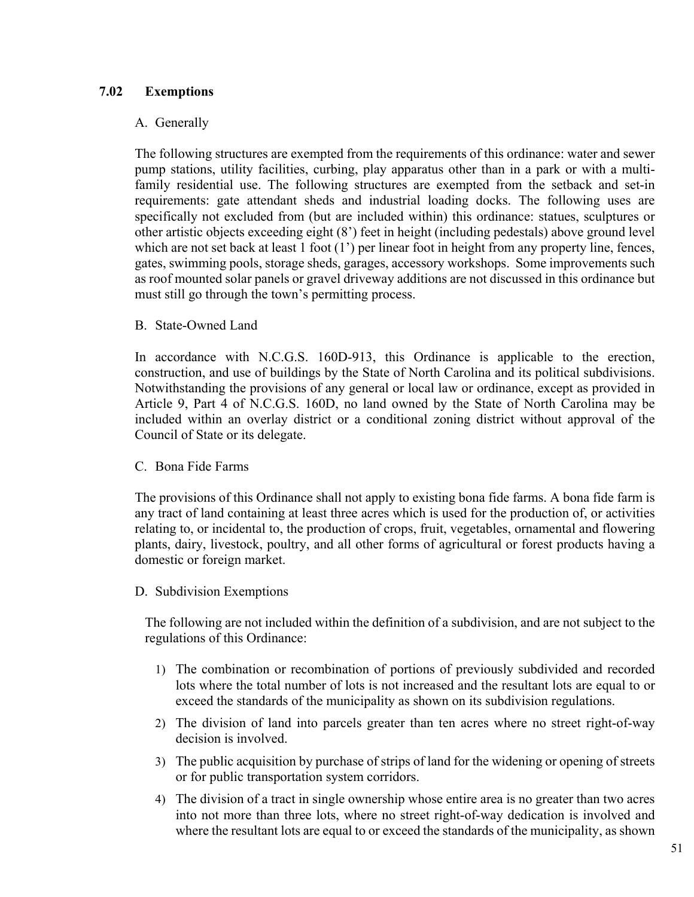## 7.02 Exemptions

A. Generally

The following structures are exempted from the requirements of this ordinance: water and sewer pump stations, utility facilities, curbing, play apparatus other than in a park or with a multi-family residential use. The following structures are exempted from the setback and set-in requirements: gate attendant sheds and industrial loading docks. The following uses are specifically not excluded from (but are included within) this ordinance: statues, sculptures or other artistic objects exceeding eight (8') feet in height (including pedestals) above ground level which are not set back at least 1 foot (1') per linear foot in height from any property line, fences, gates, swimming pools, storage sheds, garages, accessory workshops. Some improvements such as roof mounted solar panels or gravel driveway additions are not discussed in this ordinance but must still go through the town's permitting process.

B. State-Owned Land

In accordance with N.C.G.S. 160D-913, this Ordinance is applicable to the erection, construction, and use of buildings by the State of North Carolina and its political subdivisions. Notwithstanding the provisions of any general or local law or ordinance, except as provided in Article 9, Part 4 of N.C.G.S. 160D, no land owned by the State of North Carolina may be included within an overlay district or a conditional zoning district without approval of the Council of State or its delegate.

C. Bona Fide Farms

The provisions of this Ordinance shall not apply to existing bona fide farms. A bona fide farm is any tract of land containing at least three acres which is used for the production of, or activities relating to, or incidental to, the production of crops, fruit, vegetables, ornamental and flowering plants, dairy, livestock, poultry, and all other forms of agricultural or forest products having a domestic or foreign market.

D. Subdivision Exemptions

The following are not included within the definition of a subdivision, and are not subject to the regulations of this Ordinance:

1) The combination or recombination of portions of previously subdivided and recorded lots where the total number of lots is not increased and the resultant lots are equal to or exceed the standards of the municipality as shown on its subdivision regulations.
2) The division of land into parcels greater than ten acres where no street right-of-way decision is involved.
3) The public acquisition by purchase of strips of land for the widening or opening of streets or for public transportation system corridors.
4) The division of a tract in single ownership whose entire area is no greater than two acres into not more than three lots, where no street right-of-way dedication is involved and where the resultant lots are equal to or exceed the standards of the municipality, as shown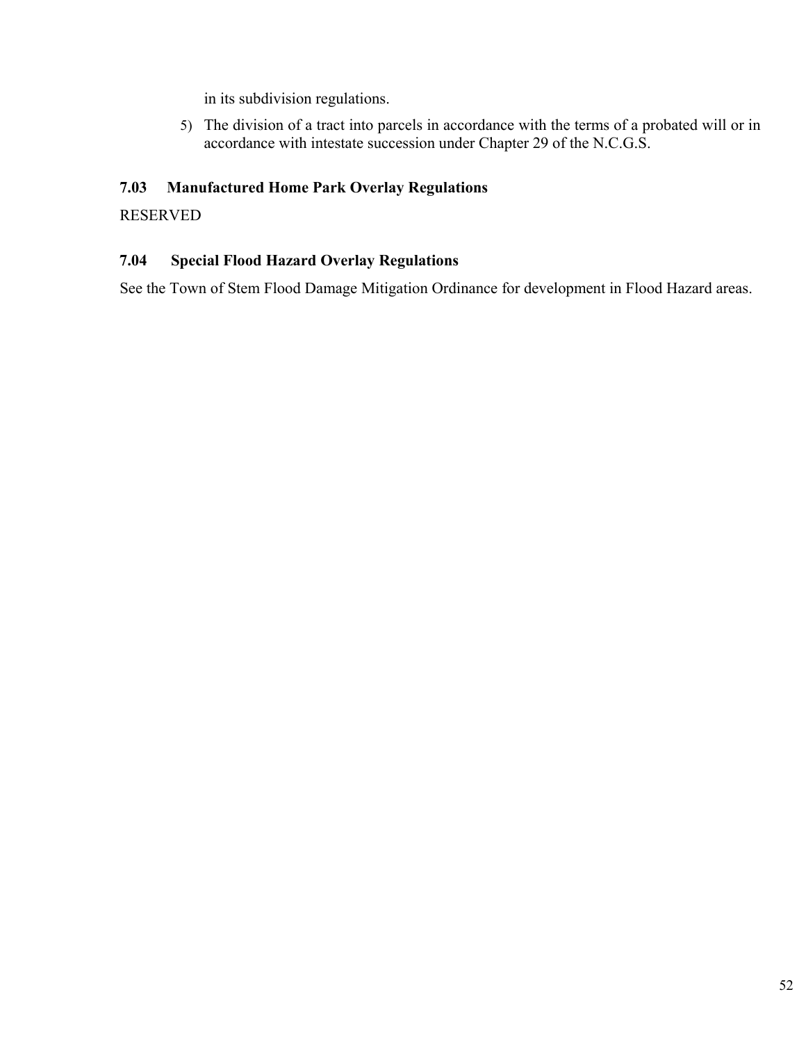in its subdivision regulations.

5) The division of a tract into parcels in accordance with the terms of a probated will or in accordance with intestate succession under Chapter 29 of the N.C.G.S.

### 7.03 Manufactured Home Park Overlay Regulations

RESERVED

### 7.04 Special Flood Hazard Overlay Regulations

See the Town of Stem Flood Damage Mitigation Ordinance for development in Flood Hazard areas.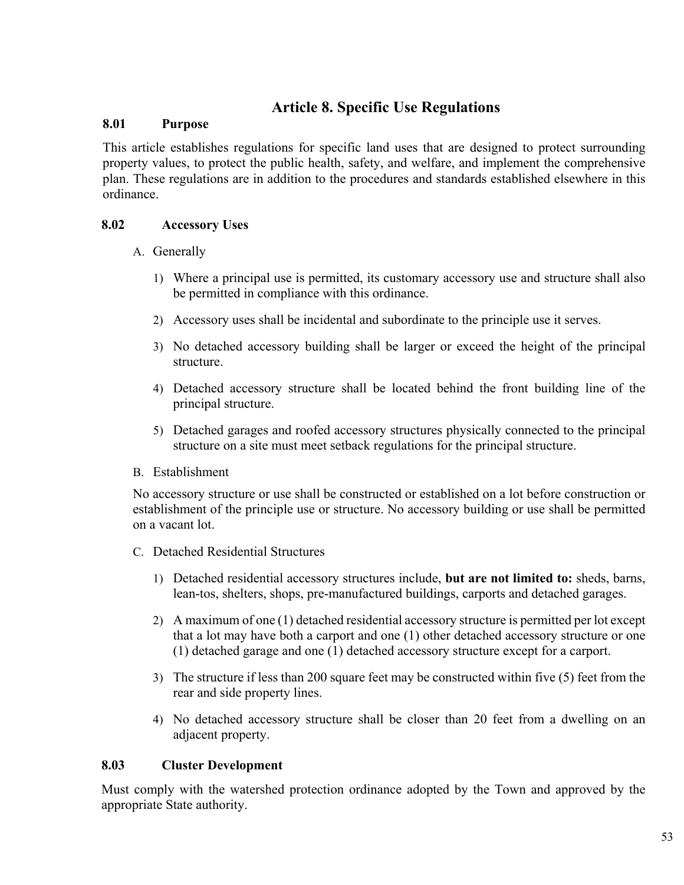# Article 8. Specific Use Regulations

### 8.01 Purpose

This article establishes regulations for specific land uses that are designed to protect surrounding property values, to protect the public health, safety, and welfare, and implement the comprehensive plan. These regulations are in addition to the procedures and standards established elsewhere in this ordinance.

### 8.02 Accessory Uses

A. Generally

1) Where a principal use is permitted, its customary accessory use and structure shall also be permitted in compliance with this ordinance.

2) Accessory uses shall be incidental and subordinate to the principle use it serves.

3) No detached accessory building shall be larger or exceed the height of the principal structure.

4) Detached accessory structure shall be located behind the front building line of the principal structure.

5) Detached garages and roofed accessory structures physically connected to the principal structure on a site must meet setback regulations for the principal structure.

B. Establishment

No accessory structure or use shall be constructed or established on a lot before construction or establishment of the principle use or structure. No accessory building or use shall be permitted on a vacant lot.

C. Detached Residential Structures

1) Detached residential accessory structures include, **but are not limited to:** sheds, barns, lean-tos, shelters, shops, pre-manufactured buildings, carports and detached garages.

2) A maximum of one (1) detached residential accessory structure is permitted per lot except that a lot may have both a carport and one (1) other detached accessory structure or one (1) detached garage and one (1) detached accessory structure except for a carport.

3) The structure if less than 200 square feet may be constructed within five (5) feet from the rear and side property lines.

4) No detached accessory structure shall be closer than 20 feet from a dwelling on an adjacent property.

### 8.03 Cluster Development

Must comply with the watershed protection ordinance adopted by the Town and approved by the appropriate State authority.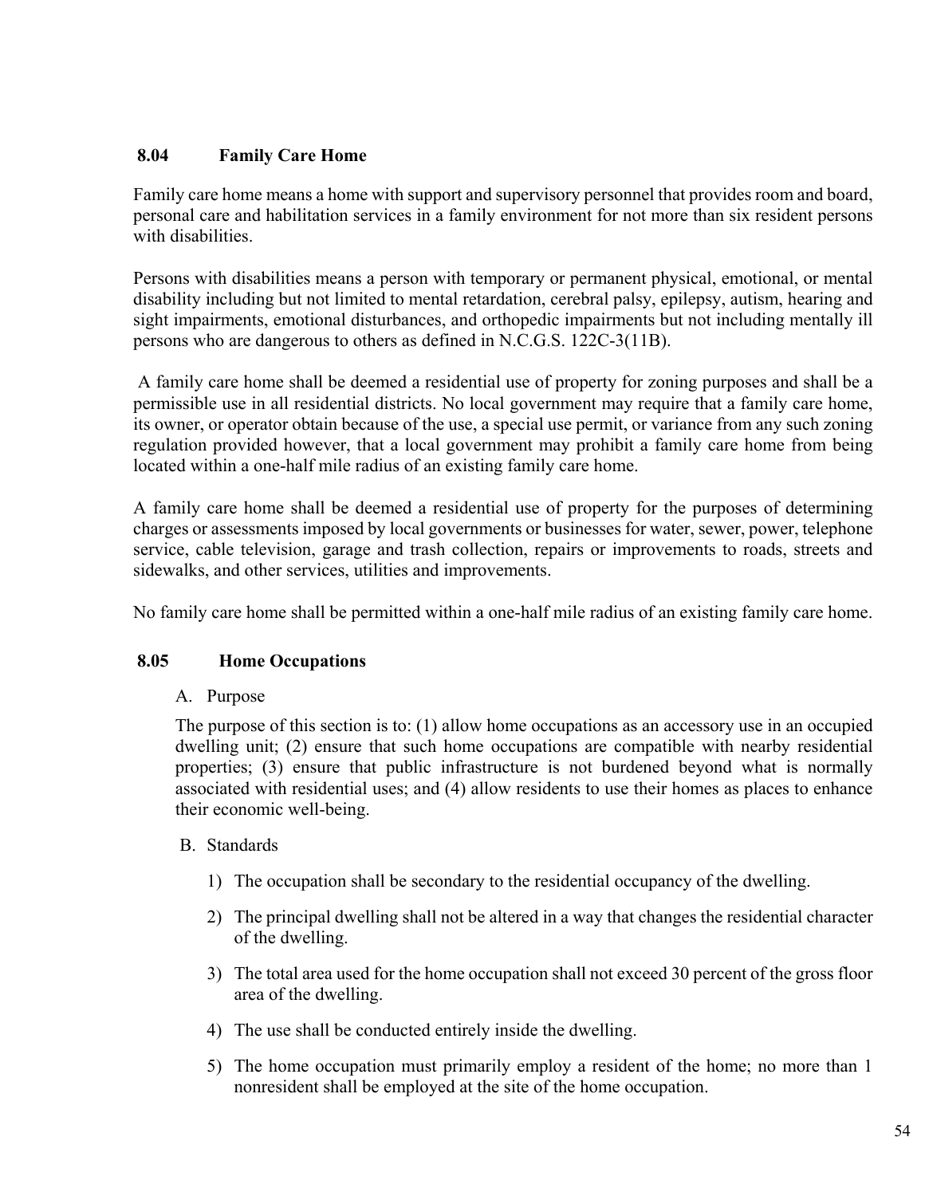### 8.04 Family Care Home

Family care home means a home with support and supervisory personnel that provides room and board, personal care and habilitation services in a family environment for not more than six resident persons with disabilities.

Persons with disabilities means a person with temporary or permanent physical, emotional, or mental disability including but not limited to mental retardation, cerebral palsy, epilepsy, autism, hearing and sight impairments, emotional disturbances, and orthopedic impairments but not including mentally ill persons who are dangerous to others as defined in N.C.G.S. 122C-3(11B).

A family care home shall be deemed a residential use of property for zoning purposes and shall be a permissible use in all residential districts. No local government may require that a family care home, its owner, or operator obtain because of the use, a special use permit, or variance from any such zoning regulation provided however, that a local government may prohibit a family care home from being located within a one-half mile radius of an existing family care home.

A family care home shall be deemed a residential use of property for the purposes of determining charges or assessments imposed by local governments or businesses for water, sewer, power, telephone service, cable television, garage and trash collection, repairs or improvements to roads, streets and sidewalks, and other services, utilities and improvements.

No family care home shall be permitted within a one-half mile radius of an existing family care home.

### 8.05 Home Occupations

A. Purpose

The purpose of this section is to: (1) allow home occupations as an accessory use in an occupied dwelling unit; (2) ensure that such home occupations are compatible with nearby residential properties; (3) ensure that public infrastructure is not burdened beyond what is normally associated with residential uses; and (4) allow residents to use their homes as places to enhance their economic well-being.

B. Standards

1) The occupation shall be secondary to the residential occupancy of the dwelling.

2) The principal dwelling shall not be altered in a way that changes the residential character of the dwelling.

3) The total area used for the home occupation shall not exceed 30 percent of the gross floor area of the dwelling.

4) The use shall be conducted entirely inside the dwelling.

5) The home occupation must primarily employ a resident of the home; no more than 1 nonresident shall be employed at the site of the home occupation.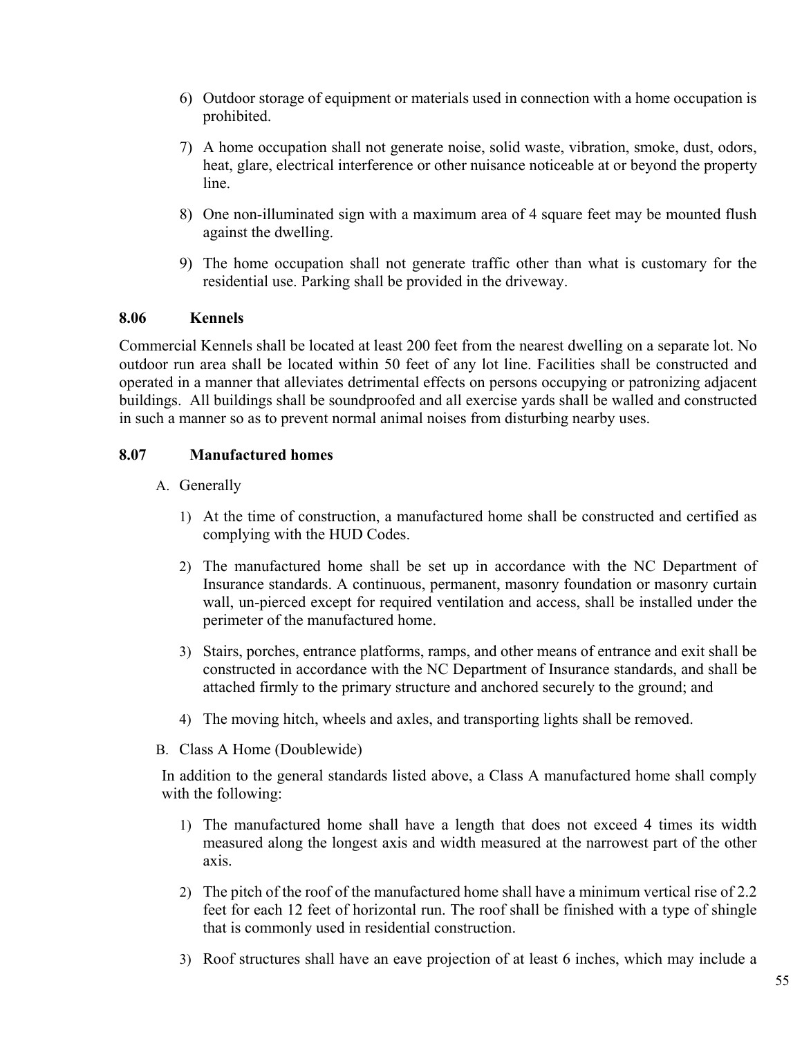6) Outdoor storage of equipment or materials used in connection with a home occupation is prohibited.

7) A home occupation shall not generate noise, solid waste, vibration, smoke, dust, odors, heat, glare, electrical interference or other nuisance noticeable at or beyond the property line.

8) One non-illuminated sign with a maximum area of 4 square feet may be mounted flush against the dwelling.

9) The home occupation shall not generate traffic other than what is customary for the residential use. Parking shall be provided in the driveway.

### 8.06 Kennels

Commercial Kennels shall be located at least 200 feet from the nearest dwelling on a separate lot. No outdoor run area shall be located within 50 feet of any lot line. Facilities shall be constructed and operated in a manner that alleviates detrimental effects on persons occupying or patronizing adjacent buildings. All buildings shall be soundproofed and all exercise yards shall be walled and constructed in such a manner so as to prevent normal animal noises from disturbing nearby uses.

### 8.07 Manufactured homes

A. Generally

1) At the time of construction, a manufactured home shall be constructed and certified as complying with the HUD Codes.

2) The manufactured home shall be set up in accordance with the NC Department of Insurance standards. A continuous, permanent, masonry foundation or masonry curtain wall, un-pierced except for required ventilation and access, shall be installed under the perimeter of the manufactured home.

3) Stairs, porches, entrance platforms, ramps, and other means of entrance and exit shall be constructed in accordance with the NC Department of Insurance standards, and shall be attached firmly to the primary structure and anchored securely to the ground; and

4) The moving hitch, wheels and axles, and transporting lights shall be removed.

B. Class A Home (Doublewide)

In addition to the general standards listed above, a Class A manufactured home shall comply with the following:

1) The manufactured home shall have a length that does not exceed 4 times its width measured along the longest axis and width measured at the narrowest part of the other axis.

2) The pitch of the roof of the manufactured home shall have a minimum vertical rise of 2.2 feet for each 12 feet of horizontal run. The roof shall be finished with a type of shingle that is commonly used in residential construction.

3) Roof structures shall have an eave projection of at least 6 inches, which may include a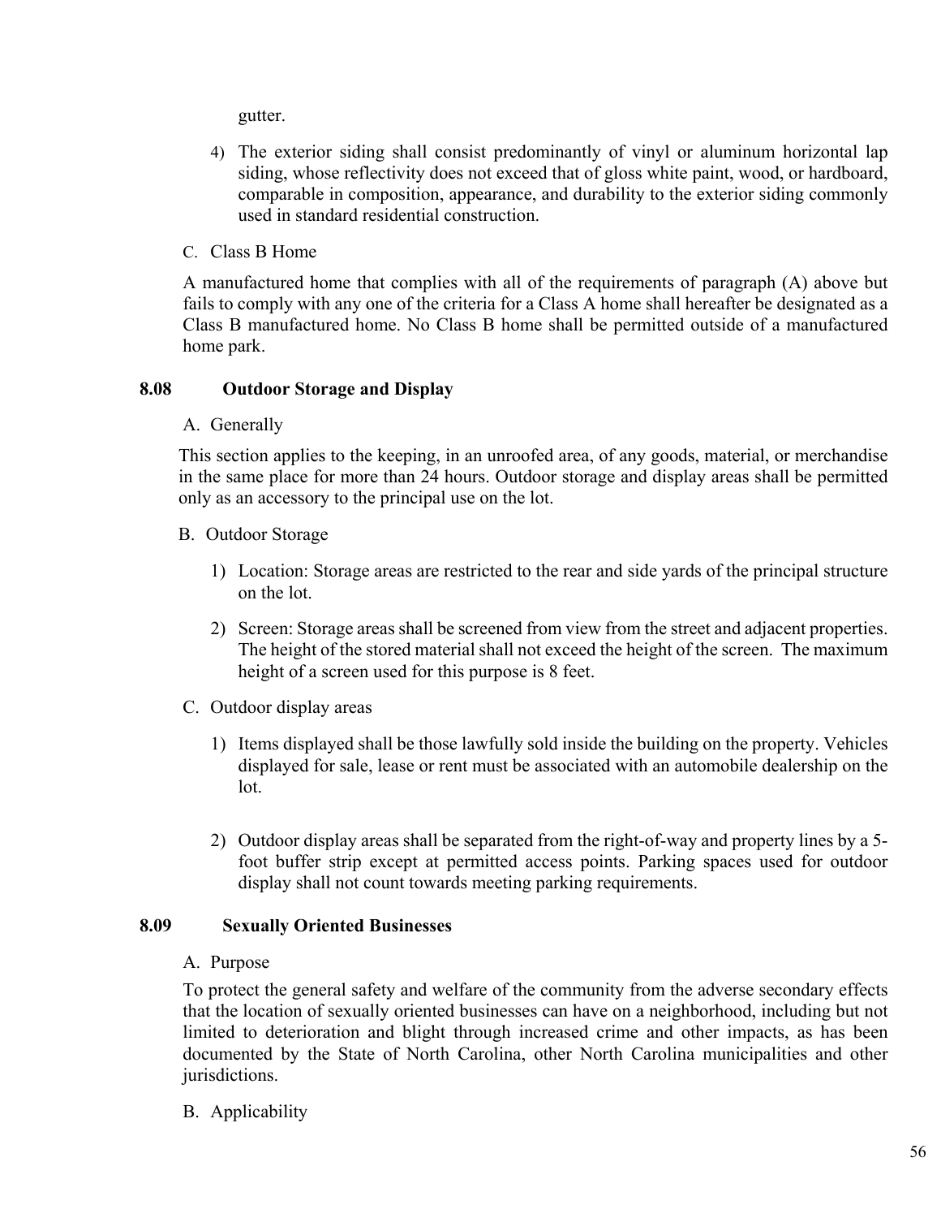gutter.

4) The exterior siding shall consist predominantly of vinyl or aluminum horizontal lap siding, whose reflectivity does not exceed that of gloss white paint, wood, or hardboard, comparable in composition, appearance, and durability to the exterior siding commonly used in standard residential construction.

C. Class B Home

A manufactured home that complies with all of the requirements of paragraph (A) above but fails to comply with any one of the criteria for a Class A home shall hereafter be designated as a Class B manufactured home. No Class B home shall be permitted outside of a manufactured home park.

### 8.08 Outdoor Storage and Display

A. Generally

This section applies to the keeping, in an unroofed area, of any goods, material, or merchandise in the same place for more than 24 hours. Outdoor storage and display areas shall be permitted only as an accessory to the principal use on the lot.

B. Outdoor Storage

1) Location: Storage areas are restricted to the rear and side yards of the principal structure on the lot.

2) Screen: Storage areas shall be screened from view from the street and adjacent properties. The height of the stored material shall not exceed the height of the screen. The maximum height of a screen used for this purpose is 8 feet.

C. Outdoor display areas

1) Items displayed shall be those lawfully sold inside the building on the property. Vehicles displayed for sale, lease or rent must be associated with an automobile dealership on the lot.

2) Outdoor display areas shall be separated from the right-of-way and property lines by a 5-foot buffer strip except at permitted access points. Parking spaces used for outdoor display shall not count towards meeting parking requirements.

### 8.09 Sexually Oriented Businesses

A. Purpose

To protect the general safety and welfare of the community from the adverse secondary effects that the location of sexually oriented businesses can have on a neighborhood, including but not limited to deterioration and blight through increased crime and other impacts, as has been documented by the State of North Carolina, other North Carolina municipalities and other jurisdictions.

B. Applicability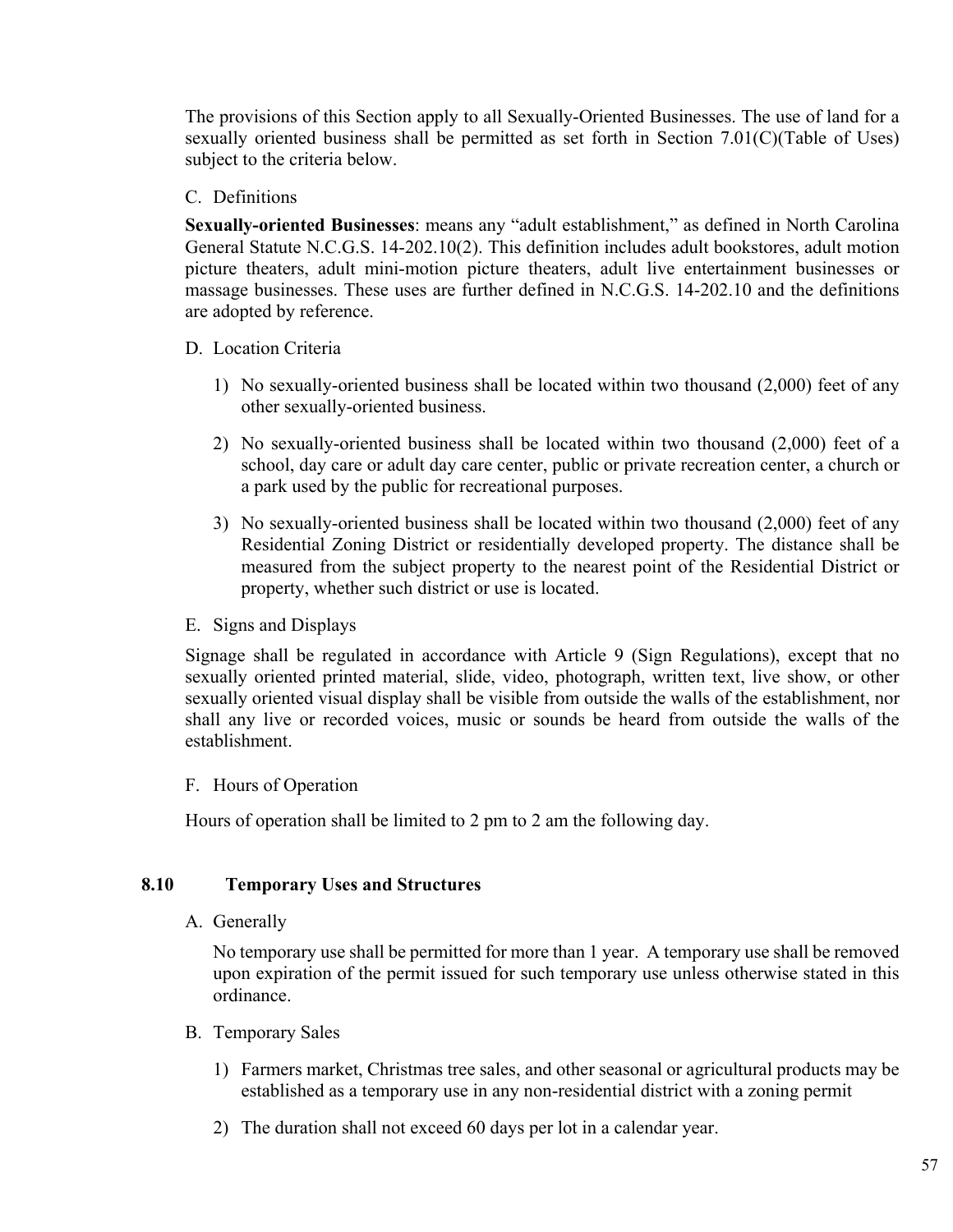The provisions of this Section apply to all Sexually-Oriented Businesses. The use of land for a sexually oriented business shall be permitted as set forth in Section 7.01(C)(Table of Uses) subject to the criteria below.

C. Definitions

**Sexually-oriented Businesses**: means any "adult establishment," as defined in North Carolina General Statute N.C.G.S. 14-202.10(2). This definition includes adult bookstores, adult motion picture theaters, adult mini-motion picture theaters, adult live entertainment businesses or massage businesses. These uses are further defined in N.C.G.S. 14-202.10 and the definitions are adopted by reference.

D. Location Criteria

1) No sexually-oriented business shall be located within two thousand (2,000) feet of any other sexually-oriented business.

2) No sexually-oriented business shall be located within two thousand (2,000) feet of a school, day care or adult day care center, public or private recreation center, a church or a park used by the public for recreational purposes.

3) No sexually-oriented business shall be located within two thousand (2,000) feet of any Residential Zoning District or residentially developed property. The distance shall be measured from the subject property to the nearest point of the Residential District or property, whether such district or use is located.

E. Signs and Displays

Signage shall be regulated in accordance with Article 9 (Sign Regulations), except that no sexually oriented printed material, slide, video, photograph, written text, live show, or other sexually oriented visual display shall be visible from outside the walls of the establishment, nor shall any live or recorded voices, music or sounds be heard from outside the walls of the establishment.

F. Hours of Operation

Hours of operation shall be limited to 2 pm to 2 am the following day.

## 8.10 Temporary Uses and Structures

A. Generally

No temporary use shall be permitted for more than 1 year. A temporary use shall be removed upon expiration of the permit issued for such temporary use unless otherwise stated in this ordinance.

B. Temporary Sales

1) Farmers market, Christmas tree sales, and other seasonal or agricultural products may be established as a temporary use in any non-residential district with a zoning permit

2) The duration shall not exceed 60 days per lot in a calendar year.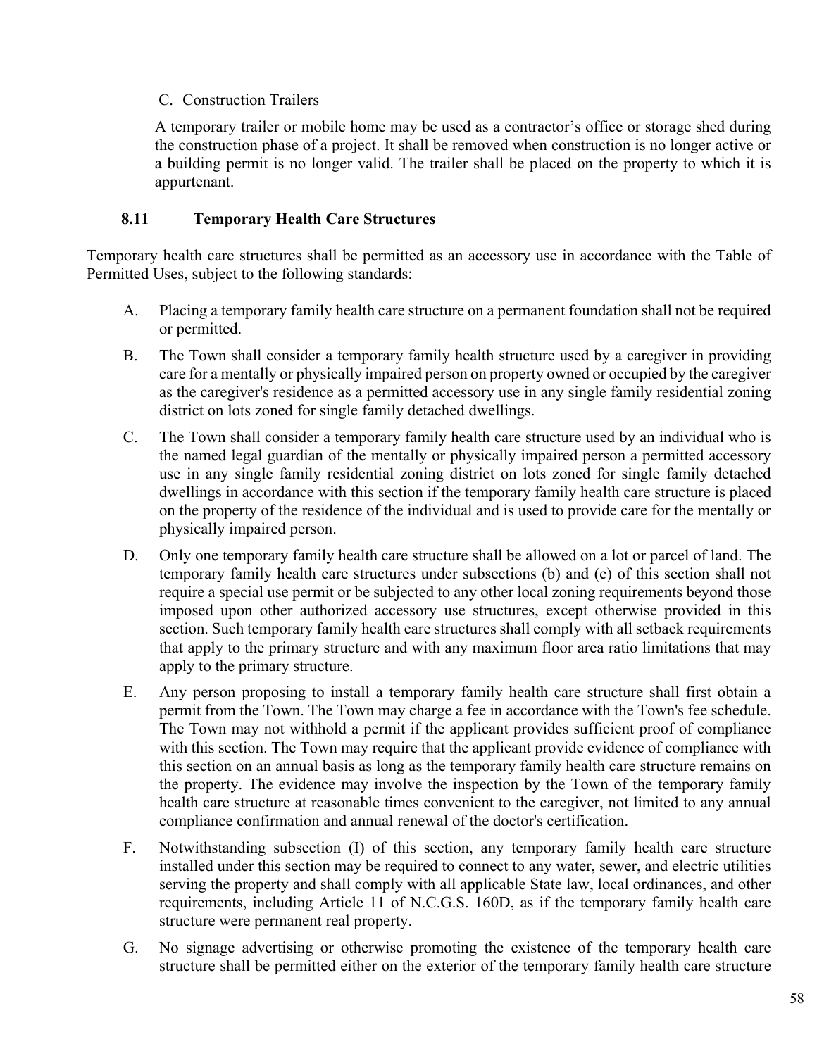C. Construction Trailers

A temporary trailer or mobile home may be used as a contractor's office or storage shed during the construction phase of a project. It shall be removed when construction is no longer active or a building permit is no longer valid. The trailer shall be placed on the property to which it is appurtenant.

### 8.11 Temporary Health Care Structures

Temporary health care structures shall be permitted as an accessory use in accordance with the Table of Permitted Uses, subject to the following standards:

A. Placing a temporary family health care structure on a permanent foundation shall not be required or permitted.

B. The Town shall consider a temporary family health structure used by a caregiver in providing care for a mentally or physically impaired person on property owned or occupied by the caregiver as the caregiver's residence as a permitted accessory use in any single family residential zoning district on lots zoned for single family detached dwellings.

C. The Town shall consider a temporary family health care structure used by an individual who is the named legal guardian of the mentally or physically impaired person a permitted accessory use in any single family residential zoning district on lots zoned for single family detached dwellings in accordance with this section if the temporary family health care structure is placed on the property of the residence of the individual and is used to provide care for the mentally or physically impaired person.

D. Only one temporary family health care structure shall be allowed on a lot or parcel of land. The temporary family health care structures under subsections (b) and (c) of this section shall not require a special use permit or be subjected to any other local zoning requirements beyond those imposed upon other authorized accessory use structures, except otherwise provided in this section. Such temporary family health care structures shall comply with all setback requirements that apply to the primary structure and with any maximum floor area ratio limitations that may apply to the primary structure.

E. Any person proposing to install a temporary family health care structure shall first obtain a permit from the Town. The Town may charge a fee in accordance with the Town's fee schedule. The Town may not withhold a permit if the applicant provides sufficient proof of compliance with this section. The Town may require that the applicant provide evidence of compliance with this section on an annual basis as long as the temporary family health care structure remains on the property. The evidence may involve the inspection by the Town of the temporary family health care structure at reasonable times convenient to the caregiver, not limited to any annual compliance confirmation and annual renewal of the doctor's certification.

F. Notwithstanding subsection (I) of this section, any temporary family health care structure installed under this section may be required to connect to any water, sewer, and electric utilities serving the property and shall comply with all applicable State law, local ordinances, and other requirements, including Article 11 of N.C.G.S. 160D, as if the temporary family health care structure were permanent real property.

G. No signage advertising or otherwise promoting the existence of the temporary health care structure shall be permitted either on the exterior of the temporary family health care structure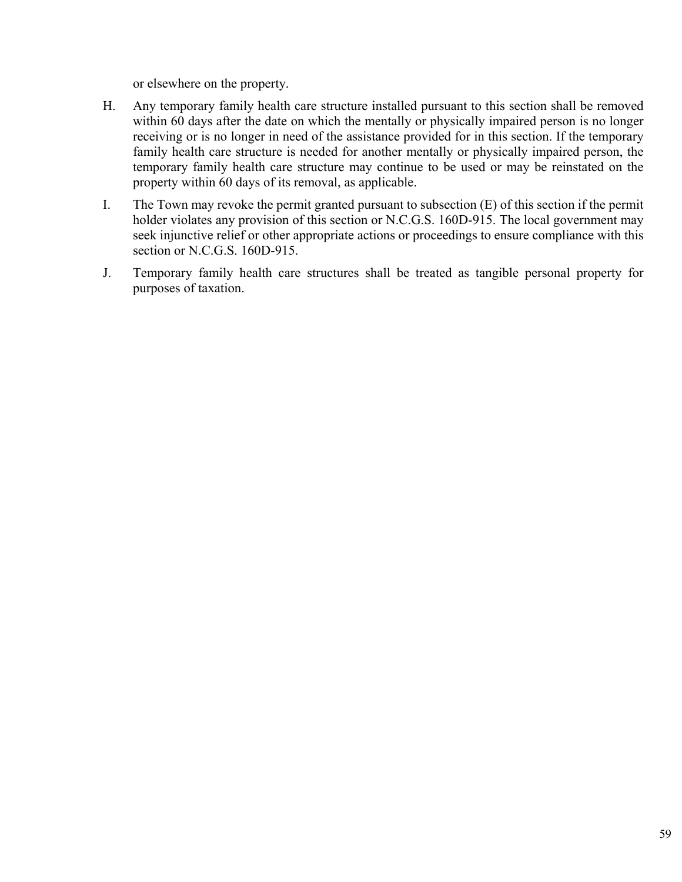or elsewhere on the property.

H. Any temporary family health care structure installed pursuant to this section shall be removed within 60 days after the date on which the mentally or physically impaired person is no longer receiving or is no longer in need of the assistance provided for in this section. If the temporary family health care structure is needed for another mentally or physically impaired person, the temporary family health care structure may continue to be used or may be reinstated on the property within 60 days of its removal, as applicable.

I. The Town may revoke the permit granted pursuant to subsection (E) of this section if the permit holder violates any provision of this section or N.C.G.S. 160D-915. The local government may seek injunctive relief or other appropriate actions or proceedings to ensure compliance with this section or N.C.G.S. 160D-915.

J. Temporary family health care structures shall be treated as tangible personal property for purposes of taxation.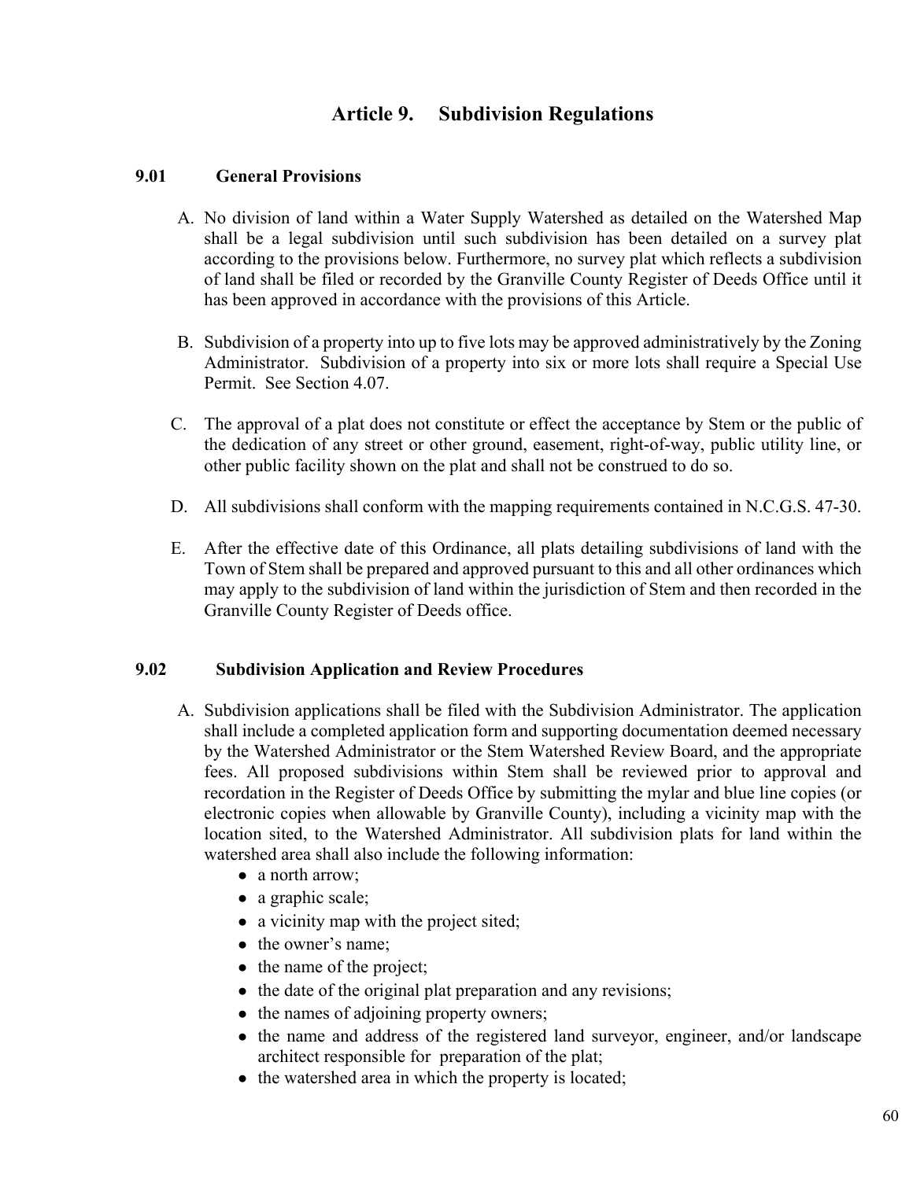# Article 9. Subdivision Regulations

## 9.01 General Provisions

A. No division of land within a Water Supply Watershed as detailed on the Watershed Map shall be a legal subdivision until such subdivision has been detailed on a survey plat according to the provisions below. Furthermore, no survey plat which reflects a subdivision of land shall be filed or recorded by the Granville County Register of Deeds Office until it has been approved in accordance with the provisions of this Article.

B. Subdivision of a property into up to five lots may be approved administratively by the Zoning Administrator. Subdivision of a property into six or more lots shall require a Special Use Permit. See Section 4.07.

C. The approval of a plat does not constitute or effect the acceptance by Stem or the public of the dedication of any street or other ground, easement, right-of-way, public utility line, or other public facility shown on the plat and shall not be construed to do so.

D. All subdivisions shall conform with the mapping requirements contained in N.C.G.S. 47-30.

E. After the effective date of this Ordinance, all plats detailing subdivisions of land with the Town of Stem shall be prepared and approved pursuant to this and all other ordinances which may apply to the subdivision of land within the jurisdiction of Stem and then recorded in the Granville County Register of Deeds office.

## 9.02 Subdivision Application and Review Procedures

A. Subdivision applications shall be filed with the Subdivision Administrator. The application shall include a completed application form and supporting documentation deemed necessary by the Watershed Administrator or the Stem Watershed Review Board, and the appropriate fees. All proposed subdivisions within Stem shall be reviewed prior to approval and recordation in the Register of Deeds Office by submitting the mylar and blue line copies (or electronic copies when allowable by Granville County), including a vicinity map with the location sited, to the Watershed Administrator. All subdivision plats for land within the watershed area shall also include the following information:
   - a north arrow;
   - a graphic scale;
   - a vicinity map with the project sited;
   - the owner's name;
   - the name of the project;
   - the date of the original plat preparation and any revisions;
   - the names of adjoining property owners;
   - the name and address of the registered land surveyor, engineer, and/or landscape architect responsible for preparation of the plat;
   - the watershed area in which the property is located;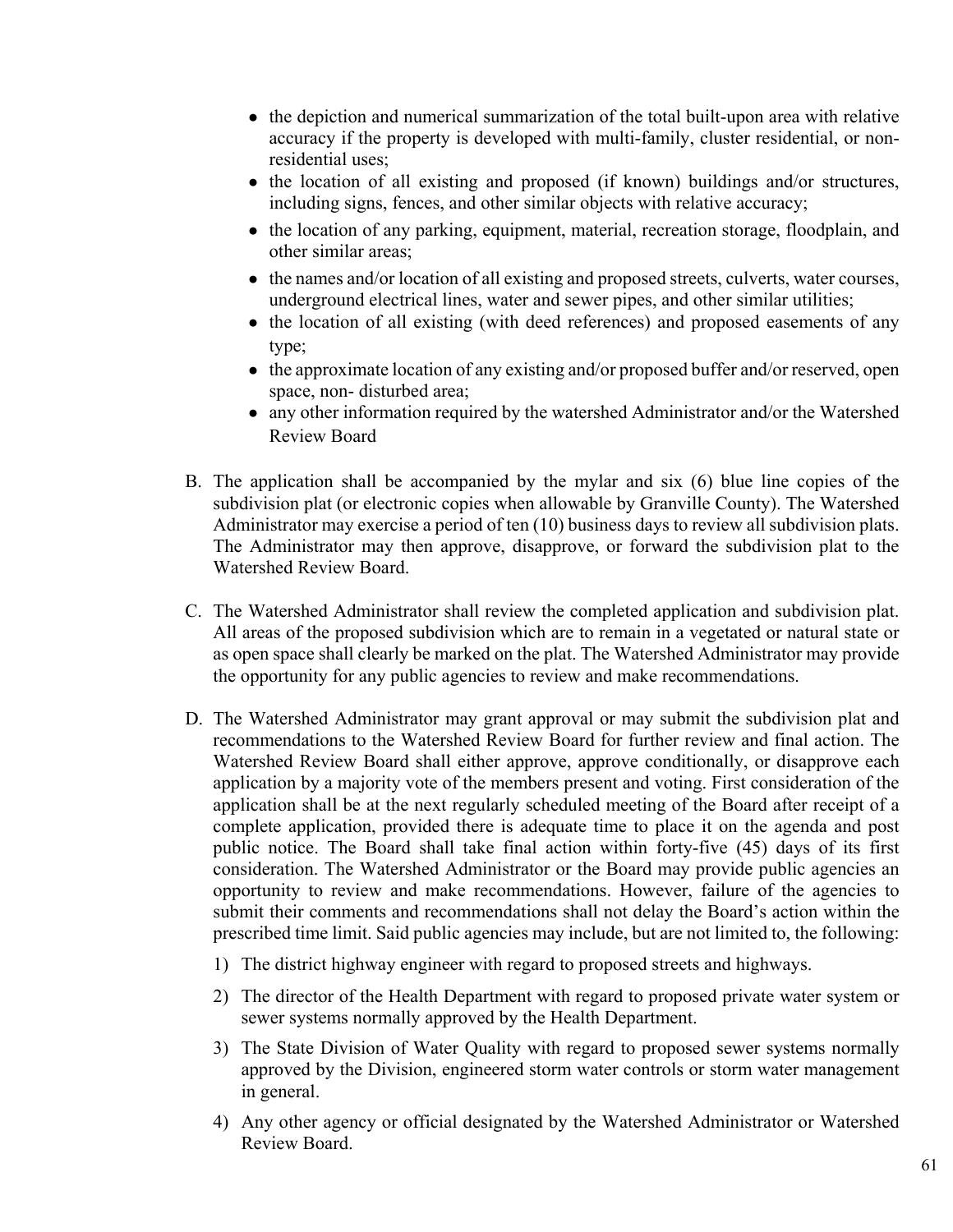- the depiction and numerical summarization of the total built-upon area with relative accuracy if the property is developed with multi-family, cluster residential, or non-residential uses;
- the location of all existing and proposed (if known) buildings and/or structures, including signs, fences, and other similar objects with relative accuracy;
- the location of any parking, equipment, material, recreation storage, floodplain, and other similar areas;
- the names and/or location of all existing and proposed streets, culverts, water courses, underground electrical lines, water and sewer pipes, and other similar utilities;
- the location of all existing (with deed references) and proposed easements of any type;
- the approximate location of any existing and/or proposed buffer and/or reserved, open space, non- disturbed area;
- any other information required by the watershed Administrator and/or the Watershed Review Board

B. The application shall be accompanied by the mylar and six (6) blue line copies of the subdivision plat (or electronic copies when allowable by Granville County). The Watershed Administrator may exercise a period of ten (10) business days to review all subdivision plats. The Administrator may then approve, disapprove, or forward the subdivision plat to the Watershed Review Board.

C. The Watershed Administrator shall review the completed application and subdivision plat. All areas of the proposed subdivision which are to remain in a vegetated or natural state or as open space shall clearly be marked on the plat. The Watershed Administrator may provide the opportunity for any public agencies to review and make recommendations.

D. The Watershed Administrator may grant approval or may submit the subdivision plat and recommendations to the Watershed Review Board for further review and final action. The Watershed Review Board shall either approve, approve conditionally, or disapprove each application by a majority vote of the members present and voting. First consideration of the application shall be at the next regularly scheduled meeting of the Board after receipt of a complete application, provided there is adequate time to place it on the agenda and post public notice. The Board shall take final action within forty-five (45) days of its first consideration. The Watershed Administrator or the Board may provide public agencies an opportunity to review and make recommendations. However, failure of the agencies to submit their comments and recommendations shall not delay the Board's action within the prescribed time limit. Said public agencies may include, but are not limited to, the following:

   1) The district highway engineer with regard to proposed streets and highways.

   2) The director of the Health Department with regard to proposed private water system or sewer systems normally approved by the Health Department.

   3) The State Division of Water Quality with regard to proposed sewer systems normally approved by the Division, engineered storm water controls or storm water management in general.

   4) Any other agency or official designated by the Watershed Administrator or Watershed Review Board.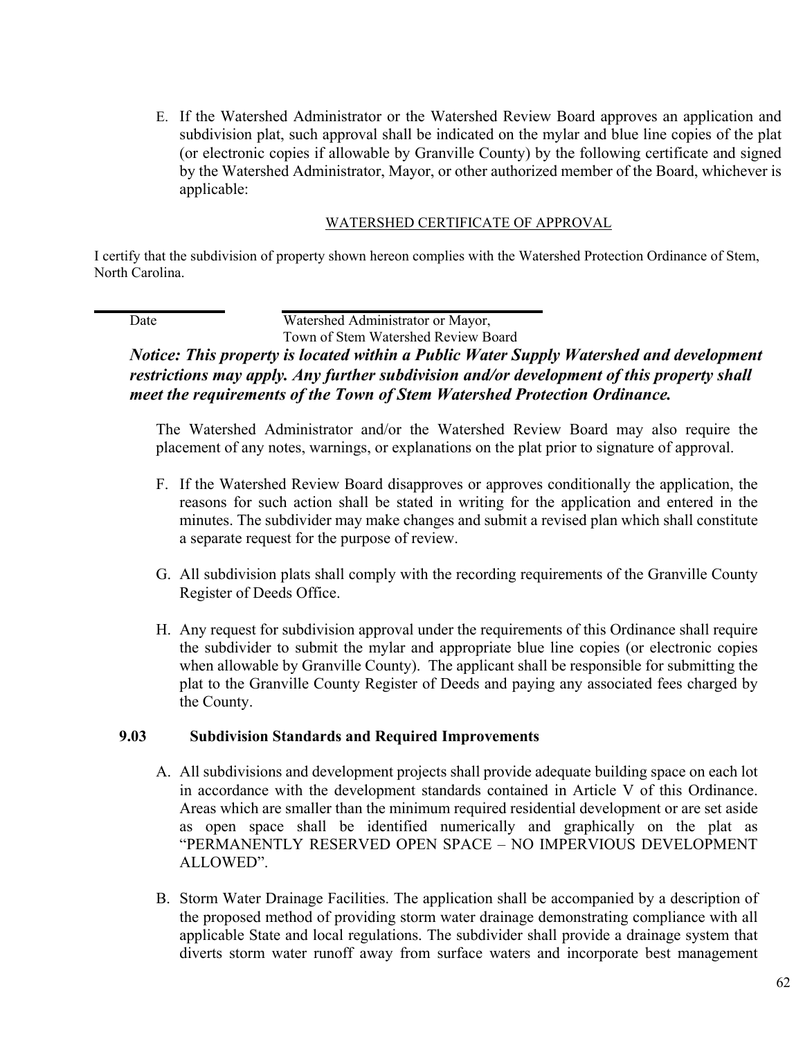E. If the Watershed Administrator or the Watershed Review Board approves an application and subdivision plat, such approval shall be indicated on the mylar and blue line copies of the plat (or electronic copies if allowable by Granville County) by the following certificate and signed by the Watershed Administrator, Mayor, or other authorized member of the Board, whichever is applicable:

WATERSHED CERTIFICATE OF APPROVAL

I certify that the subdivision of property shown hereon complies with the Watershed Protection Ordinance of Stem, North Carolina.

| ____________________ | ______________________________ |
|---|---|
| Date | Watershed Administrator or Mayor, Town of Stem Watershed Review Board |

***Notice: This property is located within a Public Water Supply Watershed and development restrictions may apply. Any further subdivision and/or development of this property shall meet the requirements of the Town of Stem Watershed Protection Ordinance.***

The Watershed Administrator and/or the Watershed Review Board may also require the placement of any notes, warnings, or explanations on the plat prior to signature of approval.

F. If the Watershed Review Board disapproves or approves conditionally the application, the reasons for such action shall be stated in writing for the application and entered in the minutes. The subdivider may make changes and submit a revised plan which shall constitute a separate request for the purpose of review.

G. All subdivision plats shall comply with the recording requirements of the Granville County Register of Deeds Office.

H. Any request for subdivision approval under the requirements of this Ordinance shall require the subdivider to submit the mylar and appropriate blue line copies (or electronic copies when allowable by Granville County). The applicant shall be responsible for submitting the plat to the Granville County Register of Deeds and paying any associated fees charged by the County.

### 9.03 Subdivision Standards and Required Improvements

A. All subdivisions and development projects shall provide adequate building space on each lot in accordance with the development standards contained in Article V of this Ordinance. Areas which are smaller than the minimum required residential development or are set aside as open space shall be identified numerically and graphically on the plat as "PERMANENTLY RESERVED OPEN SPACE – NO IMPERVIOUS DEVELOPMENT ALLOWED".

B. Storm Water Drainage Facilities. The application shall be accompanied by a description of the proposed method of providing storm water drainage demonstrating compliance with all applicable State and local regulations. The subdivider shall provide a drainage system that diverts storm water runoff away from surface waters and incorporate best management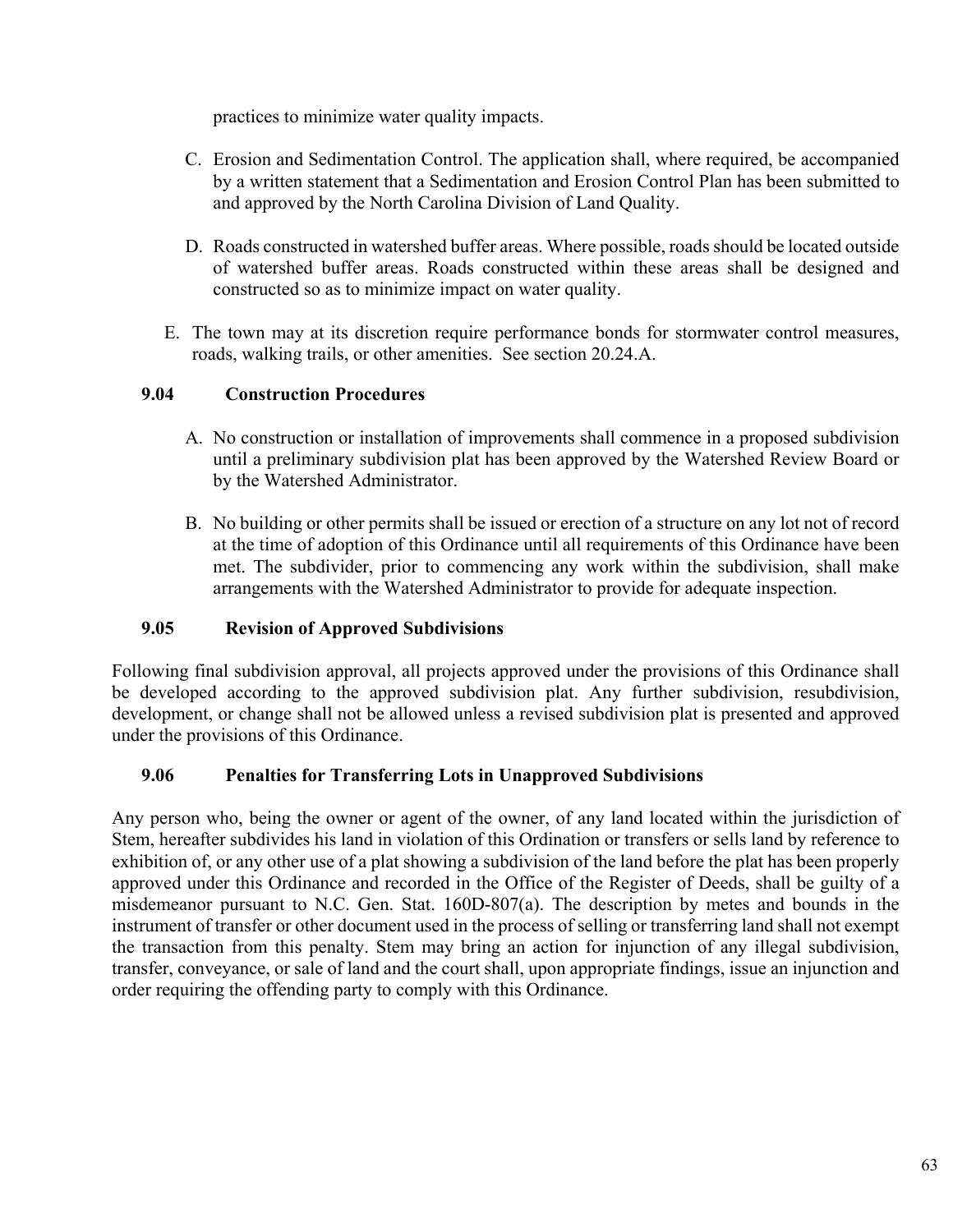practices to minimize water quality impacts.

C. Erosion and Sedimentation Control. The application shall, where required, be accompanied by a written statement that a Sedimentation and Erosion Control Plan has been submitted to and approved by the North Carolina Division of Land Quality.

D. Roads constructed in watershed buffer areas. Where possible, roads should be located outside of watershed buffer areas. Roads constructed within these areas shall be designed and constructed so as to minimize impact on water quality.

E. The town may at its discretion require performance bonds for stormwater control measures, roads, walking trails, or other amenities. See section 20.24.A.

### 9.04 Construction Procedures

A. No construction or installation of improvements shall commence in a proposed subdivision until a preliminary subdivision plat has been approved by the Watershed Review Board or by the Watershed Administrator.

B. No building or other permits shall be issued or erection of a structure on any lot not of record at the time of adoption of this Ordinance until all requirements of this Ordinance have been met. The subdivider, prior to commencing any work within the subdivision, shall make arrangements with the Watershed Administrator to provide for adequate inspection.

### 9.05 Revision of Approved Subdivisions

Following final subdivision approval, all projects approved under the provisions of this Ordinance shall be developed according to the approved subdivision plat. Any further subdivision, resubdivision, development, or change shall not be allowed unless a revised subdivision plat is presented and approved under the provisions of this Ordinance.

### 9.06 Penalties for Transferring Lots in Unapproved Subdivisions

Any person who, being the owner or agent of the owner, of any land located within the jurisdiction of Stem, hereafter subdivides his land in violation of this Ordination or transfers or sells land by reference to exhibition of, or any other use of a plat showing a subdivision of the land before the plat has been properly approved under this Ordinance and recorded in the Office of the Register of Deeds, shall be guilty of a misdemeanor pursuant to N.C. Gen. Stat. 160D-807(a). The description by metes and bounds in the instrument of transfer or other document used in the process of selling or transferring land shall not exempt the transaction from this penalty. Stem may bring an action for injunction of any illegal subdivision, transfer, conveyance, or sale of land and the court shall, upon appropriate findings, issue an injunction and order requiring the offending party to comply with this Ordinance.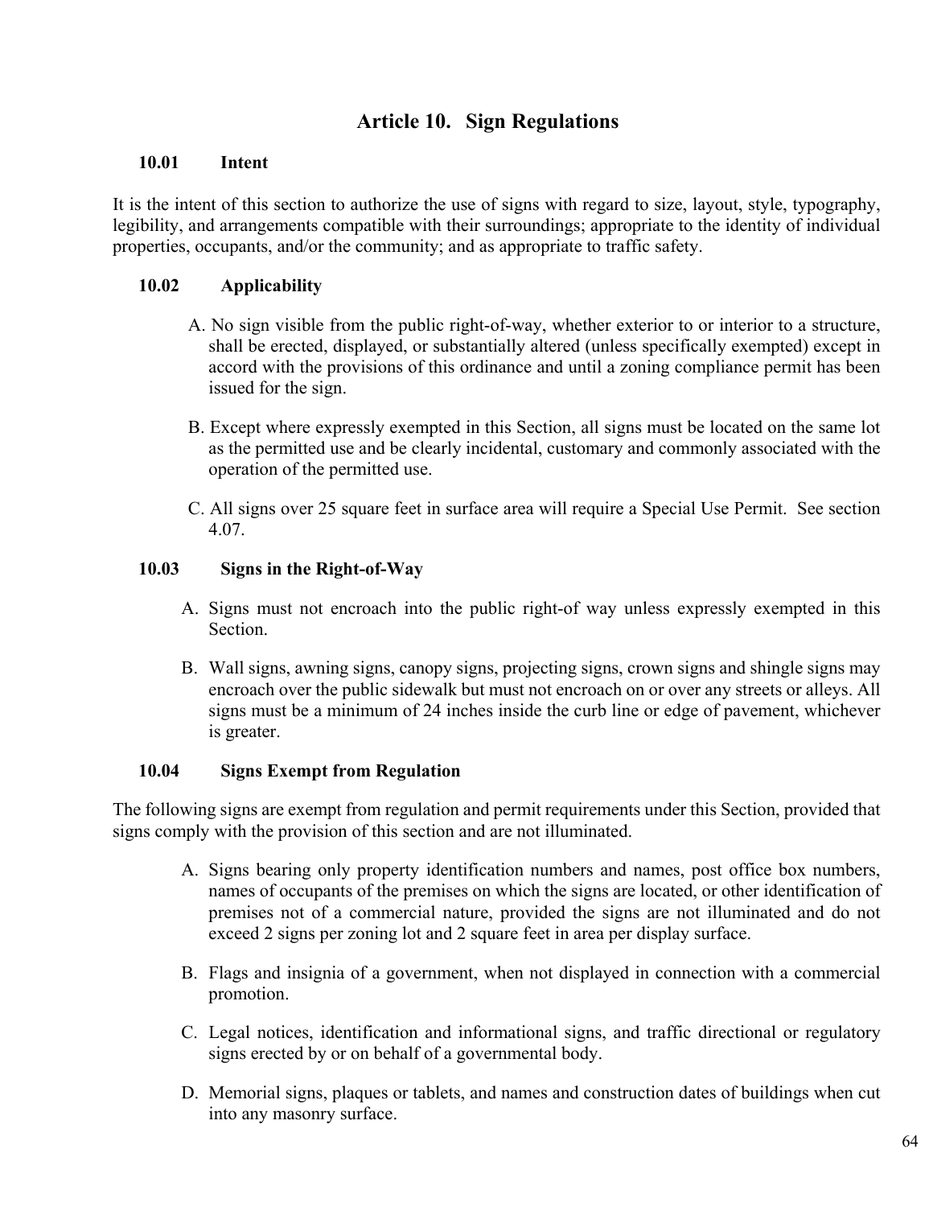# Article 10. Sign Regulations

### 10.01 Intent

It is the intent of this section to authorize the use of signs with regard to size, layout, style, typography, legibility, and arrangements compatible with their surroundings; appropriate to the identity of individual properties, occupants, and/or the community; and as appropriate to traffic safety.

### 10.02 Applicability

A. No sign visible from the public right-of-way, whether exterior to or interior to a structure, shall be erected, displayed, or substantially altered (unless specifically exempted) except in accord with the provisions of this ordinance and until a zoning compliance permit has been issued for the sign.

B. Except where expressly exempted in this Section, all signs must be located on the same lot as the permitted use and be clearly incidental, customary and commonly associated with the operation of the permitted use.

C. All signs over 25 square feet in surface area will require a Special Use Permit. See section 4.07.

### 10.03 Signs in the Right-of-Way

A. Signs must not encroach into the public right-of way unless expressly exempted in this Section.

B. Wall signs, awning signs, canopy signs, projecting signs, crown signs and shingle signs may encroach over the public sidewalk but must not encroach on or over any streets or alleys. All signs must be a minimum of 24 inches inside the curb line or edge of pavement, whichever is greater.

### 10.04 Signs Exempt from Regulation

The following signs are exempt from regulation and permit requirements under this Section, provided that signs comply with the provision of this section and are not illuminated.

A. Signs bearing only property identification numbers and names, post office box numbers, names of occupants of the premises on which the signs are located, or other identification of premises not of a commercial nature, provided the signs are not illuminated and do not exceed 2 signs per zoning lot and 2 square feet in area per display surface.

B. Flags and insignia of a government, when not displayed in connection with a commercial promotion.

C. Legal notices, identification and informational signs, and traffic directional or regulatory signs erected by or on behalf of a governmental body.

D. Memorial signs, plaques or tablets, and names and construction dates of buildings when cut into any masonry surface.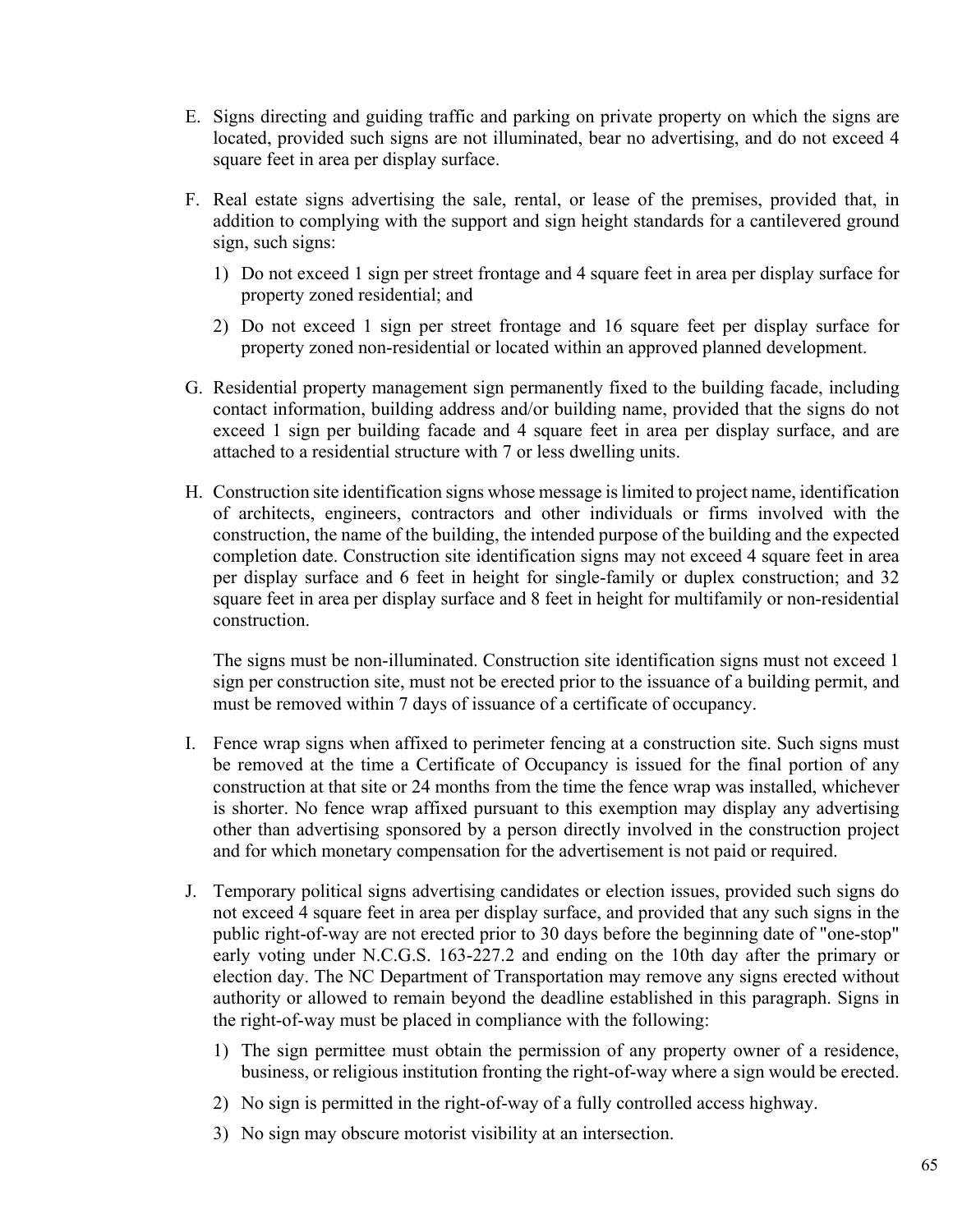E. Signs directing and guiding traffic and parking on private property on which the signs are located, provided such signs are not illuminated, bear no advertising, and do not exceed 4 square feet in area per display surface.

F. Real estate signs advertising the sale, rental, or lease of the premises, provided that, in addition to complying with the support and sign height standards for a cantilevered ground sign, such signs:

   1) Do not exceed 1 sign per street frontage and 4 square feet in area per display surface for property zoned residential; and

   2) Do not exceed 1 sign per street frontage and 16 square feet per display surface for property zoned non-residential or located within an approved planned development.

G. Residential property management sign permanently fixed to the building facade, including contact information, building address and/or building name, provided that the signs do not exceed 1 sign per building facade and 4 square feet in area per display surface, and are attached to a residential structure with 7 or less dwelling units.

H. Construction site identification signs whose message is limited to project name, identification of architects, engineers, contractors and other individuals or firms involved with the construction, the name of the building, the intended purpose of the building and the expected completion date. Construction site identification signs may not exceed 4 square feet in area per display surface and 6 feet in height for single-family or duplex construction; and 32 square feet in area per display surface and 8 feet in height for multifamily or non-residential construction.

   The signs must be non-illuminated. Construction site identification signs must not exceed 1 sign per construction site, must not be erected prior to the issuance of a building permit, and must be removed within 7 days of issuance of a certificate of occupancy.

I. Fence wrap signs when affixed to perimeter fencing at a construction site. Such signs must be removed at the time a Certificate of Occupancy is issued for the final portion of any construction at that site or 24 months from the time the fence wrap was installed, whichever is shorter. No fence wrap affixed pursuant to this exemption may display any advertising other than advertising sponsored by a person directly involved in the construction project and for which monetary compensation for the advertisement is not paid or required.

J. Temporary political signs advertising candidates or election issues, provided such signs do not exceed 4 square feet in area per display surface, and provided that any such signs in the public right-of-way are not erected prior to 30 days before the beginning date of "one-stop" early voting under N.C.G.S. 163-227.2 and ending on the 10th day after the primary or election day. The NC Department of Transportation may remove any signs erected without authority or allowed to remain beyond the deadline established in this paragraph. Signs in the right-of-way must be placed in compliance with the following:

   1) The sign permittee must obtain the permission of any property owner of a residence, business, or religious institution fronting the right-of-way where a sign would be erected.

   2) No sign is permitted in the right-of-way of a fully controlled access highway.

   3) No sign may obscure motorist visibility at an intersection.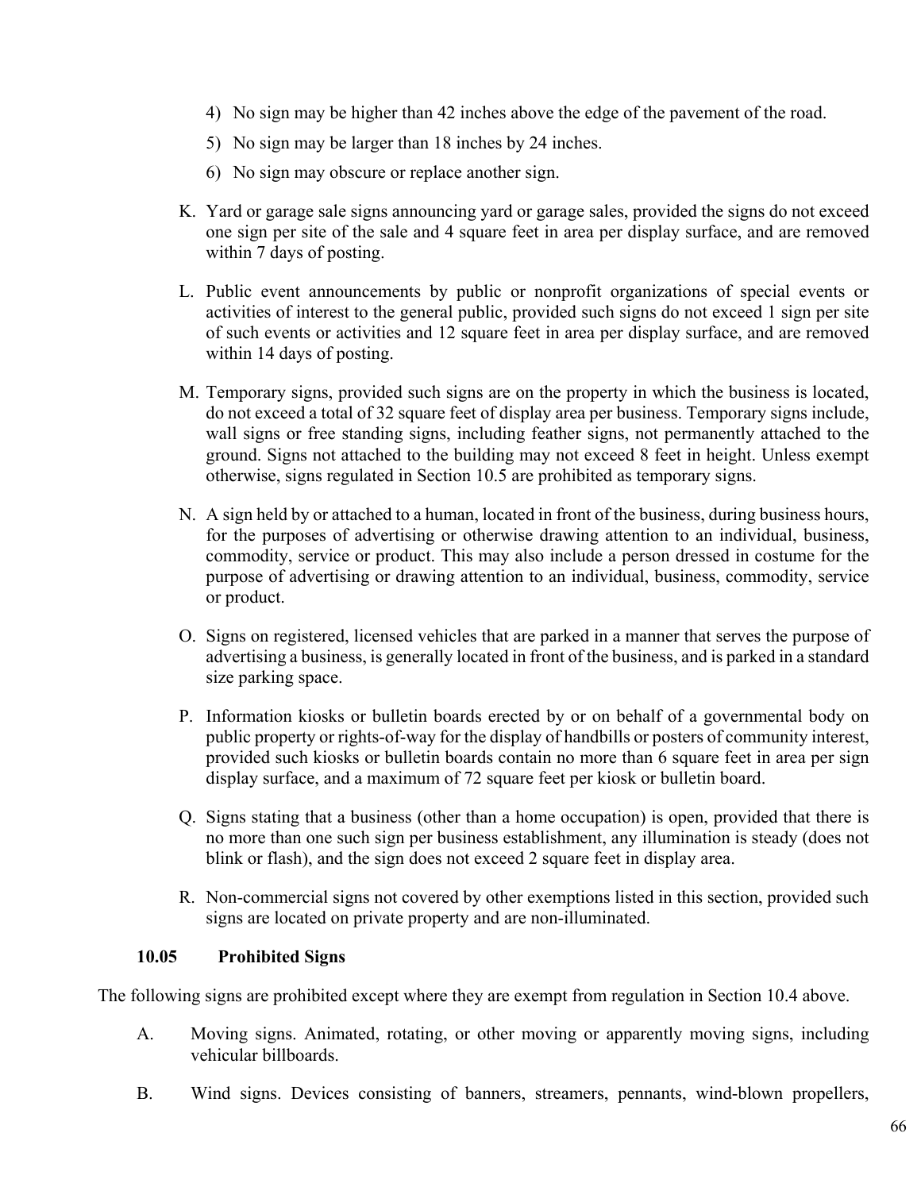4) No sign may be higher than 42 inches above the edge of the pavement of the road.
5) No sign may be larger than 18 inches by 24 inches.
6) No sign may obscure or replace another sign.

K. Yard or garage sale signs announcing yard or garage sales, provided the signs do not exceed one sign per site of the sale and 4 square feet in area per display surface, and are removed within 7 days of posting.

L. Public event announcements by public or nonprofit organizations of special events or activities of interest to the general public, provided such signs do not exceed 1 sign per site of such events or activities and 12 square feet in area per display surface, and are removed within 14 days of posting.

M. Temporary signs, provided such signs are on the property in which the business is located, do not exceed a total of 32 square feet of display area per business. Temporary signs include, wall signs or free standing signs, including feather signs, not permanently attached to the ground. Signs not attached to the building may not exceed 8 feet in height. Unless exempt otherwise, signs regulated in Section 10.5 are prohibited as temporary signs.

N. A sign held by or attached to a human, located in front of the business, during business hours, for the purposes of advertising or otherwise drawing attention to an individual, business, commodity, service or product. This may also include a person dressed in costume for the purpose of advertising or drawing attention to an individual, business, commodity, service or product.

O. Signs on registered, licensed vehicles that are parked in a manner that serves the purpose of advertising a business, is generally located in front of the business, and is parked in a standard size parking space.

P. Information kiosks or bulletin boards erected by or on behalf of a governmental body on public property or rights-of-way for the display of handbills or posters of community interest, provided such kiosks or bulletin boards contain no more than 6 square feet in area per sign display surface, and a maximum of 72 square feet per kiosk or bulletin board.

Q. Signs stating that a business (other than a home occupation) is open, provided that there is no more than one such sign per business establishment, any illumination is steady (does not blink or flash), and the sign does not exceed 2 square feet in display area.

R. Non-commercial signs not covered by other exemptions listed in this section, provided such signs are located on private property and are non-illuminated.

### 10.05 Prohibited Signs

The following signs are prohibited except where they are exempt from regulation in Section 10.4 above.

A. Moving signs. Animated, rotating, or other moving or apparently moving signs, including vehicular billboards.

B. Wind signs. Devices consisting of banners, streamers, pennants, wind-blown propellers,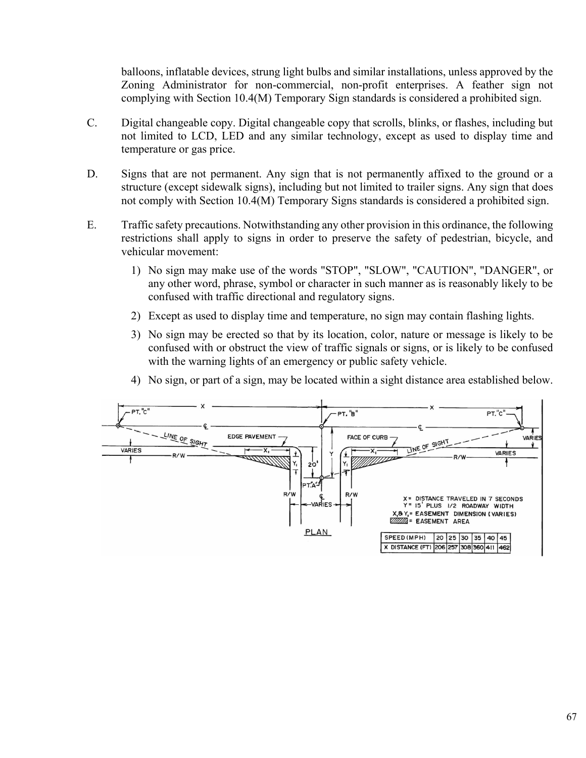balloons, inflatable devices, strung light bulbs and similar installations, unless approved by the Zoning Administrator for non-commercial, non-profit enterprises. A feather sign not complying with Section 10.4(M) Temporary Sign standards is considered a prohibited sign.

C. Digital changeable copy. Digital changeable copy that scrolls, blinks, or flashes, including but not limited to LCD, LED and any similar technology, except as used to display time and temperature or gas price.

D. Signs that are not permanent. Any sign that is not permanently affixed to the ground or a structure (except sidewalk signs), including but not limited to trailer signs. Any sign that does not comply with Section 10.4(M) Temporary Signs standards is considered a prohibited sign.

E. Traffic safety precautions. Notwithstanding any other provision in this ordinance, the following restrictions shall apply to signs in order to preserve the safety of pedestrian, bicycle, and vehicular movement:

1) No sign may make use of the words "STOP", "SLOW", "CAUTION", "DANGER", or any other word, phrase, symbol or character in such manner as is reasonably likely to be confused with traffic directional and regulatory signs.

2) Except as used to display time and temperature, no sign may contain flashing lights.

3) No sign may be erected so that by its location, color, nature or message is likely to be confused with or obstruct the view of traffic signals or signs, or is likely to be confused with the warning lights of an emergency or public safety vehicle.

4) No sign, or part of a sign, may be located within a sight distance area established below.

PLAN

X = DISTANCE TRAVELED IN 7 SECONDS
Y = 15' PLUS 1/2 ROADWAY WIDTH
X, & Y, = EASEMENT DIMENSION (VARIES)
(hatched) = EASEMENT AREA

| SPEED (MPH) | 20 | 25 | 30 | 35 | 40 | 45 |
|---|---|---|---|---|---|---|
| X DISTANCE (FT) | 206 | 257 | 308 | 360 | 411 | 462 |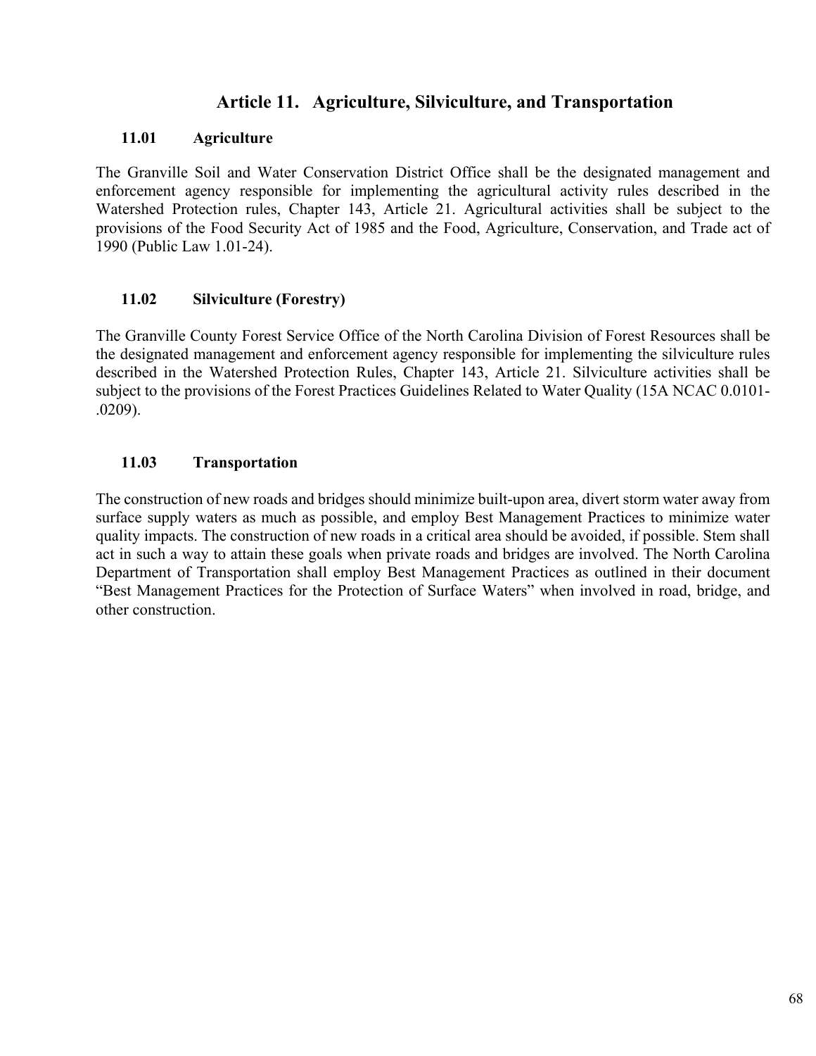# Article 11. Agriculture, Silviculture, and Transportation

## 11.01 Agriculture

The Granville Soil and Water Conservation District Office shall be the designated management and enforcement agency responsible for implementing the agricultural activity rules described in the Watershed Protection rules, Chapter 143, Article 21. Agricultural activities shall be subject to the provisions of the Food Security Act of 1985 and the Food, Agriculture, Conservation, and Trade act of 1990 (Public Law 1.01-24).

## 11.02 Silviculture (Forestry)

The Granville County Forest Service Office of the North Carolina Division of Forest Resources shall be the designated management and enforcement agency responsible for implementing the silviculture rules described in the Watershed Protection Rules, Chapter 143, Article 21. Silviculture activities shall be subject to the provisions of the Forest Practices Guidelines Related to Water Quality (15A NCAC 0.0101-.0209).

## 11.03 Transportation

The construction of new roads and bridges should minimize built-upon area, divert storm water away from surface supply waters as much as possible, and employ Best Management Practices to minimize water quality impacts. The construction of new roads in a critical area should be avoided, if possible. Stem shall act in such a way to attain these goals when private roads and bridges are involved. The North Carolina Department of Transportation shall employ Best Management Practices as outlined in their document "Best Management Practices for the Protection of Surface Waters" when involved in road, bridge, and other construction.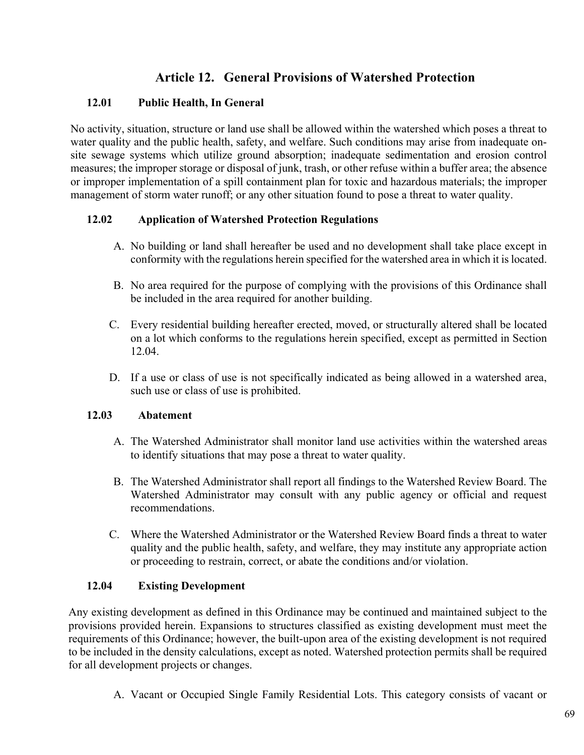# Article 12. General Provisions of Watershed Protection

## 12.01 Public Health, In General

No activity, situation, structure or land use shall be allowed within the watershed which poses a threat to water quality and the public health, safety, and welfare. Such conditions may arise from inadequate on-site sewage systems which utilize ground absorption; inadequate sedimentation and erosion control measures; the improper storage or disposal of junk, trash, or other refuse within a buffer area; the absence or improper implementation of a spill containment plan for toxic and hazardous materials; the improper management of storm water runoff; or any other situation found to pose a threat to water quality.

## 12.02 Application of Watershed Protection Regulations

A. No building or land shall hereafter be used and no development shall take place except in conformity with the regulations herein specified for the watershed area in which it is located.

B. No area required for the purpose of complying with the provisions of this Ordinance shall be included in the area required for another building.

C. Every residential building hereafter erected, moved, or structurally altered shall be located on a lot which conforms to the regulations herein specified, except as permitted in Section 12.04.

D. If a use or class of use is not specifically indicated as being allowed in a watershed area, such use or class of use is prohibited.

## 12.03 Abatement

A. The Watershed Administrator shall monitor land use activities within the watershed areas to identify situations that may pose a threat to water quality.

B. The Watershed Administrator shall report all findings to the Watershed Review Board. The Watershed Administrator may consult with any public agency or official and request recommendations.

C. Where the Watershed Administrator or the Watershed Review Board finds a threat to water quality and the public health, safety, and welfare, they may institute any appropriate action or proceeding to restrain, correct, or abate the conditions and/or violation.

## 12.04 Existing Development

Any existing development as defined in this Ordinance may be continued and maintained subject to the provisions provided herein. Expansions to structures classified as existing development must meet the requirements of this Ordinance; however, the built-upon area of the existing development is not required to be included in the density calculations, except as noted. Watershed protection permits shall be required for all development projects or changes.

A. Vacant or Occupied Single Family Residential Lots. This category consists of vacant or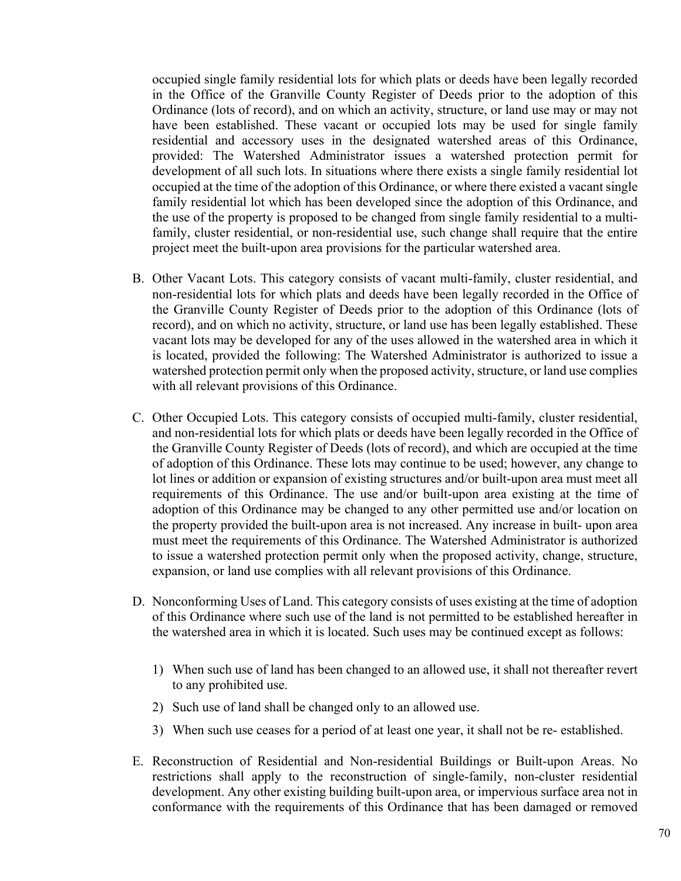occupied single family residential lots for which plats or deeds have been legally recorded in the Office of the Granville County Register of Deeds prior to the adoption of this Ordinance (lots of record), and on which an activity, structure, or land use may or may not have been established. These vacant or occupied lots may be used for single family residential and accessory uses in the designated watershed areas of this Ordinance, provided: The Watershed Administrator issues a watershed protection permit for development of all such lots. In situations where there exists a single family residential lot occupied at the time of the adoption of this Ordinance, or where there existed a vacant single family residential lot which has been developed since the adoption of this Ordinance, and the use of the property is proposed to be changed from single family residential to a multi-family, cluster residential, or non-residential use, such change shall require that the entire project meet the built-upon area provisions for the particular watershed area.

B. Other Vacant Lots. This category consists of vacant multi-family, cluster residential, and non-residential lots for which plats and deeds have been legally recorded in the Office of the Granville County Register of Deeds prior to the adoption of this Ordinance (lots of record), and on which no activity, structure, or land use has been legally established. These vacant lots may be developed for any of the uses allowed in the watershed area in which it is located, provided the following: The Watershed Administrator is authorized to issue a watershed protection permit only when the proposed activity, structure, or land use complies with all relevant provisions of this Ordinance.

C. Other Occupied Lots. This category consists of occupied multi-family, cluster residential, and non-residential lots for which plats or deeds have been legally recorded in the Office of the Granville County Register of Deeds (lots of record), and which are occupied at the time of adoption of this Ordinance. These lots may continue to be used; however, any change to lot lines or addition or expansion of existing structures and/or built-upon area must meet all requirements of this Ordinance. The use and/or built-upon area existing at the time of adoption of this Ordinance may be changed to any other permitted use and/or location on the property provided the built-upon area is not increased. Any increase in built- upon area must meet the requirements of this Ordinance. The Watershed Administrator is authorized to issue a watershed protection permit only when the proposed activity, change, structure, expansion, or land use complies with all relevant provisions of this Ordinance.

D. Nonconforming Uses of Land. This category consists of uses existing at the time of adoption of this Ordinance where such use of the land is not permitted to be established hereafter in the watershed area in which it is located. Such uses may be continued except as follows:

   1) When such use of land has been changed to an allowed use, it shall not thereafter revert to any prohibited use.
   2) Such use of land shall be changed only to an allowed use.
   3) When such use ceases for a period of at least one year, it shall not be re- established.

E. Reconstruction of Residential and Non-residential Buildings or Built-upon Areas. No restrictions shall apply to the reconstruction of single-family, non-cluster residential development. Any other existing building built-upon area, or impervious surface area not in conformance with the requirements of this Ordinance that has been damaged or removed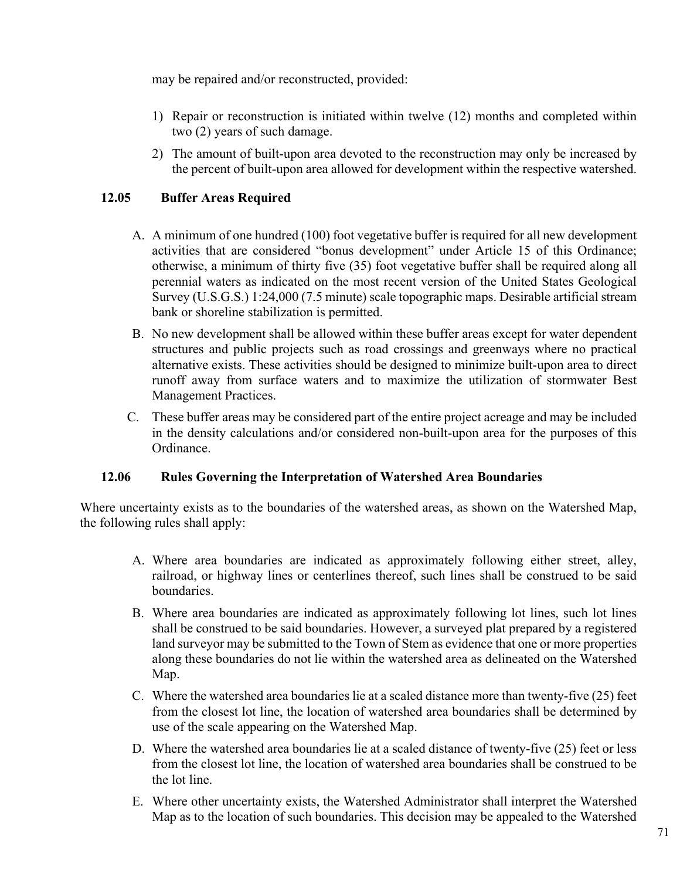may be repaired and/or reconstructed, provided:

1) Repair or reconstruction is initiated within twelve (12) months and completed within two (2) years of such damage.
2) The amount of built-upon area devoted to the reconstruction may only be increased by the percent of built-upon area allowed for development within the respective watershed.

### 12.05 Buffer Areas Required

A. A minimum of one hundred (100) foot vegetative buffer is required for all new development activities that are considered "bonus development" under Article 15 of this Ordinance; otherwise, a minimum of thirty five (35) foot vegetative buffer shall be required along all perennial waters as indicated on the most recent version of the United States Geological Survey (U.S.G.S.) 1:24,000 (7.5 minute) scale topographic maps. Desirable artificial stream bank or shoreline stabilization is permitted.

B. No new development shall be allowed within these buffer areas except for water dependent structures and public projects such as road crossings and greenways where no practical alternative exists. These activities should be designed to minimize built-upon area to direct runoff away from surface waters and to maximize the utilization of stormwater Best Management Practices.

C. These buffer areas may be considered part of the entire project acreage and may be included in the density calculations and/or considered non-built-upon area for the purposes of this Ordinance.

### 12.06 Rules Governing the Interpretation of Watershed Area Boundaries

Where uncertainty exists as to the boundaries of the watershed areas, as shown on the Watershed Map, the following rules shall apply:

A. Where area boundaries are indicated as approximately following either street, alley, railroad, or highway lines or centerlines thereof, such lines shall be construed to be said boundaries.

B. Where area boundaries are indicated as approximately following lot lines, such lot lines shall be construed to be said boundaries. However, a surveyed plat prepared by a registered land surveyor may be submitted to the Town of Stem as evidence that one or more properties along these boundaries do not lie within the watershed area as delineated on the Watershed Map.

C. Where the watershed area boundaries lie at a scaled distance more than twenty-five (25) feet from the closest lot line, the location of watershed area boundaries shall be determined by use of the scale appearing on the Watershed Map.

D. Where the watershed area boundaries lie at a scaled distance of twenty-five (25) feet or less from the closest lot line, the location of watershed area boundaries shall be construed to be the lot line.

E. Where other uncertainty exists, the Watershed Administrator shall interpret the Watershed Map as to the location of such boundaries. This decision may be appealed to the Watershed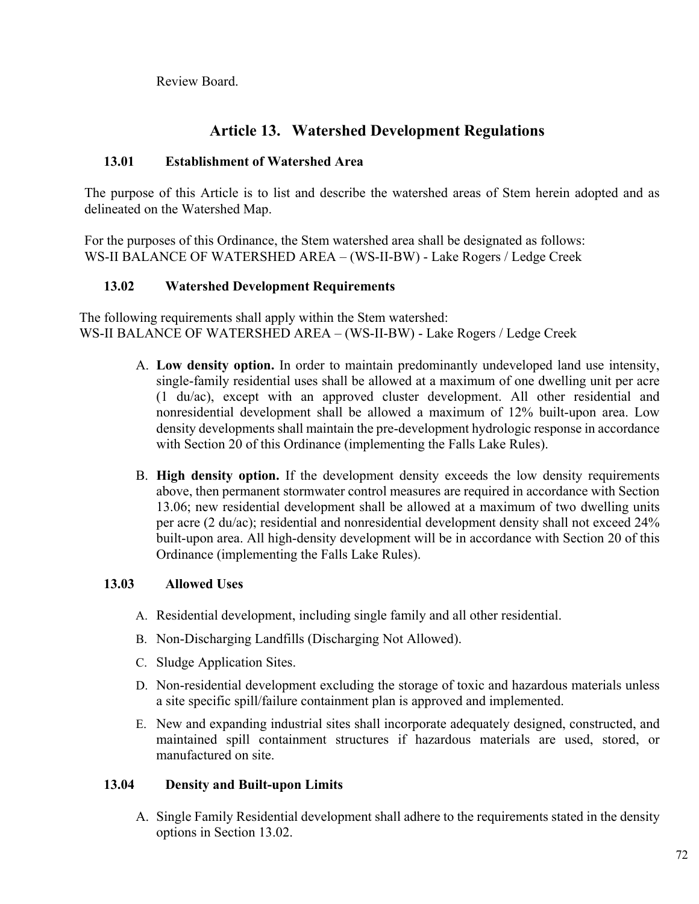Review Board.

## Article 13. Watershed Development Regulations

### 13.01 Establishment of Watershed Area

The purpose of this Article is to list and describe the watershed areas of Stem herein adopted and as delineated on the Watershed Map.

For the purposes of this Ordinance, the Stem watershed area shall be designated as follows:
WS-II BALANCE OF WATERSHED AREA – (WS-II-BW) - Lake Rogers / Ledge Creek

### 13.02 Watershed Development Requirements

The following requirements shall apply within the Stem watershed:
WS-II BALANCE OF WATERSHED AREA – (WS-II-BW) - Lake Rogers / Ledge Creek

A. **Low density option.** In order to maintain predominantly undeveloped land use intensity, single-family residential uses shall be allowed at a maximum of one dwelling unit per acre (1 du/ac), except with an approved cluster development. All other residential and nonresidential development shall be allowed a maximum of 12% built-upon area. Low density developments shall maintain the pre-development hydrologic response in accordance with Section 20 of this Ordinance (implementing the Falls Lake Rules).

B. **High density option.** If the development density exceeds the low density requirements above, then permanent stormwater control measures are required in accordance with Section 13.06; new residential development shall be allowed at a maximum of two dwelling units per acre (2 du/ac); residential and nonresidential development density shall not exceed 24% built-upon area. All high-density development will be in accordance with Section 20 of this Ordinance (implementing the Falls Lake Rules).

### 13.03 Allowed Uses

A. Residential development, including single family and all other residential.

B. Non-Discharging Landfills (Discharging Not Allowed).

C. Sludge Application Sites.

D. Non-residential development excluding the storage of toxic and hazardous materials unless a site specific spill/failure containment plan is approved and implemented.

E. New and expanding industrial sites shall incorporate adequately designed, constructed, and maintained spill containment structures if hazardous materials are used, stored, or manufactured on site.

### 13.04 Density and Built-upon Limits

A. Single Family Residential development shall adhere to the requirements stated in the density options in Section 13.02.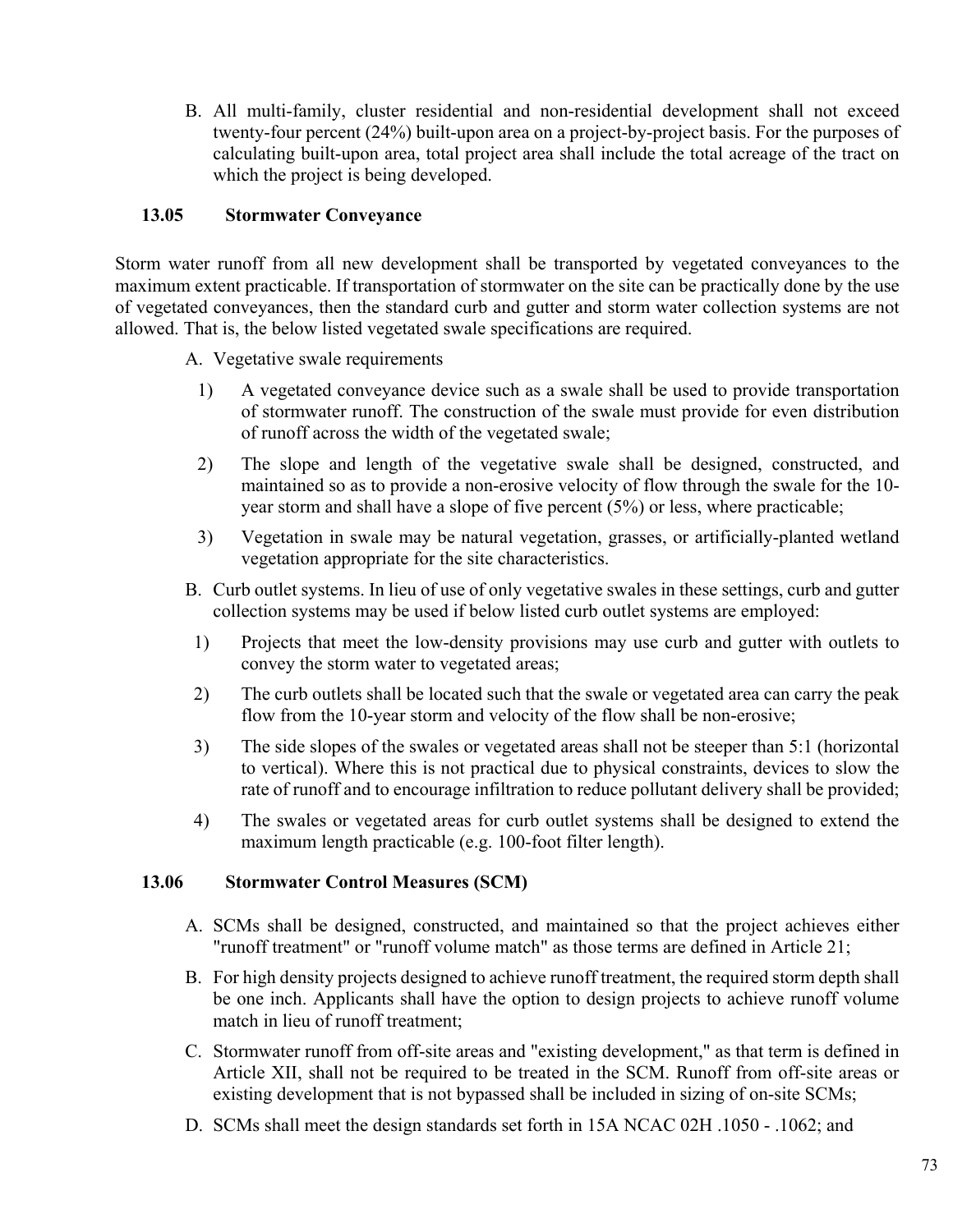B. All multi-family, cluster residential and non-residential development shall not exceed twenty-four percent (24%) built-upon area on a project-by-project basis. For the purposes of calculating built-upon area, total project area shall include the total acreage of the tract on which the project is being developed.

### 13.05 Stormwater Conveyance

Storm water runoff from all new development shall be transported by vegetated conveyances to the maximum extent practicable. If transportation of stormwater on the site can be practically done by the use of vegetated conveyances, then the standard curb and gutter and storm water collection systems are not allowed. That is, the below listed vegetated swale specifications are required.

A. Vegetative swale requirements

1) A vegetated conveyance device such as a swale shall be used to provide transportation of stormwater runoff. The construction of the swale must provide for even distribution of runoff across the width of the vegetated swale;

2) The slope and length of the vegetative swale shall be designed, constructed, and maintained so as to provide a non-erosive velocity of flow through the swale for the 10-year storm and shall have a slope of five percent (5%) or less, where practicable;

3) Vegetation in swale may be natural vegetation, grasses, or artificially-planted wetland vegetation appropriate for the site characteristics.

B. Curb outlet systems. In lieu of use of only vegetative swales in these settings, curb and gutter collection systems may be used if below listed curb outlet systems are employed:

1) Projects that meet the low-density provisions may use curb and gutter with outlets to convey the storm water to vegetated areas;

2) The curb outlets shall be located such that the swale or vegetated area can carry the peak flow from the 10-year storm and velocity of the flow shall be non-erosive;

3) The side slopes of the swales or vegetated areas shall not be steeper than 5:1 (horizontal to vertical). Where this is not practical due to physical constraints, devices to slow the rate of runoff and to encourage infiltration to reduce pollutant delivery shall be provided;

4) The swales or vegetated areas for curb outlet systems shall be designed to extend the maximum length practicable (e.g. 100-foot filter length).

### 13.06 Stormwater Control Measures (SCM)

A. SCMs shall be designed, constructed, and maintained so that the project achieves either "runoff treatment" or "runoff volume match" as those terms are defined in Article 21;

B. For high density projects designed to achieve runoff treatment, the required storm depth shall be one inch. Applicants shall have the option to design projects to achieve runoff volume match in lieu of runoff treatment;

C. Stormwater runoff from off-site areas and "existing development," as that term is defined in Article XII, shall not be required to be treated in the SCM. Runoff from off-site areas or existing development that is not bypassed shall be included in sizing of on-site SCMs;

D. SCMs shall meet the design standards set forth in 15A NCAC 02H .1050 - .1062; and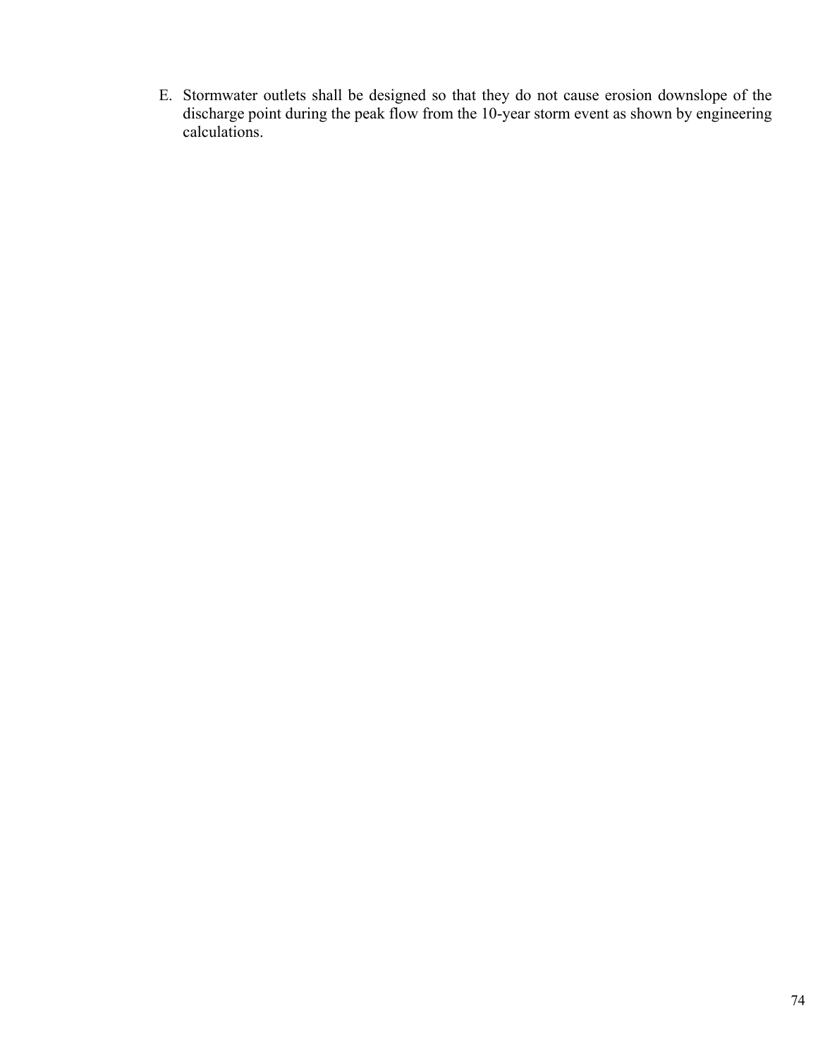E. Stormwater outlets shall be designed so that they do not cause erosion downslope of the discharge point during the peak flow from the 10-year storm event as shown by engineering calculations.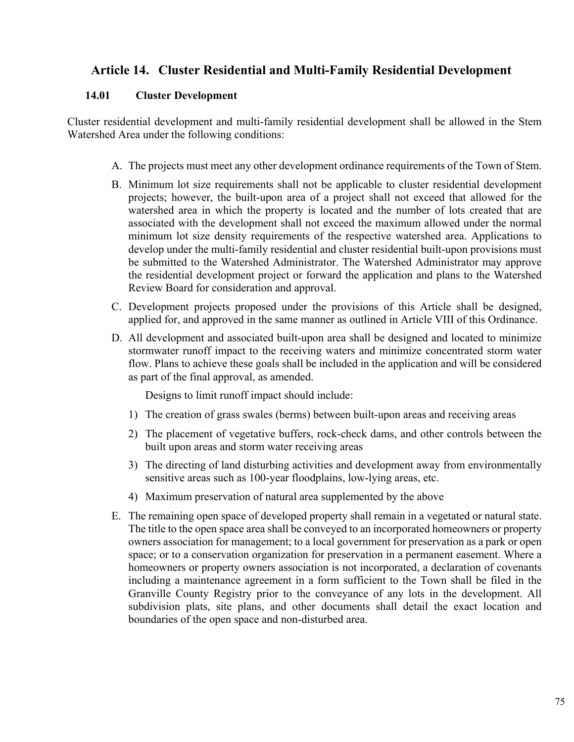# Article 14. Cluster Residential and Multi-Family Residential Development

## 14.01 Cluster Development

Cluster residential development and multi-family residential development shall be allowed in the Stem Watershed Area under the following conditions:

A. The projects must meet any other development ordinance requirements of the Town of Stem.

B. Minimum lot size requirements shall not be applicable to cluster residential development projects; however, the built-upon area of a project shall not exceed that allowed for the watershed area in which the property is located and the number of lots created that are associated with the development shall not exceed the maximum allowed under the normal minimum lot size density requirements of the respective watershed area. Applications to develop under the multi-family residential and cluster residential built-upon provisions must be submitted to the Watershed Administrator. The Watershed Administrator may approve the residential development project or forward the application and plans to the Watershed Review Board for consideration and approval.

C. Development projects proposed under the provisions of this Article shall be designed, applied for, and approved in the same manner as outlined in Article VIII of this Ordinance.

D. All development and associated built-upon area shall be designed and located to minimize stormwater runoff impact to the receiving waters and minimize concentrated storm water flow. Plans to achieve these goals shall be included in the application and will be considered as part of the final approval, as amended.

   Designs to limit runoff impact should include:

   1) The creation of grass swales (berms) between built-upon areas and receiving areas

   2) The placement of vegetative buffers, rock-check dams, and other controls between the built upon areas and storm water receiving areas

   3) The directing of land disturbing activities and development away from environmentally sensitive areas such as 100-year floodplains, low-lying areas, etc.

   4) Maximum preservation of natural area supplemented by the above

E. The remaining open space of developed property shall remain in a vegetated or natural state. The title to the open space area shall be conveyed to an incorporated homeowners or property owners association for management; to a local government for preservation as a park or open space; or to a conservation organization for preservation in a permanent easement. Where a homeowners or property owners association is not incorporated, a declaration of covenants including a maintenance agreement in a form sufficient to the Town shall be filed in the Granville County Registry prior to the conveyance of any lots in the development. All subdivision plats, site plans, and other documents shall detail the exact location and boundaries of the open space and non-disturbed area.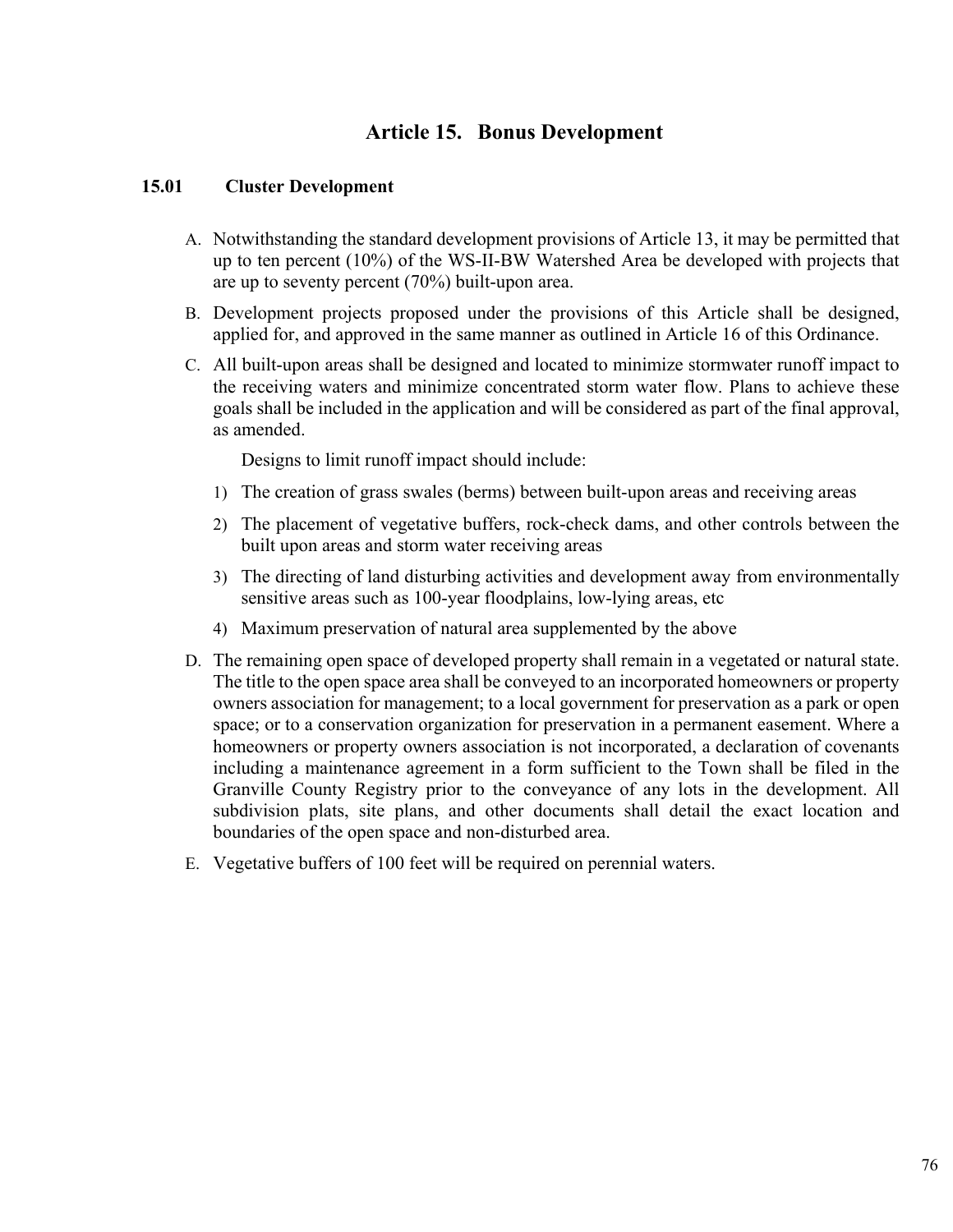# Article 15. Bonus Development

## 15.01 Cluster Development

A. Notwithstanding the standard development provisions of Article 13, it may be permitted that up to ten percent (10%) of the WS-II-BW Watershed Area be developed with projects that are up to seventy percent (70%) built-upon area.

B. Development projects proposed under the provisions of this Article shall be designed, applied for, and approved in the same manner as outlined in Article 16 of this Ordinance.

C. All built-upon areas shall be designed and located to minimize stormwater runoff impact to the receiving waters and minimize concentrated storm water flow. Plans to achieve these goals shall be included in the application and will be considered as part of the final approval, as amended.

   Designs to limit runoff impact should include:

   1) The creation of grass swales (berms) between built-upon areas and receiving areas
   2) The placement of vegetative buffers, rock-check dams, and other controls between the built upon areas and storm water receiving areas
   3) The directing of land disturbing activities and development away from environmentally sensitive areas such as 100-year floodplains, low-lying areas, etc
   4) Maximum preservation of natural area supplemented by the above

D. The remaining open space of developed property shall remain in a vegetated or natural state. The title to the open space area shall be conveyed to an incorporated homeowners or property owners association for management; to a local government for preservation as a park or open space; or to a conservation organization for preservation in a permanent easement. Where a homeowners or property owners association is not incorporated, a declaration of covenants including a maintenance agreement in a form sufficient to the Town shall be filed in the Granville County Registry prior to the conveyance of any lots in the development. All subdivision plats, site plans, and other documents shall detail the exact location and boundaries of the open space and non-disturbed area.

E. Vegetative buffers of 100 feet will be required on perennial waters.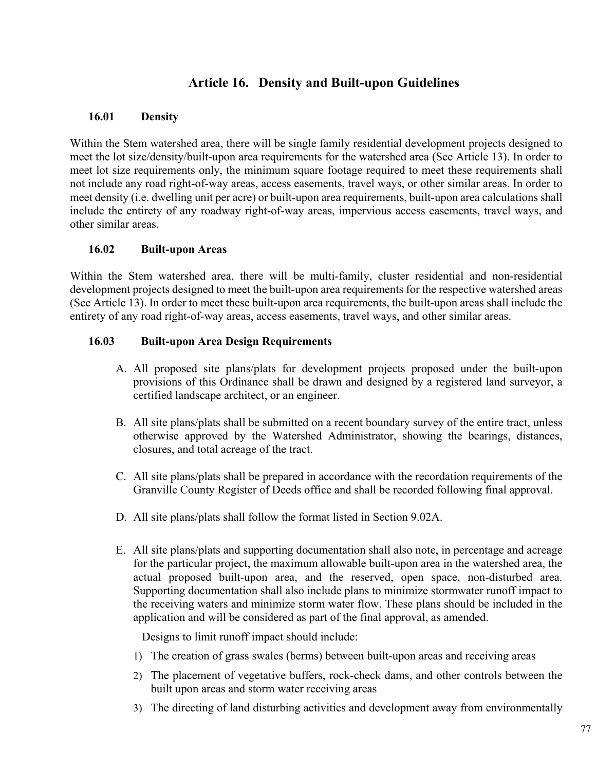# Article 16. Density and Built-upon Guidelines

## 16.01 Density

Within the Stem watershed area, there will be single family residential development projects designed to meet the lot size/density/built-upon area requirements for the watershed area (See Article 13). In order to meet lot size requirements only, the minimum square footage required to meet these requirements shall not include any road right-of-way areas, access easements, travel ways, or other similar areas. In order to meet density (i.e. dwelling unit per acre) or built-upon area requirements, built-upon area calculations shall include the entirety of any roadway right-of-way areas, impervious access easements, travel ways, and other similar areas.

## 16.02 Built-upon Areas

Within the Stem watershed area, there will be multi-family, cluster residential and non-residential development projects designed to meet the built-upon area requirements for the respective watershed areas (See Article 13). In order to meet these built-upon area requirements, the built-upon areas shall include the entirety of any road right-of-way areas, access easements, travel ways, and other similar areas.

## 16.03 Built-upon Area Design Requirements

A. All proposed site plans/plats for development projects proposed under the built-upon provisions of this Ordinance shall be drawn and designed by a registered land surveyor, a certified landscape architect, or an engineer.

B. All site plans/plats shall be submitted on a recent boundary survey of the entire tract, unless otherwise approved by the Watershed Administrator, showing the bearings, distances, closures, and total acreage of the tract.

C. All site plans/plats shall be prepared in accordance with the recordation requirements of the Granville County Register of Deeds office and shall be recorded following final approval.

D. All site plans/plats shall follow the format listed in Section 9.02A.

E. All site plans/plats and supporting documentation shall also note, in percentage and acreage for the particular project, the maximum allowable built-upon area in the watershed area, the actual proposed built-upon area, and the reserved, open space, non-disturbed area. Supporting documentation shall also include plans to minimize stormwater runoff impact to the receiving waters and minimize storm water flow. These plans should be included in the application and will be considered as part of the final approval, as amended.

   Designs to limit runoff impact should include:

   1) The creation of grass swales (berms) between built-upon areas and receiving areas
   2) The placement of vegetative buffers, rock-check dams, and other controls between the built upon areas and storm water receiving areas
   3) The directing of land disturbing activities and development away from environmentally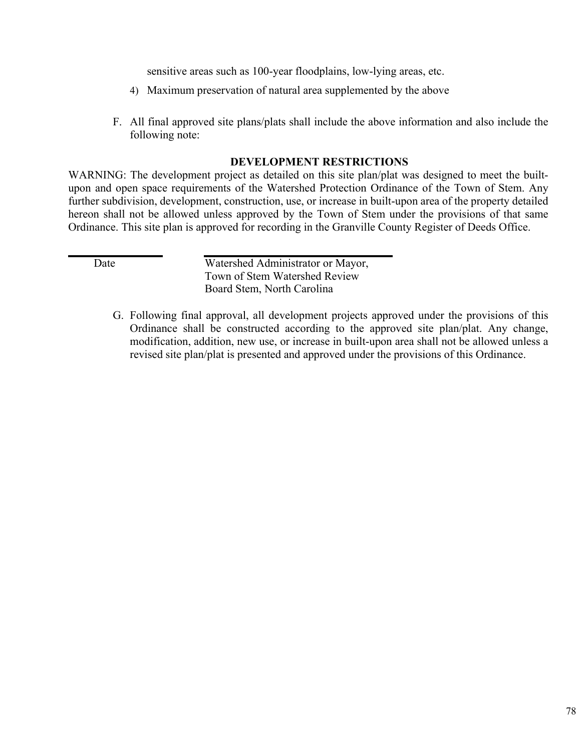sensitive areas such as 100-year floodplains, low-lying areas, etc.

4) Maximum preservation of natural area supplemented by the above

F. All final approved site plans/plats shall include the above information and also include the following note:

**DEVELOPMENT RESTRICTIONS**

WARNING: The development project as detailed on this site plan/plat was designed to meet the built-upon and open space requirements of the Watershed Protection Ordinance of the Town of Stem. Any further subdivision, development, construction, use, or increase in built-upon area of the property detailed hereon shall not be allowed unless approved by the Town of Stem under the provisions of that same Ordinance. This site plan is approved for recording in the Granville County Register of Deeds Office.

\_\_\_\_\_\_\_\_\_\_\_\_\_\_\_\_ \_\_\_\_\_\_\_\_\_\_\_\_\_\_\_\_\_\_\_\_\_\_\_\_\_\_\_\_\_\_

Date

Watershed Administrator or Mayor,
Town of Stem Watershed Review
Board Stem, North Carolina

G. Following final approval, all development projects approved under the provisions of this Ordinance shall be constructed according to the approved site plan/plat. Any change, modification, addition, new use, or increase in built-upon area shall not be allowed unless a revised site plan/plat is presented and approved under the provisions of this Ordinance.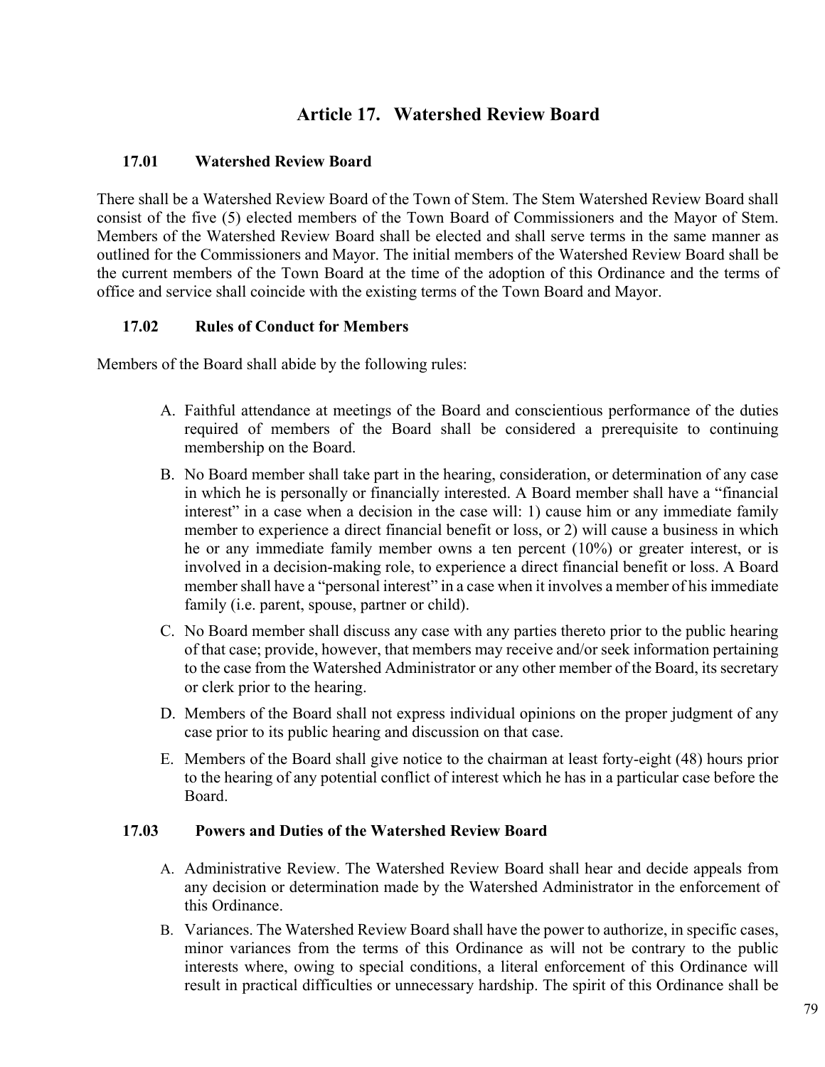# Article 17. Watershed Review Board

## 17.01 Watershed Review Board

There shall be a Watershed Review Board of the Town of Stem. The Stem Watershed Review Board shall consist of the five (5) elected members of the Town Board of Commissioners and the Mayor of Stem. Members of the Watershed Review Board shall be elected and shall serve terms in the same manner as outlined for the Commissioners and Mayor. The initial members of the Watershed Review Board shall be the current members of the Town Board at the time of the adoption of this Ordinance and the terms of office and service shall coincide with the existing terms of the Town Board and Mayor.

## 17.02 Rules of Conduct for Members

Members of the Board shall abide by the following rules:

A. Faithful attendance at meetings of the Board and conscientious performance of the duties required of members of the Board shall be considered a prerequisite to continuing membership on the Board.

B. No Board member shall take part in the hearing, consideration, or determination of any case in which he is personally or financially interested. A Board member shall have a "financial interest" in a case when a decision in the case will: 1) cause him or any immediate family member to experience a direct financial benefit or loss, or 2) will cause a business in which he or any immediate family member owns a ten percent (10%) or greater interest, or is involved in a decision-making role, to experience a direct financial benefit or loss. A Board member shall have a "personal interest" in a case when it involves a member of his immediate family (i.e. parent, spouse, partner or child).

C. No Board member shall discuss any case with any parties thereto prior to the public hearing of that case; provide, however, that members may receive and/or seek information pertaining to the case from the Watershed Administrator or any other member of the Board, its secretary or clerk prior to the hearing.

D. Members of the Board shall not express individual opinions on the proper judgment of any case prior to its public hearing and discussion on that case.

E. Members of the Board shall give notice to the chairman at least forty-eight (48) hours prior to the hearing of any potential conflict of interest which he has in a particular case before the Board.

## 17.03 Powers and Duties of the Watershed Review Board

A. Administrative Review. The Watershed Review Board shall hear and decide appeals from any decision or determination made by the Watershed Administrator in the enforcement of this Ordinance.

B. Variances. The Watershed Review Board shall have the power to authorize, in specific cases, minor variances from the terms of this Ordinance as will not be contrary to the public interests where, owing to special conditions, a literal enforcement of this Ordinance will result in practical difficulties or unnecessary hardship. The spirit of this Ordinance shall be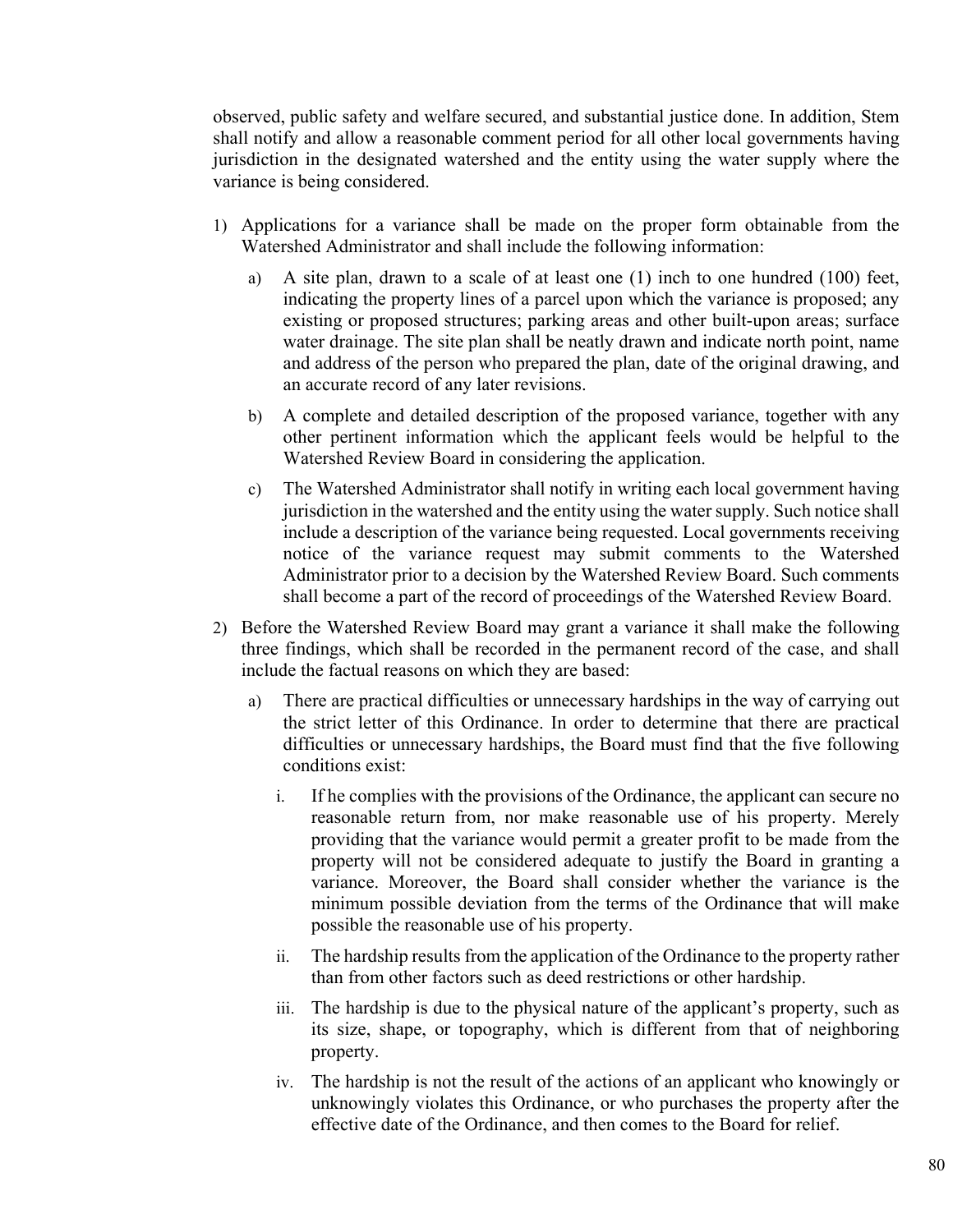observed, public safety and welfare secured, and substantial justice done. In addition, Stem shall notify and allow a reasonable comment period for all other local governments having jurisdiction in the designated watershed and the entity using the water supply where the variance is being considered.

1) Applications for a variance shall be made on the proper form obtainable from the Watershed Administrator and shall include the following information:

   a) A site plan, drawn to a scale of at least one (1) inch to one hundred (100) feet, indicating the property lines of a parcel upon which the variance is proposed; any existing or proposed structures; parking areas and other built-upon areas; surface water drainage. The site plan shall be neatly drawn and indicate north point, name and address of the person who prepared the plan, date of the original drawing, and an accurate record of any later revisions.

   b) A complete and detailed description of the proposed variance, together with any other pertinent information which the applicant feels would be helpful to the Watershed Review Board in considering the application.

   c) The Watershed Administrator shall notify in writing each local government having jurisdiction in the watershed and the entity using the water supply. Such notice shall include a description of the variance being requested. Local governments receiving notice of the variance request may submit comments to the Watershed Administrator prior to a decision by the Watershed Review Board. Such comments shall become a part of the record of proceedings of the Watershed Review Board.

2) Before the Watershed Review Board may grant a variance it shall make the following three findings, which shall be recorded in the permanent record of the case, and shall include the factual reasons on which they are based:

   a) There are practical difficulties or unnecessary hardships in the way of carrying out the strict letter of this Ordinance. In order to determine that there are practical difficulties or unnecessary hardships, the Board must find that the five following conditions exist:

      i. If he complies with the provisions of the Ordinance, the applicant can secure no reasonable return from, nor make reasonable use of his property. Merely providing that the variance would permit a greater profit to be made from the property will not be considered adequate to justify the Board in granting a variance. Moreover, the Board shall consider whether the variance is the minimum possible deviation from the terms of the Ordinance that will make possible the reasonable use of his property.

      ii. The hardship results from the application of the Ordinance to the property rather than from other factors such as deed restrictions or other hardship.

      iii. The hardship is due to the physical nature of the applicant's property, such as its size, shape, or topography, which is different from that of neighboring property.

      iv. The hardship is not the result of the actions of an applicant who knowingly or unknowingly violates this Ordinance, or who purchases the property after the effective date of the Ordinance, and then comes to the Board for relief.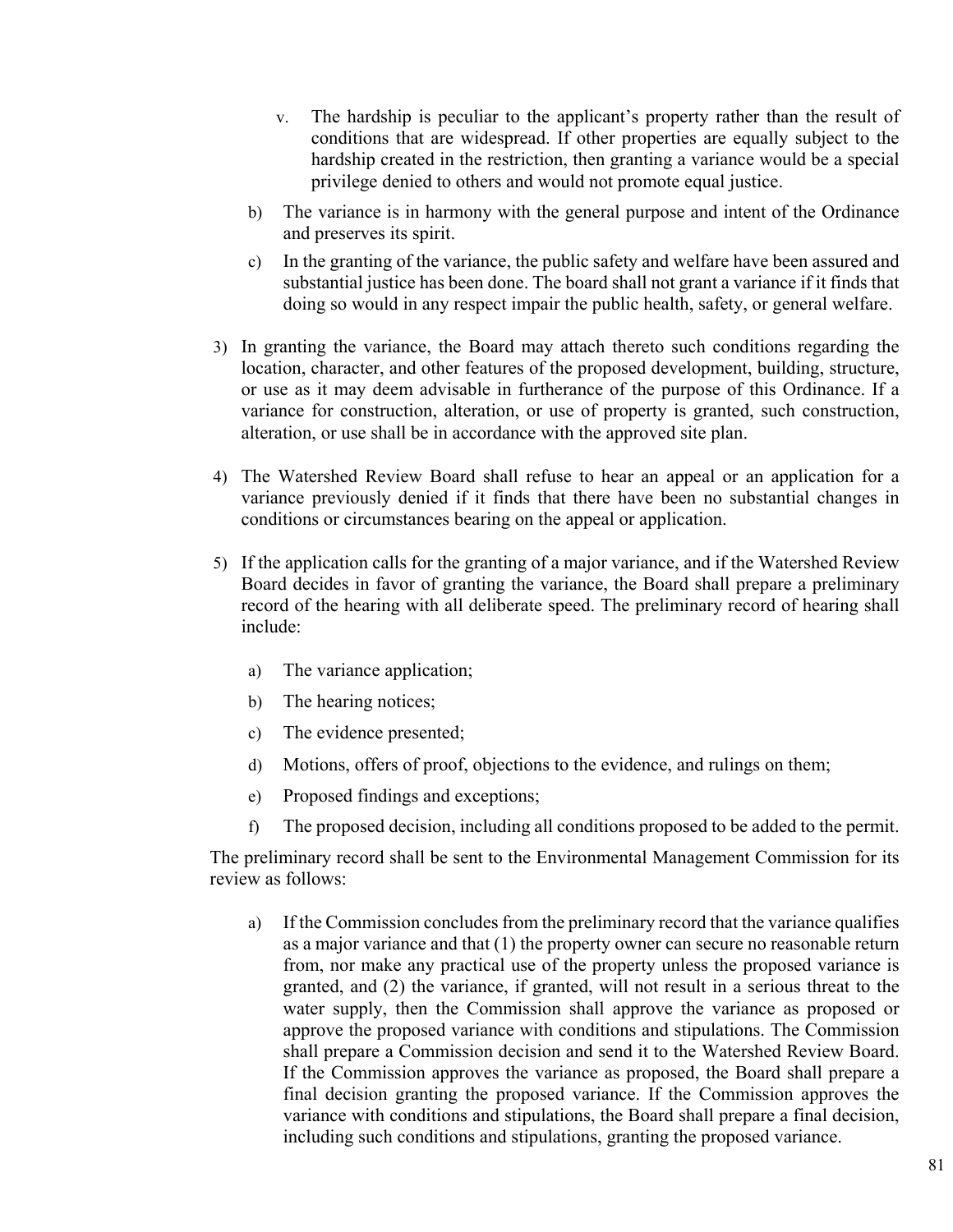v. The hardship is peculiar to the applicant's property rather than the result of conditions that are widespread. If other properties are equally subject to the hardship created in the restriction, then granting a variance would be a special privilege denied to others and would not promote equal justice.

b) The variance is in harmony with the general purpose and intent of the Ordinance and preserves its spirit.

c) In the granting of the variance, the public safety and welfare have been assured and substantial justice has been done. The board shall not grant a variance if it finds that doing so would in any respect impair the public health, safety, or general welfare.

3) In granting the variance, the Board may attach thereto such conditions regarding the location, character, and other features of the proposed development, building, structure, or use as it may deem advisable in furtherance of the purpose of this Ordinance. If a variance for construction, alteration, or use of property is granted, such construction, alteration, or use shall be in accordance with the approved site plan.

4) The Watershed Review Board shall refuse to hear an appeal or an application for a variance previously denied if it finds that there have been no substantial changes in conditions or circumstances bearing on the appeal or application.

5) If the application calls for the granting of a major variance, and if the Watershed Review Board decides in favor of granting the variance, the Board shall prepare a preliminary record of the hearing with all deliberate speed. The preliminary record of hearing shall include:

   a) The variance application;

   b) The hearing notices;

   c) The evidence presented;

   d) Motions, offers of proof, objections to the evidence, and rulings on them;

   e) Proposed findings and exceptions;

   f) The proposed decision, including all conditions proposed to be added to the permit.

The preliminary record shall be sent to the Environmental Management Commission for its review as follows:

   a) If the Commission concludes from the preliminary record that the variance qualifies as a major variance and that (1) the property owner can secure no reasonable return from, nor make any practical use of the property unless the proposed variance is granted, and (2) the variance, if granted, will not result in a serious threat to the water supply, then the Commission shall approve the variance as proposed or approve the proposed variance with conditions and stipulations. The Commission shall prepare a Commission decision and send it to the Watershed Review Board. If the Commission approves the variance as proposed, the Board shall prepare a final decision granting the proposed variance. If the Commission approves the variance with conditions and stipulations, the Board shall prepare a final decision, including such conditions and stipulations, granting the proposed variance.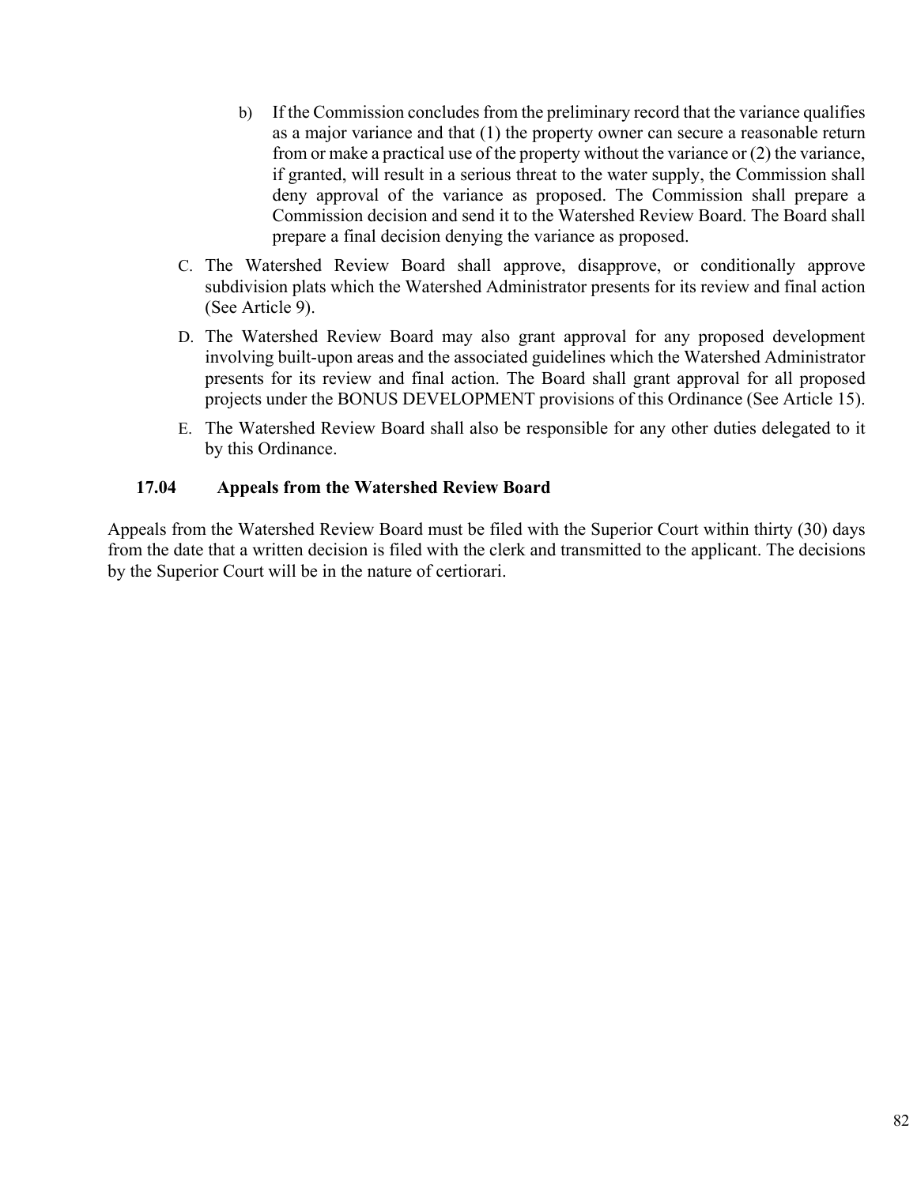b) If the Commission concludes from the preliminary record that the variance qualifies as a major variance and that (1) the property owner can secure a reasonable return from or make a practical use of the property without the variance or (2) the variance, if granted, will result in a serious threat to the water supply, the Commission shall deny approval of the variance as proposed. The Commission shall prepare a Commission decision and send it to the Watershed Review Board. The Board shall prepare a final decision denying the variance as proposed.

C. The Watershed Review Board shall approve, disapprove, or conditionally approve subdivision plats which the Watershed Administrator presents for its review and final action (See Article 9).

D. The Watershed Review Board may also grant approval for any proposed development involving built-upon areas and the associated guidelines which the Watershed Administrator presents for its review and final action. The Board shall grant approval for all proposed projects under the BONUS DEVELOPMENT provisions of this Ordinance (See Article 15).

E. The Watershed Review Board shall also be responsible for any other duties delegated to it by this Ordinance.

### 17.04 Appeals from the Watershed Review Board

Appeals from the Watershed Review Board must be filed with the Superior Court within thirty (30) days from the date that a written decision is filed with the clerk and transmitted to the applicant. The decisions by the Superior Court will be in the nature of certiorari.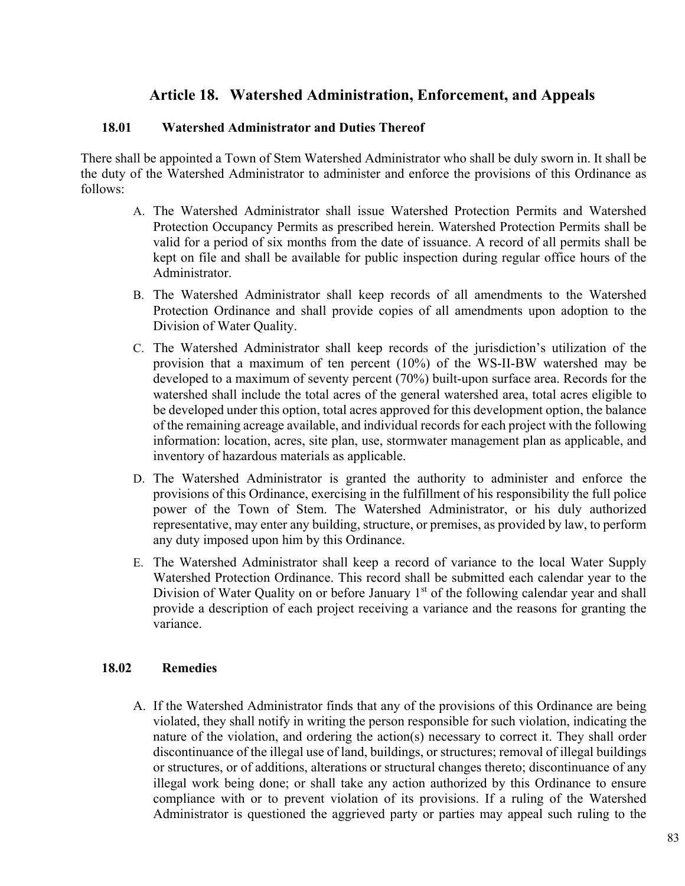# Article 18. Watershed Administration, Enforcement, and Appeals

## 18.01 Watershed Administrator and Duties Thereof

There shall be appointed a Town of Stem Watershed Administrator who shall be duly sworn in. It shall be the duty of the Watershed Administrator to administer and enforce the provisions of this Ordinance as follows:

A. The Watershed Administrator shall issue Watershed Protection Permits and Watershed Protection Occupancy Permits as prescribed herein. Watershed Protection Permits shall be valid for a period of six months from the date of issuance. A record of all permits shall be kept on file and shall be available for public inspection during regular office hours of the Administrator.

B. The Watershed Administrator shall keep records of all amendments to the Watershed Protection Ordinance and shall provide copies of all amendments upon adoption to the Division of Water Quality.

C. The Watershed Administrator shall keep records of the jurisdiction's utilization of the provision that a maximum of ten percent (10%) of the WS-II-BW watershed may be developed to a maximum of seventy percent (70%) built-upon surface area. Records for the watershed shall include the total acres of the general watershed area, total acres eligible to be developed under this option, total acres approved for this development option, the balance of the remaining acreage available, and individual records for each project with the following information: location, acres, site plan, use, stormwater management plan as applicable, and inventory of hazardous materials as applicable.

D. The Watershed Administrator is granted the authority to administer and enforce the provisions of this Ordinance, exercising in the fulfillment of his responsibility the full police power of the Town of Stem. The Watershed Administrator, or his duly authorized representative, may enter any building, structure, or premises, as provided by law, to perform any duty imposed upon him by this Ordinance.

E. The Watershed Administrator shall keep a record of variance to the local Water Supply Watershed Protection Ordinance. This record shall be submitted each calendar year to the Division of Water Quality on or before January 1st of the following calendar year and shall provide a description of each project receiving a variance and the reasons for granting the variance.

## 18.02 Remedies

A. If the Watershed Administrator finds that any of the provisions of this Ordinance are being violated, they shall notify in writing the person responsible for such violation, indicating the nature of the violation, and ordering the action(s) necessary to correct it. They shall order discontinuance of the illegal use of land, buildings, or structures; removal of illegal buildings or structures, or of additions, alterations or structural changes thereto; discontinuance of any illegal work being done; or shall take any action authorized by this Ordinance to ensure compliance with or to prevent violation of its provisions. If a ruling of the Watershed Administrator is questioned the aggrieved party or parties may appeal such ruling to the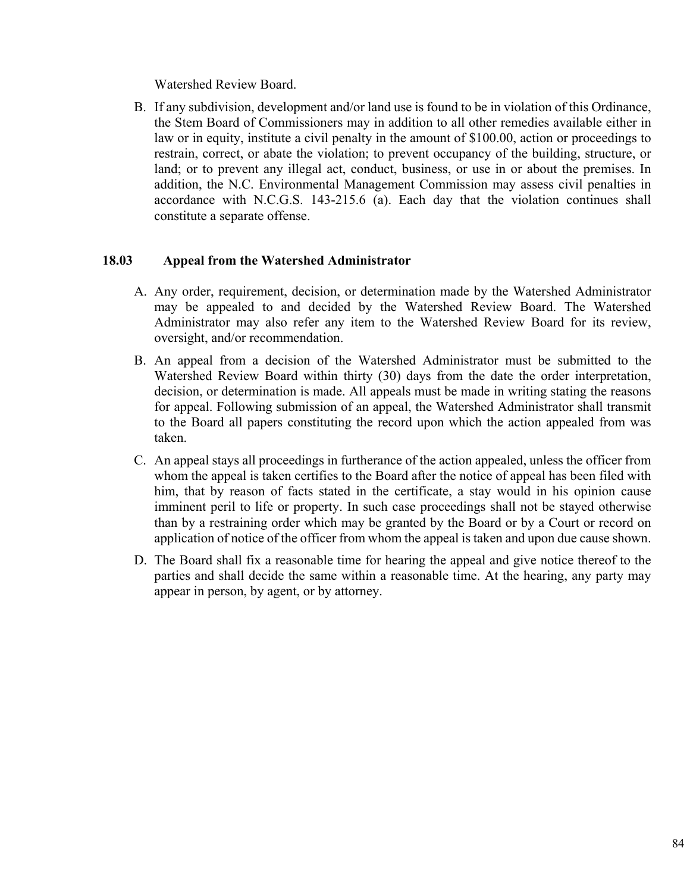Watershed Review Board.

B. If any subdivision, development and/or land use is found to be in violation of this Ordinance, the Stem Board of Commissioners may in addition to all other remedies available either in law or in equity, institute a civil penalty in the amount of $100.00, action or proceedings to restrain, correct, or abate the violation; to prevent occupancy of the building, structure, or land; or to prevent any illegal act, conduct, business, or use in or about the premises. In addition, the N.C. Environmental Management Commission may assess civil penalties in accordance with N.C.G.S. 143-215.6 (a). Each day that the violation continues shall constitute a separate offense.

### 18.03 Appeal from the Watershed Administrator

A. Any order, requirement, decision, or determination made by the Watershed Administrator may be appealed to and decided by the Watershed Review Board. The Watershed Administrator may also refer any item to the Watershed Review Board for its review, oversight, and/or recommendation.

B. An appeal from a decision of the Watershed Administrator must be submitted to the Watershed Review Board within thirty (30) days from the date the order interpretation, decision, or determination is made. All appeals must be made in writing stating the reasons for appeal. Following submission of an appeal, the Watershed Administrator shall transmit to the Board all papers constituting the record upon which the action appealed from was taken.

C. An appeal stays all proceedings in furtherance of the action appealed, unless the officer from whom the appeal is taken certifies to the Board after the notice of appeal has been filed with him, that by reason of facts stated in the certificate, a stay would in his opinion cause imminent peril to life or property. In such case proceedings shall not be stayed otherwise than by a restraining order which may be granted by the Board or by a Court or record on application of notice of the officer from whom the appeal is taken and upon due cause shown.

D. The Board shall fix a reasonable time for hearing the appeal and give notice thereof to the parties and shall decide the same within a reasonable time. At the hearing, any party may appear in person, by agent, or by attorney.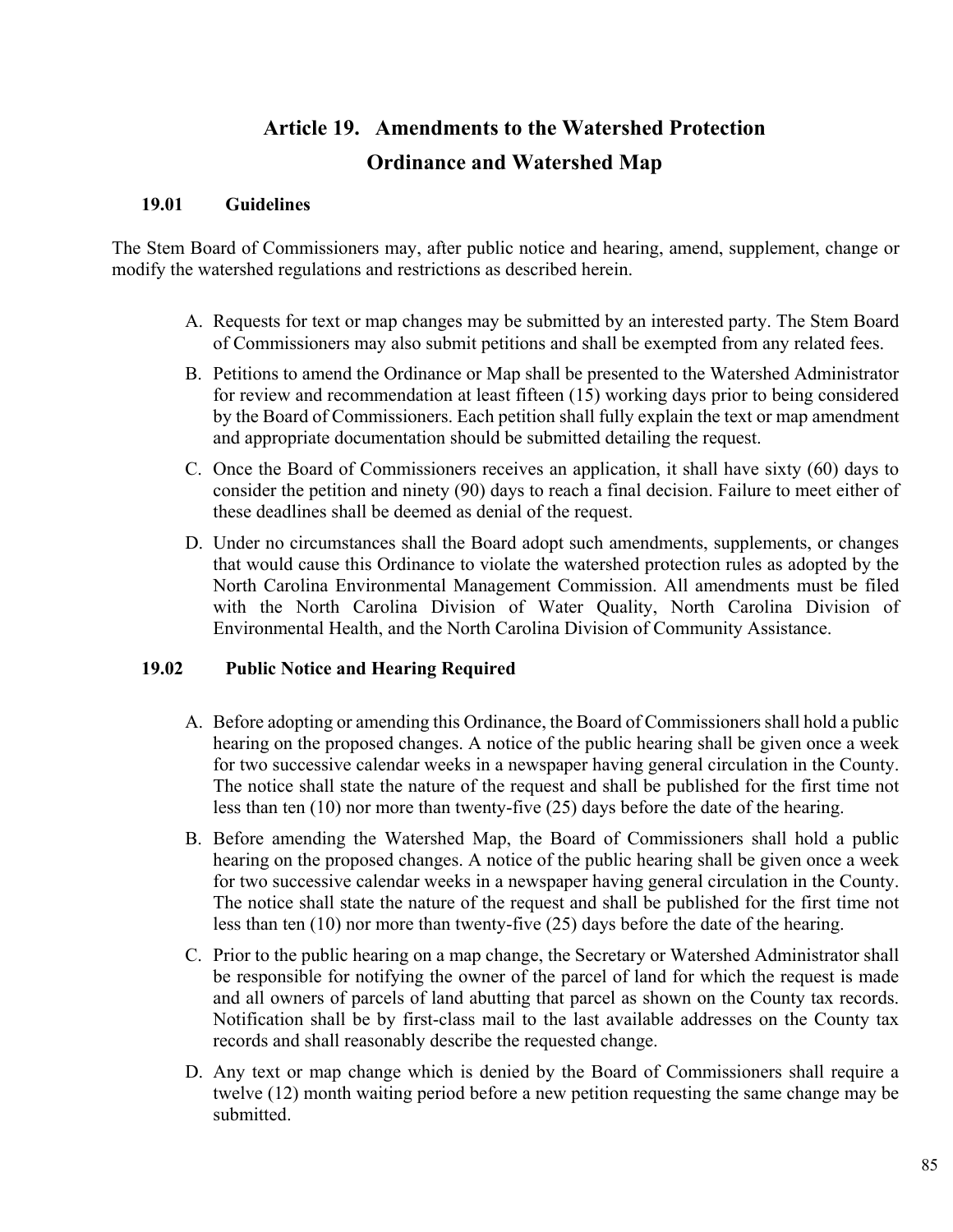# Article 19. Amendments to the Watershed Protection Ordinance and Watershed Map

## 19.01 Guidelines

The Stem Board of Commissioners may, after public notice and hearing, amend, supplement, change or modify the watershed regulations and restrictions as described herein.

A. Requests for text or map changes may be submitted by an interested party. The Stem Board of Commissioners may also submit petitions and shall be exempted from any related fees.

B. Petitions to amend the Ordinance or Map shall be presented to the Watershed Administrator for review and recommendation at least fifteen (15) working days prior to being considered by the Board of Commissioners. Each petition shall fully explain the text or map amendment and appropriate documentation should be submitted detailing the request.

C. Once the Board of Commissioners receives an application, it shall have sixty (60) days to consider the petition and ninety (90) days to reach a final decision. Failure to meet either of these deadlines shall be deemed as denial of the request.

D. Under no circumstances shall the Board adopt such amendments, supplements, or changes that would cause this Ordinance to violate the watershed protection rules as adopted by the North Carolina Environmental Management Commission. All amendments must be filed with the North Carolina Division of Water Quality, North Carolina Division of Environmental Health, and the North Carolina Division of Community Assistance.

## 19.02 Public Notice and Hearing Required

A. Before adopting or amending this Ordinance, the Board of Commissioners shall hold a public hearing on the proposed changes. A notice of the public hearing shall be given once a week for two successive calendar weeks in a newspaper having general circulation in the County. The notice shall state the nature of the request and shall be published for the first time not less than ten (10) nor more than twenty-five (25) days before the date of the hearing.

B. Before amending the Watershed Map, the Board of Commissioners shall hold a public hearing on the proposed changes. A notice of the public hearing shall be given once a week for two successive calendar weeks in a newspaper having general circulation in the County. The notice shall state the nature of the request and shall be published for the first time not less than ten (10) nor more than twenty-five (25) days before the date of the hearing.

C. Prior to the public hearing on a map change, the Secretary or Watershed Administrator shall be responsible for notifying the owner of the parcel of land for which the request is made and all owners of parcels of land abutting that parcel as shown on the County tax records. Notification shall be by first-class mail to the last available addresses on the County tax records and shall reasonably describe the requested change.

D. Any text or map change which is denied by the Board of Commissioners shall require a twelve (12) month waiting period before a new petition requesting the same change may be submitted.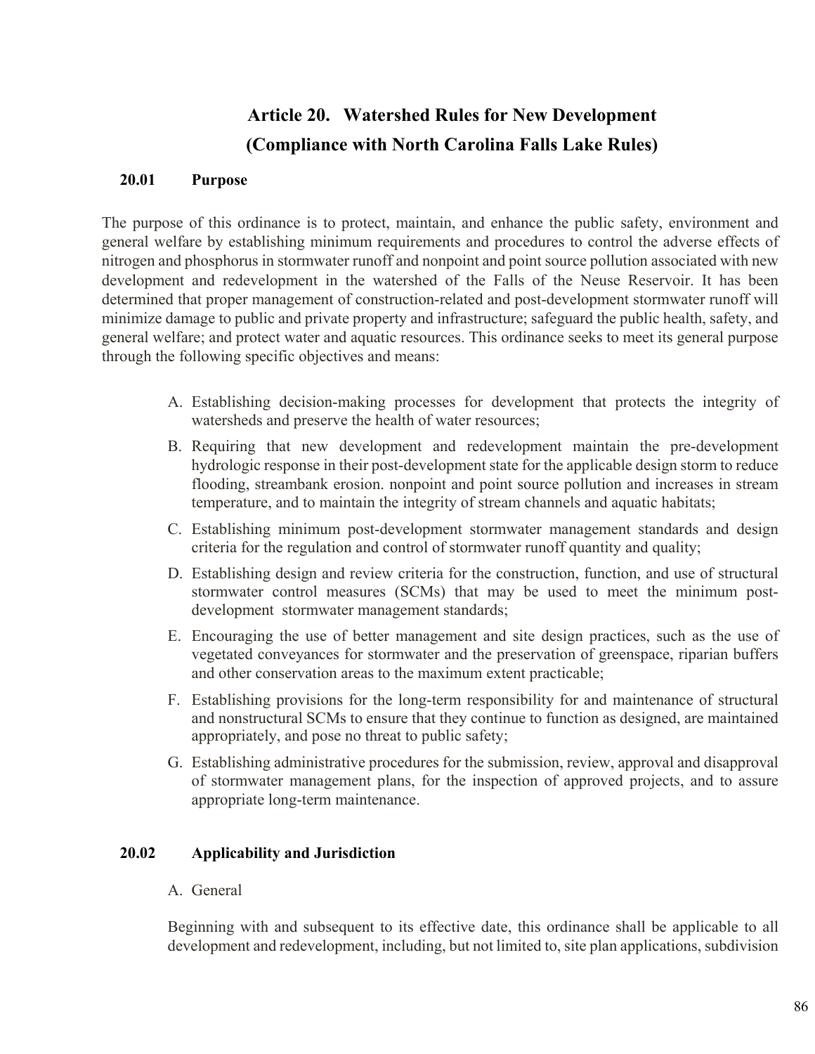# Article 20. Watershed Rules for New Development (Compliance with North Carolina Falls Lake Rules)

## 20.01 Purpose

The purpose of this ordinance is to protect, maintain, and enhance the public safety, environment and general welfare by establishing minimum requirements and procedures to control the adverse effects of nitrogen and phosphorus in stormwater runoff and nonpoint and point source pollution associated with new development and redevelopment in the watershed of the Falls of the Neuse Reservoir. It has been determined that proper management of construction-related and post-development stormwater runoff will minimize damage to public and private property and infrastructure; safeguard the public health, safety, and general welfare; and protect water and aquatic resources. This ordinance seeks to meet its general purpose through the following specific objectives and means:

A. Establishing decision-making processes for development that protects the integrity of watersheds and preserve the health of water resources;

B. Requiring that new development and redevelopment maintain the pre-development hydrologic response in their post-development state for the applicable design storm to reduce flooding, streambank erosion. nonpoint and point source pollution and increases in stream temperature, and to maintain the integrity of stream channels and aquatic habitats;

C. Establishing minimum post-development stormwater management standards and design criteria for the regulation and control of stormwater runoff quantity and quality;

D. Establishing design and review criteria for the construction, function, and use of structural stormwater control measures (SCMs) that may be used to meet the minimum post-development stormwater management standards;

E. Encouraging the use of better management and site design practices, such as the use of vegetated conveyances for stormwater and the preservation of greenspace, riparian buffers and other conservation areas to the maximum extent practicable;

F. Establishing provisions for the long-term responsibility for and maintenance of structural and nonstructural SCMs to ensure that they continue to function as designed, are maintained appropriately, and pose no threat to public safety;

G. Establishing administrative procedures for the submission, review, approval and disapproval of stormwater management plans, for the inspection of approved projects, and to assure appropriate long-term maintenance.

## 20.02 Applicability and Jurisdiction

A. General

Beginning with and subsequent to its effective date, this ordinance shall be applicable to all development and redevelopment, including, but not limited to, site plan applications, subdivision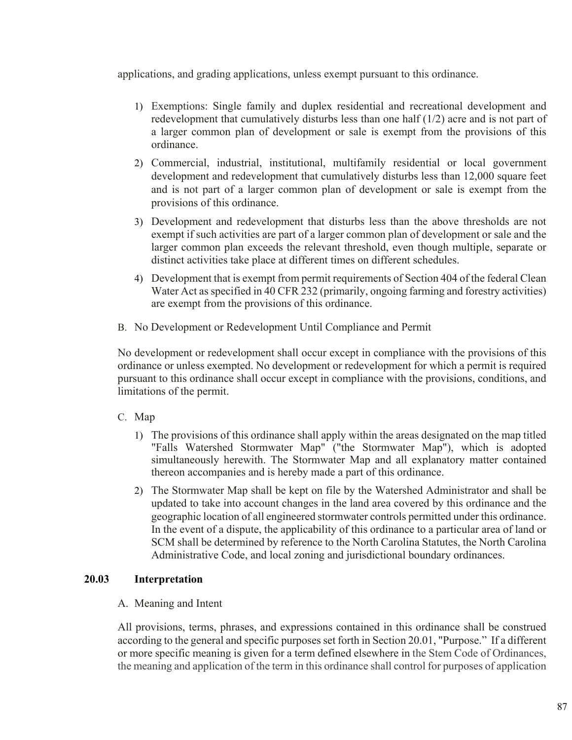applications, and grading applications, unless exempt pursuant to this ordinance.

1) Exemptions: Single family and duplex residential and recreational development and redevelopment that cumulatively disturbs less than one half (1/2) acre and is not part of a larger common plan of development or sale is exempt from the provisions of this ordinance.
2) Commercial, industrial, institutional, multifamily residential or local government development and redevelopment that cumulatively disturbs less than 12,000 square feet and is not part of a larger common plan of development or sale is exempt from the provisions of this ordinance.
3) Development and redevelopment that disturbs less than the above thresholds are not exempt if such activities are part of a larger common plan of development or sale and the larger common plan exceeds the relevant threshold, even though multiple, separate or distinct activities take place at different times on different schedules.
4) Development that is exempt from permit requirements of Section 404 of the federal Clean Water Act as specified in 40 CFR 232 (primarily, ongoing farming and forestry activities) are exempt from the provisions of this ordinance.

B. No Development or Redevelopment Until Compliance and Permit

No development or redevelopment shall occur except in compliance with the provisions of this ordinance or unless exempted. No development or redevelopment for which a permit is required pursuant to this ordinance shall occur except in compliance with the provisions, conditions, and limitations of the permit.

C. Map

1) The provisions of this ordinance shall apply within the areas designated on the map titled "Falls Watershed Stormwater Map" ("the Stormwater Map"), which is adopted simultaneously herewith. The Stormwater Map and all explanatory matter contained thereon accompanies and is hereby made a part of this ordinance.
2) The Stormwater Map shall be kept on file by the Watershed Administrator and shall be updated to take into account changes in the land area covered by this ordinance and the geographic location of all engineered stormwater controls permitted under this ordinance. In the event of a dispute, the applicability of this ordinance to a particular area of land or SCM shall be determined by reference to the North Carolina Statutes, the North Carolina Administrative Code, and local zoning and jurisdictional boundary ordinances.

## 20.03 Interpretation

A. Meaning and Intent

All provisions, terms, phrases, and expressions contained in this ordinance shall be construed according to the general and specific purposes set forth in Section 20.01, "Purpose." If a different or more specific meaning is given for a term defined elsewhere in the Stem Code of Ordinances, the meaning and application of the term in this ordinance shall control for purposes of application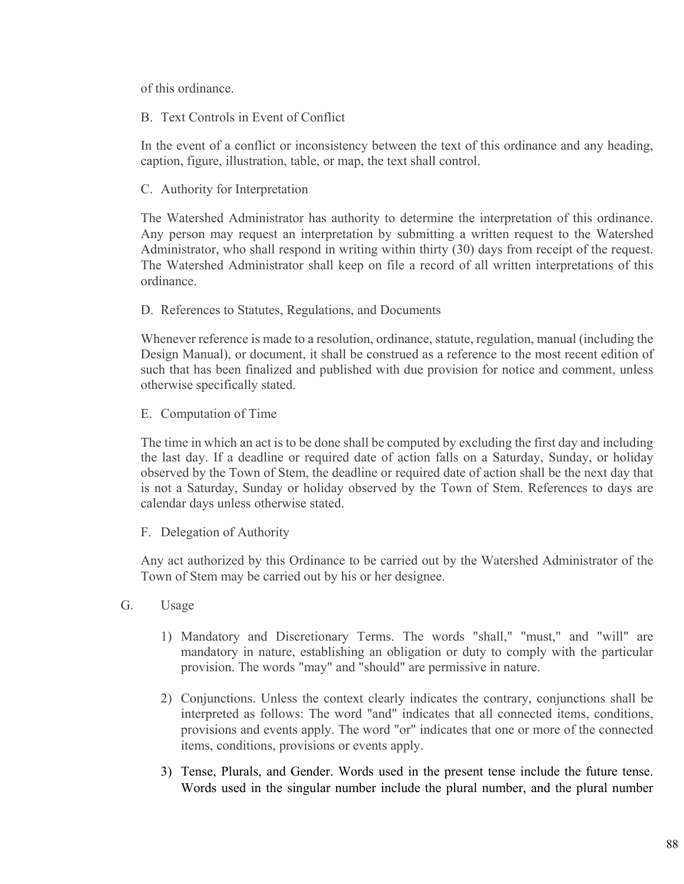of this ordinance.

B. Text Controls in Event of Conflict

In the event of a conflict or inconsistency between the text of this ordinance and any heading, caption, figure, illustration, table, or map, the text shall control.

C. Authority for Interpretation

The Watershed Administrator has authority to determine the interpretation of this ordinance. Any person may request an interpretation by submitting a written request to the Watershed Administrator, who shall respond in writing within thirty (30) days from receipt of the request. The Watershed Administrator shall keep on file a record of all written interpretations of this ordinance.

D. References to Statutes, Regulations, and Documents

Whenever reference is made to a resolution, ordinance, statute, regulation, manual (including the Design Manual), or document, it shall be construed as a reference to the most recent edition of such that has been finalized and published with due provision for notice and comment, unless otherwise specifically stated.

E. Computation of Time

The time in which an act is to be done shall be computed by excluding the first day and including the last day. If a deadline or required date of action falls on a Saturday, Sunday, or holiday observed by the Town of Stem, the deadline or required date of action shall be the next day that is not a Saturday, Sunday or holiday observed by the Town of Stem. References to days are calendar days unless otherwise stated.

F. Delegation of Authority

Any act authorized by this Ordinance to be carried out by the Watershed Administrator of the Town of Stem may be carried out by his or her designee.

G. Usage

1) Mandatory and Discretionary Terms. The words "shall," "must," and "will" are mandatory in nature, establishing an obligation or duty to comply with the particular provision. The words "may" and "should" are permissive in nature.

2) Conjunctions. Unless the context clearly indicates the contrary, conjunctions shall be interpreted as follows: The word "and" indicates that all connected items, conditions, provisions and events apply. The word "or" indicates that one or more of the connected items, conditions, provisions or events apply.

3) Tense, Plurals, and Gender. Words used in the present tense include the future tense. Words used in the singular number include the plural number, and the plural number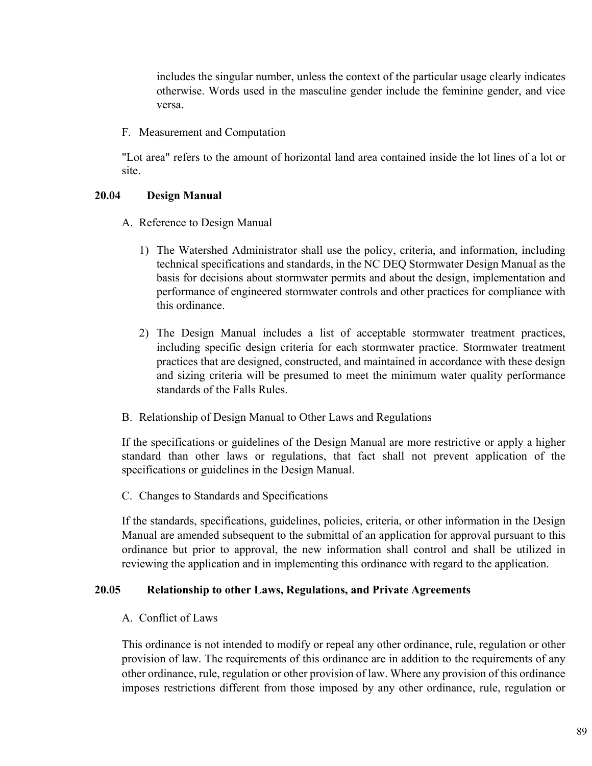includes the singular number, unless the context of the particular usage clearly indicates otherwise. Words used in the masculine gender include the feminine gender, and vice versa.

F. Measurement and Computation

"Lot area" refers to the amount of horizontal land area contained inside the lot lines of a lot or site.

## 20.04 Design Manual

A. Reference to Design Manual

1) The Watershed Administrator shall use the policy, criteria, and information, including technical specifications and standards, in the NC DEQ Stormwater Design Manual as the basis for decisions about stormwater permits and about the design, implementation and performance of engineered stormwater controls and other practices for compliance with this ordinance.

2) The Design Manual includes a list of acceptable stormwater treatment practices, including specific design criteria for each stormwater practice. Stormwater treatment practices that are designed, constructed, and maintained in accordance with these design and sizing criteria will be presumed to meet the minimum water quality performance standards of the Falls Rules.

B. Relationship of Design Manual to Other Laws and Regulations

If the specifications or guidelines of the Design Manual are more restrictive or apply a higher standard than other laws or regulations, that fact shall not prevent application of the specifications or guidelines in the Design Manual.

C. Changes to Standards and Specifications

If the standards, specifications, guidelines, policies, criteria, or other information in the Design Manual are amended subsequent to the submittal of an application for approval pursuant to this ordinance but prior to approval, the new information shall control and shall be utilized in reviewing the application and in implementing this ordinance with regard to the application.

## 20.05 Relationship to other Laws, Regulations, and Private Agreements

A. Conflict of Laws

This ordinance is not intended to modify or repeal any other ordinance, rule, regulation or other provision of law. The requirements of this ordinance are in addition to the requirements of any other ordinance, rule, regulation or other provision of law. Where any provision of this ordinance imposes restrictions different from those imposed by any other ordinance, rule, regulation or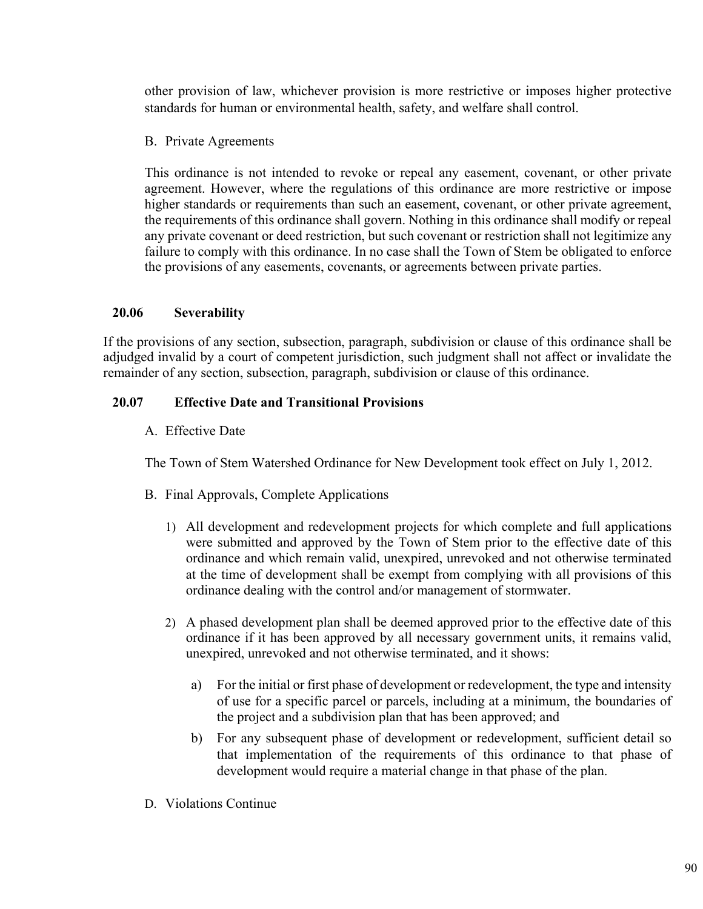other provision of law, whichever provision is more restrictive or imposes higher protective standards for human or environmental health, safety, and welfare shall control.

B. Private Agreements

This ordinance is not intended to revoke or repeal any easement, covenant, or other private agreement. However, where the regulations of this ordinance are more restrictive or impose higher standards or requirements than such an easement, covenant, or other private agreement, the requirements of this ordinance shall govern. Nothing in this ordinance shall modify or repeal any private covenant or deed restriction, but such covenant or restriction shall not legitimize any failure to comply with this ordinance. In no case shall the Town of Stem be obligated to enforce the provisions of any easements, covenants, or agreements between private parties.

### 20.06 Severability

If the provisions of any section, subsection, paragraph, subdivision or clause of this ordinance shall be adjudged invalid by a court of competent jurisdiction, such judgment shall not affect or invalidate the remainder of any section, subsection, paragraph, subdivision or clause of this ordinance.

### 20.07 Effective Date and Transitional Provisions

A. Effective Date

The Town of Stem Watershed Ordinance for New Development took effect on July 1, 2012.

B. Final Approvals, Complete Applications

1) All development and redevelopment projects for which complete and full applications were submitted and approved by the Town of Stem prior to the effective date of this ordinance and which remain valid, unexpired, unrevoked and not otherwise terminated at the time of development shall be exempt from complying with all provisions of this ordinance dealing with the control and/or management of stormwater.

2) A phased development plan shall be deemed approved prior to the effective date of this ordinance if it has been approved by all necessary government units, it remains valid, unexpired, unrevoked and not otherwise terminated, and it shows:

   a) For the initial or first phase of development or redevelopment, the type and intensity of use for a specific parcel or parcels, including at a minimum, the boundaries of the project and a subdivision plan that has been approved; and

   b) For any subsequent phase of development or redevelopment, sufficient detail so that implementation of the requirements of this ordinance to that phase of development would require a material change in that phase of the plan.

D. Violations Continue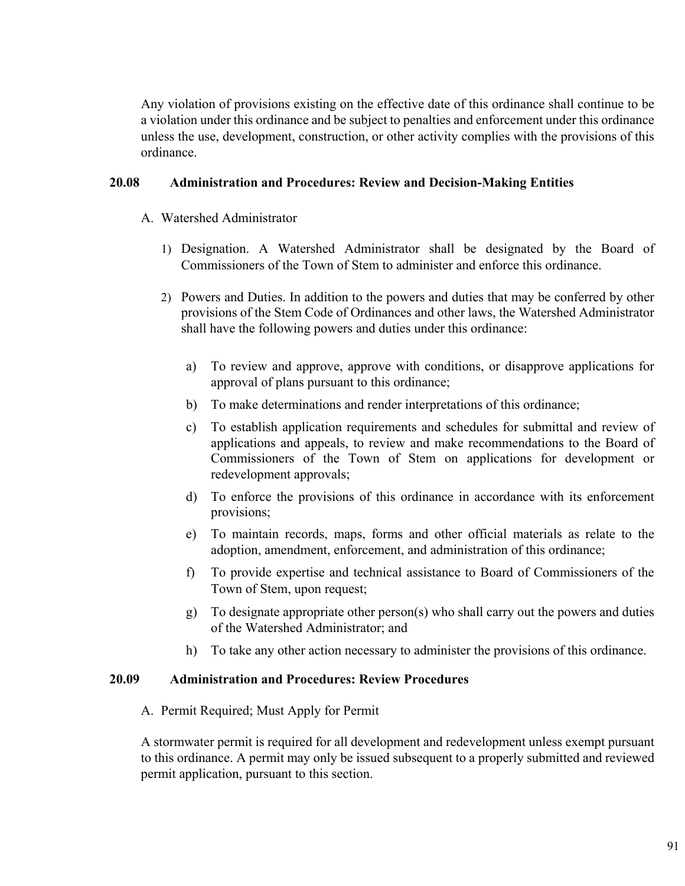Any violation of provisions existing on the effective date of this ordinance shall continue to be a violation under this ordinance and be subject to penalties and enforcement under this ordinance unless the use, development, construction, or other activity complies with the provisions of this ordinance.

## 20.08 Administration and Procedures: Review and Decision-Making Entities

A. Watershed Administrator

1) Designation. A Watershed Administrator shall be designated by the Board of Commissioners of the Town of Stem to administer and enforce this ordinance.

2) Powers and Duties. In addition to the powers and duties that may be conferred by other provisions of the Stem Code of Ordinances and other laws, the Watershed Administrator shall have the following powers and duties under this ordinance:

   a) To review and approve, approve with conditions, or disapprove applications for approval of plans pursuant to this ordinance;

   b) To make determinations and render interpretations of this ordinance;

   c) To establish application requirements and schedules for submittal and review of applications and appeals, to review and make recommendations to the Board of Commissioners of the Town of Stem on applications for development or redevelopment approvals;

   d) To enforce the provisions of this ordinance in accordance with its enforcement provisions;

   e) To maintain records, maps, forms and other official materials as relate to the adoption, amendment, enforcement, and administration of this ordinance;

   f) To provide expertise and technical assistance to Board of Commissioners of the Town of Stem, upon request;

   g) To designate appropriate other person(s) who shall carry out the powers and duties of the Watershed Administrator; and

   h) To take any other action necessary to administer the provisions of this ordinance.

## 20.09 Administration and Procedures: Review Procedures

A. Permit Required; Must Apply for Permit

A stormwater permit is required for all development and redevelopment unless exempt pursuant to this ordinance. A permit may only be issued subsequent to a properly submitted and reviewed permit application, pursuant to this section.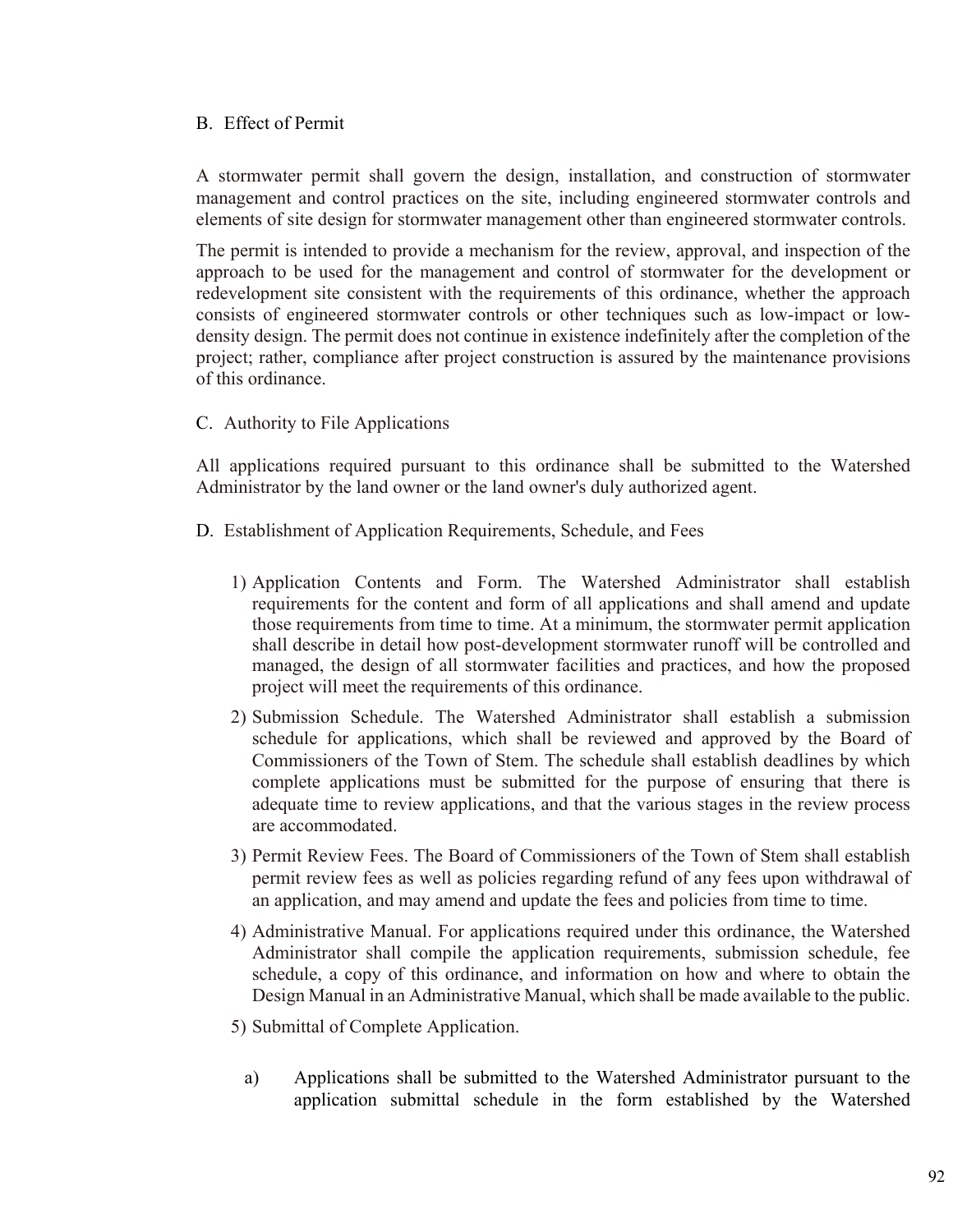B. Effect of Permit

A stormwater permit shall govern the design, installation, and construction of stormwater management and control practices on the site, including engineered stormwater controls and elements of site design for stormwater management other than engineered stormwater controls.

The permit is intended to provide a mechanism for the review, approval, and inspection of the approach to be used for the management and control of stormwater for the development or redevelopment site consistent with the requirements of this ordinance, whether the approach consists of engineered stormwater controls or other techniques such as low-impact or low-density design. The permit does not continue in existence indefinitely after the completion of the project; rather, compliance after project construction is assured by the maintenance provisions of this ordinance.

C. Authority to File Applications

All applications required pursuant to this ordinance shall be submitted to the Watershed Administrator by the land owner or the land owner's duly authorized agent.

D. Establishment of Application Requirements, Schedule, and Fees

1) Application Contents and Form. The Watershed Administrator shall establish requirements for the content and form of all applications and shall amend and update those requirements from time to time. At a minimum, the stormwater permit application shall describe in detail how post-development stormwater runoff will be controlled and managed, the design of all stormwater facilities and practices, and how the proposed project will meet the requirements of this ordinance.
2) Submission Schedule. The Watershed Administrator shall establish a submission schedule for applications, which shall be reviewed and approved by the Board of Commissioners of the Town of Stem. The schedule shall establish deadlines by which complete applications must be submitted for the purpose of ensuring that there is adequate time to review applications, and that the various stages in the review process are accommodated.
3) Permit Review Fees. The Board of Commissioners of the Town of Stem shall establish permit review fees as well as policies regarding refund of any fees upon withdrawal of an application, and may amend and update the fees and policies from time to time.
4) Administrative Manual. For applications required under this ordinance, the Watershed Administrator shall compile the application requirements, submission schedule, fee schedule, a copy of this ordinance, and information on how and where to obtain the Design Manual in an Administrative Manual, which shall be made available to the public.
5) Submittal of Complete Application.

   a) Applications shall be submitted to the Watershed Administrator pursuant to the application submittal schedule in the form established by the Watershed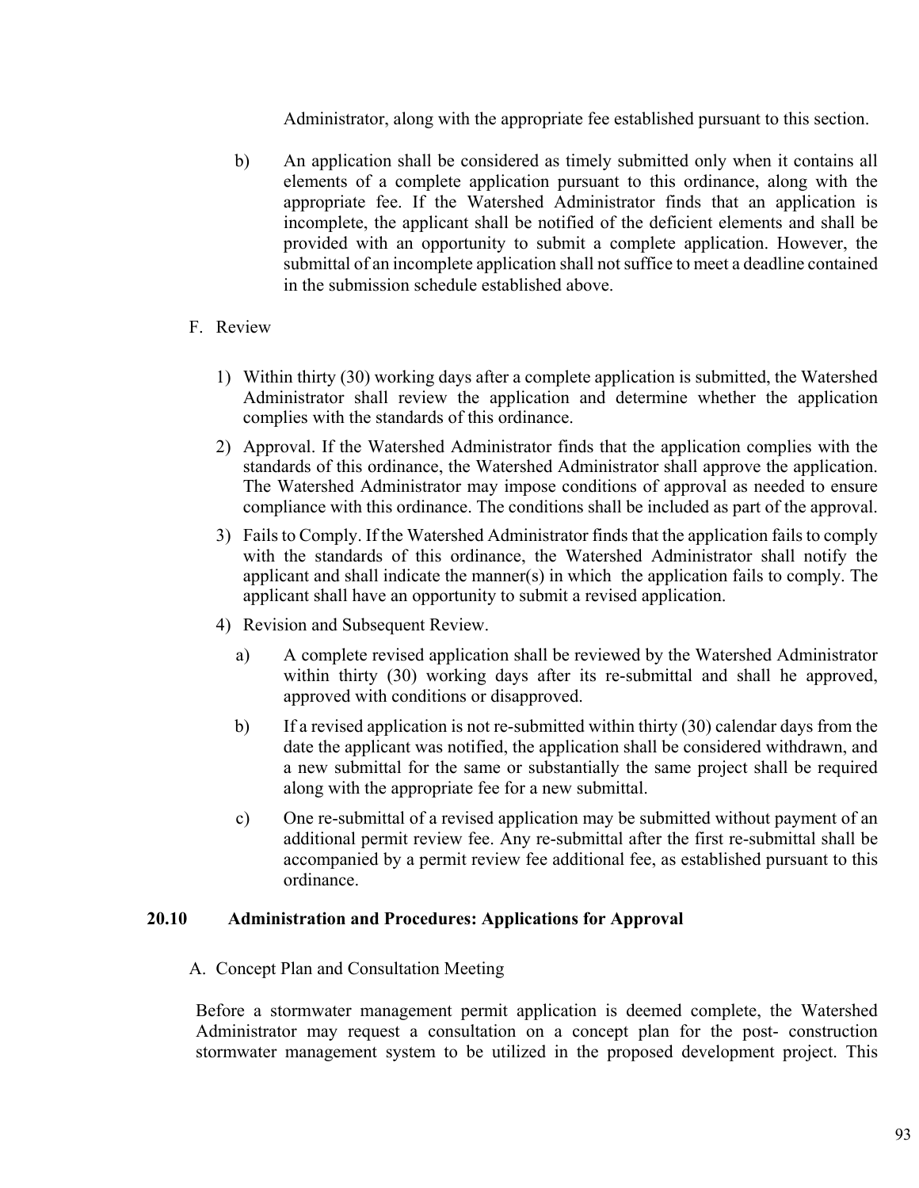Administrator, along with the appropriate fee established pursuant to this section.

b) An application shall be considered as timely submitted only when it contains all elements of a complete application pursuant to this ordinance, along with the appropriate fee. If the Watershed Administrator finds that an application is incomplete, the applicant shall be notified of the deficient elements and shall be provided with an opportunity to submit a complete application. However, the submittal of an incomplete application shall not suffice to meet a deadline contained in the submission schedule established above.

F. Review

1) Within thirty (30) working days after a complete application is submitted, the Watershed Administrator shall review the application and determine whether the application complies with the standards of this ordinance.

2) Approval. If the Watershed Administrator finds that the application complies with the standards of this ordinance, the Watershed Administrator shall approve the application. The Watershed Administrator may impose conditions of approval as needed to ensure compliance with this ordinance. The conditions shall be included as part of the approval.

3) Fails to Comply. If the Watershed Administrator finds that the application fails to comply with the standards of this ordinance, the Watershed Administrator shall notify the applicant and shall indicate the manner(s) in which the application fails to comply. The applicant shall have an opportunity to submit a revised application.

4) Revision and Subsequent Review.

a) A complete revised application shall be reviewed by the Watershed Administrator within thirty (30) working days after its re-submittal and shall he approved, approved with conditions or disapproved.

b) If a revised application is not re-submitted within thirty (30) calendar days from the date the applicant was notified, the application shall be considered withdrawn, and a new submittal for the same or substantially the same project shall be required along with the appropriate fee for a new submittal.

c) One re-submittal of a revised application may be submitted without payment of an additional permit review fee. Any re-submittal after the first re-submittal shall be accompanied by a permit review fee additional fee, as established pursuant to this ordinance.

## 20.10 Administration and Procedures: Applications for Approval

A. Concept Plan and Consultation Meeting

Before a stormwater management permit application is deemed complete, the Watershed Administrator may request a consultation on a concept plan for the post- construction stormwater management system to be utilized in the proposed development project. This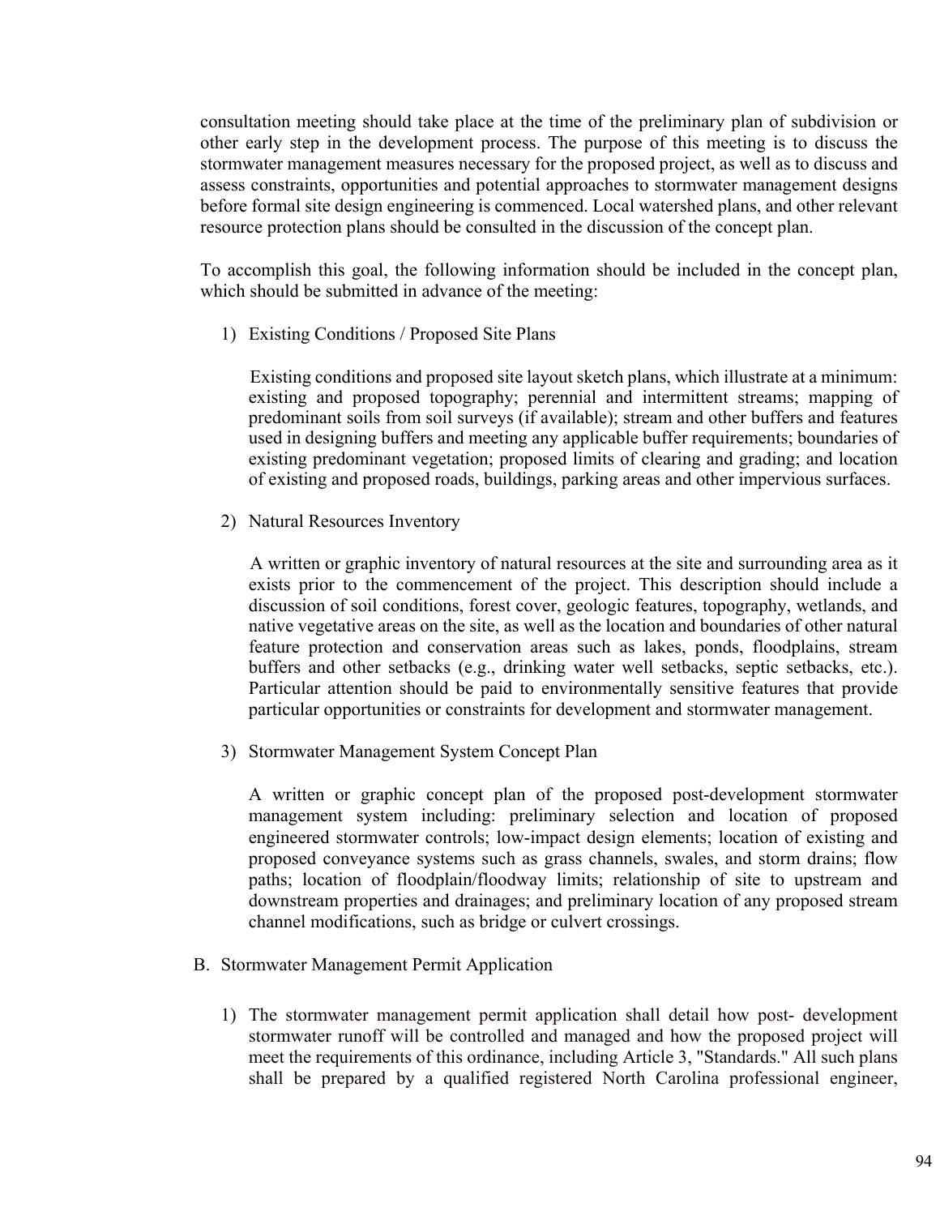consultation meeting should take place at the time of the preliminary plan of subdivision or other early step in the development process. The purpose of this meeting is to discuss the stormwater management measures necessary for the proposed project, as well as to discuss and assess constraints, opportunities and potential approaches to stormwater management designs before formal site design engineering is commenced. Local watershed plans, and other relevant resource protection plans should be consulted in the discussion of the concept plan.

To accomplish this goal, the following information should be included in the concept plan, which should be submitted in advance of the meeting:

1) Existing Conditions / Proposed Site Plans

   Existing conditions and proposed site layout sketch plans, which illustrate at a minimum: existing and proposed topography; perennial and intermittent streams; mapping of predominant soils from soil surveys (if available); stream and other buffers and features used in designing buffers and meeting any applicable buffer requirements; boundaries of existing predominant vegetation; proposed limits of clearing and grading; and location of existing and proposed roads, buildings, parking areas and other impervious surfaces.

2) Natural Resources Inventory

   A written or graphic inventory of natural resources at the site and surrounding area as it exists prior to the commencement of the project. This description should include a discussion of soil conditions, forest cover, geologic features, topography, wetlands, and native vegetative areas on the site, as well as the location and boundaries of other natural feature protection and conservation areas such as lakes, ponds, floodplains, stream buffers and other setbacks (e.g., drinking water well setbacks, septic setbacks, etc.). Particular attention should be paid to environmentally sensitive features that provide particular opportunities or constraints for development and stormwater management.

3) Stormwater Management System Concept Plan

   A written or graphic concept plan of the proposed post-development stormwater management system including: preliminary selection and location of proposed engineered stormwater controls; low-impact design elements; location of existing and proposed conveyance systems such as grass channels, swales, and storm drains; flow paths; location of floodplain/floodway limits; relationship of site to upstream and downstream properties and drainages; and preliminary location of any proposed stream channel modifications, such as bridge or culvert crossings.

B. Stormwater Management Permit Application

1) The stormwater management permit application shall detail how post- development stormwater runoff will be controlled and managed and how the proposed project will meet the requirements of this ordinance, including Article 3, "Standards." All such plans shall be prepared by a qualified registered North Carolina professional engineer,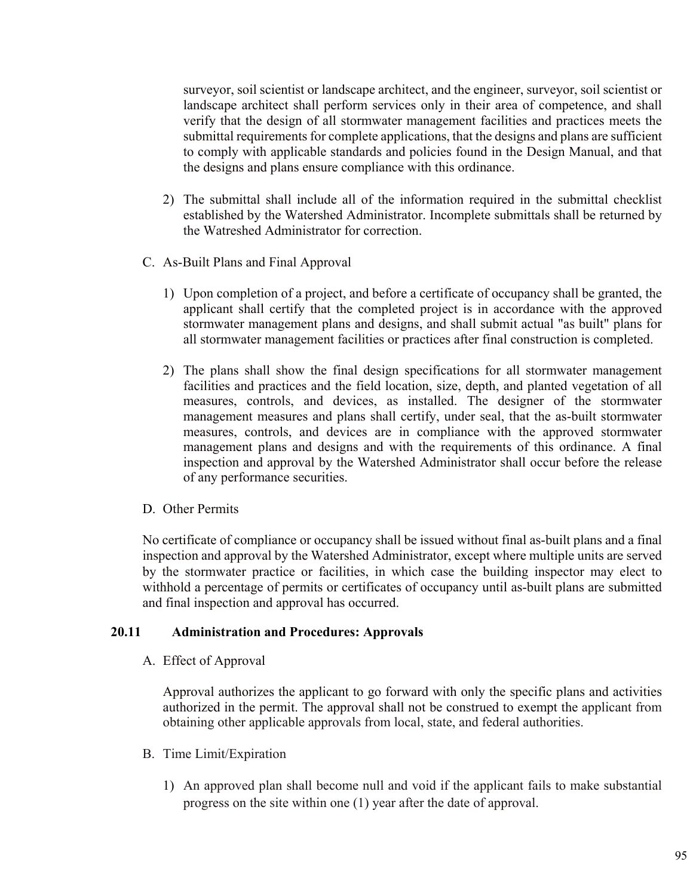surveyor, soil scientist or landscape architect, and the engineer, surveyor, soil scientist or landscape architect shall perform services only in their area of competence, and shall verify that the design of all stormwater management facilities and practices meets the submittal requirements for complete applications, that the designs and plans are sufficient to comply with applicable standards and policies found in the Design Manual, and that the designs and plans ensure compliance with this ordinance.

2) The submittal shall include all of the information required in the submittal checklist established by the Watershed Administrator. Incomplete submittals shall be returned by the Watreshed Administrator for correction.

C. As-Built Plans and Final Approval

1) Upon completion of a project, and before a certificate of occupancy shall be granted, the applicant shall certify that the completed project is in accordance with the approved stormwater management plans and designs, and shall submit actual "as built" plans for all stormwater management facilities or practices after final construction is completed.

2) The plans shall show the final design specifications for all stormwater management facilities and practices and the field location, size, depth, and planted vegetation of all measures, controls, and devices, as installed. The designer of the stormwater management measures and plans shall certify, under seal, that the as-built stormwater measures, controls, and devices are in compliance with the approved stormwater management plans and designs and with the requirements of this ordinance. A final inspection and approval by the Watershed Administrator shall occur before the release of any performance securities.

D. Other Permits

No certificate of compliance or occupancy shall be issued without final as-built plans and a final inspection and approval by the Watershed Administrator, except where multiple units are served by the stormwater practice or facilities, in which case the building inspector may elect to withhold a percentage of permits or certificates of occupancy until as-built plans are submitted and final inspection and approval has occurred.

### 20.11 Administration and Procedures: Approvals

A. Effect of Approval

Approval authorizes the applicant to go forward with only the specific plans and activities authorized in the permit. The approval shall not be construed to exempt the applicant from obtaining other applicable approvals from local, state, and federal authorities.

B. Time Limit/Expiration

1) An approved plan shall become null and void if the applicant fails to make substantial progress on the site within one (1) year after the date of approval.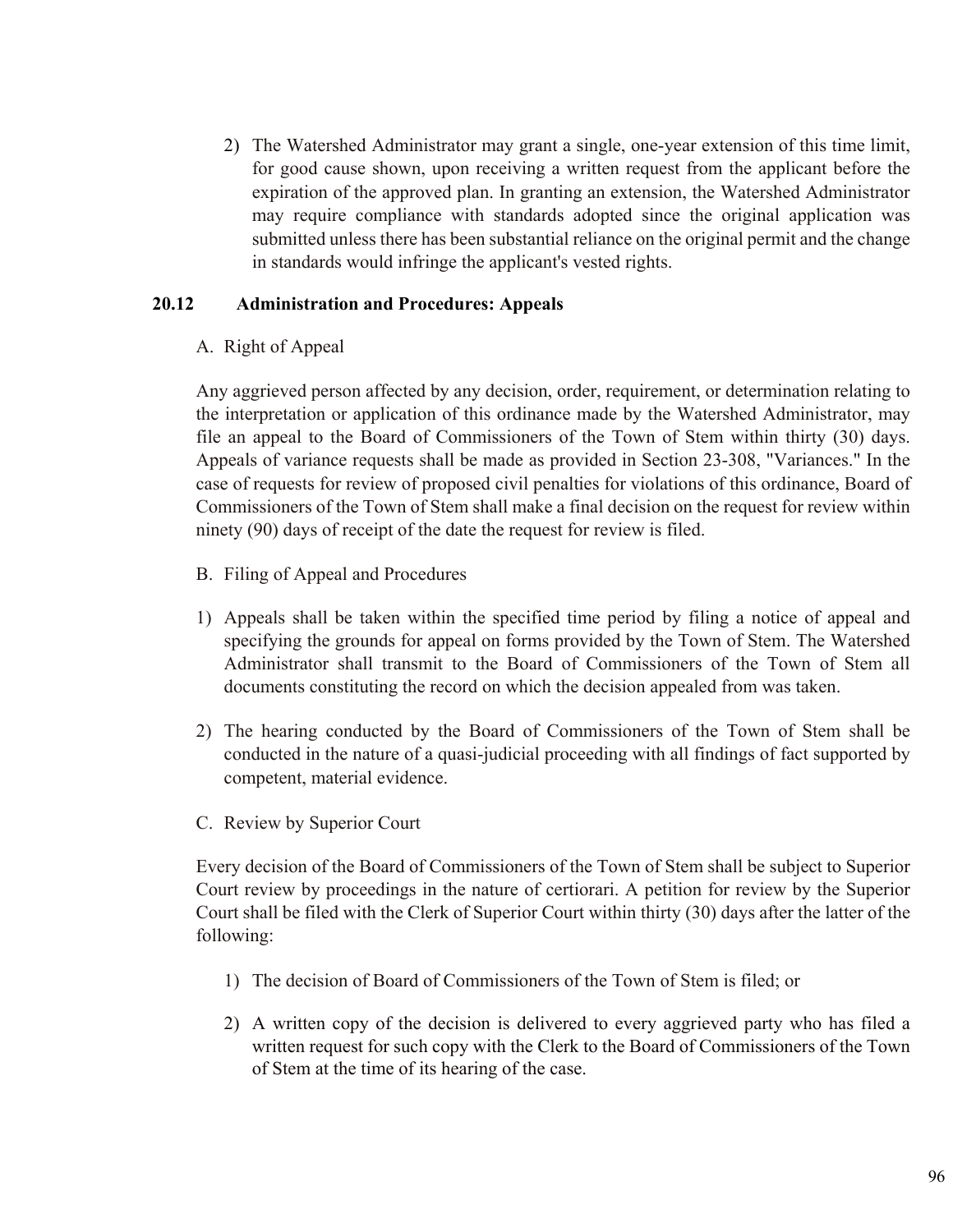2) The Watershed Administrator may grant a single, one-year extension of this time limit, for good cause shown, upon receiving a written request from the applicant before the expiration of the approved plan. In granting an extension, the Watershed Administrator may require compliance with standards adopted since the original application was submitted unless there has been substantial reliance on the original permit and the change in standards would infringe the applicant's vested rights.

### 20.12 Administration and Procedures: Appeals

A. Right of Appeal

Any aggrieved person affected by any decision, order, requirement, or determination relating to the interpretation or application of this ordinance made by the Watershed Administrator, may file an appeal to the Board of Commissioners of the Town of Stem within thirty (30) days. Appeals of variance requests shall be made as provided in Section 23-308, "Variances." In the case of requests for review of proposed civil penalties for violations of this ordinance, Board of Commissioners of the Town of Stem shall make a final decision on the request for review within ninety (90) days of receipt of the date the request for review is filed.

B. Filing of Appeal and Procedures

1) Appeals shall be taken within the specified time period by filing a notice of appeal and specifying the grounds for appeal on forms provided by the Town of Stem. The Watershed Administrator shall transmit to the Board of Commissioners of the Town of Stem all documents constituting the record on which the decision appealed from was taken.

2) The hearing conducted by the Board of Commissioners of the Town of Stem shall be conducted in the nature of a quasi-judicial proceeding with all findings of fact supported by competent, material evidence.

C. Review by Superior Court

Every decision of the Board of Commissioners of the Town of Stem shall be subject to Superior Court review by proceedings in the nature of certiorari. A petition for review by the Superior Court shall be filed with the Clerk of Superior Court within thirty (30) days after the latter of the following:

1) The decision of Board of Commissioners of the Town of Stem is filed; or

2) A written copy of the decision is delivered to every aggrieved party who has filed a written request for such copy with the Clerk to the Board of Commissioners of the Town of Stem at the time of its hearing of the case.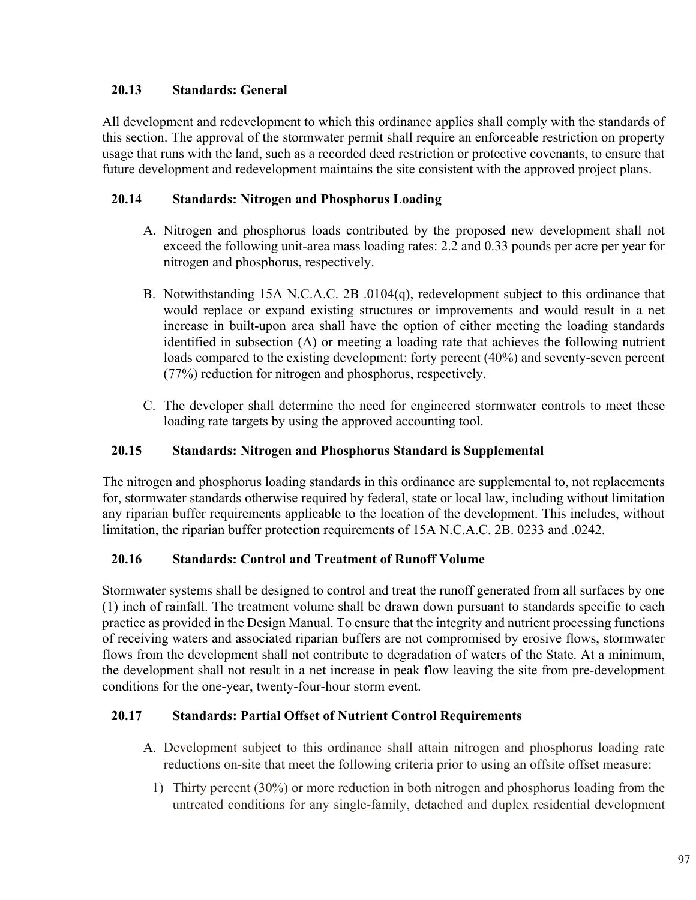### 20.13 Standards: General

All development and redevelopment to which this ordinance applies shall comply with the standards of this section. The approval of the stormwater permit shall require an enforceable restriction on property usage that runs with the land, such as a recorded deed restriction or protective covenants, to ensure that future development and redevelopment maintains the site consistent with the approved project plans.

### 20.14 Standards: Nitrogen and Phosphorus Loading

A. Nitrogen and phosphorus loads contributed by the proposed new development shall not exceed the following unit-area mass loading rates: 2.2 and 0.33 pounds per acre per year for nitrogen and phosphorus, respectively.

B. Notwithstanding 15A N.C.A.C. 2B .0104(q), redevelopment subject to this ordinance that would replace or expand existing structures or improvements and would result in a net increase in built-upon area shall have the option of either meeting the loading standards identified in subsection (A) or meeting a loading rate that achieves the following nutrient loads compared to the existing development: forty percent (40%) and seventy-seven percent (77%) reduction for nitrogen and phosphorus, respectively.

C. The developer shall determine the need for engineered stormwater controls to meet these loading rate targets by using the approved accounting tool.

### 20.15 Standards: Nitrogen and Phosphorus Standard is Supplemental

The nitrogen and phosphorus loading standards in this ordinance are supplemental to, not replacements for, stormwater standards otherwise required by federal, state or local law, including without limitation any riparian buffer requirements applicable to the location of the development. This includes, without limitation, the riparian buffer protection requirements of 15A N.C.A.C. 2B. 0233 and .0242.

### 20.16 Standards: Control and Treatment of Runoff Volume

Stormwater systems shall be designed to control and treat the runoff generated from all surfaces by one (1) inch of rainfall. The treatment volume shall be drawn down pursuant to standards specific to each practice as provided in the Design Manual. To ensure that the integrity and nutrient processing functions of receiving waters and associated riparian buffers are not compromised by erosive flows, stormwater flows from the development shall not contribute to degradation of waters of the State. At a minimum, the development shall not result in a net increase in peak flow leaving the site from pre-development conditions for the one-year, twenty-four-hour storm event.

### 20.17 Standards: Partial Offset of Nutrient Control Requirements

A. Development subject to this ordinance shall attain nitrogen and phosphorus loading rate reductions on-site that meet the following criteria prior to using an offsite offset measure:

   1) Thirty percent (30%) or more reduction in both nitrogen and phosphorus loading from the untreated conditions for any single-family, detached and duplex residential development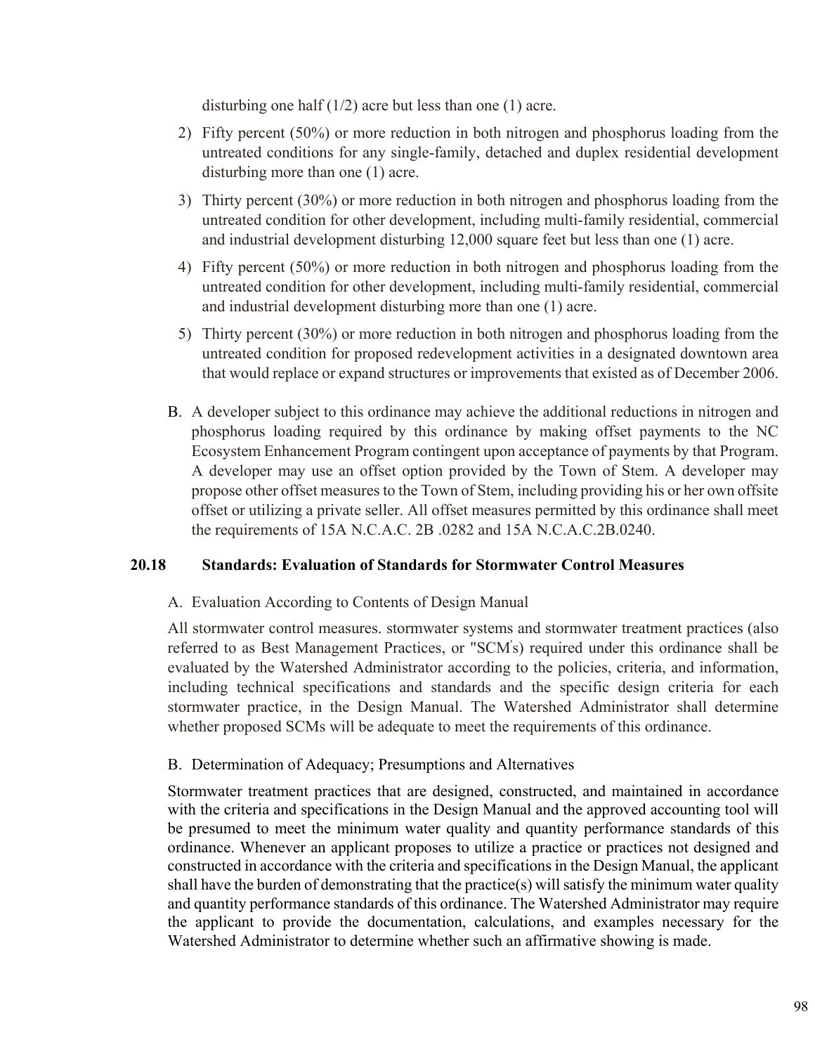disturbing one half (1/2) acre but less than one (1) acre.

2) Fifty percent (50%) or more reduction in both nitrogen and phosphorus loading from the untreated conditions for any single-family, detached and duplex residential development disturbing more than one (1) acre.

3) Thirty percent (30%) or more reduction in both nitrogen and phosphorus loading from the untreated condition for other development, including multi-family residential, commercial and industrial development disturbing 12,000 square feet but less than one (1) acre.

4) Fifty percent (50%) or more reduction in both nitrogen and phosphorus loading from the untreated condition for other development, including multi-family residential, commercial and industrial development disturbing more than one (1) acre.

5) Thirty percent (30%) or more reduction in both nitrogen and phosphorus loading from the untreated condition for proposed redevelopment activities in a designated downtown area that would replace or expand structures or improvements that existed as of December 2006.

B. A developer subject to this ordinance may achieve the additional reductions in nitrogen and phosphorus loading required by this ordinance by making offset payments to the NC Ecosystem Enhancement Program contingent upon acceptance of payments by that Program. A developer may use an offset option provided by the Town of Stem. A developer may propose other offset measures to the Town of Stem, including providing his or her own offsite offset or utilizing a private seller. All offset measures permitted by this ordinance shall meet the requirements of 15A N.C.A.C. 2B .0282 and 15A N.C.A.C.2B.0240.

### 20.18 Standards: Evaluation of Standards for Stormwater Control Measures

A. Evaluation According to Contents of Design Manual

All stormwater control measures. stormwater systems and stormwater treatment practices (also referred to as Best Management Practices, or "SCM's) required under this ordinance shall be evaluated by the Watershed Administrator according to the policies, criteria, and information, including technical specifications and standards and the specific design criteria for each stormwater practice, in the Design Manual. The Watershed Administrator shall determine whether proposed SCMs will be adequate to meet the requirements of this ordinance.

B. Determination of Adequacy; Presumptions and Alternatives

Stormwater treatment practices that are designed, constructed, and maintained in accordance with the criteria and specifications in the Design Manual and the approved accounting tool will be presumed to meet the minimum water quality and quantity performance standards of this ordinance. Whenever an applicant proposes to utilize a practice or practices not designed and constructed in accordance with the criteria and specifications in the Design Manual, the applicant shall have the burden of demonstrating that the practice(s) will satisfy the minimum water quality and quantity performance standards of this ordinance. The Watershed Administrator may require the applicant to provide the documentation, calculations, and examples necessary for the Watershed Administrator to determine whether such an affirmative showing is made.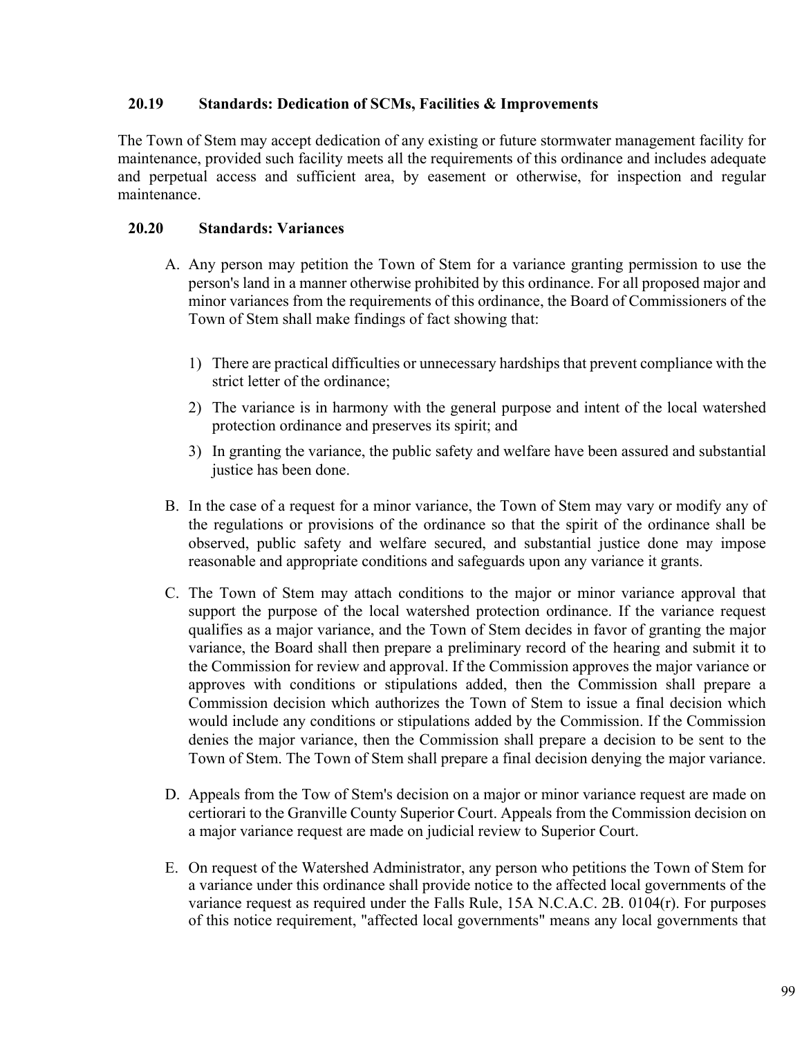### 20.19 Standards: Dedication of SCMs, Facilities & Improvements

The Town of Stem may accept dedication of any existing or future stormwater management facility for maintenance, provided such facility meets all the requirements of this ordinance and includes adequate and perpetual access and sufficient area, by easement or otherwise, for inspection and regular maintenance.

### 20.20 Standards: Variances

A. Any person may petition the Town of Stem for a variance granting permission to use the person's land in a manner otherwise prohibited by this ordinance. For all proposed major and minor variances from the requirements of this ordinance, the Board of Commissioners of the Town of Stem shall make findings of fact showing that:

   1) There are practical difficulties or unnecessary hardships that prevent compliance with the strict letter of the ordinance;
   2) The variance is in harmony with the general purpose and intent of the local watershed protection ordinance and preserves its spirit; and
   3) In granting the variance, the public safety and welfare have been assured and substantial justice has been done.

B. In the case of a request for a minor variance, the Town of Stem may vary or modify any of the regulations or provisions of the ordinance so that the spirit of the ordinance shall be observed, public safety and welfare secured, and substantial justice done may impose reasonable and appropriate conditions and safeguards upon any variance it grants.

C. The Town of Stem may attach conditions to the major or minor variance approval that support the purpose of the local watershed protection ordinance. If the variance request qualifies as a major variance, and the Town of Stem decides in favor of granting the major variance, the Board shall then prepare a preliminary record of the hearing and submit it to the Commission for review and approval. If the Commission approves the major variance or approves with conditions or stipulations added, then the Commission shall prepare a Commission decision which authorizes the Town of Stem to issue a final decision which would include any conditions or stipulations added by the Commission. If the Commission denies the major variance, then the Commission shall prepare a decision to be sent to the Town of Stem. The Town of Stem shall prepare a final decision denying the major variance.

D. Appeals from the Tow of Stem's decision on a major or minor variance request are made on certiorari to the Granville County Superior Court. Appeals from the Commission decision on a major variance request are made on judicial review to Superior Court.

E. On request of the Watershed Administrator, any person who petitions the Town of Stem for a variance under this ordinance shall provide notice to the affected local governments of the variance request as required under the Falls Rule, 15A N.C.A.C. 2B. 0104(r). For purposes of this notice requirement, "affected local governments" means any local governments that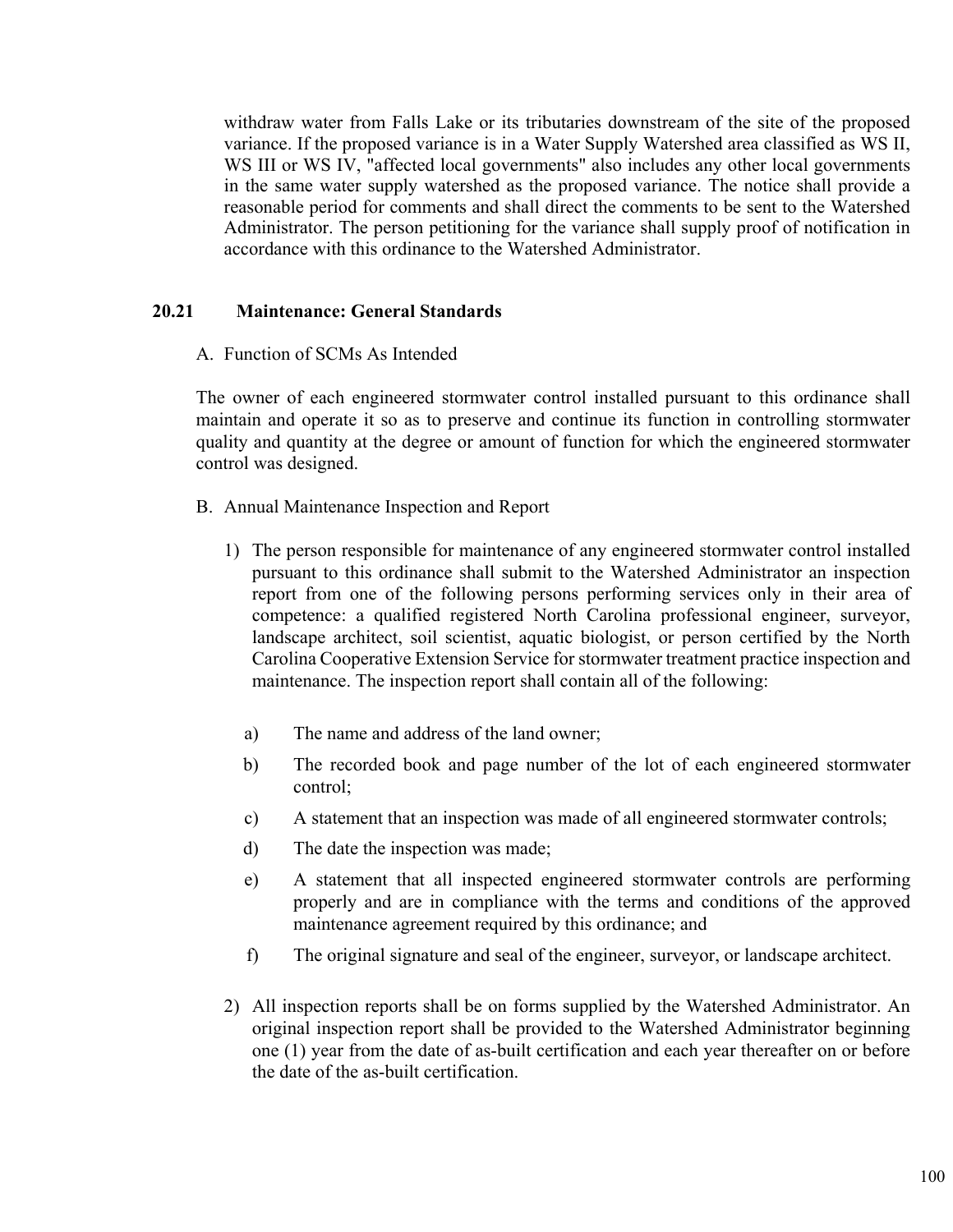withdraw water from Falls Lake or its tributaries downstream of the site of the proposed variance. If the proposed variance is in a Water Supply Watershed area classified as WS II, WS III or WS IV, "affected local governments" also includes any other local governments in the same water supply watershed as the proposed variance. The notice shall provide a reasonable period for comments and shall direct the comments to be sent to the Watershed Administrator. The person petitioning for the variance shall supply proof of notification in accordance with this ordinance to the Watershed Administrator.

### 20.21 Maintenance: General Standards

A. Function of SCMs As Intended

The owner of each engineered stormwater control installed pursuant to this ordinance shall maintain and operate it so as to preserve and continue its function in controlling stormwater quality and quantity at the degree or amount of function for which the engineered stormwater control was designed.

B. Annual Maintenance Inspection and Report

1) The person responsible for maintenance of any engineered stormwater control installed pursuant to this ordinance shall submit to the Watershed Administrator an inspection report from one of the following persons performing services only in their area of competence: a qualified registered North Carolina professional engineer, surveyor, landscape architect, soil scientist, aquatic biologist, or person certified by the North Carolina Cooperative Extension Service for stormwater treatment practice inspection and maintenance. The inspection report shall contain all of the following:

   a) The name and address of the land owner;

   b) The recorded book and page number of the lot of each engineered stormwater control;

   c) A statement that an inspection was made of all engineered stormwater controls;

   d) The date the inspection was made;

   e) A statement that all inspected engineered stormwater controls are performing properly and are in compliance with the terms and conditions of the approved maintenance agreement required by this ordinance; and

   f) The original signature and seal of the engineer, surveyor, or landscape architect.

2) All inspection reports shall be on forms supplied by the Watershed Administrator. An original inspection report shall be provided to the Watershed Administrator beginning one (1) year from the date of as-built certification and each year thereafter on or before the date of the as-built certification.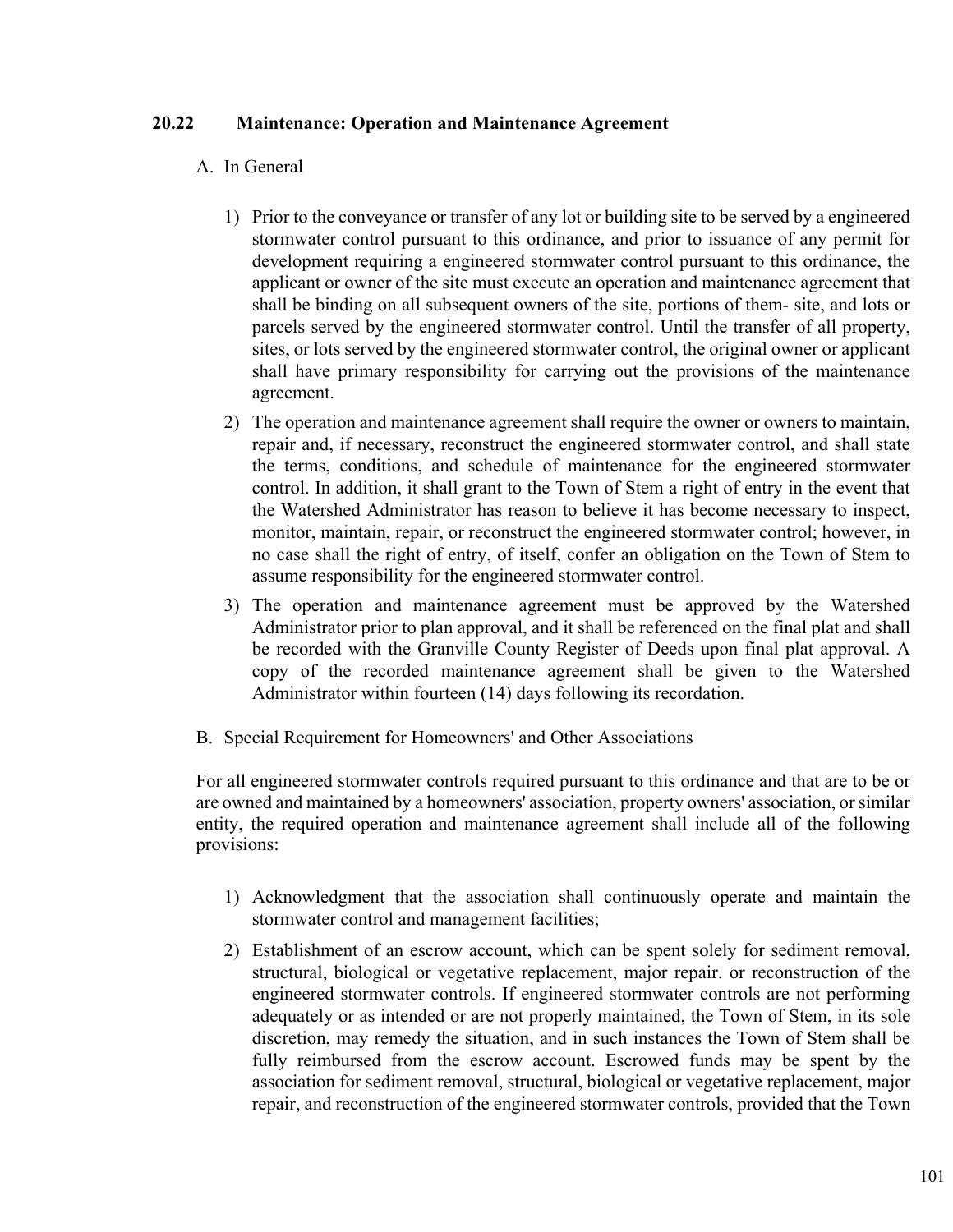## 20.22 Maintenance: Operation and Maintenance Agreement

A. In General

1) Prior to the conveyance or transfer of any lot or building site to be served by a engineered stormwater control pursuant to this ordinance, and prior to issuance of any permit for development requiring a engineered stormwater control pursuant to this ordinance, the applicant or owner of the site must execute an operation and maintenance agreement that shall be binding on all subsequent owners of the site, portions of them- site, and lots or parcels served by the engineered stormwater control. Until the transfer of all property, sites, or lots served by the engineered stormwater control, the original owner or applicant shall have primary responsibility for carrying out the provisions of the maintenance agreement.
2) The operation and maintenance agreement shall require the owner or owners to maintain, repair and, if necessary, reconstruct the engineered stormwater control, and shall state the terms, conditions, and schedule of maintenance for the engineered stormwater control. In addition, it shall grant to the Town of Stem a right of entry in the event that the Watershed Administrator has reason to believe it has become necessary to inspect, monitor, maintain, repair, or reconstruct the engineered stormwater control; however, in no case shall the right of entry, of itself, confer an obligation on the Town of Stem to assume responsibility for the engineered stormwater control.
3) The operation and maintenance agreement must be approved by the Watershed Administrator prior to plan approval, and it shall be referenced on the final plat and shall be recorded with the Granville County Register of Deeds upon final plat approval. A copy of the recorded maintenance agreement shall be given to the Watershed Administrator within fourteen (14) days following its recordation.

B. Special Requirement for Homeowners' and Other Associations

For all engineered stormwater controls required pursuant to this ordinance and that are to be or are owned and maintained by a homeowners' association, property owners' association, or similar entity, the required operation and maintenance agreement shall include all of the following provisions:

1) Acknowledgment that the association shall continuously operate and maintain the stormwater control and management facilities;
2) Establishment of an escrow account, which can be spent solely for sediment removal, structural, biological or vegetative replacement, major repair. or reconstruction of the engineered stormwater controls. If engineered stormwater controls are not performing adequately or as intended or are not properly maintained, the Town of Stem, in its sole discretion, may remedy the situation, and in such instances the Town of Stem shall be fully reimbursed from the escrow account. Escrowed funds may be spent by the association for sediment removal, structural, biological or vegetative replacement, major repair, and reconstruction of the engineered stormwater controls, provided that the Town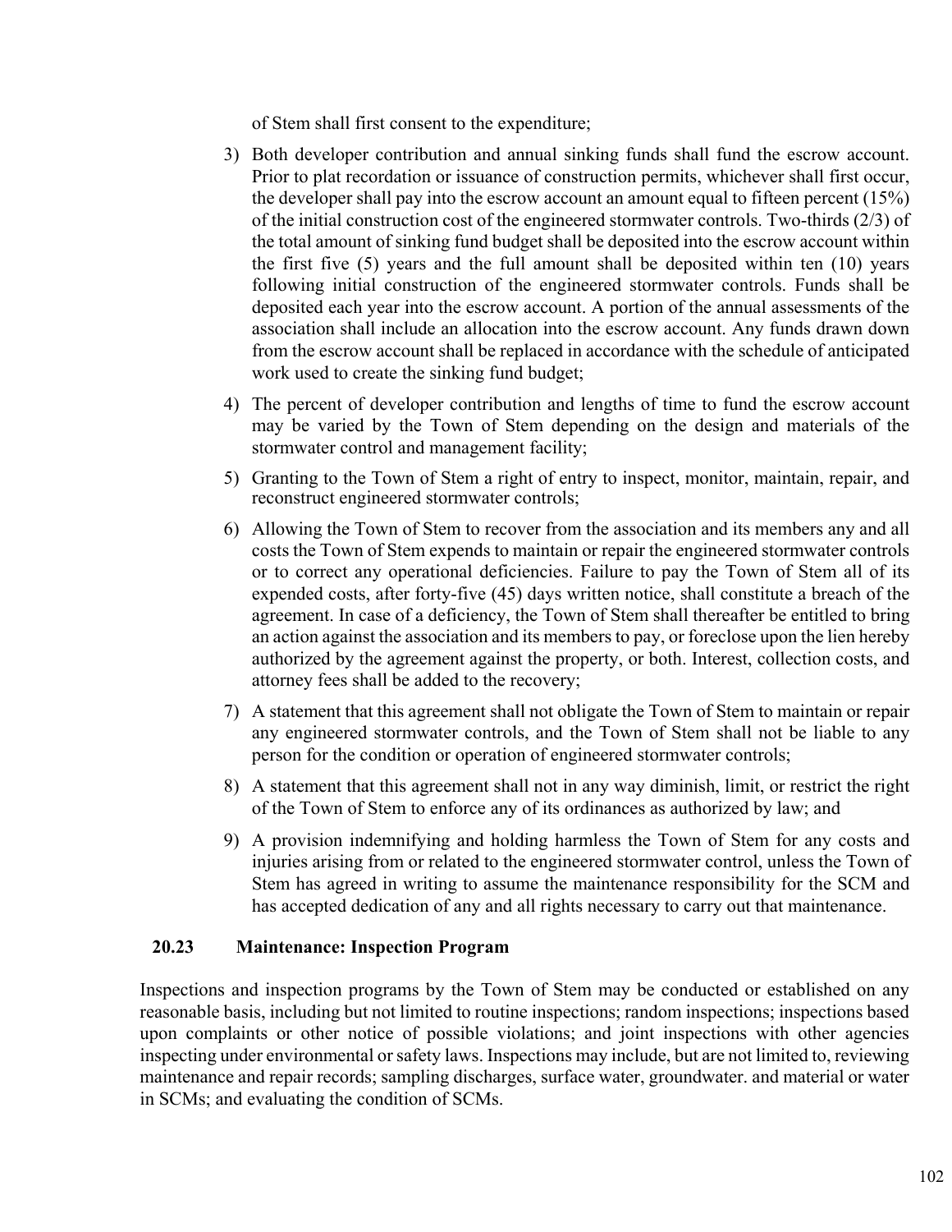of Stem shall first consent to the expenditure;

3) Both developer contribution and annual sinking funds shall fund the escrow account. Prior to plat recordation or issuance of construction permits, whichever shall first occur, the developer shall pay into the escrow account an amount equal to fifteen percent (15%) of the initial construction cost of the engineered stormwater controls. Two-thirds (2/3) of the total amount of sinking fund budget shall be deposited into the escrow account within the first five (5) years and the full amount shall be deposited within ten (10) years following initial construction of the engineered stormwater controls. Funds shall be deposited each year into the escrow account. A portion of the annual assessments of the association shall include an allocation into the escrow account. Any funds drawn down from the escrow account shall be replaced in accordance with the schedule of anticipated work used to create the sinking fund budget;
4) The percent of developer contribution and lengths of time to fund the escrow account may be varied by the Town of Stem depending on the design and materials of the stormwater control and management facility;
5) Granting to the Town of Stem a right of entry to inspect, monitor, maintain, repair, and reconstruct engineered stormwater controls;
6) Allowing the Town of Stem to recover from the association and its members any and all costs the Town of Stem expends to maintain or repair the engineered stormwater controls or to correct any operational deficiencies. Failure to pay the Town of Stem all of its expended costs, after forty-five (45) days written notice, shall constitute a breach of the agreement. In case of a deficiency, the Town of Stem shall thereafter be entitled to bring an action against the association and its members to pay, or foreclose upon the lien hereby authorized by the agreement against the property, or both. Interest, collection costs, and attorney fees shall be added to the recovery;
7) A statement that this agreement shall not obligate the Town of Stem to maintain or repair any engineered stormwater controls, and the Town of Stem shall not be liable to any person for the condition or operation of engineered stormwater controls;
8) A statement that this agreement shall not in any way diminish, limit, or restrict the right of the Town of Stem to enforce any of its ordinances as authorized by law; and
9) A provision indemnifying and holding harmless the Town of Stem for any costs and injuries arising from or related to the engineered stormwater control, unless the Town of Stem has agreed in writing to assume the maintenance responsibility for the SCM and has accepted dedication of any and all rights necessary to carry out that maintenance.

### 20.23 Maintenance: Inspection Program

Inspections and inspection programs by the Town of Stem may be conducted or established on any reasonable basis, including but not limited to routine inspections; random inspections; inspections based upon complaints or other notice of possible violations; and joint inspections with other agencies inspecting under environmental or safety laws. Inspections may include, but are not limited to, reviewing maintenance and repair records; sampling discharges, surface water, groundwater. and material or water in SCMs; and evaluating the condition of SCMs.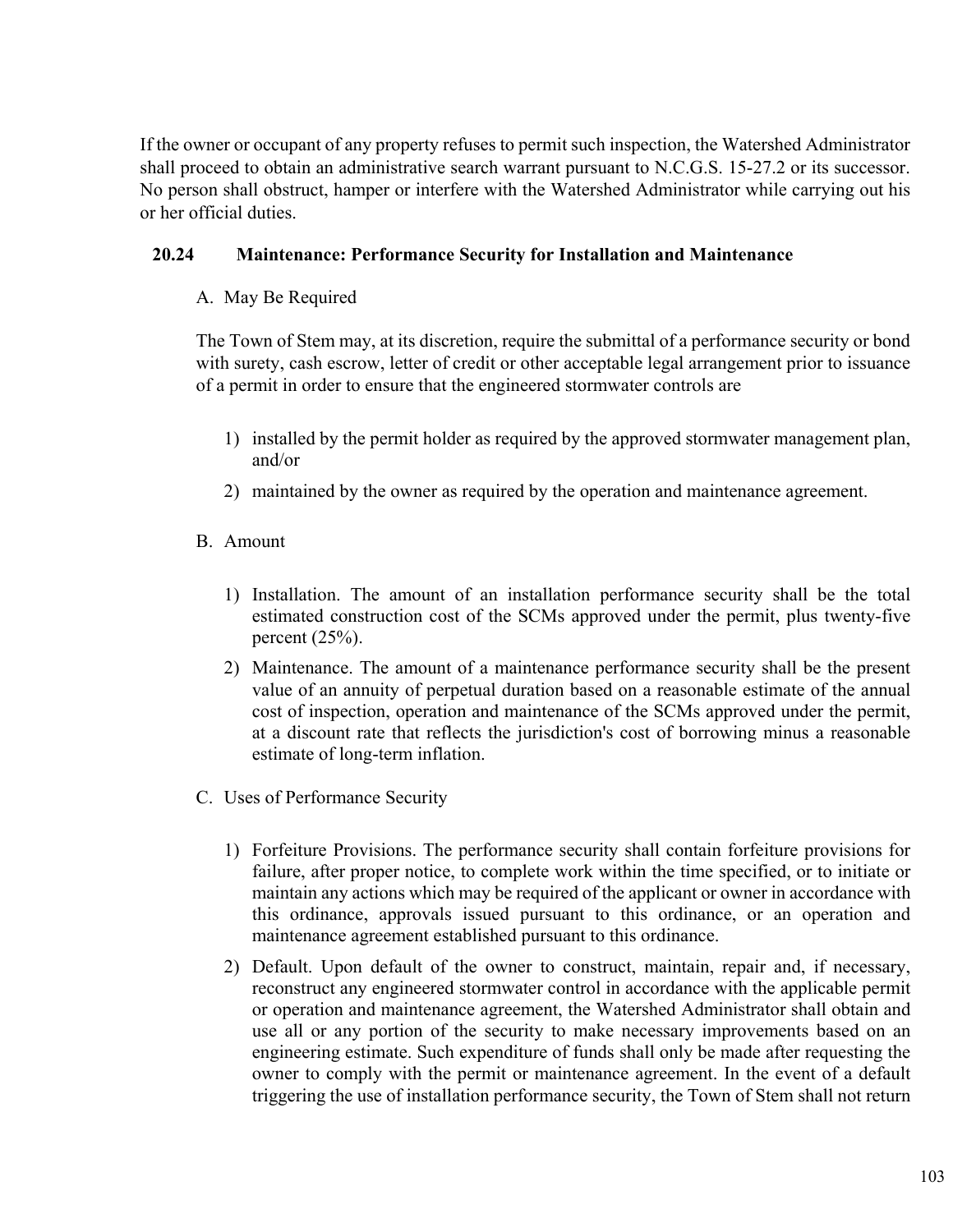If the owner or occupant of any property refuses to permit such inspection, the Watershed Administrator shall proceed to obtain an administrative search warrant pursuant to N.C.G.S. 15-27.2 or its successor. No person shall obstruct, hamper or interfere with the Watershed Administrator while carrying out his or her official duties.

### 20.24 Maintenance: Performance Security for Installation and Maintenance

A. May Be Required

The Town of Stem may, at its discretion, require the submittal of a performance security or bond with surety, cash escrow, letter of credit or other acceptable legal arrangement prior to issuance of a permit in order to ensure that the engineered stormwater controls are

1) installed by the permit holder as required by the approved stormwater management plan, and/or
2) maintained by the owner as required by the operation and maintenance agreement.

B. Amount

1) Installation. The amount of an installation performance security shall be the total estimated construction cost of the SCMs approved under the permit, plus twenty-five percent (25%).
2) Maintenance. The amount of a maintenance performance security shall be the present value of an annuity of perpetual duration based on a reasonable estimate of the annual cost of inspection, operation and maintenance of the SCMs approved under the permit, at a discount rate that reflects the jurisdiction's cost of borrowing minus a reasonable estimate of long-term inflation.

C. Uses of Performance Security

1) Forfeiture Provisions. The performance security shall contain forfeiture provisions for failure, after proper notice, to complete work within the time specified, or to initiate or maintain any actions which may be required of the applicant or owner in accordance with this ordinance, approvals issued pursuant to this ordinance, or an operation and maintenance agreement established pursuant to this ordinance.
2) Default. Upon default of the owner to construct, maintain, repair and, if necessary, reconstruct any engineered stormwater control in accordance with the applicable permit or operation and maintenance agreement, the Watershed Administrator shall obtain and use all or any portion of the security to make necessary improvements based on an engineering estimate. Such expenditure of funds shall only be made after requesting the owner to comply with the permit or maintenance agreement. In the event of a default triggering the use of installation performance security, the Town of Stem shall not return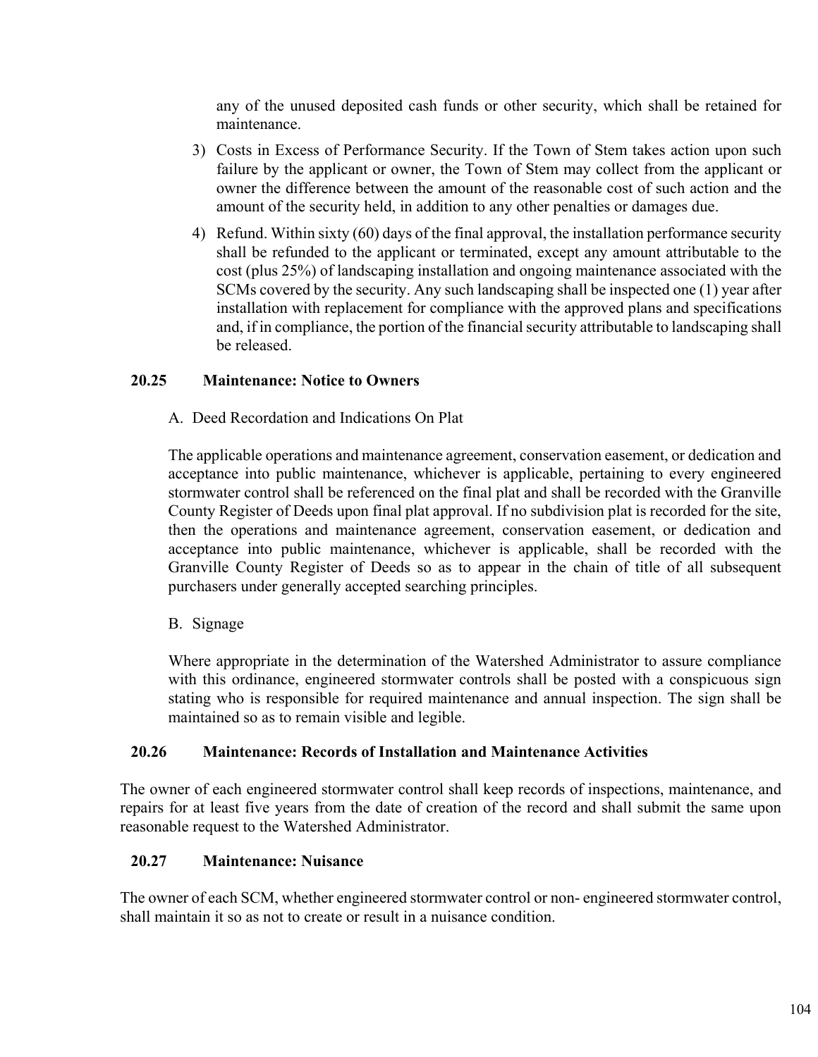any of the unused deposited cash funds or other security, which shall be retained for maintenance.

3) Costs in Excess of Performance Security. If the Town of Stem takes action upon such failure by the applicant or owner, the Town of Stem may collect from the applicant or owner the difference between the amount of the reasonable cost of such action and the amount of the security held, in addition to any other penalties or damages due.

4) Refund. Within sixty (60) days of the final approval, the installation performance security shall be refunded to the applicant or terminated, except any amount attributable to the cost (plus 25%) of landscaping installation and ongoing maintenance associated with the SCMs covered by the security. Any such landscaping shall be inspected one (1) year after installation with replacement for compliance with the approved plans and specifications and, if in compliance, the portion of the financial security attributable to landscaping shall be released.

### 20.25 Maintenance: Notice to Owners

A. Deed Recordation and Indications On Plat

The applicable operations and maintenance agreement, conservation easement, or dedication and acceptance into public maintenance, whichever is applicable, pertaining to every engineered stormwater control shall be referenced on the final plat and shall be recorded with the Granville County Register of Deeds upon final plat approval. If no subdivision plat is recorded for the site, then the operations and maintenance agreement, conservation easement, or dedication and acceptance into public maintenance, whichever is applicable, shall be recorded with the Granville County Register of Deeds so as to appear in the chain of title of all subsequent purchasers under generally accepted searching principles.

B. Signage

Where appropriate in the determination of the Watershed Administrator to assure compliance with this ordinance, engineered stormwater controls shall be posted with a conspicuous sign stating who is responsible for required maintenance and annual inspection. The sign shall be maintained so as to remain visible and legible.

### 20.26 Maintenance: Records of Installation and Maintenance Activities

The owner of each engineered stormwater control shall keep records of inspections, maintenance, and repairs for at least five years from the date of creation of the record and shall submit the same upon reasonable request to the Watershed Administrator.

### 20.27 Maintenance: Nuisance

The owner of each SCM, whether engineered stormwater control or non- engineered stormwater control, shall maintain it so as not to create or result in a nuisance condition.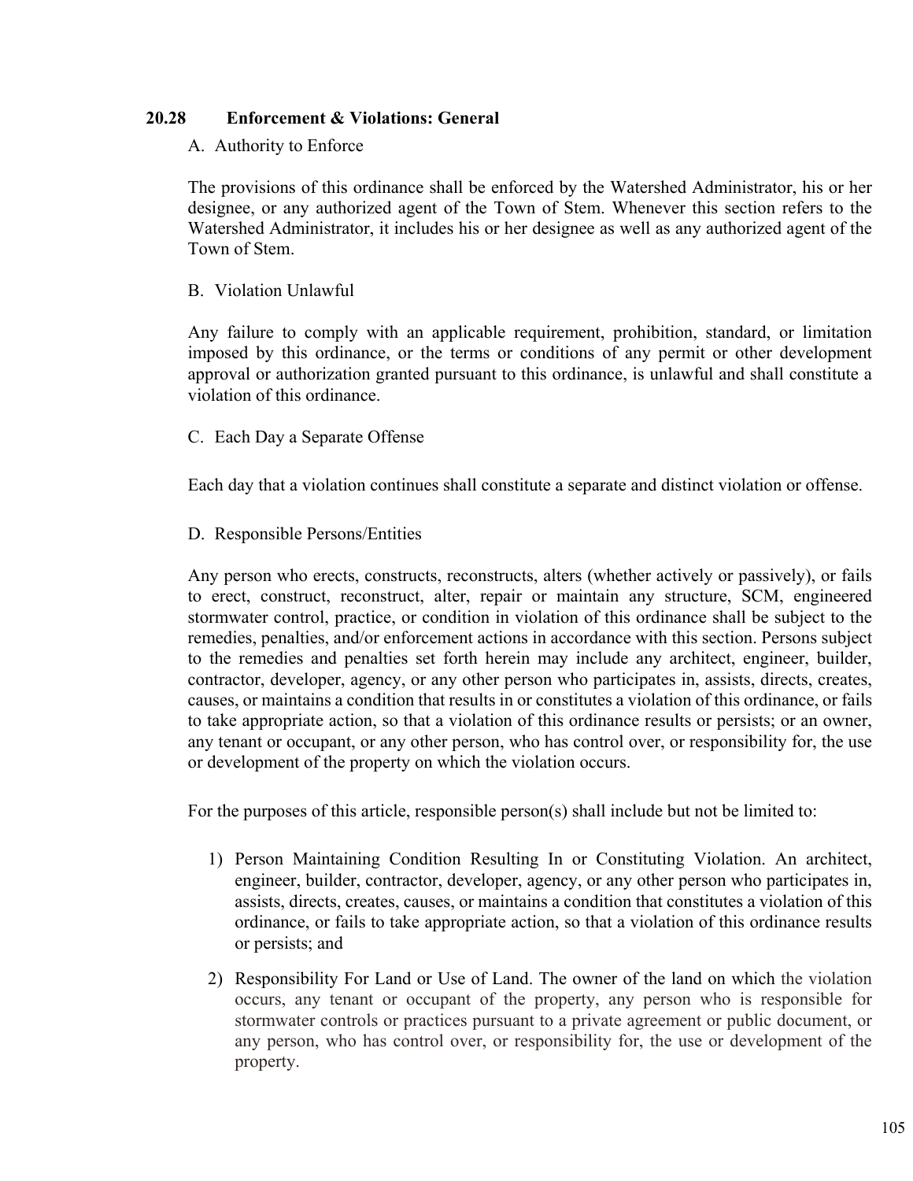## 20.28 Enforcement & Violations: General

A. Authority to Enforce

The provisions of this ordinance shall be enforced by the Watershed Administrator, his or her designee, or any authorized agent of the Town of Stem. Whenever this section refers to the Watershed Administrator, it includes his or her designee as well as any authorized agent of the Town of Stem.

B. Violation Unlawful

Any failure to comply with an applicable requirement, prohibition, standard, or limitation imposed by this ordinance, or the terms or conditions of any permit or other development approval or authorization granted pursuant to this ordinance, is unlawful and shall constitute a violation of this ordinance.

C. Each Day a Separate Offense

Each day that a violation continues shall constitute a separate and distinct violation or offense.

D. Responsible Persons/Entities

Any person who erects, constructs, reconstructs, alters (whether actively or passively), or fails to erect, construct, reconstruct, alter, repair or maintain any structure, SCM, engineered stormwater control, practice, or condition in violation of this ordinance shall be subject to the remedies, penalties, and/or enforcement actions in accordance with this section. Persons subject to the remedies and penalties set forth herein may include any architect, engineer, builder, contractor, developer, agency, or any other person who participates in, assists, directs, creates, causes, or maintains a condition that results in or constitutes a violation of this ordinance, or fails to take appropriate action, so that a violation of this ordinance results or persists; or an owner, any tenant or occupant, or any other person, who has control over, or responsibility for, the use or development of the property on which the violation occurs.

For the purposes of this article, responsible person(s) shall include but not be limited to:

1) Person Maintaining Condition Resulting In or Constituting Violation. An architect, engineer, builder, contractor, developer, agency, or any other person who participates in, assists, directs, creates, causes, or maintains a condition that constitutes a violation of this ordinance, or fails to take appropriate action, so that a violation of this ordinance results or persists; and

2) Responsibility For Land or Use of Land. The owner of the land on which the violation occurs, any tenant or occupant of the property, any person who is responsible for stormwater controls or practices pursuant to a private agreement or public document, or any person, who has control over, or responsibility for, the use or development of the property.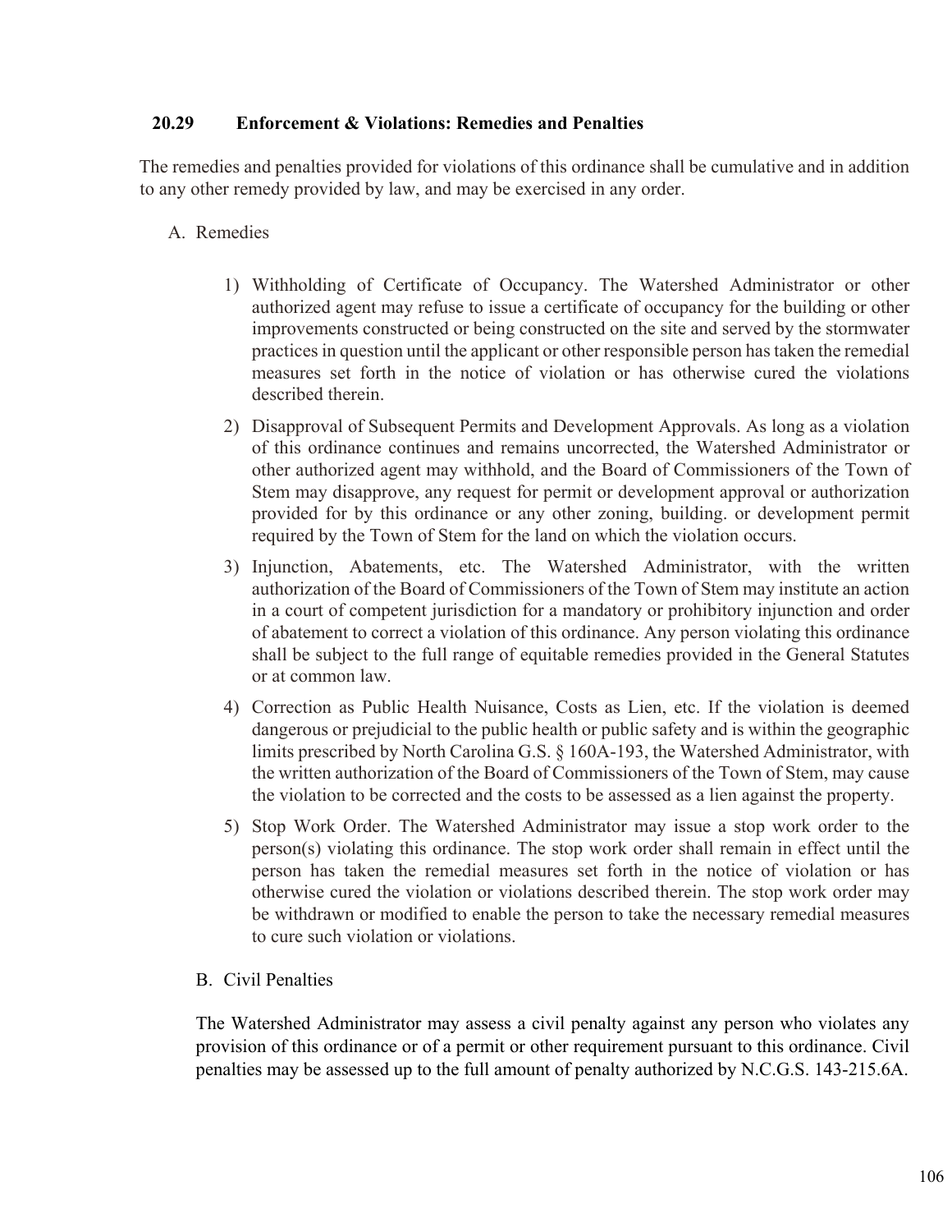## 20.29 Enforcement & Violations: Remedies and Penalties

The remedies and penalties provided for violations of this ordinance shall be cumulative and in addition to any other remedy provided by law, and may be exercised in any order.

A. Remedies

1) Withholding of Certificate of Occupancy. The Watershed Administrator or other authorized agent may refuse to issue a certificate of occupancy for the building or other improvements constructed or being constructed on the site and served by the stormwater practices in question until the applicant or other responsible person has taken the remedial measures set forth in the notice of violation or has otherwise cured the violations described therein.

2) Disapproval of Subsequent Permits and Development Approvals. As long as a violation of this ordinance continues and remains uncorrected, the Watershed Administrator or other authorized agent may withhold, and the Board of Commissioners of the Town of Stem may disapprove, any request for permit or development approval or authorization provided for by this ordinance or any other zoning, building. or development permit required by the Town of Stem for the land on which the violation occurs.

3) Injunction, Abatements, etc. The Watershed Administrator, with the written authorization of the Board of Commissioners of the Town of Stem may institute an action in a court of competent jurisdiction for a mandatory or prohibitory injunction and order of abatement to correct a violation of this ordinance. Any person violating this ordinance shall be subject to the full range of equitable remedies provided in the General Statutes or at common law.

4) Correction as Public Health Nuisance, Costs as Lien, etc. If the violation is deemed dangerous or prejudicial to the public health or public safety and is within the geographic limits prescribed by North Carolina G.S. § 160A-193, the Watershed Administrator, with the written authorization of the Board of Commissioners of the Town of Stem, may cause the violation to be corrected and the costs to be assessed as a lien against the property.

5) Stop Work Order. The Watershed Administrator may issue a stop work order to the person(s) violating this ordinance. The stop work order shall remain in effect until the person has taken the remedial measures set forth in the notice of violation or has otherwise cured the violation or violations described therein. The stop work order may be withdrawn or modified to enable the person to take the necessary remedial measures to cure such violation or violations.

B. Civil Penalties

The Watershed Administrator may assess a civil penalty against any person who violates any provision of this ordinance or of a permit or other requirement pursuant to this ordinance. Civil penalties may be assessed up to the full amount of penalty authorized by N.C.G.S. 143-215.6A.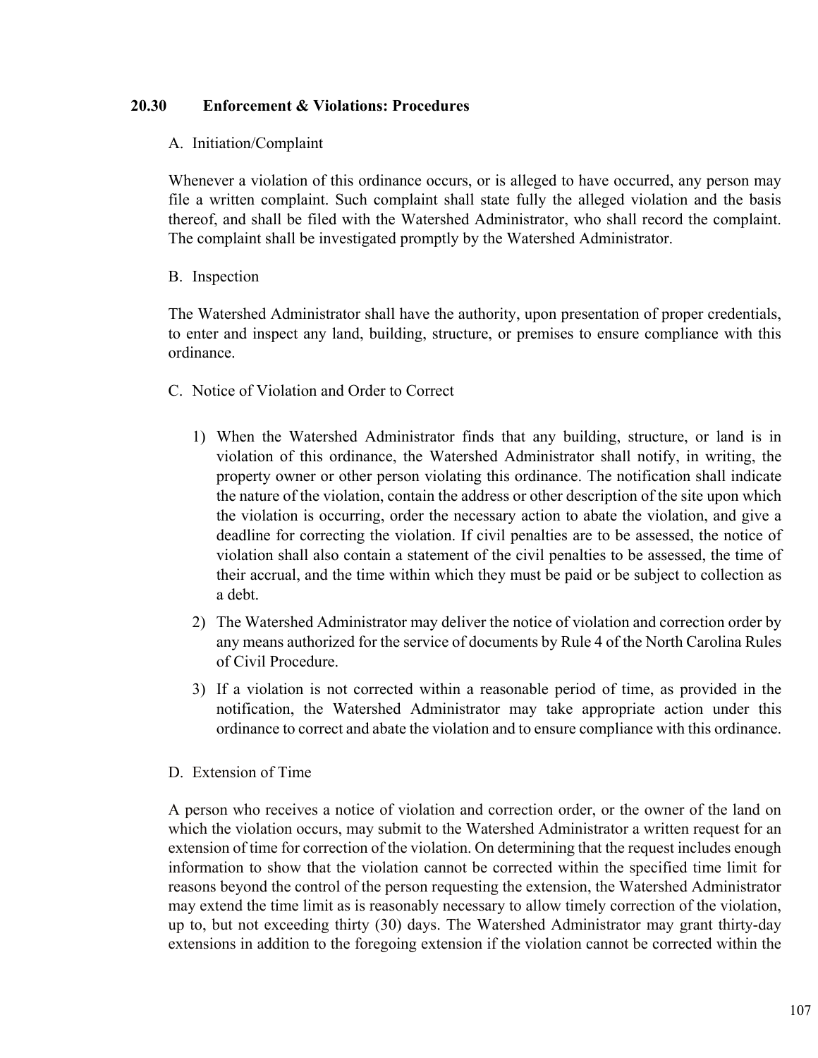## 20.30 Enforcement & Violations: Procedures

### A. Initiation/Complaint

Whenever a violation of this ordinance occurs, or is alleged to have occurred, any person may file a written complaint. Such complaint shall state fully the alleged violation and the basis thereof, and shall be filed with the Watershed Administrator, who shall record the complaint. The complaint shall be investigated promptly by the Watershed Administrator.

### B. Inspection

The Watershed Administrator shall have the authority, upon presentation of proper credentials, to enter and inspect any land, building, structure, or premises to ensure compliance with this ordinance.

### C. Notice of Violation and Order to Correct

1) When the Watershed Administrator finds that any building, structure, or land is in violation of this ordinance, the Watershed Administrator shall notify, in writing, the property owner or other person violating this ordinance. The notification shall indicate the nature of the violation, contain the address or other description of the site upon which the violation is occurring, order the necessary action to abate the violation, and give a deadline for correcting the violation. If civil penalties are to be assessed, the notice of violation shall also contain a statement of the civil penalties to be assessed, the time of their accrual, and the time within which they must be paid or be subject to collection as a debt.
2) The Watershed Administrator may deliver the notice of violation and correction order by any means authorized for the service of documents by Rule 4 of the North Carolina Rules of Civil Procedure.
3) If a violation is not corrected within a reasonable period of time, as provided in the notification, the Watershed Administrator may take appropriate action under this ordinance to correct and abate the violation and to ensure compliance with this ordinance.

### D. Extension of Time

A person who receives a notice of violation and correction order, or the owner of the land on which the violation occurs, may submit to the Watershed Administrator a written request for an extension of time for correction of the violation. On determining that the request includes enough information to show that the violation cannot be corrected within the specified time limit for reasons beyond the control of the person requesting the extension, the Watershed Administrator may extend the time limit as is reasonably necessary to allow timely correction of the violation, up to, but not exceeding thirty (30) days. The Watershed Administrator may grant thirty-day extensions in addition to the foregoing extension if the violation cannot be corrected within the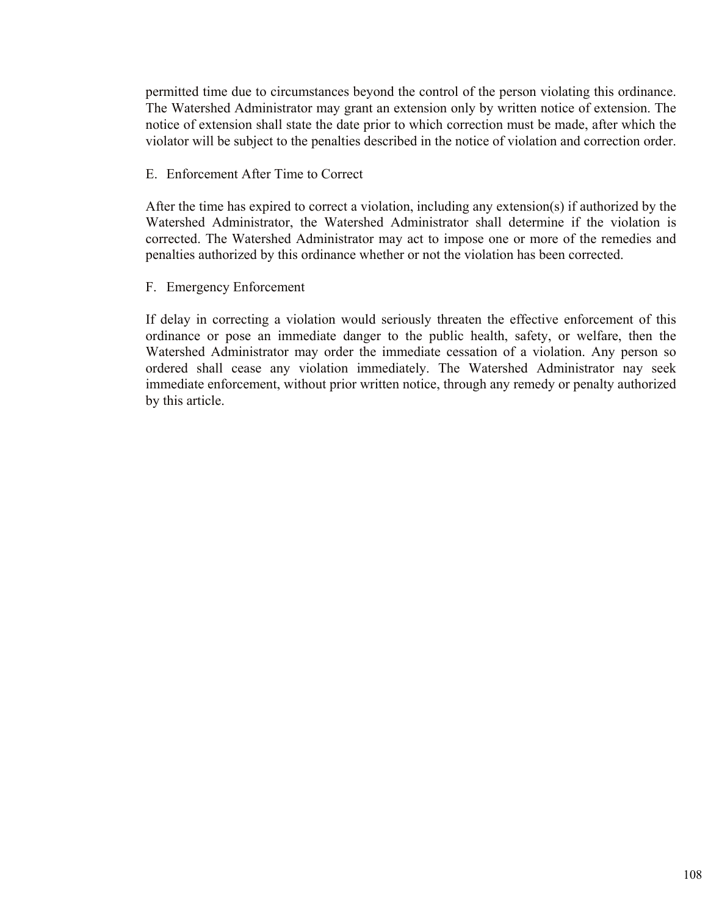permitted time due to circumstances beyond the control of the person violating this ordinance. The Watershed Administrator may grant an extension only by written notice of extension. The notice of extension shall state the date prior to which correction must be made, after which the violator will be subject to the penalties described in the notice of violation and correction order.

E. Enforcement After Time to Correct

After the time has expired to correct a violation, including any extension(s) if authorized by the Watershed Administrator, the Watershed Administrator shall determine if the violation is corrected. The Watershed Administrator may act to impose one or more of the remedies and penalties authorized by this ordinance whether or not the violation has been corrected.

F. Emergency Enforcement

If delay in correcting a violation would seriously threaten the effective enforcement of this ordinance or pose an immediate danger to the public health, safety, or welfare, then the Watershed Administrator may order the immediate cessation of a violation. Any person so ordered shall cease any violation immediately. The Watershed Administrator nay seek immediate enforcement, without prior written notice, through any remedy or penalty authorized by this article.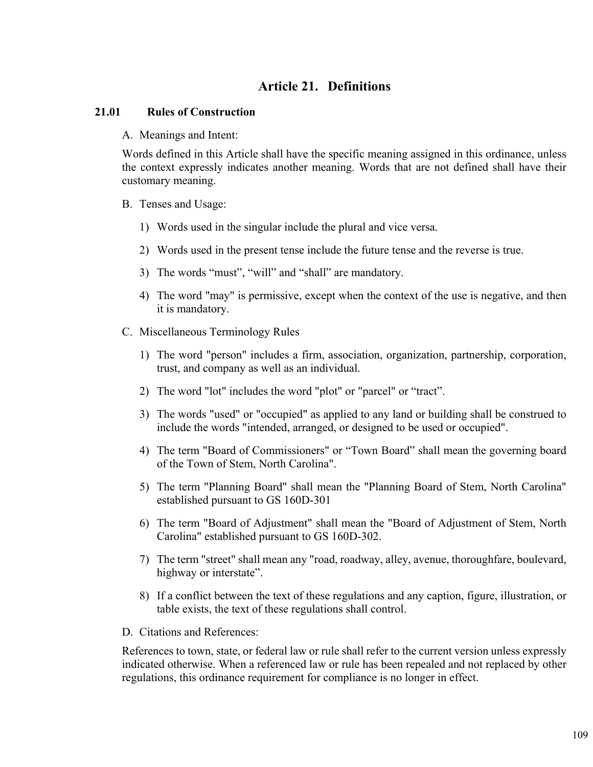# Article 21. Definitions

## 21.01 Rules of Construction

A. Meanings and Intent:

Words defined in this Article shall have the specific meaning assigned in this ordinance, unless the context expressly indicates another meaning. Words that are not defined shall have their customary meaning.

B. Tenses and Usage:

1) Words used in the singular include the plural and vice versa.

2) Words used in the present tense include the future tense and the reverse is true.

3) The words “must”, “will” and “shall” are mandatory.

4) The word "may" is permissive, except when the context of the use is negative, and then it is mandatory.

C. Miscellaneous Terminology Rules

1) The word "person" includes a firm, association, organization, partnership, corporation, trust, and company as well as an individual.

2) The word "lot" includes the word "plot" or "parcel" or “tract”.

3) The words "used" or "occupied" as applied to any land or building shall be construed to include the words "intended, arranged, or designed to be used or occupied".

4) The term "Board of Commissioners" or “Town Board” shall mean the governing board of the Town of Stem, North Carolina".

5) The term "Planning Board" shall mean the "Planning Board of Stem, North Carolina" established pursuant to GS 160D-301

6) The term "Board of Adjustment" shall mean the "Board of Adjustment of Stem, North Carolina" established pursuant to GS 160D-302.

7) The term "street" shall mean any "road, roadway, alley, avenue, thoroughfare, boulevard, highway or interstate”.

8) If a conflict between the text of these regulations and any caption, figure, illustration, or table exists, the text of these regulations shall control.

D. Citations and References:

References to town, state, or federal law or rule shall refer to the current version unless expressly indicated otherwise. When a referenced law or rule has been repealed and not replaced by other regulations, this ordinance requirement for compliance is no longer in effect.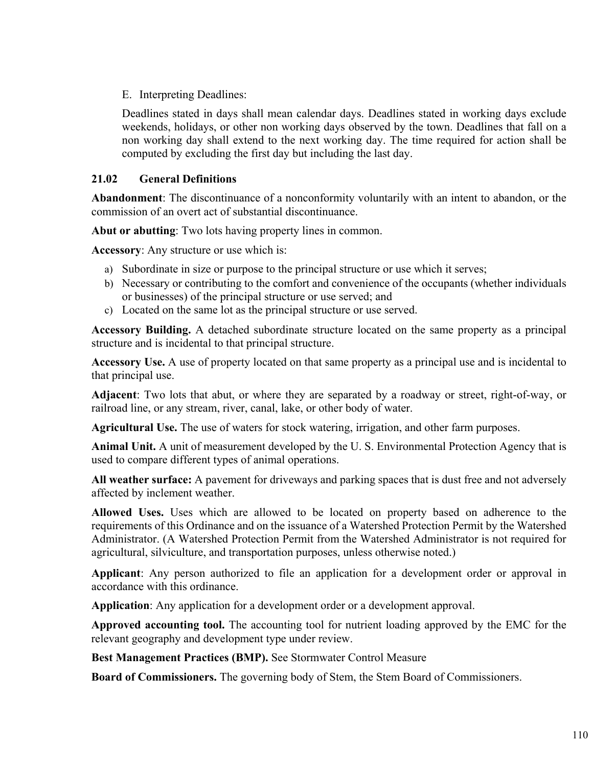E. Interpreting Deadlines:

Deadlines stated in days shall mean calendar days. Deadlines stated in working days exclude weekends, holidays, or other non working days observed by the town. Deadlines that fall on a non working day shall extend to the next working day. The time required for action shall be computed by excluding the first day but including the last day.

### 21.02 General Definitions

**Abandonment**: The discontinuance of a nonconformity voluntarily with an intent to abandon, or the commission of an overt act of substantial discontinuance.

**Abut or abutting**: Two lots having property lines in common.

**Accessory**: Any structure or use which is:

a) Subordinate in size or purpose to the principal structure or use which it serves;
b) Necessary or contributing to the comfort and convenience of the occupants (whether individuals or businesses) of the principal structure or use served; and
c) Located on the same lot as the principal structure or use served.

**Accessory Building.** A detached subordinate structure located on the same property as a principal structure and is incidental to that principal structure.

**Accessory Use.** A use of property located on that same property as a principal use and is incidental to that principal use.

**Adjacent**: Two lots that abut, or where they are separated by a roadway or street, right-of-way, or railroad line, or any stream, river, canal, lake, or other body of water.

**Agricultural Use.** The use of waters for stock watering, irrigation, and other farm purposes.

**Animal Unit.** A unit of measurement developed by the U. S. Environmental Protection Agency that is used to compare different types of animal operations.

**All weather surface:** A pavement for driveways and parking spaces that is dust free and not adversely affected by inclement weather.

**Allowed Uses.** Uses which are allowed to be located on property based on adherence to the requirements of this Ordinance and on the issuance of a Watershed Protection Permit by the Watershed Administrator. (A Watershed Protection Permit from the Watershed Administrator is not required for agricultural, silviculture, and transportation purposes, unless otherwise noted.)

**Applicant**: Any person authorized to file an application for a development order or approval in accordance with this ordinance.

**Application**: Any application for a development order or a development approval.

**Approved accounting tool.** The accounting tool for nutrient loading approved by the EMC for the relevant geography and development type under review.

**Best Management Practices (BMP).** See Stormwater Control Measure

**Board of Commissioners.** The governing body of Stem, the Stem Board of Commissioners.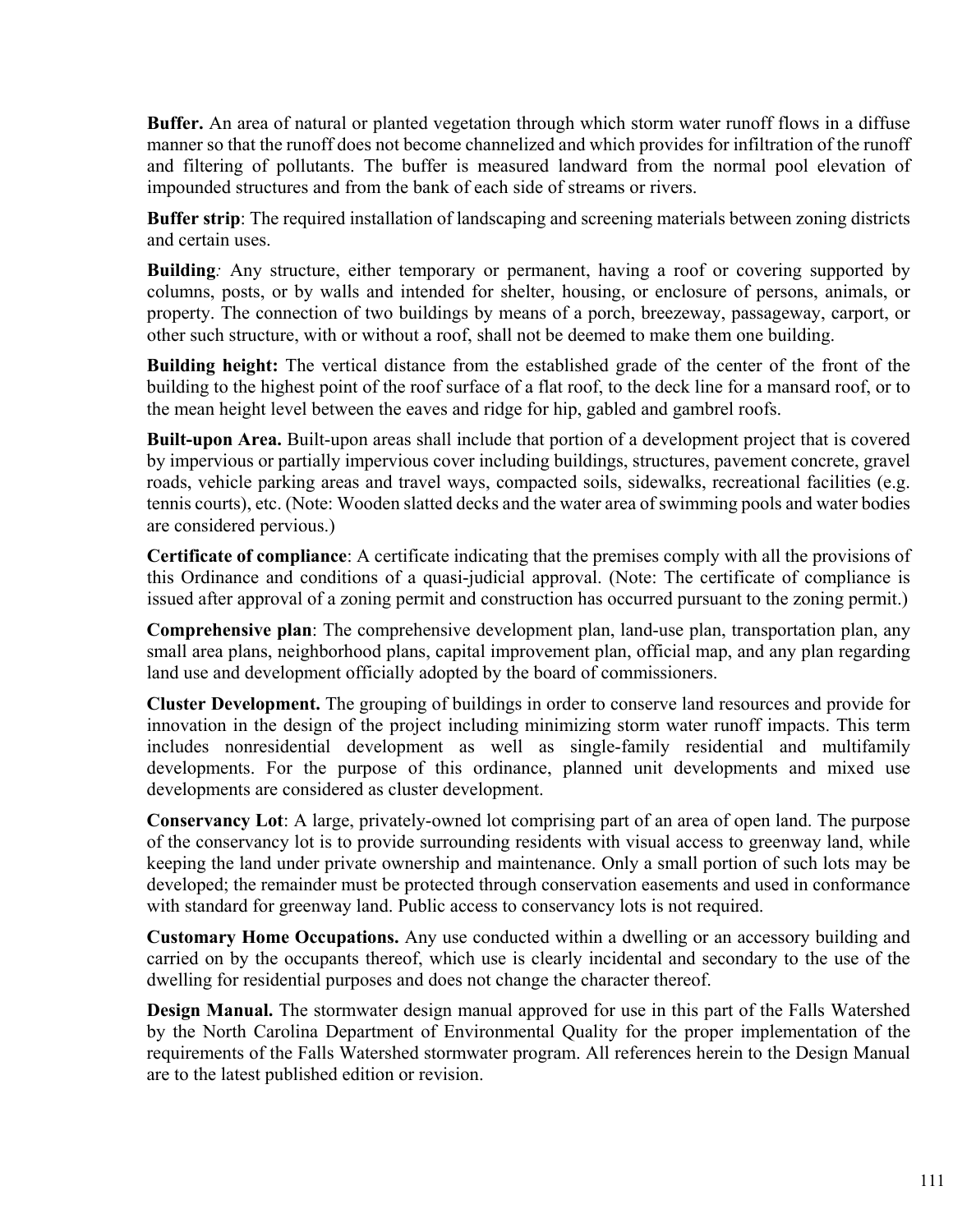**Buffer.** An area of natural or planted vegetation through which storm water runoff flows in a diffuse manner so that the runoff does not become channelized and which provides for infiltration of the runoff and filtering of pollutants. The buffer is measured landward from the normal pool elevation of impounded structures and from the bank of each side of streams or rivers.

**Buffer strip**: The required installation of landscaping and screening materials between zoning districts and certain uses.

**Building***:* Any structure, either temporary or permanent, having a roof or covering supported by columns, posts, or by walls and intended for shelter, housing, or enclosure of persons, animals, or property. The connection of two buildings by means of a porch, breezeway, passageway, carport, or other such structure, with or without a roof, shall not be deemed to make them one building.

**Building height:** The vertical distance from the established grade of the center of the front of the building to the highest point of the roof surface of a flat roof, to the deck line for a mansard roof, or to the mean height level between the eaves and ridge for hip, gabled and gambrel roofs.

**Built-upon Area.** Built-upon areas shall include that portion of a development project that is covered by impervious or partially impervious cover including buildings, structures, pavement concrete, gravel roads, vehicle parking areas and travel ways, compacted soils, sidewalks, recreational facilities (e.g. tennis courts), etc. (Note: Wooden slatted decks and the water area of swimming pools and water bodies are considered pervious.)

**Certificate of compliance**: A certificate indicating that the premises comply with all the provisions of this Ordinance and conditions of a quasi-judicial approval. (Note: The certificate of compliance is issued after approval of a zoning permit and construction has occurred pursuant to the zoning permit.)

**Comprehensive plan**: The comprehensive development plan, land-use plan, transportation plan, any small area plans, neighborhood plans, capital improvement plan, official map, and any plan regarding land use and development officially adopted by the board of commissioners.

**Cluster Development.** The grouping of buildings in order to conserve land resources and provide for innovation in the design of the project including minimizing storm water runoff impacts. This term includes nonresidential development as well as single-family residential and multifamily developments. For the purpose of this ordinance, planned unit developments and mixed use developments are considered as cluster development.

**Conservancy Lot**: A large, privately-owned lot comprising part of an area of open land. The purpose of the conservancy lot is to provide surrounding residents with visual access to greenway land, while keeping the land under private ownership and maintenance. Only a small portion of such lots may be developed; the remainder must be protected through conservation easements and used in conformance with standard for greenway land. Public access to conservancy lots is not required.

**Customary Home Occupations.** Any use conducted within a dwelling or an accessory building and carried on by the occupants thereof, which use is clearly incidental and secondary to the use of the dwelling for residential purposes and does not change the character thereof.

**Design Manual.** The stormwater design manual approved for use in this part of the Falls Watershed by the North Carolina Department of Environmental Quality for the proper implementation of the requirements of the Falls Watershed stormwater program. All references herein to the Design Manual are to the latest published edition or revision.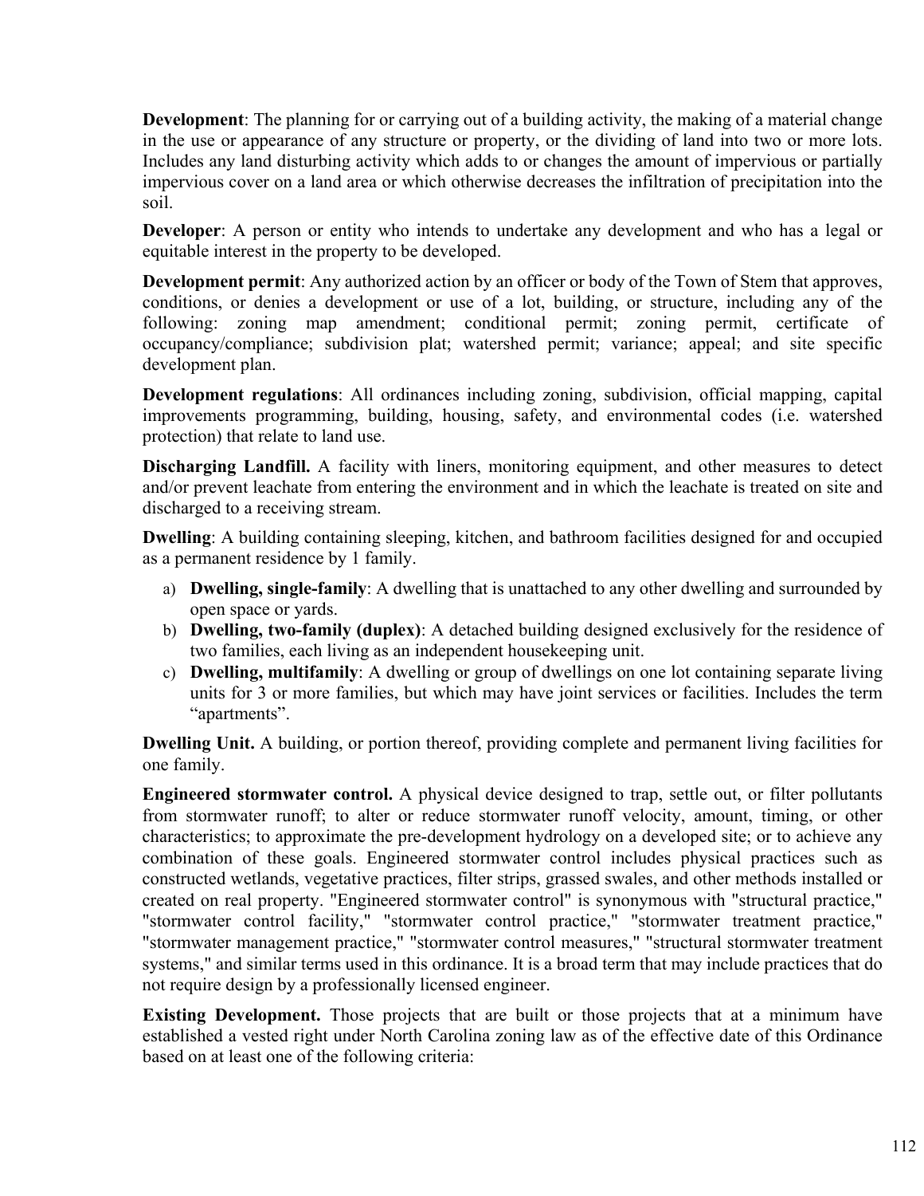**Development**: The planning for or carrying out of a building activity, the making of a material change in the use or appearance of any structure or property, or the dividing of land into two or more lots. Includes any land disturbing activity which adds to or changes the amount of impervious or partially impervious cover on a land area or which otherwise decreases the infiltration of precipitation into the soil.

**Developer**: A person or entity who intends to undertake any development and who has a legal or equitable interest in the property to be developed.

**Development permit**: Any authorized action by an officer or body of the Town of Stem that approves, conditions, or denies a development or use of a lot, building, or structure, including any of the following: zoning map amendment; conditional permit; zoning permit, certificate of occupancy/compliance; subdivision plat; watershed permit; variance; appeal; and site specific development plan.

**Development regulations**: All ordinances including zoning, subdivision, official mapping, capital improvements programming, building, housing, safety, and environmental codes (i.e. watershed protection) that relate to land use.

**Discharging Landfill.** A facility with liners, monitoring equipment, and other measures to detect and/or prevent leachate from entering the environment and in which the leachate is treated on site and discharged to a receiving stream.

**Dwelling**: A building containing sleeping, kitchen, and bathroom facilities designed for and occupied as a permanent residence by 1 family.

a) **Dwelling, single-family**: A dwelling that is unattached to any other dwelling and surrounded by open space or yards.
b) **Dwelling, two-family (duplex)**: A detached building designed exclusively for the residence of two families, each living as an independent housekeeping unit.
c) **Dwelling, multifamily**: A dwelling or group of dwellings on one lot containing separate living units for 3 or more families, but which may have joint services or facilities. Includes the term "apartments".

**Dwelling Unit.** A building, or portion thereof, providing complete and permanent living facilities for one family.

**Engineered stormwater control.** A physical device designed to trap, settle out, or filter pollutants from stormwater runoff; to alter or reduce stormwater runoff velocity, amount, timing, or other characteristics; to approximate the pre-development hydrology on a developed site; or to achieve any combination of these goals. Engineered stormwater control includes physical practices such as constructed wetlands, vegetative practices, filter strips, grassed swales, and other methods installed or created on real property. "Engineered stormwater control" is synonymous with "structural practice," "stormwater control facility," "stormwater control practice," "stormwater treatment practice," "stormwater management practice," "stormwater control measures," "structural stormwater treatment systems," and similar terms used in this ordinance. It is a broad term that may include practices that do not require design by a professionally licensed engineer.

**Existing Development.** Those projects that are built or those projects that at a minimum have established a vested right under North Carolina zoning law as of the effective date of this Ordinance based on at least one of the following criteria: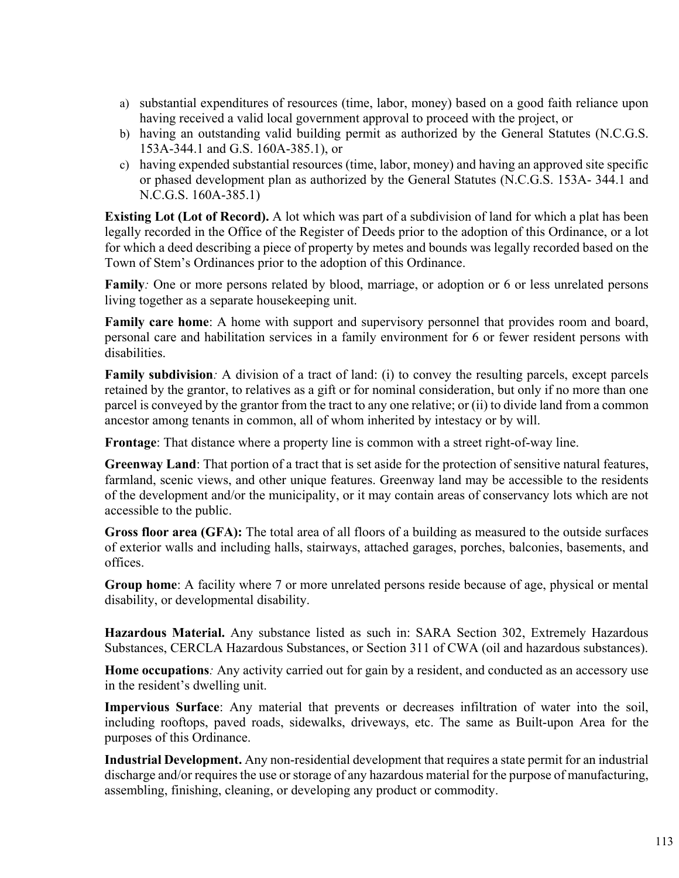a) substantial expenditures of resources (time, labor, money) based on a good faith reliance upon having received a valid local government approval to proceed with the project, or
b) having an outstanding valid building permit as authorized by the General Statutes (N.C.G.S. 153A-344.1 and G.S. 160A-385.1), or
c) having expended substantial resources (time, labor, money) and having an approved site specific or phased development plan as authorized by the General Statutes (N.C.G.S. 153A- 344.1 and N.C.G.S. 160A-385.1)

**Existing Lot (Lot of Record).** A lot which was part of a subdivision of land for which a plat has been legally recorded in the Office of the Register of Deeds prior to the adoption of this Ordinance, or a lot for which a deed describing a piece of property by metes and bounds was legally recorded based on the Town of Stem's Ordinances prior to the adoption of this Ordinance.

**Family***:* One or more persons related by blood, marriage, or adoption or 6 or less unrelated persons living together as a separate housekeeping unit.

**Family care home**: A home with support and supervisory personnel that provides room and board, personal care and habilitation services in a family environment for 6 or fewer resident persons with disabilities.

**Family subdivision***:* A division of a tract of land: (i) to convey the resulting parcels, except parcels retained by the grantor, to relatives as a gift or for nominal consideration, but only if no more than one parcel is conveyed by the grantor from the tract to any one relative; or (ii) to divide land from a common ancestor among tenants in common, all of whom inherited by intestacy or by will.

**Frontage**: That distance where a property line is common with a street right-of-way line.

**Greenway Land**: That portion of a tract that is set aside for the protection of sensitive natural features, farmland, scenic views, and other unique features. Greenway land may be accessible to the residents of the development and/or the municipality, or it may contain areas of conservancy lots which are not accessible to the public.

**Gross floor area (GFA):** The total area of all floors of a building as measured to the outside surfaces of exterior walls and including halls, stairways, attached garages, porches, balconies, basements, and offices.

**Group home**: A facility where 7 or more unrelated persons reside because of age, physical or mental disability, or developmental disability.

**Hazardous Material.** Any substance listed as such in: SARA Section 302, Extremely Hazardous Substances, CERCLA Hazardous Substances, or Section 311 of CWA (oil and hazardous substances).

**Home occupations***:* Any activity carried out for gain by a resident, and conducted as an accessory use in the resident's dwelling unit.

**Impervious Surface**: Any material that prevents or decreases infiltration of water into the soil, including rooftops, paved roads, sidewalks, driveways, etc. The same as Built-upon Area for the purposes of this Ordinance.

**Industrial Development.** Any non-residential development that requires a state permit for an industrial discharge and/or requires the use or storage of any hazardous material for the purpose of manufacturing, assembling, finishing, cleaning, or developing any product or commodity.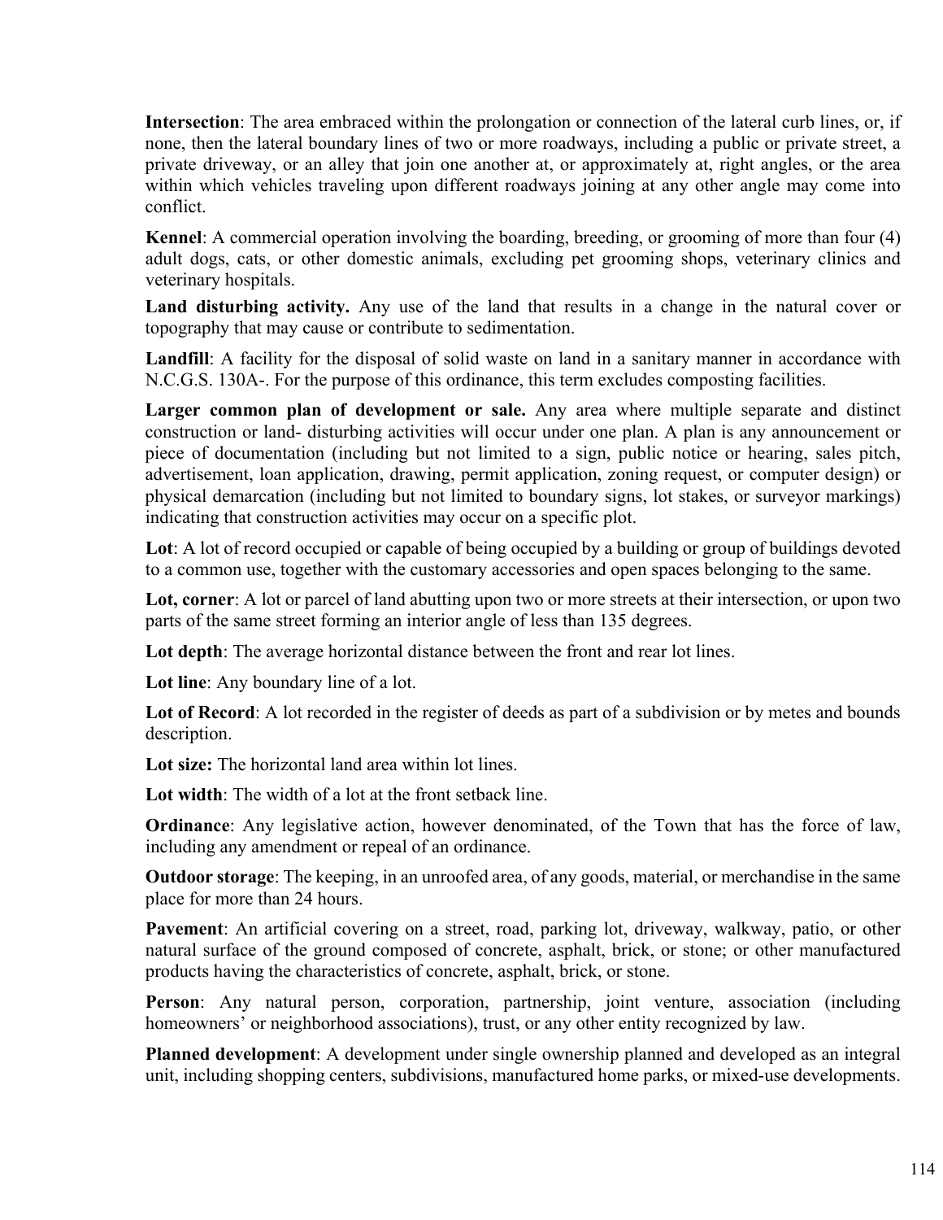**Intersection**: The area embraced within the prolongation or connection of the lateral curb lines, or, if none, then the lateral boundary lines of two or more roadways, including a public or private street, a private driveway, or an alley that join one another at, or approximately at, right angles, or the area within which vehicles traveling upon different roadways joining at any other angle may come into conflict.

**Kennel**: A commercial operation involving the boarding, breeding, or grooming of more than four (4) adult dogs, cats, or other domestic animals, excluding pet grooming shops, veterinary clinics and veterinary hospitals.

**Land disturbing activity.** Any use of the land that results in a change in the natural cover or topography that may cause or contribute to sedimentation.

**Landfill**: A facility for the disposal of solid waste on land in a sanitary manner in accordance with N.C.G.S. 130A-. For the purpose of this ordinance, this term excludes composting facilities.

**Larger common plan of development or sale.** Any area where multiple separate and distinct construction or land- disturbing activities will occur under one plan. A plan is any announcement or piece of documentation (including but not limited to a sign, public notice or hearing, sales pitch, advertisement, loan application, drawing, permit application, zoning request, or computer design) or physical demarcation (including but not limited to boundary signs, lot stakes, or surveyor markings) indicating that construction activities may occur on a specific plot.

**Lot**: A lot of record occupied or capable of being occupied by a building or group of buildings devoted to a common use, together with the customary accessories and open spaces belonging to the same.

**Lot, corner**: A lot or parcel of land abutting upon two or more streets at their intersection, or upon two parts of the same street forming an interior angle of less than 135 degrees.

**Lot depth**: The average horizontal distance between the front and rear lot lines.

**Lot line**: Any boundary line of a lot.

**Lot of Record**: A lot recorded in the register of deeds as part of a subdivision or by metes and bounds description.

**Lot size:** The horizontal land area within lot lines.

**Lot width**: The width of a lot at the front setback line.

**Ordinance**: Any legislative action, however denominated, of the Town that has the force of law, including any amendment or repeal of an ordinance.

**Outdoor storage**: The keeping, in an unroofed area, of any goods, material, or merchandise in the same place for more than 24 hours.

**Pavement**: An artificial covering on a street, road, parking lot, driveway, walkway, patio, or other natural surface of the ground composed of concrete, asphalt, brick, or stone; or other manufactured products having the characteristics of concrete, asphalt, brick, or stone.

**Person**: Any natural person, corporation, partnership, joint venture, association (including homeowners' or neighborhood associations), trust, or any other entity recognized by law.

**Planned development**: A development under single ownership planned and developed as an integral unit, including shopping centers, subdivisions, manufactured home parks, or mixed-use developments.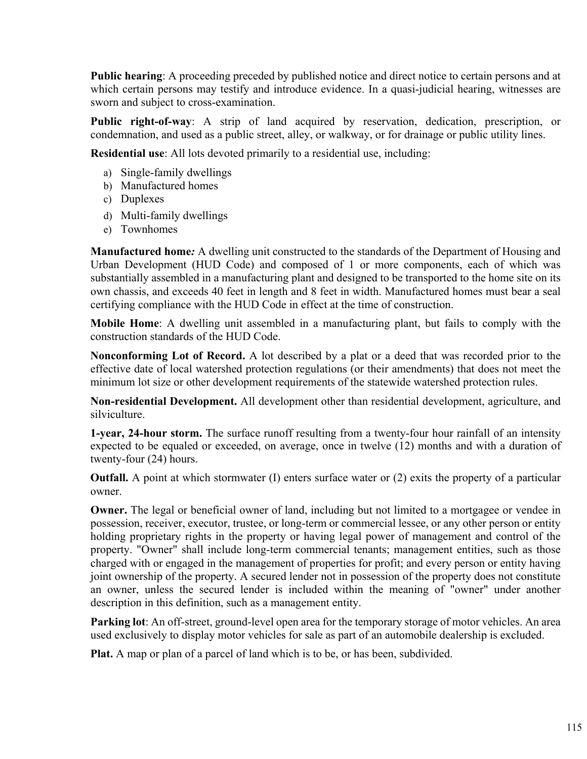**Public hearing**: A proceeding preceded by published notice and direct notice to certain persons and at which certain persons may testify and introduce evidence. In a quasi-judicial hearing, witnesses are sworn and subject to cross-examination.

**Public right-of-way**: A strip of land acquired by reservation, dedication, prescription, or condemnation, and used as a public street, alley, or walkway, or for drainage or public utility lines.

**Residential use**: All lots devoted primarily to a residential use, including:

a) Single-family dwellings
b) Manufactured homes
c) Duplexes
d) Multi-family dwellings
e) Townhomes

**Manufactured home*:*** A dwelling unit constructed to the standards of the Department of Housing and Urban Development (HUD Code) and composed of 1 or more components, each of which was substantially assembled in a manufacturing plant and designed to be transported to the home site on its own chassis, and exceeds 40 feet in length and 8 feet in width. Manufactured homes must bear a seal certifying compliance with the HUD Code in effect at the time of construction.

**Mobile Home**: A dwelling unit assembled in a manufacturing plant, but fails to comply with the construction standards of the HUD Code.

**Nonconforming Lot of Record.** A lot described by a plat or a deed that was recorded prior to the effective date of local watershed protection regulations (or their amendments) that does not meet the minimum lot size or other development requirements of the statewide watershed protection rules.

**Non-residential Development.** All development other than residential development, agriculture, and silviculture.

**1-year, 24-hour storm.** The surface runoff resulting from a twenty-four hour rainfall of an intensity expected to be equaled or exceeded, on average, once in twelve (12) months and with a duration of twenty-four (24) hours.

**Outfall.** A point at which stormwater (I) enters surface water or (2) exits the property of a particular owner.

**Owner.** The legal or beneficial owner of land, including but not limited to a mortgagee or vendee in possession, receiver, executor, trustee, or long-term or commercial lessee, or any other person or entity holding proprietary rights in the property or having legal power of management and control of the property. "Owner" shall include long-term commercial tenants; management entities, such as those charged with or engaged in the management of properties for profit; and every person or entity having joint ownership of the property. A secured lender not in possession of the property does not constitute an owner, unless the secured lender is included within the meaning of "owner" under another description in this definition, such as a management entity.

**Parking lot**: An off-street, ground-level open area for the temporary storage of motor vehicles. An area used exclusively to display motor vehicles for sale as part of an automobile dealership is excluded.

**Plat.** A map or plan of a parcel of land which is to be, or has been, subdivided.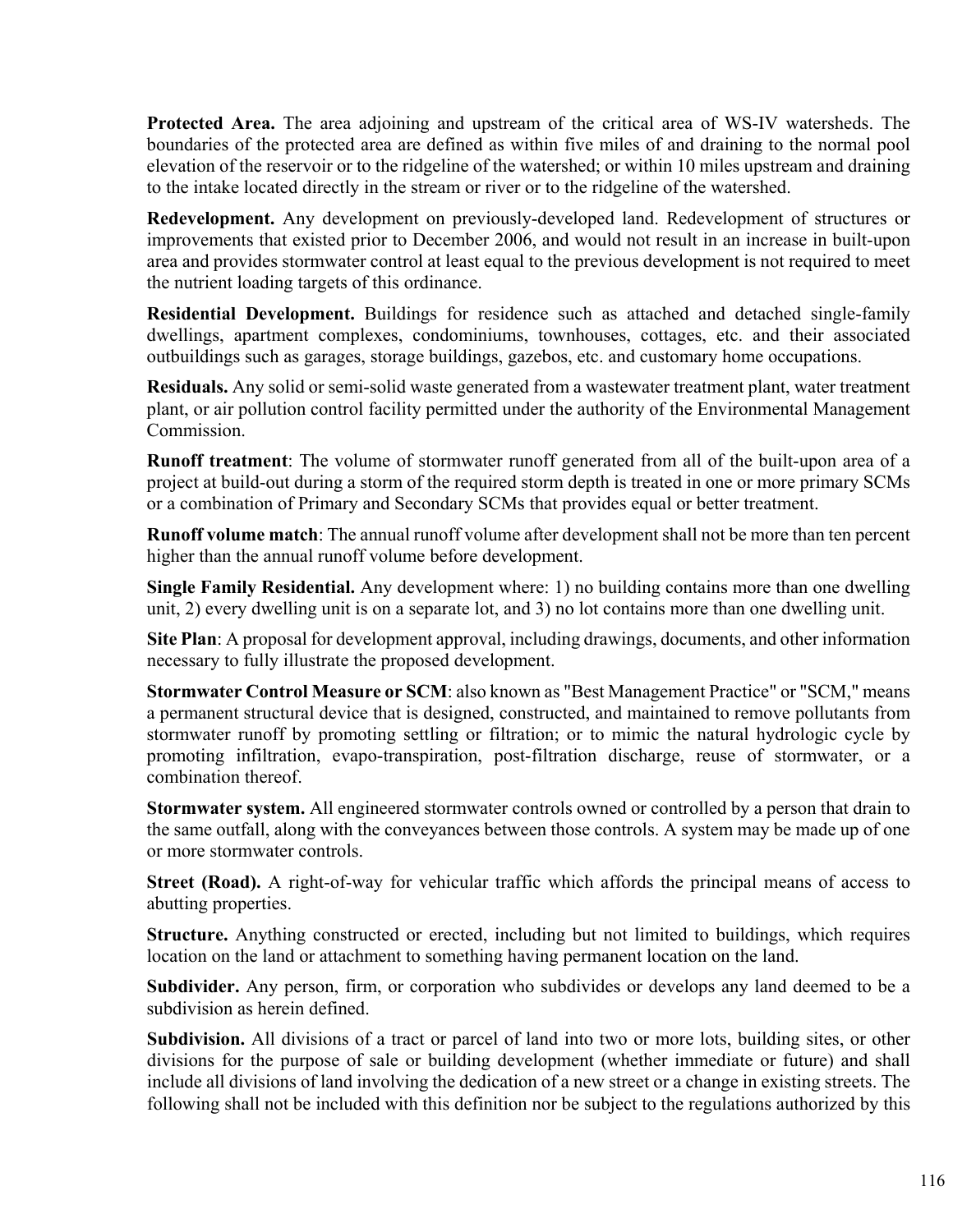**Protected Area.** The area adjoining and upstream of the critical area of WS-IV watersheds. The boundaries of the protected area are defined as within five miles of and draining to the normal pool elevation of the reservoir or to the ridgeline of the watershed; or within 10 miles upstream and draining to the intake located directly in the stream or river or to the ridgeline of the watershed.

**Redevelopment.** Any development on previously-developed land. Redevelopment of structures or improvements that existed prior to December 2006, and would not result in an increase in built-upon area and provides stormwater control at least equal to the previous development is not required to meet the nutrient loading targets of this ordinance.

**Residential Development.** Buildings for residence such as attached and detached single-family dwellings, apartment complexes, condominiums, townhouses, cottages, etc. and their associated outbuildings such as garages, storage buildings, gazebos, etc. and customary home occupations.

**Residuals.** Any solid or semi-solid waste generated from a wastewater treatment plant, water treatment plant, or air pollution control facility permitted under the authority of the Environmental Management Commission.

**Runoff treatment**: The volume of stormwater runoff generated from all of the built-upon area of a project at build-out during a storm of the required storm depth is treated in one or more primary SCMs or a combination of Primary and Secondary SCMs that provides equal or better treatment.

**Runoff volume match**: The annual runoff volume after development shall not be more than ten percent higher than the annual runoff volume before development.

**Single Family Residential.** Any development where: 1) no building contains more than one dwelling unit, 2) every dwelling unit is on a separate lot, and 3) no lot contains more than one dwelling unit.

**Site Plan**: A proposal for development approval, including drawings, documents, and other information necessary to fully illustrate the proposed development.

**Stormwater Control Measure or SCM**: also known as "Best Management Practice" or "SCM," means a permanent structural device that is designed, constructed, and maintained to remove pollutants from stormwater runoff by promoting settling or filtration; or to mimic the natural hydrologic cycle by promoting infiltration, evapo-transpiration, post-filtration discharge, reuse of stormwater, or a combination thereof.

**Stormwater system.** All engineered stormwater controls owned or controlled by a person that drain to the same outfall, along with the conveyances between those controls. A system may be made up of one or more stormwater controls.

**Street (Road).** A right-of-way for vehicular traffic which affords the principal means of access to abutting properties.

**Structure.** Anything constructed or erected, including but not limited to buildings, which requires location on the land or attachment to something having permanent location on the land.

**Subdivider.** Any person, firm, or corporation who subdivides or develops any land deemed to be a subdivision as herein defined.

**Subdivision.** All divisions of a tract or parcel of land into two or more lots, building sites, or other divisions for the purpose of sale or building development (whether immediate or future) and shall include all divisions of land involving the dedication of a new street or a change in existing streets. The following shall not be included with this definition nor be subject to the regulations authorized by this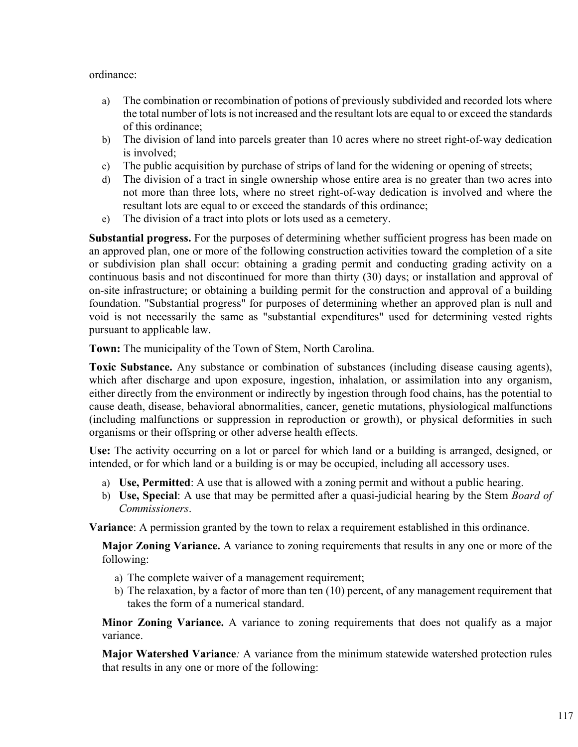ordinance:

a) The combination or recombination of potions of previously subdivided and recorded lots where the total number of lots is not increased and the resultant lots are equal to or exceed the standards of this ordinance;
b) The division of land into parcels greater than 10 acres where no street right-of-way dedication is involved;
c) The public acquisition by purchase of strips of land for the widening or opening of streets;
d) The division of a tract in single ownership whose entire area is no greater than two acres into not more than three lots, where no street right-of-way dedication is involved and where the resultant lots are equal to or exceed the standards of this ordinance;
e) The division of a tract into plots or lots used as a cemetery.

**Substantial progress.** For the purposes of determining whether sufficient progress has been made on an approved plan, one or more of the following construction activities toward the completion of a site or subdivision plan shall occur: obtaining a grading permit and conducting grading activity on a continuous basis and not discontinued for more than thirty (30) days; or installation and approval of on-site infrastructure; or obtaining a building permit for the construction and approval of a building foundation. "Substantial progress" for purposes of determining whether an approved plan is null and void is not necessarily the same as "substantial expenditures" used for determining vested rights pursuant to applicable law.

**Town:** The municipality of the Town of Stem, North Carolina.

**Toxic Substance.** Any substance or combination of substances (including disease causing agents), which after discharge and upon exposure, ingestion, inhalation, or assimilation into any organism, either directly from the environment or indirectly by ingestion through food chains, has the potential to cause death, disease, behavioral abnormalities, cancer, genetic mutations, physiological malfunctions (including malfunctions or suppression in reproduction or growth), or physical deformities in such organisms or their offspring or other adverse health effects.

**Use:** The activity occurring on a lot or parcel for which land or a building is arranged, designed, or intended, or for which land or a building is or may be occupied, including all accessory uses.

a) **Use, Permitted**: A use that is allowed with a zoning permit and without a public hearing.
b) **Use, Special**: A use that may be permitted after a quasi-judicial hearing by the Stem *Board of Commissioners*.

**Variance**: A permission granted by the town to relax a requirement established in this ordinance.

**Major Zoning Variance.** A variance to zoning requirements that results in any one or more of the following:

a) The complete waiver of a management requirement;
b) The relaxation, by a factor of more than ten (10) percent, of any management requirement that takes the form of a numerical standard.

**Minor Zoning Variance.** A variance to zoning requirements that does not qualify as a major variance.

**Major Watershed Variance***:* A variance from the minimum statewide watershed protection rules that results in any one or more of the following: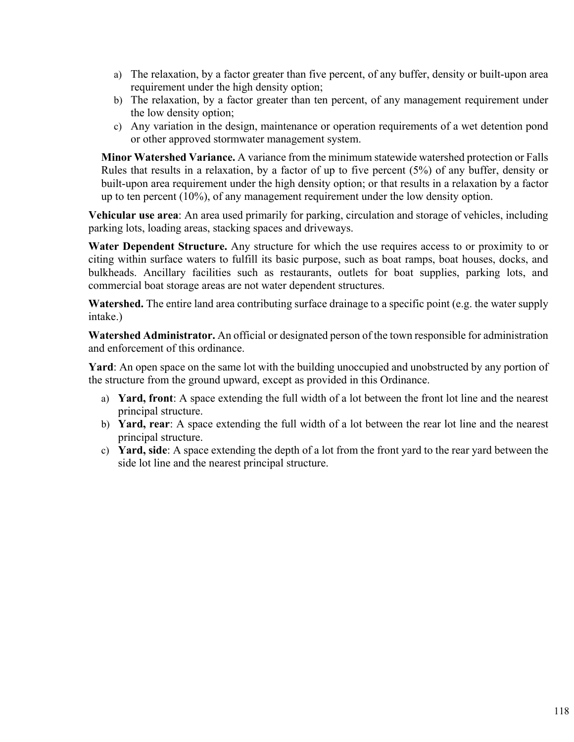a) The relaxation, by a factor greater than five percent, of any buffer, density or built-upon area requirement under the high density option;
b) The relaxation, by a factor greater than ten percent, of any management requirement under the low density option;
c) Any variation in the design, maintenance or operation requirements of a wet detention pond or other approved stormwater management system.

**Minor Watershed Variance.** A variance from the minimum statewide watershed protection or Falls Rules that results in a relaxation, by a factor of up to five percent (5%) of any buffer, density or built-upon area requirement under the high density option; or that results in a relaxation by a factor up to ten percent (10%), of any management requirement under the low density option.

**Vehicular use area**: An area used primarily for parking, circulation and storage of vehicles, including parking lots, loading areas, stacking spaces and driveways.

**Water Dependent Structure.** Any structure for which the use requires access to or proximity to or citing within surface waters to fulfill its basic purpose, such as boat ramps, boat houses, docks, and bulkheads. Ancillary facilities such as restaurants, outlets for boat supplies, parking lots, and commercial boat storage areas are not water dependent structures.

**Watershed.** The entire land area contributing surface drainage to a specific point (e.g. the water supply intake.)

**Watershed Administrator.** An official or designated person of the town responsible for administration and enforcement of this ordinance.

**Yard**: An open space on the same lot with the building unoccupied and unobstructed by any portion of the structure from the ground upward, except as provided in this Ordinance.

a) **Yard, front**: A space extending the full width of a lot between the front lot line and the nearest principal structure.
b) **Yard, rear**: A space extending the full width of a lot between the rear lot line and the nearest principal structure.
c) **Yard, side**: A space extending the depth of a lot from the front yard to the rear yard between the side lot line and the nearest principal structure.